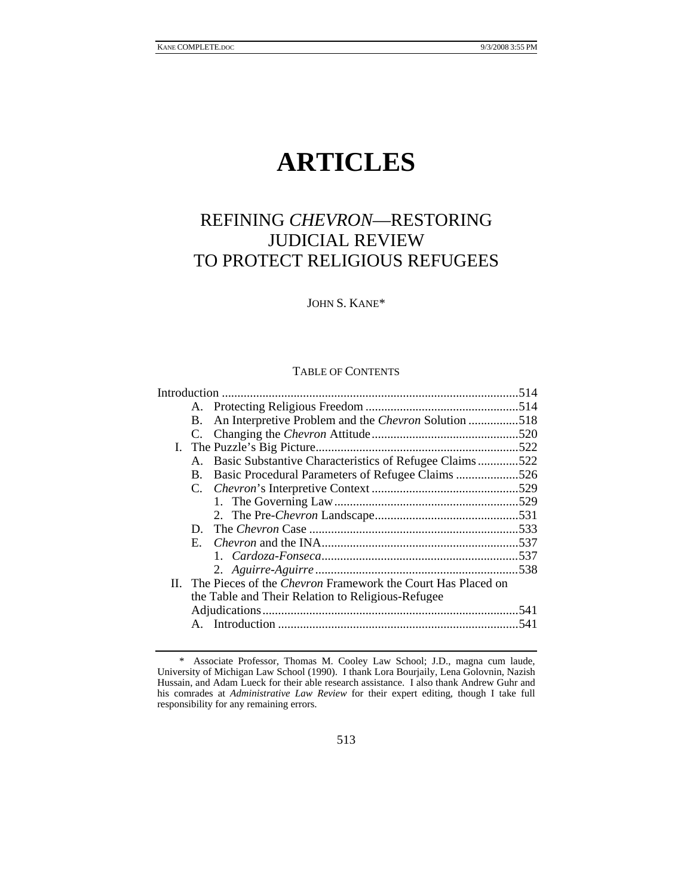# ARTICLES

## REFINING *CHEVRON*—RESTORING JUDICIAL REVIEW TO PROTECT RELIGIOUS REFUGEES

JOHN S. KANE*

TABLE OF CONTENTS

Introduction ..............................................................................514
- A. Protecting Religious Freedom ................................................514
- B. An Interpretive Problem and the *Chevron* Solution ................518
- C. Changing the *Chevron* Attitude ..............................................520

I. The Puzzle's Big Picture ................................................................522
- A. Basic Substantive Characteristics of Refugee Claims .............522
- B. Basic Procedural Parameters of Refugee Claims ....................526
- C. *Chevron*'s Interpretive Context ...............................................529
  1. The Governing Law ...........................................................529
  2. The Pre-*Chevron* Landscape ..............................................531
- D. The *Chevron* Case ...................................................................533
- E. *Chevron* and the INA ...............................................................537
  1. *Cardoza-Fonseca* ...............................................................537
  2. *Aguirre-Aguirre* .................................................................538

II. The Pieces of the *Chevron* Framework the Court Has Placed on the Table and Their Relation to Religious-Refugee Adjudications .................................................................................541
- A. Introduction .............................................................................541

---

\* Associate Professor, Thomas M. Cooley Law School; J.D., magna cum laude, University of Michigan Law School (1990). I thank Lora Bourjaily, Lena Golovnin, Nazish Hussain, and Adam Lueck for their able research assistance. I also thank Andrew Guhr and his comrades at *Administrative Law Review* for their expert editing, though I take full responsibility for any remaining errors.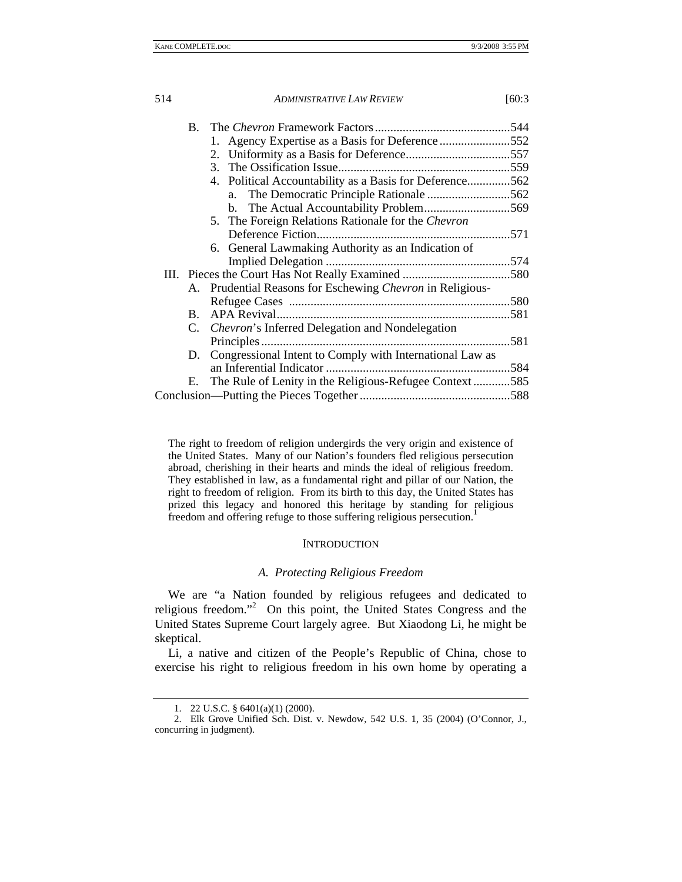- B. The *Chevron* Framework Factors ............................................ 544
  - 1. Agency Expertise as a Basis for Deference ....................... 552
  - 2. Uniformity as a Basis for Deference .................................. 557
  - 3. The Ossification Issue ........................................................ 559
  - 4. Political Accountability as a Basis for Deference .............. 562
    - a. The Democratic Principle Rationale ........................... 562
    - b. The Actual Accountability Problem ............................ 569
  - 5. The Foreign Relations Rationale for the *Chevron* Deference Fiction ............................................................... 571
  - 6. General Lawmaking Authority as an Indication of Implied Delegation ............................................................ 574

III. Pieces the Court Has Not Really Examined ................................... 580
- A. Prudential Reasons for Eschewing *Chevron* in Religious-Refugee Cases ........................................................................ 580
- B. APA Revival ............................................................................ 581
- C. *Chevron*'s Inferred Delegation and Nondelegation Principles ................................................................................. 581
- D. Congressional Intent to Comply with International Law as an Inferential Indicator ............................................................ 584
- E. The Rule of Lenity in the Religious-Refugee Context ............ 585

Conclusion—Putting the Pieces Together ................................................ 588

> The right to freedom of religion undergirds the very origin and existence of the United States. Many of our Nation's founders fled religious persecution abroad, cherishing in their hearts and minds the ideal of religious freedom. They established in law, as a fundamental right and pillar of our Nation, the right to freedom of religion. From its birth to this day, the United States has prized this legacy and honored this heritage by standing for religious freedom and offering refuge to those suffering religious persecution.[1]

## INTRODUCTION

### A. Protecting Religious Freedom

We are "a Nation founded by religious refugees and dedicated to religious freedom."[2] On this point, the United States Congress and the United States Supreme Court largely agree. But Xiaodong Li, he might be skeptical.

Li, a native and citizen of the People's Republic of China, chose to exercise his right to religious freedom in his own home by operating a

---

1. 22 U.S.C. § 6401(a)(1) (2000).

2. Elk Grove Unified Sch. Dist. v. Newdow, 542 U.S. 1, 35 (2004) (O'Connor, J., concurring in judgment).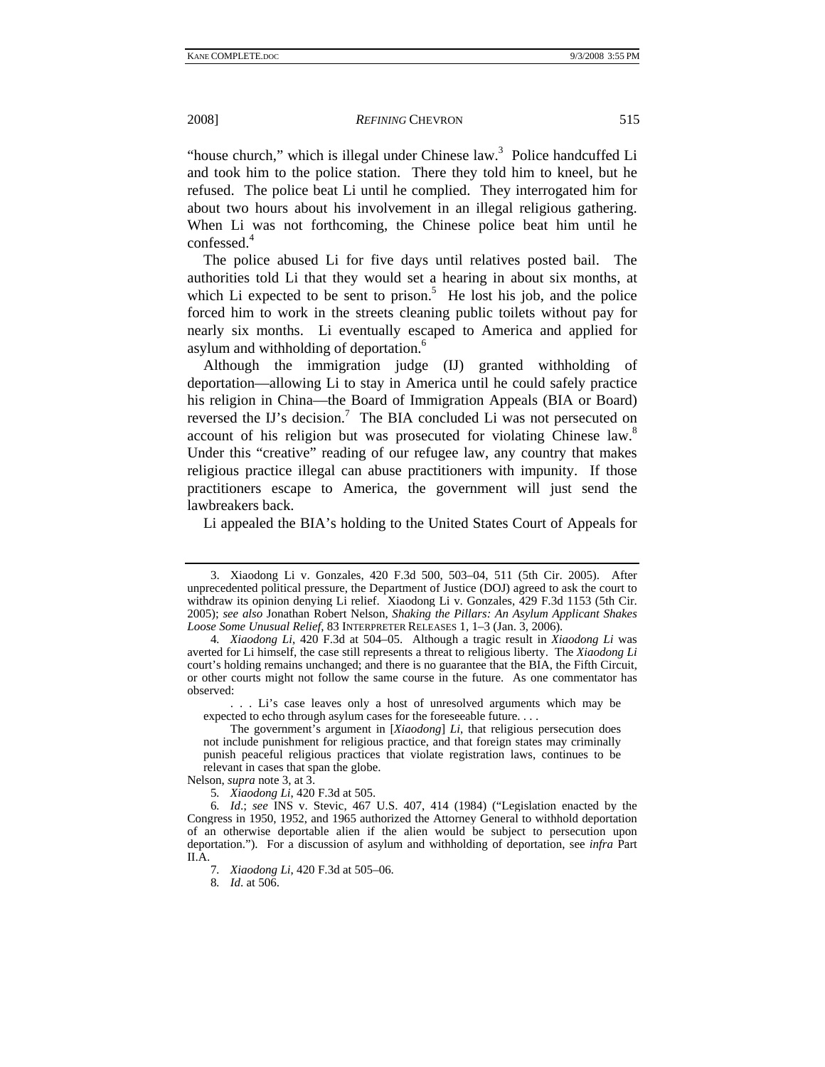"house church," which is illegal under Chinese law.[3] Police handcuffed Li and took him to the police station. There they told him to kneel, but he refused. The police beat Li until he complied. They interrogated him for about two hours about his involvement in an illegal religious gathering. When Li was not forthcoming, the Chinese police beat him until he confessed.[4]

The police abused Li for five days until relatives posted bail. The authorities told Li that they would set a hearing in about six months, at which Li expected to be sent to prison.[5] He lost his job, and the police forced him to work in the streets cleaning public toilets without pay for nearly six months. Li eventually escaped to America and applied for asylum and withholding of deportation.[6]

Although the immigration judge (IJ) granted withholding of deportation—allowing Li to stay in America until he could safely practice his religion in China—the Board of Immigration Appeals (BIA or Board) reversed the IJ's decision.[7] The BIA concluded Li was not persecuted on account of his religion but was prosecuted for violating Chinese law.[8] Under this "creative" reading of our refugee law, any country that makes religious practice illegal can abuse practitioners with impunity. If those practitioners escape to America, the government will just send the lawbreakers back.

Li appealed the BIA's holding to the United States Court of Appeals for

---

3. Xiaodong Li v. Gonzales, 420 F.3d 500, 503–04, 511 (5th Cir. 2005). After unprecedented political pressure, the Department of Justice (DOJ) agreed to ask the court to withdraw its opinion denying Li relief. Xiaodong Li v. Gonzales, 429 F.3d 1153 (5th Cir. 2005); *see also* Jonathan Robert Nelson, *Shaking the Pillars: An Asylum Applicant Shakes Loose Some Unusual Relief*, 83 INTERPRETER RELEASES 1, 1–3 (Jan. 3, 2006).

4. *Xiaodong Li*, 420 F.3d at 504–05. Although a tragic result in *Xiaodong Li* was averted for Li himself, the case still represents a threat to religious liberty. The *Xiaodong Li* court's holding remains unchanged; and there is no guarantee that the BIA, the Fifth Circuit, or other courts might not follow the same course in the future. As one commentator has observed:

> . . . Li's case leaves only a host of unresolved arguments which may be expected to echo through asylum cases for the foreseeable future. . . .
>
> The government's argument in [*Xiaodong*] *Li*, that religious persecution does not include punishment for religious practice, and that foreign states may criminally punish peaceful religious practices that violate registration laws, continues to be relevant in cases that span the globe.

Nelson, *supra* note 3, at 3.

5. *Xiaodong Li*, 420 F.3d at 505.

6. *Id*.; *see* INS v. Stevic, 467 U.S. 407, 414 (1984) ("Legislation enacted by the Congress in 1950, 1952, and 1965 authorized the Attorney General to withhold deportation of an otherwise deportable alien if the alien would be subject to persecution upon deportation."). For a discussion of asylum and withholding of deportation, see *infra* Part II.A.

7. *Xiaodong Li*, 420 F.3d at 505–06.

8. *Id*. at 506.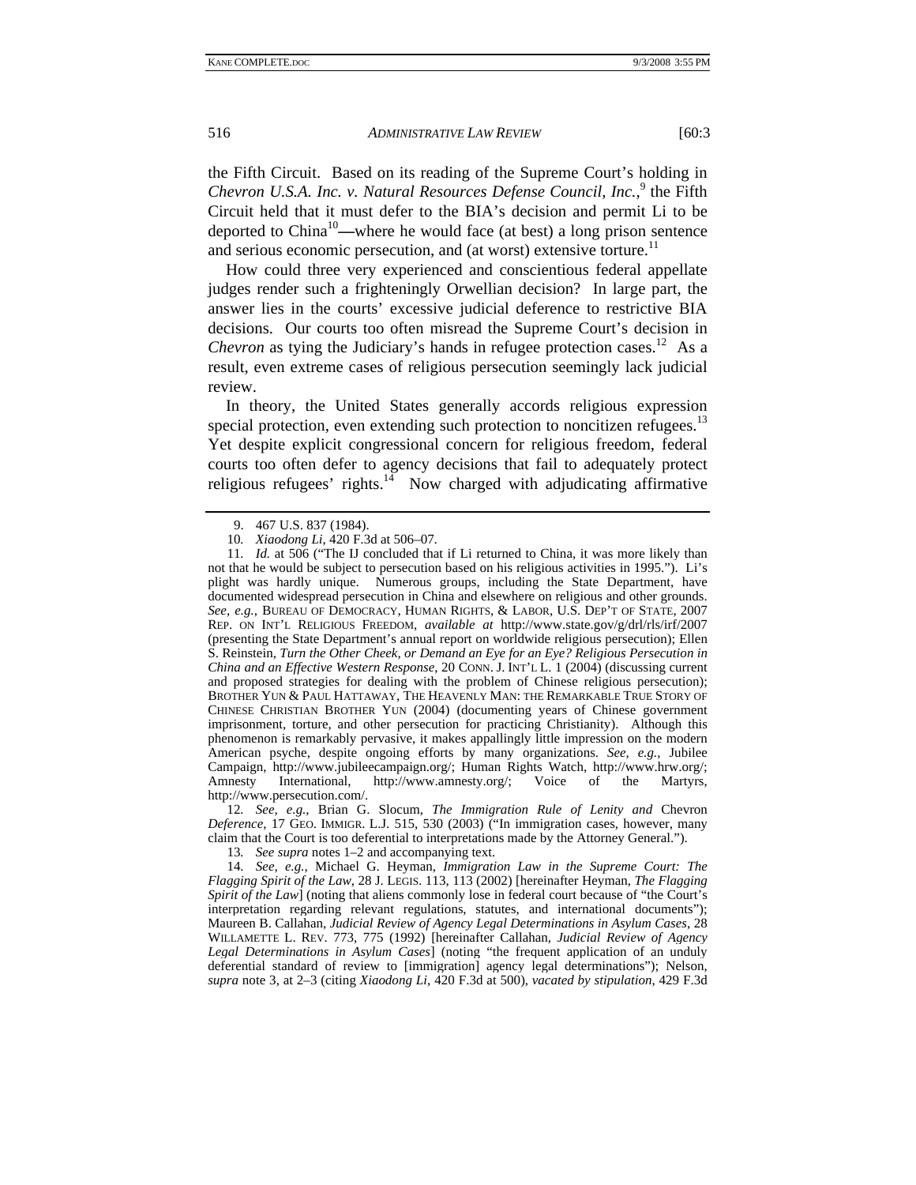the Fifth Circuit. Based on its reading of the Supreme Court's holding in *Chevron U.S.A. Inc. v. Natural Resources Defense Council, Inc.*,[9] the Fifth Circuit held that it must defer to the BIA's decision and permit Li to be deported to China[10]—where he would face (at best) a long prison sentence and serious economic persecution, and (at worst) extensive torture.[11]

How could three very experienced and conscientious federal appellate judges render such a frighteningly Orwellian decision? In large part, the answer lies in the courts' excessive judicial deference to restrictive BIA decisions. Our courts too often misread the Supreme Court's decision in *Chevron* as tying the Judiciary's hands in refugee protection cases.[12] As a result, even extreme cases of religious persecution seemingly lack judicial review.

In theory, the United States generally accords religious expression special protection, even extending such protection to noncitizen refugees.[13] Yet despite explicit congressional concern for religious freedom, federal courts too often defer to agency decisions that fail to adequately protect religious refugees' rights.[14] Now charged with adjudicating affirmative

---

9. 467 U.S. 837 (1984).

10. *Xiaodong Li*, 420 F.3d at 506–07.

11. *Id.* at 506 ("The IJ concluded that if Li returned to China, it was more likely than not that he would be subject to persecution based on his religious activities in 1995."). Li's plight was hardly unique. Numerous groups, including the State Department, have documented widespread persecution in China and elsewhere on religious and other grounds. *See, e.g.*, BUREAU OF DEMOCRACY, HUMAN RIGHTS, & LABOR, U.S. DEP'T OF STATE, 2007 REP. ON INT'L RELIGIOUS FREEDOM, *available at* http://www.state.gov/g/drl/rls/irf/2007 (presenting the State Department's annual report on worldwide religious persecution); Ellen S. Reinstein, *Turn the Other Cheek, or Demand an Eye for an Eye? Religious Persecution in China and an Effective Western Response*, 20 CONN. J. INT'L L. 1 (2004) (discussing current and proposed strategies for dealing with the problem of Chinese religious persecution); BROTHER YUN & PAUL HATTAWAY, THE HEAVENLY MAN: THE REMARKABLE TRUE STORY OF CHINESE CHRISTIAN BROTHER YUN (2004) (documenting years of Chinese government imprisonment, torture, and other persecution for practicing Christianity). Although this phenomenon is remarkably pervasive, it makes appallingly little impression on the modern American psyche, despite ongoing efforts by many organizations. *See, e.g.*, Jubilee Campaign, http://www.jubileecampaign.org/; Human Rights Watch, http://www.hrw.org/; Amnesty International, http://www.amnesty.org/; Voice of the Martyrs, http://www.persecution.com/.

12. *See, e.g.*, Brian G. Slocum, *The Immigration Rule of Lenity and* Chevron *Deference*, 17 GEO. IMMIGR. L.J. 515, 530 (2003) ("In immigration cases, however, many claim that the Court is too deferential to interpretations made by the Attorney General.").

13. *See supra* notes 1–2 and accompanying text.

14. *See, e.g.*, Michael G. Heyman, *Immigration Law in the Supreme Court: The Flagging Spirit of the Law*, 28 J. LEGIS. 113, 113 (2002) [hereinafter Heyman, *The Flagging Spirit of the Law*] (noting that aliens commonly lose in federal court because of "the Court's interpretation regarding relevant regulations, statutes, and international documents"); Maureen B. Callahan, *Judicial Review of Agency Legal Determinations in Asylum Cases*, 28 WILLAMETTE L. REV. 773, 775 (1992) [hereinafter Callahan, *Judicial Review of Agency Legal Determinations in Asylum Cases*] (noting "the frequent application of an unduly deferential standard of review to [immigration] agency legal determinations"); Nelson, *supra* note 3, at 2–3 (citing *Xiaodong Li*, 420 F.3d at 500), *vacated by stipulation*, 429 F.3d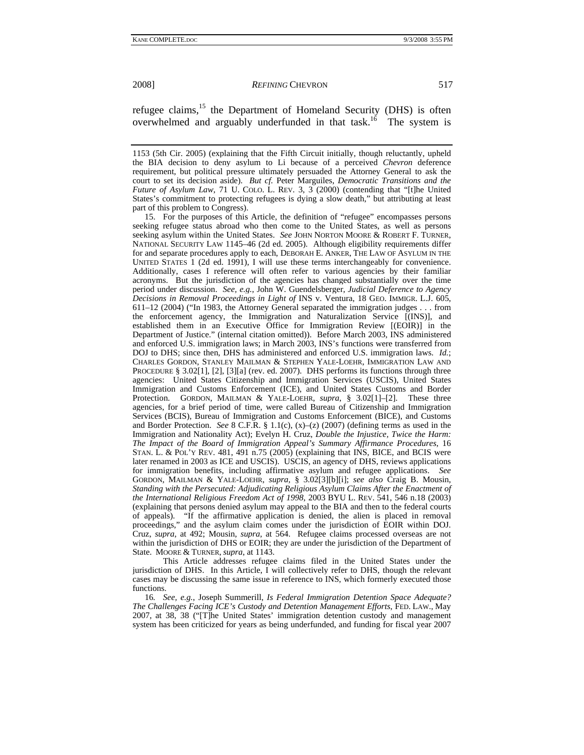refugee claims,[15] the Department of Homeland Security (DHS) is often overwhelmed and arguably underfunded in that task.[16] The system is

---

1153 (5th Cir. 2005) (explaining that the Fifth Circuit initially, though reluctantly, upheld the BIA decision to deny asylum to Li because of a perceived *Chevron* deference requirement, but political pressure ultimately persuaded the Attorney General to ask the court to set its decision aside). *But cf.* Peter Marguiles, *Democratic Transitions and the Future of Asylum Law*, 71 U. COLO. L. REV. 3, 3 (2000) (contending that "[t]he United States's commitment to protecting refugees is dying a slow death," but attributing at least part of this problem to Congress).

15. For the purposes of this Article, the definition of "refugee" encompasses persons seeking refugee status abroad who then come to the United States, as well as persons seeking asylum within the United States. *See* JOHN NORTON MOORE & ROBERT F. TURNER, NATIONAL SECURITY LAW 1145–46 (2d ed. 2005). Although eligibility requirements differ for and separate procedures apply to each, DEBORAH E. ANKER, THE LAW OF ASYLUM IN THE UNITED STATES 1 (2d ed. 1991), I will use these terms interchangeably for convenience. Additionally, cases I reference will often refer to various agencies by their familiar acronyms. But the jurisdiction of the agencies has changed substantially over the time period under discussion. *See, e.g.*, John W. Guendelsberger, *Judicial Deference to Agency Decisions in Removal Proceedings in Light of* INS v. Ventura, 18 GEO. IMMIGR. L.J. 605, 611–12 (2004) ("In 1983, the Attorney General separated the immigration judges . . . from the enforcement agency, the Immigration and Naturalization Service [(INS)], and established them in an Executive Office for Immigration Review [(EOIR)] in the Department of Justice." (internal citation omitted)). Before March 2003, INS administered and enforced U.S. immigration laws; in March 2003, INS's functions were transferred from DOJ to DHS; since then, DHS has administered and enforced U.S. immigration laws. *Id.*; CHARLES GORDON, STANLEY MAILMAN & STEPHEN YALE-LOEHR, IMMIGRATION LAW AND PROCEDURE § 3.02[1], [2], [3][a] (rev. ed. 2007). DHS performs its functions through three agencies: United States Citizenship and Immigration Services (USCIS), United States Immigration and Customs Enforcement (ICE), and United States Customs and Border Protection. GORDON, MAILMAN & YALE-LOEHR, *supra*, § 3.02[1]–[2]. These three agencies, for a brief period of time, were called Bureau of Citizenship and Immigration Services (BCIS), Bureau of Immigration and Customs Enforcement (BICE), and Customs and Border Protection. *See* 8 C.F.R. § 1.1(c), (x)–(z) (2007) (defining terms as used in the Immigration and Nationality Act); Evelyn H. Cruz, *Double the Injustice, Twice the Harm: The Impact of the Board of Immigration Appeal's Summary Affirmance Procedures*, 16 STAN. L. & POL'Y REV. 481, 491 n.75 (2005) (explaining that INS, BICE, and BCIS were later renamed in 2003 as ICE and USCIS). USCIS, an agency of DHS, reviews applications for immigration benefits, including affirmative asylum and refugee applications. *See* GORDON, MAILMAN & YALE-LOEHR, *supra*, § 3.02[3][b][i]; *see also* Craig B. Mousin, *Standing with the Persecuted: Adjudicating Religious Asylum Claims After the Enactment of the International Religious Freedom Act of 1998*, 2003 BYU L. REV. 541, 546 n.18 (2003) (explaining that persons denied asylum may appeal to the BIA and then to the federal courts of appeals). "If the affirmative application is denied, the alien is placed in removal proceedings," and the asylum claim comes under the jurisdiction of EOIR within DOJ. Cruz, *supra*, at 492; Mousin, *supra*, at 564. Refugee claims processed overseas are not within the jurisdiction of DHS or EOIR; they are under the jurisdiction of the Department of State. MOORE & TURNER, *supra*, at 1143.

This Article addresses refugee claims filed in the United States under the jurisdiction of DHS. In this Article, I will collectively refer to DHS, though the relevant cases may be discussing the same issue in reference to INS, which formerly executed those functions.

16. *See, e.g.*, Joseph Summerill, *Is Federal Immigration Detention Space Adequate? The Challenges Facing ICE's Custody and Detention Management Efforts*, FED. LAW., May 2007, at 38, 38 ("[T]he United States' immigration detention custody and management system has been criticized for years as being underfunded, and funding for fiscal year 2007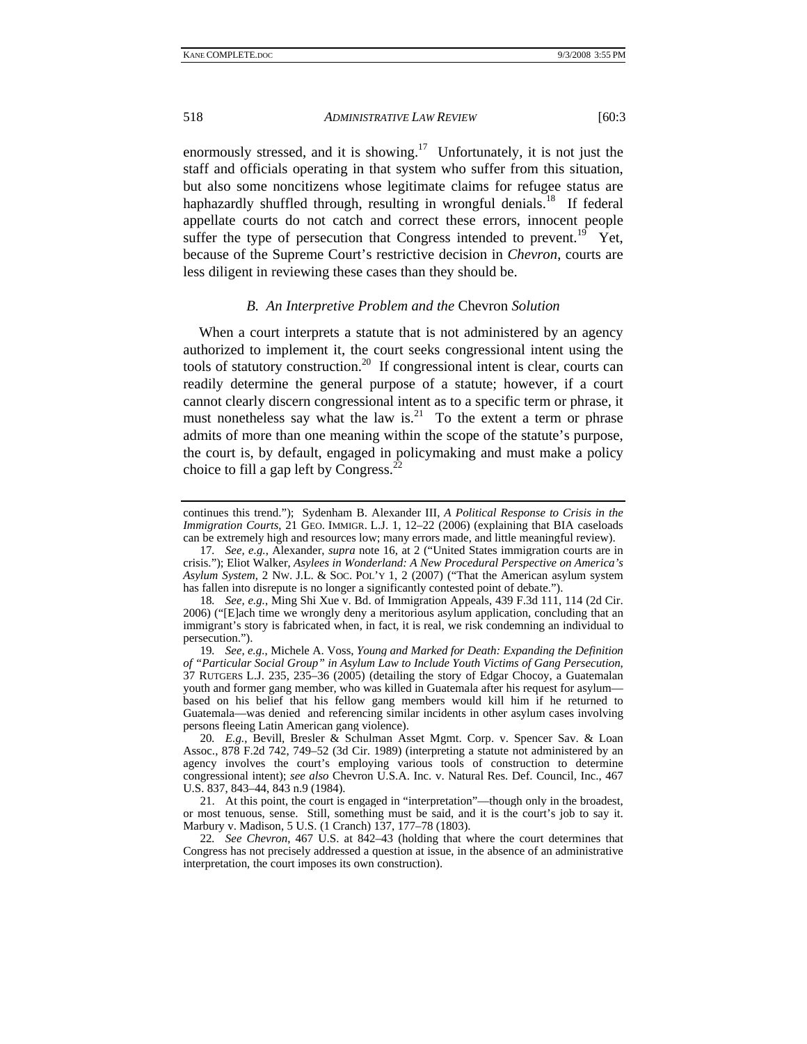enormously stressed, and it is showing.[17] Unfortunately, it is not just the staff and officials operating in that system who suffer from this situation, but also some noncitizens whose legitimate claims for refugee status are haphazardly shuffled through, resulting in wrongful denials.[18] If federal appellate courts do not catch and correct these errors, innocent people suffer the type of persecution that Congress intended to prevent.[19] Yet, because of the Supreme Court's restrictive decision in *Chevron*, courts are less diligent in reviewing these cases than they should be.

### *B. An Interpretive Problem and the* Chevron *Solution*

When a court interprets a statute that is not administered by an agency authorized to implement it, the court seeks congressional intent using the tools of statutory construction.[20] If congressional intent is clear, courts can readily determine the general purpose of a statute; however, if a court cannot clearly discern congressional intent as to a specific term or phrase, it must nonetheless say what the law is.[21] To the extent a term or phrase admits of more than one meaning within the scope of the statute's purpose, the court is, by default, engaged in policymaking and must make a policy choice to fill a gap left by Congress.[22]

---

continues this trend."); Sydenham B. Alexander III, *A Political Response to Crisis in the Immigration Courts*, 21 GEO. IMMIGR. L.J. 1, 12–22 (2006) (explaining that BIA caseloads can be extremely high and resources low; many errors made, and little meaningful review).

17. *See, e.g.*, Alexander, *supra* note 16, at 2 ("United States immigration courts are in crisis."); Eliot Walker, *Asylees in Wonderland: A New Procedural Perspective on America's Asylum System*, 2 NW. J.L. & SOC. POL'Y 1, 2 (2007) ("That the American asylum system has fallen into disrepute is no longer a significantly contested point of debate.").

18. *See, e.g.*, Ming Shi Xue v. Bd. of Immigration Appeals, 439 F.3d 111, 114 (2d Cir. 2006) ("[E]ach time we wrongly deny a meritorious asylum application, concluding that an immigrant's story is fabricated when, in fact, it is real, we risk condemning an individual to persecution.").

19. *See, e.g.*, Michele A. Voss, *Young and Marked for Death: Expanding the Definition of "Particular Social Group" in Asylum Law to Include Youth Victims of Gang Persecution*, 37 RUTGERS L.J. 235, 235–36 (2005) (detailing the story of Edgar Chocoy, a Guatemalan youth and former gang member, who was killed in Guatemala after his request for asylum—based on his belief that his fellow gang members would kill him if he returned to Guatemala—was denied and referencing similar incidents in other asylum cases involving persons fleeing Latin American gang violence).

20. *E.g.*, Bevill, Bresler & Schulman Asset Mgmt. Corp. v. Spencer Sav. & Loan Assoc., 878 F.2d 742, 749–52 (3d Cir. 1989) (interpreting a statute not administered by an agency involves the court's employing various tools of construction to determine congressional intent); *see also* Chevron U.S.A. Inc. v. Natural Res. Def. Council, Inc., 467 U.S. 837, 843–44, 843 n.9 (1984).

21. At this point, the court is engaged in "interpretation"—though only in the broadest, or most tenuous, sense. Still, something must be said, and it is the court's job to say it. Marbury v. Madison, 5 U.S. (1 Cranch) 137, 177–78 (1803).

22. *See Chevron*, 467 U.S. at 842–43 (holding that where the court determines that Congress has not precisely addressed a question at issue, in the absence of an administrative interpretation, the court imposes its own construction).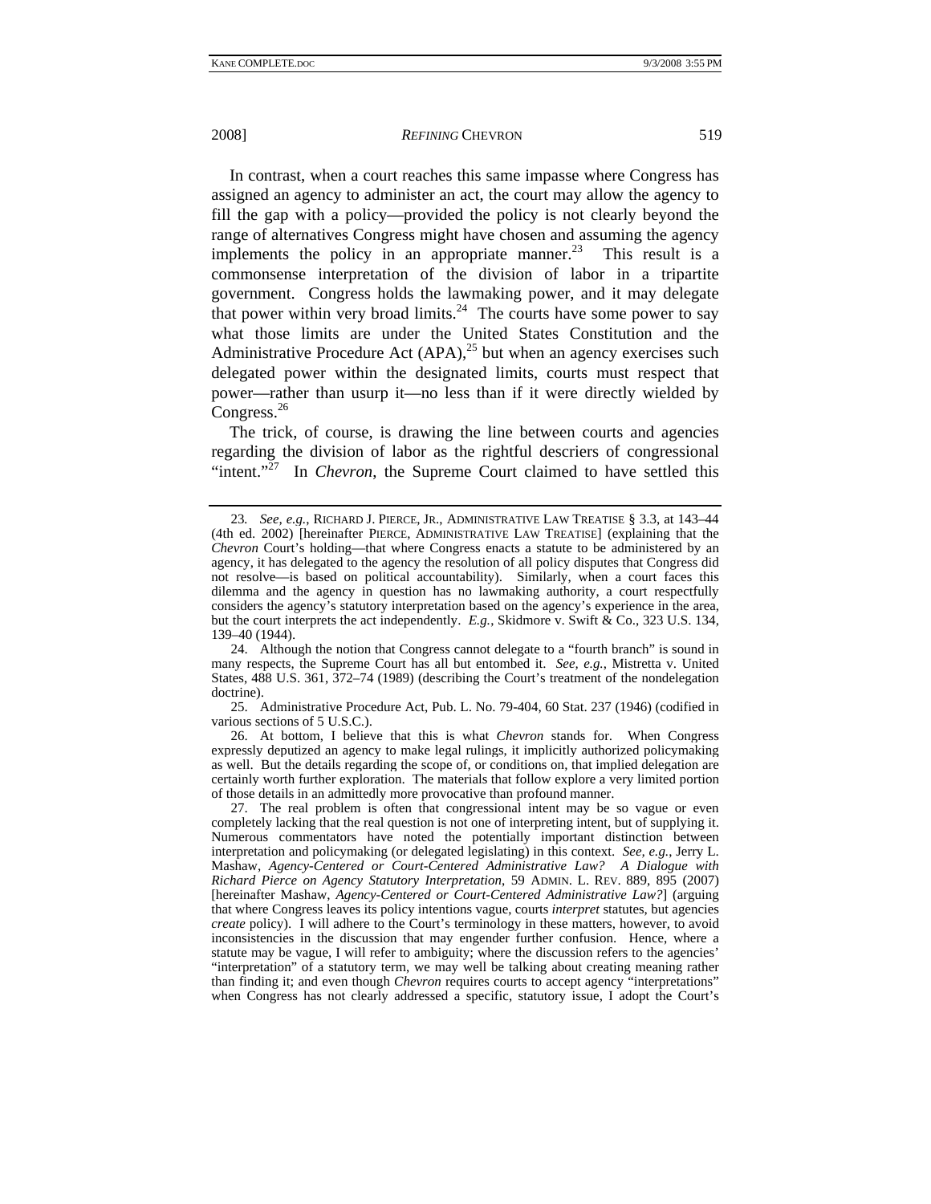In contrast, when a court reaches this same impasse where Congress has assigned an agency to administer an act, the court may allow the agency to fill the gap with a policy—provided the policy is not clearly beyond the range of alternatives Congress might have chosen and assuming the agency implements the policy in an appropriate manner.[23] This result is a commonsense interpretation of the division of labor in a tripartite government. Congress holds the lawmaking power, and it may delegate that power within very broad limits.[24] The courts have some power to say what those limits are under the United States Constitution and the Administrative Procedure Act (APA),[25] but when an agency exercises such delegated power within the designated limits, courts must respect that power—rather than usurp it—no less than if it were directly wielded by Congress.[26]

The trick, of course, is drawing the line between courts and agencies regarding the division of labor as the rightful descriers of congressional "intent."[27] In *Chevron*, the Supreme Court claimed to have settled this

---

23. *See, e.g.*, RICHARD J. PIERCE, JR., ADMINISTRATIVE LAW TREATISE § 3.3, at 143–44 (4th ed. 2002) [hereinafter PIERCE, ADMINISTRATIVE LAW TREATISE] (explaining that the *Chevron* Court's holding—that where Congress enacts a statute to be administered by an agency, it has delegated to the agency the resolution of all policy disputes that Congress did not resolve—is based on political accountability). Similarly, when a court faces this dilemma and the agency in question has no lawmaking authority, a court respectfully considers the agency's statutory interpretation based on the agency's experience in the area, but the court interprets the act independently. *E.g.*, Skidmore v. Swift & Co., 323 U.S. 134, 139–40 (1944).

24. Although the notion that Congress cannot delegate to a "fourth branch" is sound in many respects, the Supreme Court has all but entombed it. *See, e.g.*, Mistretta v. United States, 488 U.S. 361, 372–74 (1989) (describing the Court's treatment of the nondelegation doctrine).

25. Administrative Procedure Act, Pub. L. No. 79-404, 60 Stat. 237 (1946) (codified in various sections of 5 U.S.C.).

26. At bottom, I believe that this is what *Chevron* stands for. When Congress expressly deputized an agency to make legal rulings, it implicitly authorized policymaking as well. But the details regarding the scope of, or conditions on, that implied delegation are certainly worth further exploration. The materials that follow explore a very limited portion of those details in an admittedly more provocative than profound manner.

27. The real problem is often that congressional intent may be so vague or even completely lacking that the real question is not one of interpreting intent, but of supplying it. Numerous commentators have noted the potentially important distinction between interpretation and policymaking (or delegated legislating) in this context. *See, e.g.*, Jerry L. Mashaw, *Agency-Centered or Court-Centered Administrative Law? A Dialogue with Richard Pierce on Agency Statutory Interpretation*, 59 ADMIN. L. REV. 889, 895 (2007) [hereinafter Mashaw, *Agency-Centered or Court-Centered Administrative Law?*] (arguing that where Congress leaves its policy intentions vague, courts *interpret* statutes, but agencies *create* policy). I will adhere to the Court's terminology in these matters, however, to avoid inconsistencies in the discussion that may engender further confusion. Hence, where a statute may be vague, I will refer to ambiguity; where the discussion refers to the agencies' "interpretation" of a statutory term, we may well be talking about creating meaning rather than finding it; and even though *Chevron* requires courts to accept agency "interpretations" when Congress has not clearly addressed a specific, statutory issue, I adopt the Court's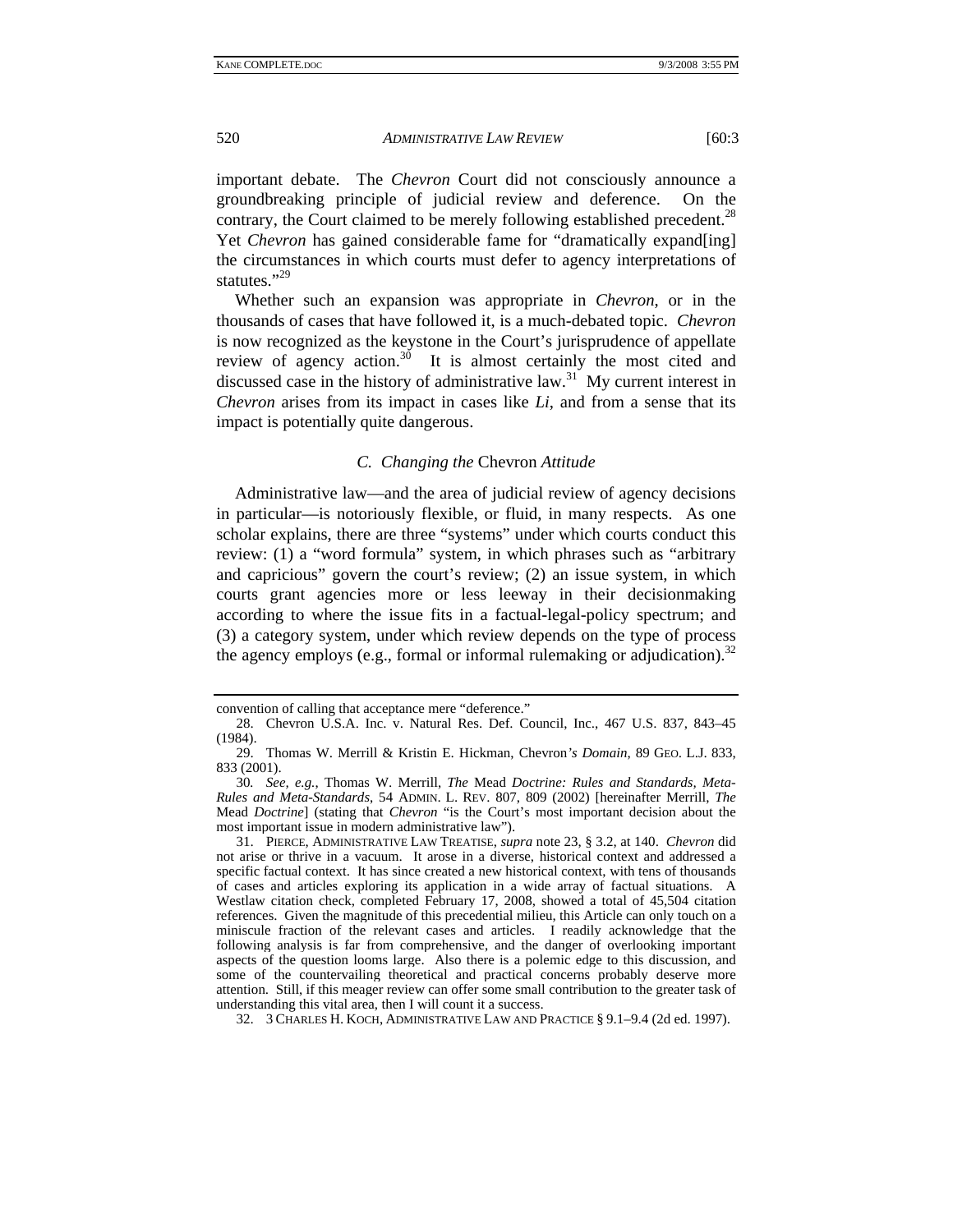important debate. The *Chevron* Court did not consciously announce a groundbreaking principle of judicial review and deference. On the contrary, the Court claimed to be merely following established precedent.[28] Yet *Chevron* has gained considerable fame for "dramatically expand[ing] the circumstances in which courts must defer to agency interpretations of statutes."[29]

Whether such an expansion was appropriate in *Chevron*, or in the thousands of cases that have followed it, is a much-debated topic. *Chevron* is now recognized as the keystone in the Court's jurisprudence of appellate review of agency action.[30] It is almost certainly the most cited and discussed case in the history of administrative law.[31] My current interest in *Chevron* arises from its impact in cases like *Li*, and from a sense that its impact is potentially quite dangerous.

### *C. Changing the* Chevron *Attitude*

Administrative law—and the area of judicial review of agency decisions in particular—is notoriously flexible, or fluid, in many respects. As one scholar explains, there are three "systems" under which courts conduct this review: (1) a "word formula" system, in which phrases such as "arbitrary and capricious" govern the court's review; (2) an issue system, in which courts grant agencies more or less leeway in their decisionmaking according to where the issue fits in a factual-legal-policy spectrum; and (3) a category system, under which review depends on the type of process the agency employs (e.g., formal or informal rulemaking or adjudication).[32]

---

convention of calling that acceptance mere "deference."

28. Chevron U.S.A. Inc. v. Natural Res. Def. Council, Inc., 467 U.S. 837, 843–45 (1984).

29. Thomas W. Merrill & Kristin E. Hickman, Chevron*'s Domain*, 89 GEO. L.J. 833, 833 (2001).

30. *See, e.g.*, Thomas W. Merrill, *The* Mead *Doctrine: Rules and Standards, Meta-Rules and Meta-Standards*, 54 ADMIN. L. REV. 807, 809 (2002) [hereinafter Merrill, *The* Mead *Doctrine*] (stating that *Chevron* "is the Court's most important decision about the most important issue in modern administrative law").

31. PIERCE, ADMINISTRATIVE LAW TREATISE, *supra* note 23, § 3.2, at 140. *Chevron* did not arise or thrive in a vacuum. It arose in a diverse, historical context and addressed a specific factual context. It has since created a new historical context, with tens of thousands of cases and articles exploring its application in a wide array of factual situations. A Westlaw citation check, completed February 17, 2008, showed a total of 45,504 citation references. Given the magnitude of this precedential milieu, this Article can only touch on a miniscule fraction of the relevant cases and articles. I readily acknowledge that the following analysis is far from comprehensive, and the danger of overlooking important aspects of the question looms large. Also there is a polemic edge to this discussion, and some of the countervailing theoretical and practical concerns probably deserve more attention. Still, if this meager review can offer some small contribution to the greater task of understanding this vital area, then I will count it a success.

32. 3 CHARLES H. KOCH, ADMINISTRATIVE LAW AND PRACTICE § 9.1–9.4 (2d ed. 1997).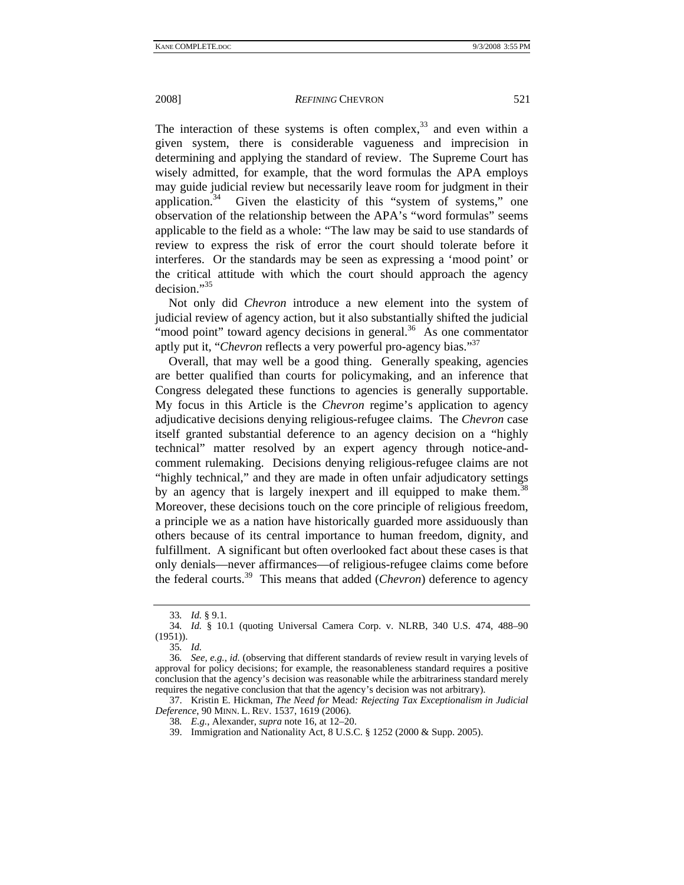The interaction of these systems is often complex,[33] and even within a given system, there is considerable vagueness and imprecision in determining and applying the standard of review. The Supreme Court has wisely admitted, for example, that the word formulas the APA employs may guide judicial review but necessarily leave room for judgment in their application.[34] Given the elasticity of this "system of systems," one observation of the relationship between the APA's "word formulas" seems applicable to the field as a whole: "The law may be said to use standards of review to express the risk of error the court should tolerate before it interferes. Or the standards may be seen as expressing a 'mood point' or the critical attitude with which the court should approach the agency decision."[35]

Not only did *Chevron* introduce a new element into the system of judicial review of agency action, but it also substantially shifted the judicial "mood point" toward agency decisions in general.[36] As one commentator aptly put it, "*Chevron* reflects a very powerful pro-agency bias."[37]

Overall, that may well be a good thing. Generally speaking, agencies are better qualified than courts for policymaking, and an inference that Congress delegated these functions to agencies is generally supportable. My focus in this Article is the *Chevron* regime's application to agency adjudicative decisions denying religious-refugee claims. The *Chevron* case itself granted substantial deference to an agency decision on a "highly technical" matter resolved by an expert agency through notice-and-comment rulemaking. Decisions denying religious-refugee claims are not "highly technical," and they are made in often unfair adjudicatory settings by an agency that is largely inexpert and ill equipped to make them.[38] Moreover, these decisions touch on the core principle of religious freedom, a principle we as a nation have historically guarded more assiduously than others because of its central importance to human freedom, dignity, and fulfillment. A significant but often overlooked fact about these cases is that only denials—never affirmances—of religious-refugee claims come before the federal courts.[39] This means that added (*Chevron*) deference to agency

---

33. *Id.* § 9.1.

34. *Id.* § 10.1 (quoting Universal Camera Corp. v. NLRB, 340 U.S. 474, 488–90 (1951)).

35. *Id.*

36. *See, e.g.*, *id.* (observing that different standards of review result in varying levels of approval for policy decisions; for example, the reasonableness standard requires a positive conclusion that the agency's decision was reasonable while the arbitrariness standard merely requires the negative conclusion that that the agency's decision was not arbitrary).

37. Kristin E. Hickman, *The Need for* Mead*: Rejecting Tax Exceptionalism in Judicial Deference*, 90 MINN. L. REV. 1537, 1619 (2006).

38. *E.g.*, Alexander, *supra* note 16, at 12–20.

39. Immigration and Nationality Act, 8 U.S.C. § 1252 (2000 & Supp. 2005).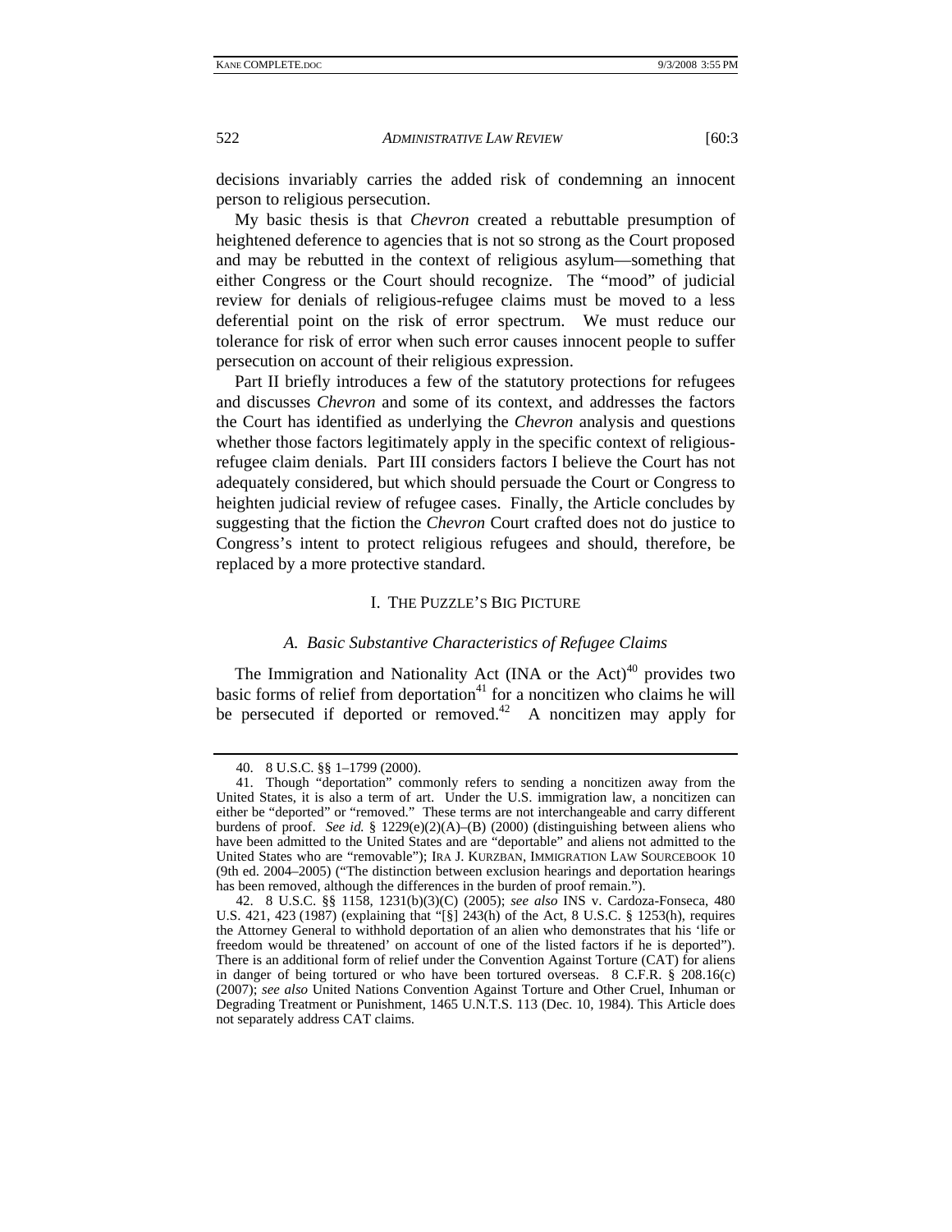decisions invariably carries the added risk of condemning an innocent person to religious persecution.

My basic thesis is that *Chevron* created a rebuttable presumption of heightened deference to agencies that is not so strong as the Court proposed and may be rebutted in the context of religious asylum—something that either Congress or the Court should recognize. The "mood" of judicial review for denials of religious-refugee claims must be moved to a less deferential point on the risk of error spectrum. We must reduce our tolerance for risk of error when such error causes innocent people to suffer persecution on account of their religious expression.

Part II briefly introduces a few of the statutory protections for refugees and discusses *Chevron* and some of its context, and addresses the factors the Court has identified as underlying the *Chevron* analysis and questions whether those factors legitimately apply in the specific context of religious-refugee claim denials. Part III considers factors I believe the Court has not adequately considered, but which should persuade the Court or Congress to heighten judicial review of refugee cases. Finally, the Article concludes by suggesting that the fiction the *Chevron* Court crafted does not do justice to Congress's intent to protect religious refugees and should, therefore, be replaced by a more protective standard.

## I. THE PUZZLE'S BIG PICTURE

### *A. Basic Substantive Characteristics of Refugee Claims*

The Immigration and Nationality Act (INA or the Act)[40] provides two basic forms of relief from deportation[41] for a noncitizen who claims he will be persecuted if deported or removed.[42] A noncitizen may apply for

---

40. 8 U.S.C. §§ 1–1799 (2000).

41. Though "deportation" commonly refers to sending a noncitizen away from the United States, it is also a term of art. Under the U.S. immigration law, a noncitizen can either be "deported" or "removed." These terms are not interchangeable and carry different burdens of proof. *See id.* § 1229(e)(2)(A)–(B) (2000) (distinguishing between aliens who have been admitted to the United States and are "deportable" and aliens not admitted to the United States who are "removable"); IRA J. KURZBAN, IMMIGRATION LAW SOURCEBOOK 10 (9th ed. 2004–2005) ("The distinction between exclusion hearings and deportation hearings has been removed, although the differences in the burden of proof remain.").

42. 8 U.S.C. §§ 1158, 1231(b)(3)(C) (2005); *see also* INS v. Cardoza-Fonseca, 480 U.S. 421, 423 (1987) (explaining that "[§] 243(h) of the Act, 8 U.S.C. § 1253(h), requires the Attorney General to withhold deportation of an alien who demonstrates that his 'life or freedom would be threatened' on account of one of the listed factors if he is deported"). There is an additional form of relief under the Convention Against Torture (CAT) for aliens in danger of being tortured or who have been tortured overseas. 8 C.F.R. § 208.16(c) (2007); *see also* United Nations Convention Against Torture and Other Cruel, Inhuman or Degrading Treatment or Punishment, 1465 U.N.T.S. 113 (Dec. 10, 1984). This Article does not separately address CAT claims.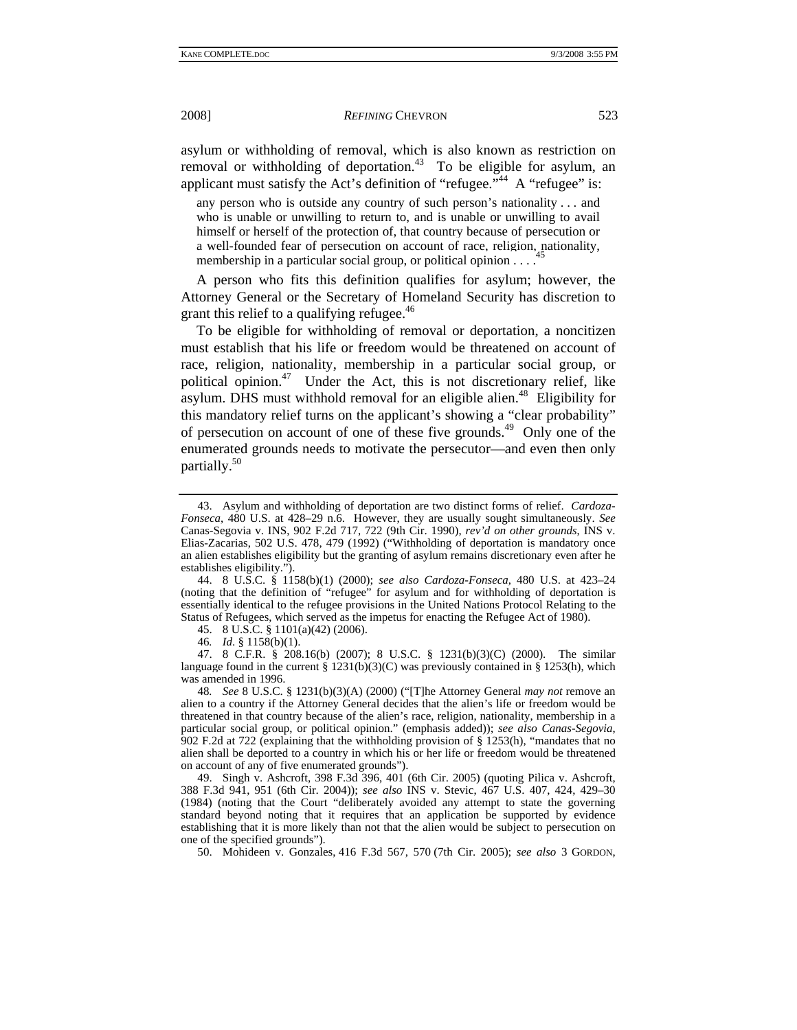asylum or withholding of removal, which is also known as restriction on removal or withholding of deportation.[43] To be eligible for asylum, an applicant must satisfy the Act's definition of "refugee."[44] A "refugee" is:

> any person who is outside any country of such person's nationality . . . and who is unable or unwilling to return to, and is unable or unwilling to avail himself or herself of the protection of, that country because of persecution or a well-founded fear of persecution on account of race, religion, nationality, membership in a particular social group, or political opinion . . . .[45]

A person who fits this definition qualifies for asylum; however, the Attorney General or the Secretary of Homeland Security has discretion to grant this relief to a qualifying refugee.[46]

To be eligible for withholding of removal or deportation, a noncitizen must establish that his life or freedom would be threatened on account of race, religion, nationality, membership in a particular social group, or political opinion.[47] Under the Act, this is not discretionary relief, like asylum. DHS must withhold removal for an eligible alien.[48] Eligibility for this mandatory relief turns on the applicant's showing a "clear probability" of persecution on account of one of these five grounds.[49] Only one of the enumerated grounds needs to motivate the persecutor—and even then only partially.[50]

---

43. Asylum and withholding of deportation are two distinct forms of relief. *Cardoza-Fonseca*, 480 U.S. at 428–29 n.6. However, they are usually sought simultaneously. *See* Canas-Segovia v. INS, 902 F.2d 717, 722 (9th Cir. 1990), *rev'd on other grounds*, INS v. Elias-Zacarias, 502 U.S. 478, 479 (1992) ("Withholding of deportation is mandatory once an alien establishes eligibility but the granting of asylum remains discretionary even after he establishes eligibility.").

44. 8 U.S.C. § 1158(b)(1) (2000); *see also Cardoza-Fonseca*, 480 U.S. at 423–24 (noting that the definition of "refugee" for asylum and for withholding of deportation is essentially identical to the refugee provisions in the United Nations Protocol Relating to the Status of Refugees, which served as the impetus for enacting the Refugee Act of 1980).

45. 8 U.S.C. § 1101(a)(42) (2006).

46. *Id.* § 1158(b)(1).

47. 8 C.F.R. § 208.16(b) (2007); 8 U.S.C. § 1231(b)(3)(C) (2000). The similar language found in the current § 1231(b)(3)(C) was previously contained in § 1253(h), which was amended in 1996.

48. *See* 8 U.S.C. § 1231(b)(3)(A) (2000) ("[T]he Attorney General *may not* remove an alien to a country if the Attorney General decides that the alien's life or freedom would be threatened in that country because of the alien's race, religion, nationality, membership in a particular social group, or political opinion." (emphasis added)); *see also Canas-Segovia*, 902 F.2d at 722 (explaining that the withholding provision of § 1253(h), "mandates that no alien shall be deported to a country in which his or her life or freedom would be threatened on account of any of five enumerated grounds").

49. Singh v. Ashcroft, 398 F.3d 396, 401 (6th Cir. 2005) (quoting Pilica v. Ashcroft, 388 F.3d 941, 951 (6th Cir. 2004)); *see also* INS v. Stevic, 467 U.S. 407, 424, 429–30 (1984) (noting that the Court "deliberately avoided any attempt to state the governing standard beyond noting that it requires that an application be supported by evidence establishing that it is more likely than not that the alien would be subject to persecution on one of the specified grounds").

50. Mohideen v. Gonzales, 416 F.3d 567, 570 (7th Cir. 2005); *see also* 3 GORDON,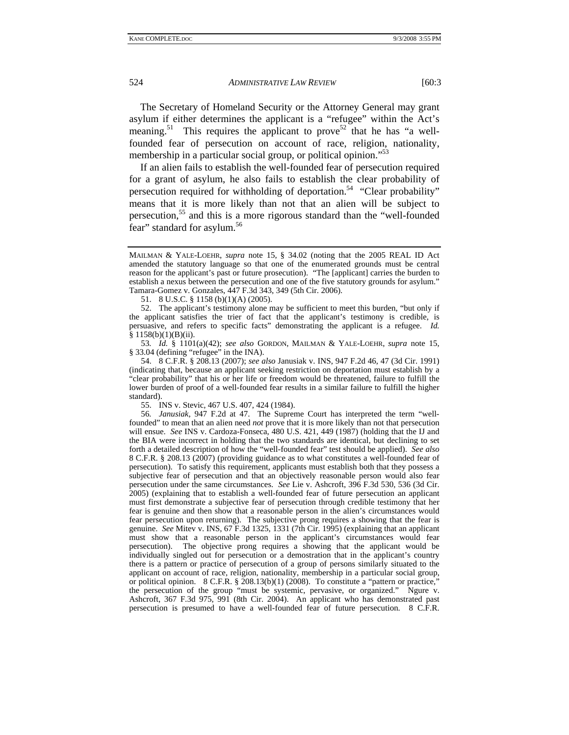The Secretary of Homeland Security or the Attorney General may grant asylum if either determines the applicant is a "refugee" within the Act's meaning.[51] This requires the applicant to prove[52] that he has "a well-founded fear of persecution on account of race, religion, nationality, membership in a particular social group, or political opinion."[53]

If an alien fails to establish the well-founded fear of persecution required for a grant of asylum, he also fails to establish the clear probability of persecution required for withholding of deportation.[54] "Clear probability" means that it is more likely than not that an alien will be subject to persecution,[55] and this is a more rigorous standard than the "well-founded fear" standard for asylum.[56]

---

MAILMAN & YALE-LOEHR, *supra* note 15, § 34.02 (noting that the 2005 REAL ID Act amended the statutory language so that one of the enumerated grounds must be central reason for the applicant's past or future prosecution). "The [applicant] carries the burden to establish a nexus between the persecution and one of the five statutory grounds for asylum." Tamara-Gomez v. Gonzales, 447 F.3d 343, 349 (5th Cir. 2006).

51. 8 U.S.C. § 1158 (b)(1)(A) (2005).

52. The applicant's testimony alone may be sufficient to meet this burden, "but only if the applicant satisfies the trier of fact that the applicant's testimony is credible, is persuasive, and refers to specific facts" demonstrating the applicant is a refugee. *Id.* § 1158(b)(1)(B)(ii).

53. *Id.* § 1101(a)(42); *see also* GORDON, MAILMAN & YALE-LOEHR, *supra* note 15, § 33.04 (defining "refugee" in the INA).

54. 8 C.F.R. § 208.13 (2007); *see also* Janusiak v. INS, 947 F.2d 46, 47 (3d Cir. 1991) (indicating that, because an applicant seeking restriction on deportation must establish by a "clear probability" that his or her life or freedom would be threatened, failure to fulfill the lower burden of proof of a well-founded fear results in a similar failure to fulfill the higher standard).

55. INS v. Stevic, 467 U.S. 407, 424 (1984).

56. *Janusiak*, 947 F.2d at 47. The Supreme Court has interpreted the term "well-founded" to mean that an alien need *not* prove that it is more likely than not that persecution will ensue. *See* INS v. Cardoza-Fonseca, 480 U.S. 421, 449 (1987) (holding that the IJ and the BIA were incorrect in holding that the two standards are identical, but declining to set forth a detailed description of how the "well-founded fear" test should be applied). *See also* 8 C.F.R. § 208.13 (2007) (providing guidance as to what constitutes a well-founded fear of persecution). To satisfy this requirement, applicants must establish both that they possess a subjective fear of persecution and that an objectively reasonable person would also fear persecution under the same circumstances. *See* Lie v. Ashcroft, 396 F.3d 530, 536 (3d Cir. 2005) (explaining that to establish a well-founded fear of future persecution an applicant must first demonstrate a subjective fear of persecution through credible testimony that her fear is genuine and then show that a reasonable person in the alien's circumstances would fear persecution upon returning). The subjective prong requires a showing that the fear is genuine. *See* Mitev v. INS, 67 F.3d 1325, 1331 (7th Cir. 1995) (explaining that an applicant must show that a reasonable person in the applicant's circumstances would fear persecution). The objective prong requires a showing that the applicant would be individually singled out for persecution or a demostration that in the applicant's country there is a pattern or practice of persecution of a group of persons similarly situated to the applicant on account of race, religion, nationality, membership in a particular social group, or political opinion. 8 C.F.R. § 208.13(b)(1) (2008). To constitute a "pattern or practice," the persecution of the group "must be systemic, pervasive, or organized." Ngure v. Ashcroft, 367 F.3d 975, 991 (8th Cir. 2004). An applicant who has demonstrated past persecution is presumed to have a well-founded fear of future persecution. 8 C.F.R.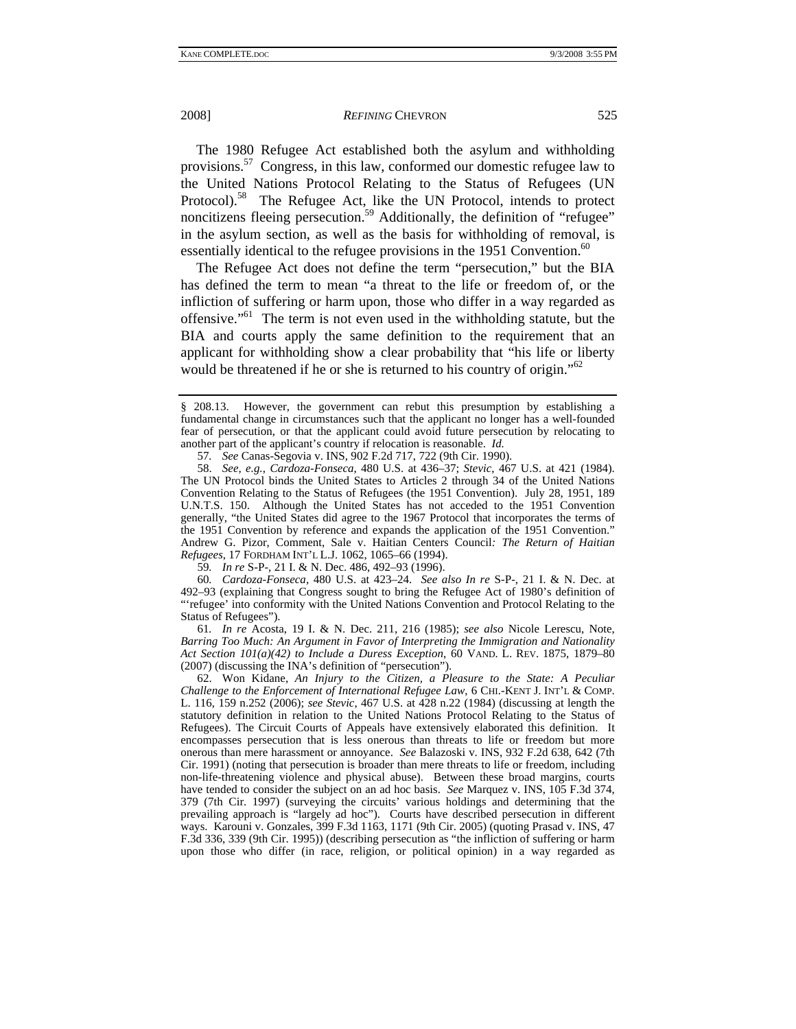The 1980 Refugee Act established both the asylum and withholding provisions.[57] Congress, in this law, conformed our domestic refugee law to the United Nations Protocol Relating to the Status of Refugees (UN Protocol).[58] The Refugee Act, like the UN Protocol, intends to protect noncitizens fleeing persecution.[59] Additionally, the definition of "refugee" in the asylum section, as well as the basis for withholding of removal, is essentially identical to the refugee provisions in the 1951 Convention.[60]

The Refugee Act does not define the term "persecution," but the BIA has defined the term to mean "a threat to the life or freedom of, or the infliction of suffering or harm upon, those who differ in a way regarded as offensive."[61] The term is not even used in the withholding statute, but the BIA and courts apply the same definition to the requirement that an applicant for withholding show a clear probability that "his life or liberty would be threatened if he or she is returned to his country of origin."[62]

---

§ 208.13. However, the government can rebut this presumption by establishing a fundamental change in circumstances such that the applicant no longer has a well-founded fear of persecution, or that the applicant could avoid future persecution by relocating to another part of the applicant's country if relocation is reasonable. *Id.*

57. *See* Canas-Segovia v. INS, 902 F.2d 717, 722 (9th Cir. 1990).

58. *See, e.g.*, *Cardoza-Fonseca*, 480 U.S. at 436–37; *Stevic*, 467 U.S. at 421 (1984). The UN Protocol binds the United States to Articles 2 through 34 of the United Nations Convention Relating to the Status of Refugees (the 1951 Convention). July 28, 1951, 189 U.N.T.S. 150. Although the United States has not acceded to the 1951 Convention generally, "the United States did agree to the 1967 Protocol that incorporates the terms of the 1951 Convention by reference and expands the application of the 1951 Convention." Andrew G. Pizor, Comment, Sale v. Haitian Centers Council*: The Return of Haitian Refugees*, 17 FORDHAM INT'L L.J. 1062, 1065–66 (1994).

59. *In re* S-P-, 21 I. & N. Dec. 486, 492–93 (1996).

60. *Cardoza-Fonseca*, 480 U.S. at 423–24. *See also In re* S-P-, 21 I. & N. Dec. at 492–93 (explaining that Congress sought to bring the Refugee Act of 1980's definition of "'refugee' into conformity with the United Nations Convention and Protocol Relating to the Status of Refugees").

61. *In re* Acosta, 19 I. & N. Dec. 211, 216 (1985); *see also* Nicole Lerescu, Note, *Barring Too Much: An Argument in Favor of Interpreting the Immigration and Nationality Act Section 101(a)(42) to Include a Duress Exception*, 60 VAND. L. REV. 1875, 1879–80 (2007) (discussing the INA's definition of "persecution").

62. Won Kidane, *An Injury to the Citizen, a Pleasure to the State: A Peculiar Challenge to the Enforcement of International Refugee Law*, 6 CHI.-KENT J. INT'L & COMP. L. 116, 159 n.252 (2006); *see Stevic*, 467 U.S. at 428 n.22 (1984) (discussing at length the statutory definition in relation to the United Nations Protocol Relating to the Status of Refugees). The Circuit Courts of Appeals have extensively elaborated this definition. It encompasses persecution that is less onerous than threats to life or freedom but more onerous than mere harassment or annoyance. *See* Balazoski v. INS, 932 F.2d 638, 642 (7th Cir. 1991) (noting that persecution is broader than mere threats to life or freedom, including non-life-threatening violence and physical abuse). Between these broad margins, courts have tended to consider the subject on an ad hoc basis. *See* Marquez v. INS, 105 F.3d 374, 379 (7th Cir. 1997) (surveying the circuits' various holdings and determining that the prevailing approach is "largely ad hoc"). Courts have described persecution in different ways. Karouni v. Gonzales, 399 F.3d 1163, 1171 (9th Cir. 2005) (quoting Prasad v. INS, 47 F.3d 336, 339 (9th Cir. 1995)) (describing persecution as "the infliction of suffering or harm upon those who differ (in race, religion, or political opinion) in a way regarded as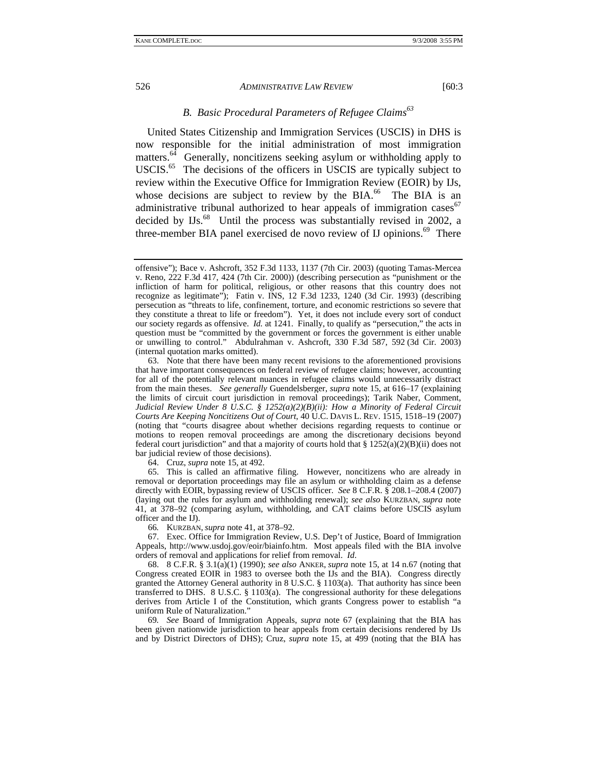### B. Basic Procedural Parameters of Refugee Claims[63]

United States Citizenship and Immigration Services (USCIS) in DHS is now responsible for the initial administration of most immigration matters.[64] Generally, noncitizens seeking asylum or withholding apply to USCIS.[65] The decisions of the officers in USCIS are typically subject to review within the Executive Office for Immigration Review (EOIR) by IJs, whose decisions are subject to review by the BIA.[66] The BIA is an administrative tribunal authorized to hear appeals of immigration cases[67] decided by IJs.[68] Until the process was substantially revised in 2002, a three-member BIA panel exercised de novo review of IJ opinions.[69] There

---

offensive"); Bace v. Ashcroft, 352 F.3d 1133, 1137 (7th Cir. 2003) (quoting Tamas-Mercea v. Reno, 222 F.3d 417, 424 (7th Cir. 2000)) (describing persecution as "punishment or the infliction of harm for political, religious, or other reasons that this country does not recognize as legitimate"); Fatin v. INS, 12 F.3d 1233, 1240 (3d Cir. 1993) (describing persecution as "threats to life, confinement, torture, and economic restrictions so severe that they constitute a threat to life or freedom"). Yet, it does not include every sort of conduct our society regards as offensive. *Id.* at 1241. Finally, to qualify as "persecution," the acts in question must be "committed by the government or forces the government is either unable or unwilling to control." Abdulrahman v. Ashcroft, 330 F.3d 587, 592 (3d Cir. 2003) (internal quotation marks omitted).

63. Note that there have been many recent revisions to the aforementioned provisions that have important consequences on federal review of refugee claims; however, accounting for all of the potentially relevant nuances in refugee claims would unnecessarily distract from the main theses. *See generally* Guendelsberger, *supra* note 15, at 616–17 (explaining the limits of circuit court jurisdiction in removal proceedings); Tarik Naber, Comment, *Judicial Review Under 8 U.S.C. § 1252(a)(2)(B)(ii): How a Minority of Federal Circuit Courts Are Keeping Noncitizens Out of Court*, 40 U.C. DAVIS L. REV. 1515, 1518–19 (2007) (noting that "courts disagree about whether decisions regarding requests to continue or motions to reopen removal proceedings are among the discretionary decisions beyond federal court jurisdiction" and that a majority of courts hold that § 1252(a)(2)(B)(ii) does not bar judicial review of those decisions).

64. Cruz, *supra* note 15, at 492.

65. This is called an affirmative filing. However, noncitizens who are already in removal or deportation proceedings may file an asylum or withholding claim as a defense directly with EOIR, bypassing review of USCIS officer. *See* 8 C.F.R. § 208.1–208.4 (2007) (laying out the rules for asylum and withholding renewal); *see also* KURZBAN, *supra* note 41, at 378–92 (comparing asylum, withholding, and CAT claims before USCIS asylum officer and the IJ).

66. KURZBAN, *supra* note 41, at 378–92.

67. Exec. Office for Immigration Review, U.S. Dep't of Justice, Board of Immigration Appeals, http://www.usdoj.gov/eoir/biainfo.htm. Most appeals filed with the BIA involve orders of removal and applications for relief from removal. *Id.*

68. 8 C.F.R. § 3.1(a)(1) (1990); *see also* ANKER, *supra* note 15, at 14 n.67 (noting that Congress created EOIR in 1983 to oversee both the IJs and the BIA). Congress directly granted the Attorney General authority in 8 U.S.C. § 1103(a). That authority has since been transferred to DHS. 8 U.S.C. § 1103(a). The congressional authority for these delegations derives from Article I of the Constitution, which grants Congress power to establish "a uniform Rule of Naturalization."

69. *See* Board of Immigration Appeals, *supra* note 67 (explaining that the BIA has been given nationwide jurisdiction to hear appeals from certain decisions rendered by IJs and by District Directors of DHS); Cruz, *supra* note 15, at 499 (noting that the BIA has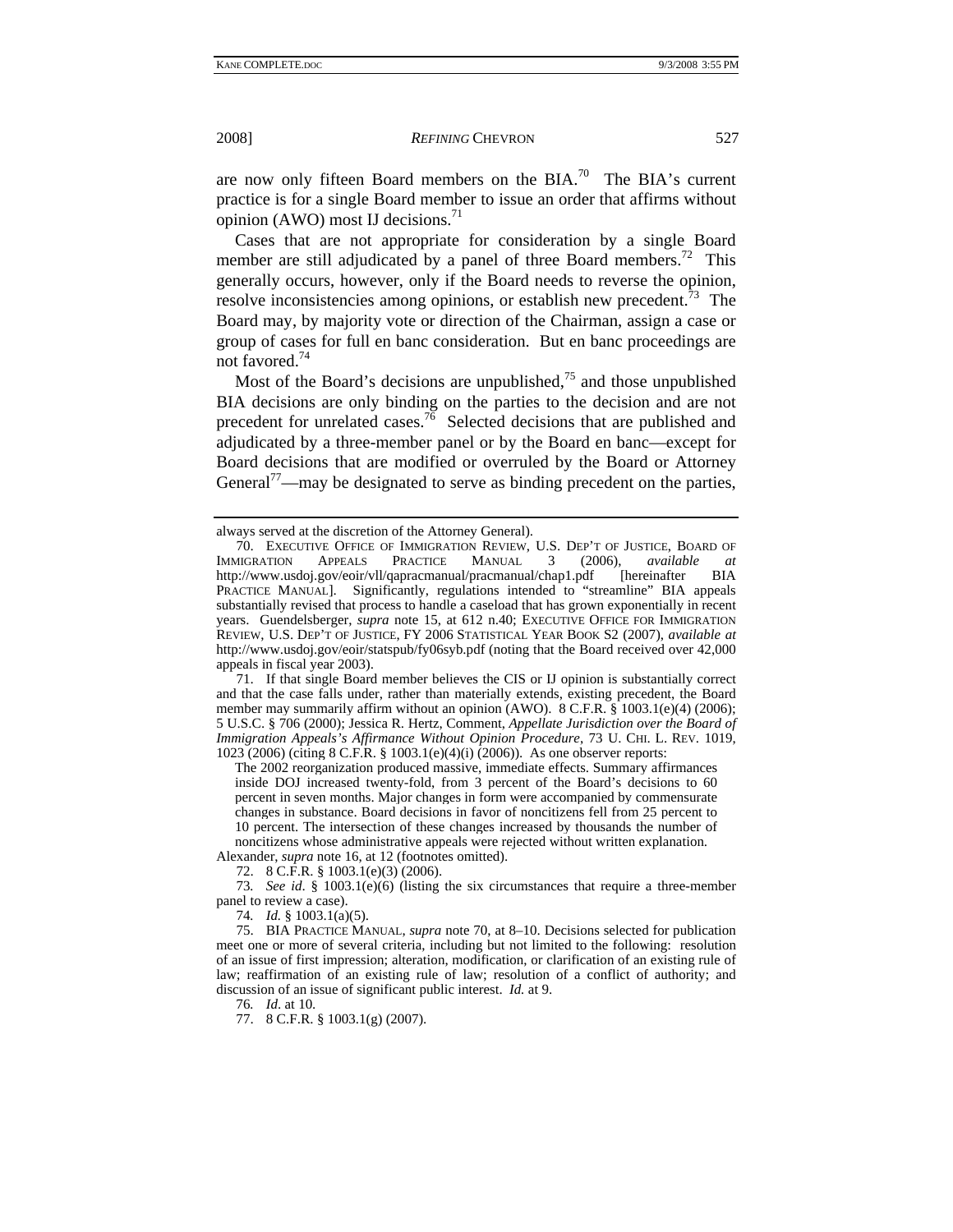are now only fifteen Board members on the BIA.[70] The BIA's current practice is for a single Board member to issue an order that affirms without opinion (AWO) most IJ decisions.[71]

Cases that are not appropriate for consideration by a single Board member are still adjudicated by a panel of three Board members.[72] This generally occurs, however, only if the Board needs to reverse the opinion, resolve inconsistencies among opinions, or establish new precedent.[73] The Board may, by majority vote or direction of the Chairman, assign a case or group of cases for full en banc consideration. But en banc proceedings are not favored.[74]

Most of the Board's decisions are unpublished,[75] and those unpublished BIA decisions are only binding on the parties to the decision and are not precedent for unrelated cases.[76] Selected decisions that are published and adjudicated by a three-member panel or by the Board en banc—except for Board decisions that are modified or overruled by the Board or Attorney General[77]—may be designated to serve as binding precedent on the parties,

---

always served at the discretion of the Attorney General).

70. EXECUTIVE OFFICE OF IMMIGRATION REVIEW, U.S. DEP'T OF JUSTICE, BOARD OF IMMIGRATION APPEALS PRACTICE MANUAL 3 (2006), *available at* http://www.usdoj.gov/eoir/vll/qapracmanual/pracmanual/chap1.pdf [hereinafter BIA PRACTICE MANUAL]. Significantly, regulations intended to "streamline" BIA appeals substantially revised that process to handle a caseload that has grown exponentially in recent years. Guendelsberger, *supra* note 15, at 612 n.40; EXECUTIVE OFFICE FOR IMMIGRATION REVIEW, U.S. DEP'T OF JUSTICE, FY 2006 STATISTICAL YEAR BOOK S2 (2007), *available at* http://www.usdoj.gov/eoir/statspub/fy06syb.pdf (noting that the Board received over 42,000 appeals in fiscal year 2003).

71. If that single Board member believes the CIS or IJ opinion is substantially correct and that the case falls under, rather than materially extends, existing precedent, the Board member may summarily affirm without an opinion (AWO). 8 C.F.R. § 1003.1(e)(4) (2006); 5 U.S.C. § 706 (2000); Jessica R. Hertz, Comment, *Appellate Jurisdiction over the Board of Immigration Appeals's Affirmance Without Opinion Procedure*, 73 U. CHI. L. REV. 1019, 1023 (2006) (citing 8 C.F.R. § 1003.1(e)(4)(i) (2006)). As one observer reports:

> The 2002 reorganization produced massive, immediate effects. Summary affirmances inside DOJ increased twenty-fold, from 3 percent of the Board's decisions to 60 percent in seven months. Major changes in form were accompanied by commensurate changes in substance. Board decisions in favor of noncitizens fell from 25 percent to 10 percent. The intersection of these changes increased by thousands the number of noncitizens whose administrative appeals were rejected without written explanation.

Alexander, *supra* note 16, at 12 (footnotes omitted).

72. 8 C.F.R. § 1003.1(e)(3) (2006).

73. *See id.* § 1003.1(e)(6) (listing the six circumstances that require a three-member panel to review a case).

74. *Id.* § 1003.1(a)(5).

75. BIA PRACTICE MANUAL, *supra* note 70, at 8–10. Decisions selected for publication meet one or more of several criteria, including but not limited to the following: resolution of an issue of first impression; alteration, modification, or clarification of an existing rule of law; reaffirmation of an existing rule of law; resolution of a conflict of authority; and discussion of an issue of significant public interest. *Id.* at 9.

76. *Id.* at 10.

77. 8 C.F.R. § 1003.1(g) (2007).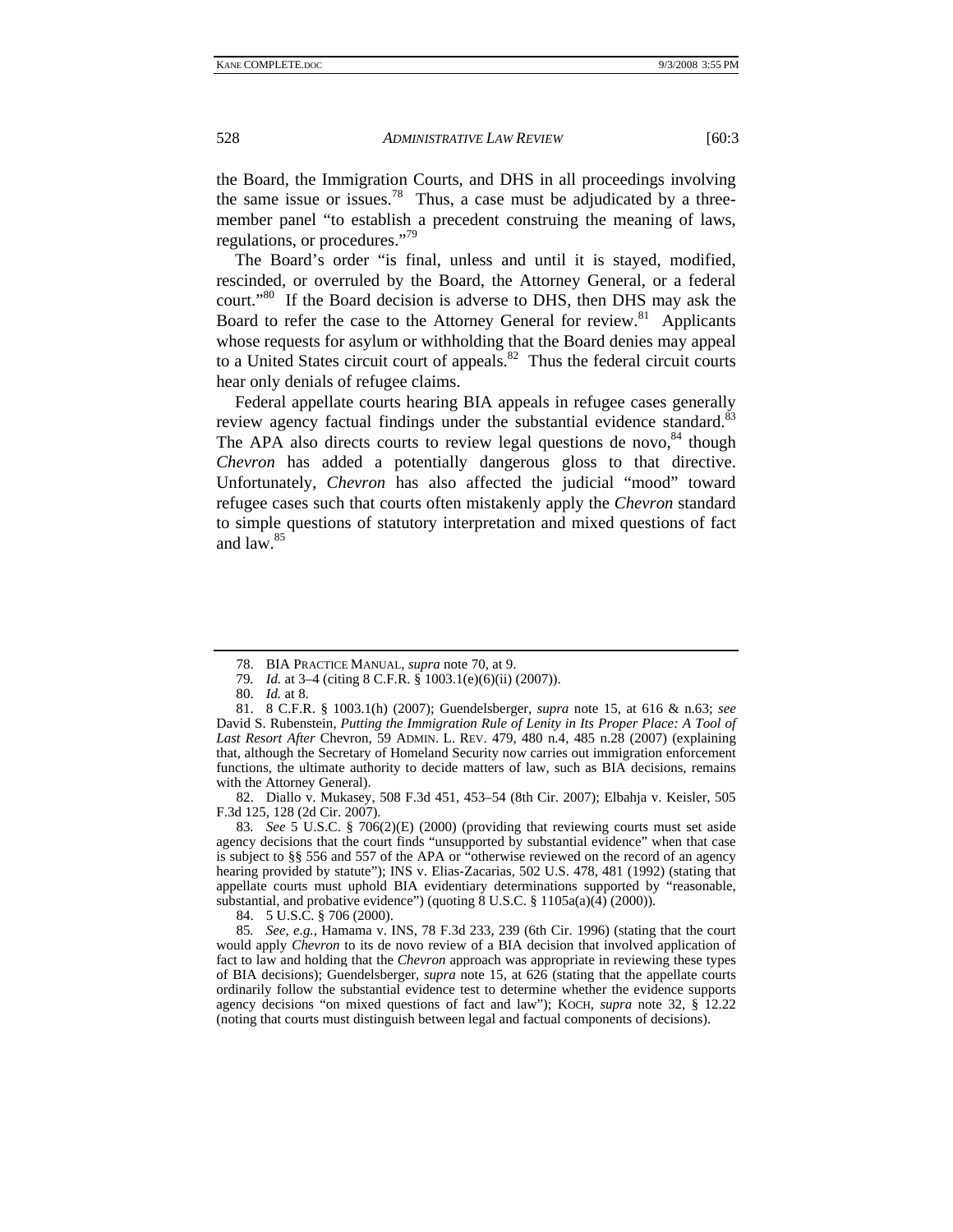the Board, the Immigration Courts, and DHS in all proceedings involving the same issue or issues.[78] Thus, a case must be adjudicated by a three-member panel "to establish a precedent construing the meaning of laws, regulations, or procedures."[79]

The Board's order "is final, unless and until it is stayed, modified, rescinded, or overruled by the Board, the Attorney General, or a federal court."[80] If the Board decision is adverse to DHS, then DHS may ask the Board to refer the case to the Attorney General for review.[81] Applicants whose requests for asylum or withholding that the Board denies may appeal to a United States circuit court of appeals.[82] Thus the federal circuit courts hear only denials of refugee claims.

Federal appellate courts hearing BIA appeals in refugee cases generally review agency factual findings under the substantial evidence standard.[83] The APA also directs courts to review legal questions de novo,[84] though *Chevron* has added a potentially dangerous gloss to that directive. Unfortunately, *Chevron* has also affected the judicial "mood" toward refugee cases such that courts often mistakenly apply the *Chevron* standard to simple questions of statutory interpretation and mixed questions of fact and law.[85]

---

78. BIA PRACTICE MANUAL, *supra* note 70, at 9.

79. *Id.* at 3–4 (citing 8 C.F.R. § 1003.1(e)(6)(ii) (2007)).

80. *Id.* at 8.

81. 8 C.F.R. § 1003.1(h) (2007); Guendelsberger, *supra* note 15, at 616 & n.63; *see* David S. Rubenstein, *Putting the Immigration Rule of Lenity in Its Proper Place: A Tool of Last Resort After* Chevron, 59 ADMIN. L. REV. 479, 480 n.4, 485 n.28 (2007) (explaining that, although the Secretary of Homeland Security now carries out immigration enforcement functions, the ultimate authority to decide matters of law, such as BIA decisions, remains with the Attorney General).

82. Diallo v. Mukasey, 508 F.3d 451, 453–54 (8th Cir. 2007); Elbahja v. Keisler, 505 F.3d 125, 128 (2d Cir. 2007).

83. *See* 5 U.S.C. § 706(2)(E) (2000) (providing that reviewing courts must set aside agency decisions that the court finds "unsupported by substantial evidence" when that case is subject to §§ 556 and 557 of the APA or "otherwise reviewed on the record of an agency hearing provided by statute"); INS v. Elias-Zacarias, 502 U.S. 478, 481 (1992) (stating that appellate courts must uphold BIA evidentiary determinations supported by "reasonable, substantial, and probative evidence") (quoting 8 U.S.C. § 1105a(a)(4) (2000)).

84. 5 U.S.C. § 706 (2000).

85. *See, e.g.*, Hamama v. INS, 78 F.3d 233, 239 (6th Cir. 1996) (stating that the court would apply *Chevron* to its de novo review of a BIA decision that involved application of fact to law and holding that the *Chevron* approach was appropriate in reviewing these types of BIA decisions); Guendelsberger, *supra* note 15, at 626 (stating that the appellate courts ordinarily follow the substantial evidence test to determine whether the evidence supports agency decisions "on mixed questions of fact and law"); KOCH, *supra* note 32, § 12.22 (noting that courts must distinguish between legal and factual components of decisions).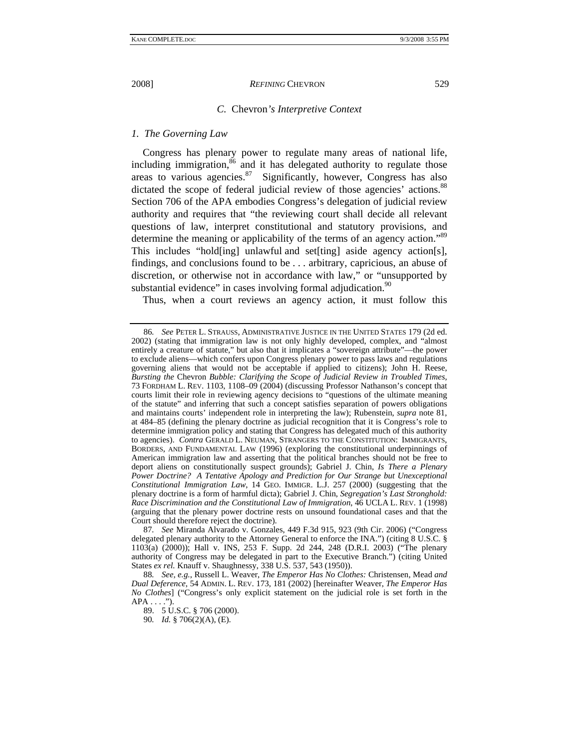### *C.* Chevron*'s Interpretive Context*

#### *1. The Governing Law*

Congress has plenary power to regulate many areas of national life, including immigration,[86] and it has delegated authority to regulate those areas to various agencies.[87] Significantly, however, Congress has also dictated the scope of federal judicial review of those agencies' actions.[88] Section 706 of the APA embodies Congress's delegation of judicial review authority and requires that "the reviewing court shall decide all relevant questions of law, interpret constitutional and statutory provisions, and determine the meaning or applicability of the terms of an agency action."[89] This includes "hold[ing] unlawful and set[ting] aside agency action[s], findings, and conclusions found to be . . . arbitrary, capricious, an abuse of discretion, or otherwise not in accordance with law," or "unsupported by substantial evidence" in cases involving formal adjudication.[90]

Thus, when a court reviews an agency action, it must follow this

---

86. *See* PETER L. STRAUSS, ADMINISTRATIVE JUSTICE IN THE UNITED STATES 179 (2d ed. 2002) (stating that immigration law is not only highly developed, complex, and "almost entirely a creature of statute," but also that it implicates a "sovereign attribute"—the power to exclude aliens—which confers upon Congress plenary power to pass laws and regulations governing aliens that would not be acceptable if applied to citizens); John H. Reese, *Bursting the* Chevron *Bubble: Clarifying the Scope of Judicial Review in Troubled Times*, 73 FORDHAM L. REV. 1103, 1108–09 (2004) (discussing Professor Nathanson's concept that courts limit their role in reviewing agency decisions to "questions of the ultimate meaning of the statute" and inferring that such a concept satisfies separation of powers obligations and maintains courts' independent role in interpreting the law); Rubenstein, *supra* note 81, at 484–85 (defining the plenary doctrine as judicial recognition that it is Congress's role to determine immigration policy and stating that Congress has delegated much of this authority to agencies). *Contra* GERALD L. NEUMAN, STRANGERS TO THE CONSTITUTION: IMMIGRANTS, BORDERS, AND FUNDAMENTAL LAW (1996) (exploring the constitutional underpinnings of American immigration law and asserting that the political branches should not be free to deport aliens on constitutionally suspect grounds); Gabriel J. Chin, *Is There a Plenary Power Doctrine? A Tentative Apology and Prediction for Our Strange but Unexceptional Constitutional Immigration Law*, 14 GEO. IMMIGR. L.J. 257 (2000) (suggesting that the plenary doctrine is a form of harmful dicta); Gabriel J. Chin, *Segregation's Last Stronghold: Race Discrimination and the Constitutional Law of Immigration*, 46 UCLA L. REV. 1 (1998) (arguing that the plenary power doctrine rests on unsound foundational cases and that the Court should therefore reject the doctrine).

87. *See* Miranda Alvarado v. Gonzales, 449 F.3d 915, 923 (9th Cir. 2006) ("Congress delegated plenary authority to the Attorney General to enforce the INA.") (citing 8 U.S.C. § 1103(a) (2000)); Hall v. INS, 253 F. Supp. 2d 244, 248 (D.R.I. 2003) ("The plenary authority of Congress may be delegated in part to the Executive Branch.") (citing United States *ex rel.* Knauff v. Shaughnessy, 338 U.S. 537, 543 (1950)).

88. *See, e.g.*, Russell L. Weaver, *The Emperor Has No Clothes:* Christensen, Mead *and Dual Deference*, 54 ADMIN. L. REV. 173, 181 (2002) [hereinafter Weaver, *The Emperor Has No Clothes*] ("Congress's only explicit statement on the judicial role is set forth in the APA . . . .").

89. 5 U.S.C. § 706 (2000).

90. *Id.* § 706(2)(A), (E).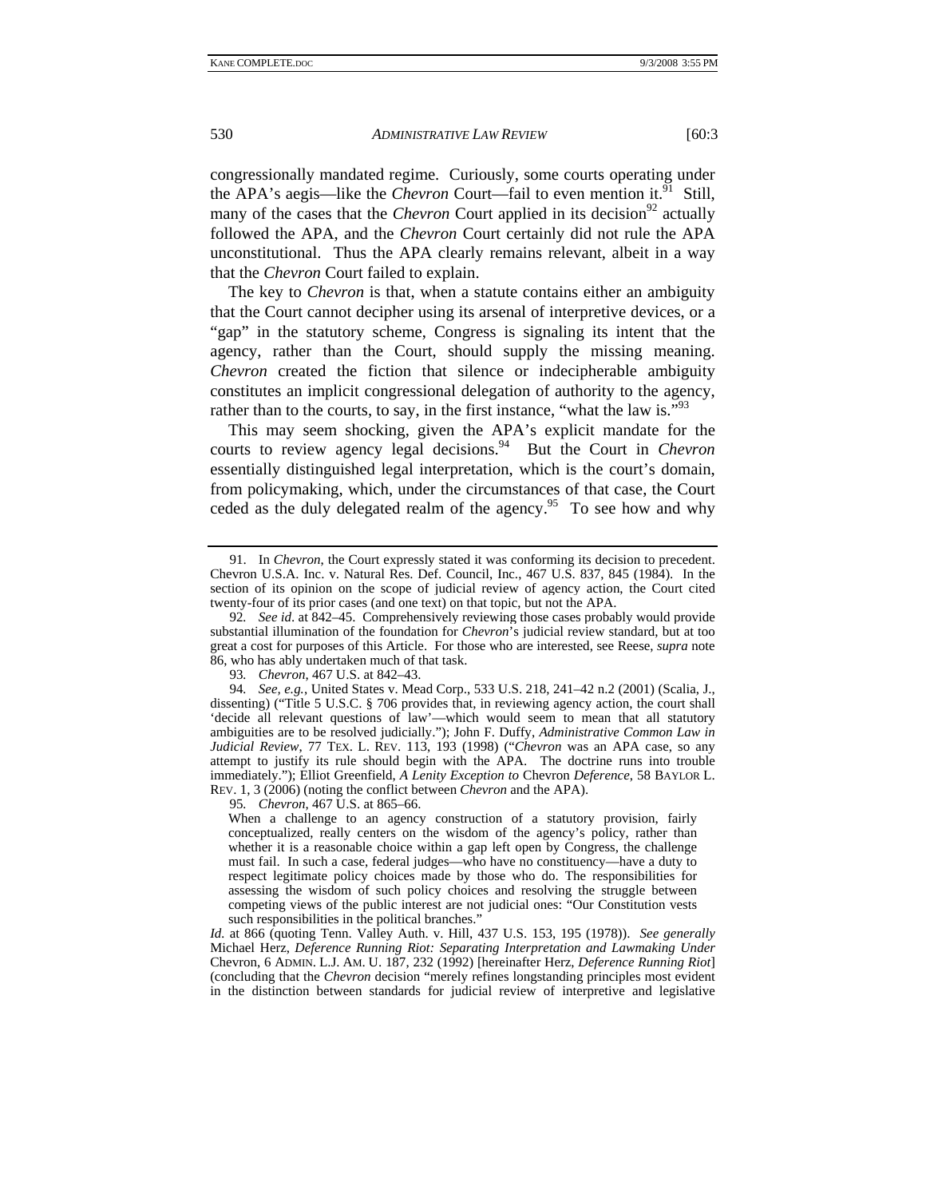congressionally mandated regime. Curiously, some courts operating under the APA's aegis—like the *Chevron* Court—fail to even mention it.[91] Still, many of the cases that the *Chevron* Court applied in its decision[92] actually followed the APA, and the *Chevron* Court certainly did not rule the APA unconstitutional. Thus the APA clearly remains relevant, albeit in a way that the *Chevron* Court failed to explain.

The key to *Chevron* is that, when a statute contains either an ambiguity that the Court cannot decipher using its arsenal of interpretive devices, or a "gap" in the statutory scheme, Congress is signaling its intent that the agency, rather than the Court, should supply the missing meaning. *Chevron* created the fiction that silence or indecipherable ambiguity constitutes an implicit congressional delegation of authority to the agency, rather than to the courts, to say, in the first instance, "what the law is."[93]

This may seem shocking, given the APA's explicit mandate for the courts to review agency legal decisions.[94] But the Court in *Chevron* essentially distinguished legal interpretation, which is the court's domain, from policymaking, which, under the circumstances of that case, the Court ceded as the duly delegated realm of the agency.[95] To see how and why

---

91. In *Chevron*, the Court expressly stated it was conforming its decision to precedent. Chevron U.S.A. Inc. v. Natural Res. Def. Council, Inc., 467 U.S. 837, 845 (1984). In the section of its opinion on the scope of judicial review of agency action, the Court cited twenty-four of its prior cases (and one text) on that topic, but not the APA.

92. *See id.* at 842–45. Comprehensively reviewing those cases probably would provide substantial illumination of the foundation for *Chevron*'s judicial review standard, but at too great a cost for purposes of this Article. For those who are interested, see Reese, *supra* note 86, who has ably undertaken much of that task.

93. *Chevron*, 467 U.S. at 842–43.

94. *See, e.g.*, United States v. Mead Corp., 533 U.S. 218, 241–42 n.2 (2001) (Scalia, J., dissenting) ("Title 5 U.S.C. § 706 provides that, in reviewing agency action, the court shall 'decide all relevant questions of law'—which would seem to mean that all statutory ambiguities are to be resolved judicially."); John F. Duffy, *Administrative Common Law in Judicial Review*, 77 TEX. L. REV. 113, 193 (1998) ("*Chevron* was an APA case, so any attempt to justify its rule should begin with the APA. The doctrine runs into trouble immediately."); Elliot Greenfield, *A Lenity Exception to* Chevron *Deference*, 58 BAYLOR L. REV. 1, 3 (2006) (noting the conflict between *Chevron* and the APA).

95. *Chevron*, 467 U.S. at 865–66.

> When a challenge to an agency construction of a statutory provision, fairly conceptualized, really centers on the wisdom of the agency's policy, rather than whether it is a reasonable choice within a gap left open by Congress, the challenge must fail. In such a case, federal judges—who have no constituency—have a duty to respect legitimate policy choices made by those who do. The responsibilities for assessing the wisdom of such policy choices and resolving the struggle between competing views of the public interest are not judicial ones: "Our Constitution vests such responsibilities in the political branches."

*Id.* at 866 (quoting Tenn. Valley Auth. v. Hill, 437 U.S. 153, 195 (1978)). *See generally* Michael Herz, *Deference Running Riot: Separating Interpretation and Lawmaking Under* Chevron, 6 ADMIN. L.J. AM. U. 187, 232 (1992) [hereinafter Herz, *Deference Running Riot*] (concluding that the *Chevron* decision "merely refines longstanding principles most evident in the distinction between standards for judicial review of interpretive and legislative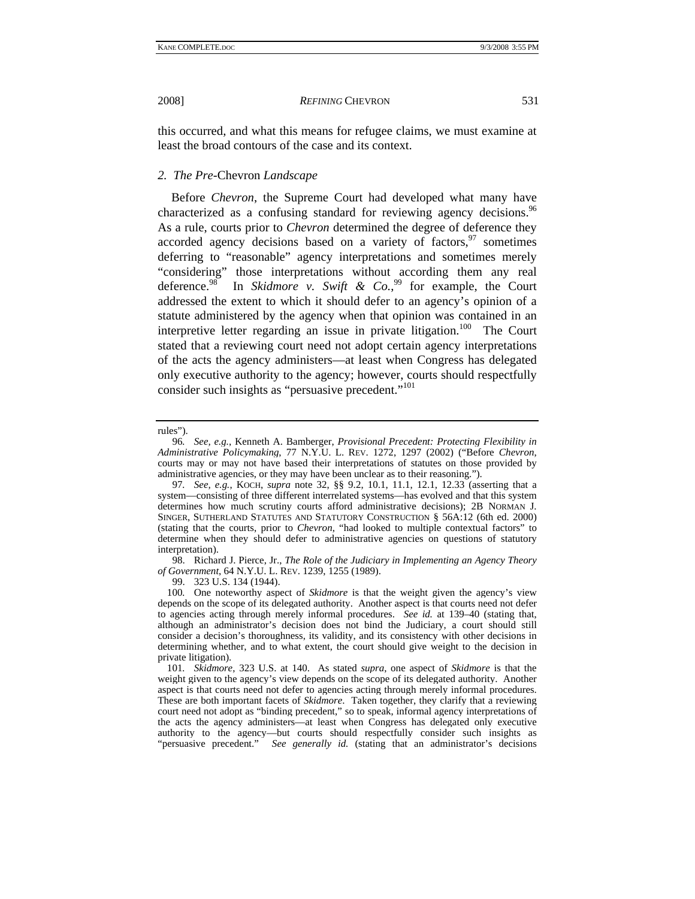this occurred, and what this means for refugee claims, we must examine at least the broad contours of the case and its context.

### 2. *The Pre-*Chevron *Landscape*

Before *Chevron*, the Supreme Court had developed what many have characterized as a confusing standard for reviewing agency decisions.[96] As a rule, courts prior to *Chevron* determined the degree of deference they accorded agency decisions based on a variety of factors,[97] sometimes deferring to "reasonable" agency interpretations and sometimes merely "considering" those interpretations without according them any real deference.[98] In *Skidmore v. Swift & Co.*,[99] for example, the Court addressed the extent to which it should defer to an agency's opinion of a statute administered by the agency when that opinion was contained in an interpretive letter regarding an issue in private litigation.[100] The Court stated that a reviewing court need not adopt certain agency interpretations of the acts the agency administers—at least when Congress has delegated only executive authority to the agency; however, courts should respectfully consider such insights as "persuasive precedent."[101]

---

rules").

96. *See, e.g.*, Kenneth A. Bamberger, *Provisional Precedent: Protecting Flexibility in Administrative Policymaking*, 77 N.Y.U. L. REV. 1272, 1297 (2002) ("Before *Chevron*, courts may or may not have based their interpretations of statutes on those provided by administrative agencies, or they may have been unclear as to their reasoning.").

97. *See, e.g.*, KOCH, *supra* note 32, §§ 9.2, 10.1, 11.1, 12.1, 12.33 (asserting that a system—consisting of three different interrelated systems—has evolved and that this system determines how much scrutiny courts afford administrative decisions); 2B NORMAN J. SINGER, SUTHERLAND STATUTES AND STATUTORY CONSTRUCTION § 56A:12 (6th ed. 2000) (stating that the courts, prior to *Chevron*, "had looked to multiple contextual factors" to determine when they should defer to administrative agencies on questions of statutory interpretation).

98. Richard J. Pierce, Jr., *The Role of the Judiciary in Implementing an Agency Theory of Government*, 64 N.Y.U. L. REV. 1239, 1255 (1989).

99. 323 U.S. 134 (1944).

100. One noteworthy aspect of *Skidmore* is that the weight given the agency's view depends on the scope of its delegated authority. Another aspect is that courts need not defer to agencies acting through merely informal procedures. *See id.* at 139–40 (stating that, although an administrator's decision does not bind the Judiciary, a court should still consider a decision's thoroughness, its validity, and its consistency with other decisions in determining whether, and to what extent, the court should give weight to the decision in private litigation).

101. *Skidmore*, 323 U.S. at 140. As stated *supra*, one aspect of *Skidmore* is that the weight given to the agency's view depends on the scope of its delegated authority. Another aspect is that courts need not defer to agencies acting through merely informal procedures. These are both important facets of *Skidmore*. Taken together, they clarify that a reviewing court need not adopt as "binding precedent," so to speak, informal agency interpretations of the acts the agency administers—at least when Congress has delegated only executive authority to the agency—but courts should respectfully consider such insights as "persuasive precedent." *See generally id.* (stating that an administrator's decisions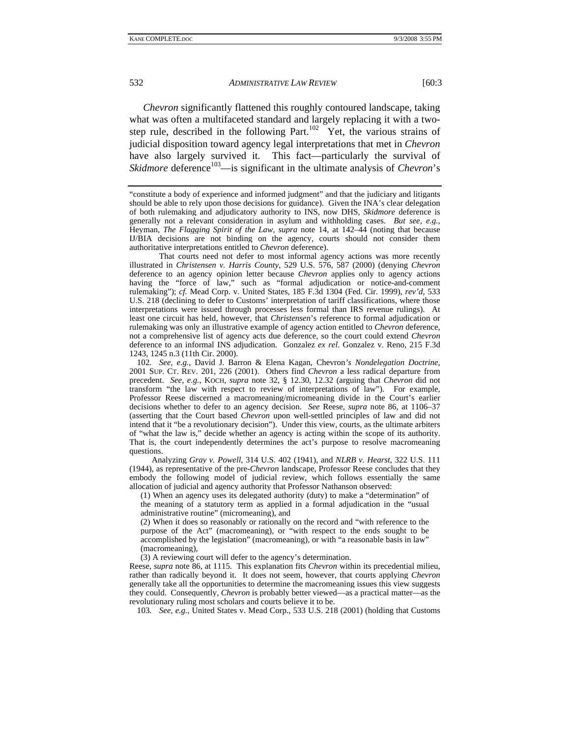*Chevron* significantly flattened this roughly contoured landscape, taking what was often a multifaceted standard and largely replacing it with a two-step rule, described in the following Part.[102] Yet, the various strains of judicial disposition toward agency legal interpretations that met in *Chevron* have also largely survived it. This fact—particularly the survival of *Skidmore* deference[103]—is significant in the ultimate analysis of *Chevron*'s

---

"constitute a body of experience and informed judgment" and that the judiciary and litigants should be able to rely upon those decisions for guidance). Given the INA's clear delegation of both rulemaking and adjudicatory authority to INS, now DHS, *Skidmore* deference is generally not a relevant consideration in asylum and withholding cases. *But see, e.g.*, Heyman, *The Flagging Spirit of the Law*, *supra* note 14, at 142–44 (noting that because IJ/BIA decisions are not binding on the agency, courts should not consider them authoritative interpretations entitled to *Chevron* deference).

That courts need not defer to most informal agency actions was more recently illustrated in *Christensen v. Harris County*, 529 U.S. 576, 587 (2000) (denying *Chevron* deference to an agency opinion letter because *Chevron* applies only to agency actions having the "force of law," such as "formal adjudication or notice-and-comment rulemaking"); *cf.* Mead Corp. v. United States, 185 F.3d 1304 (Fed. Cir. 1999), *rev'd*, 533 U.S. 218 (declining to defer to Customs' interpretation of tariff classifications, where those interpretations were issued through processes less formal than IRS revenue rulings). At least one circuit has held, however, that *Christensen*'s reference to formal adjudication or rulemaking was only an illustrative example of agency action entitled to *Chevron* deference, not a comprehensive list of agency acts due deference, so the court could extend *Chevron* deference to an informal INS adjudication. Gonzalez *ex rel*. Gonzalez v. Reno, 215 F.3d 1243, 1245 n.3 (11th Cir. 2000).

102. *See, e.g.*, David J. Barron & Elena Kagan, *Chevron's Nondelegation Doctrine*, 2001 SUP. CT. REV. 201, 226 (2001). Others find *Chevron* a less radical departure from precedent. *See, e.g.*, KOCH, *supra* note 32, § 12.30, 12.32 (arguing that *Chevron* did not transform "the law with respect to review of interpretations of law"). For example, Professor Reese discerned a macromeaning/micromeaning divide in the Court's earlier decisions whether to defer to an agency decision. *See* Reese, *supra* note 86, at 1106–37 (asserting that the Court based *Chevron* upon well-settled principles of law and did not intend that it "be a revolutionary decision"). Under this view, courts, as the ultimate arbiters of "what the law is," decide whether an agency is acting within the scope of its authority. That is, the court independently determines the act's purpose to resolve macromeaning questions.

Analyzing *Gray v. Powell*, 314 U.S. 402 (1941), and *NLRB v. Hearst*, 322 U.S. 111 (1944), as representative of the pre-*Chevron* landscape, Professor Reese concludes that they embody the following model of judicial review, which follows essentially the same allocation of judicial and agency authority that Professor Nathanson observed:

> (1) When an agency uses its delegated authority (duty) to make a "determination" of the meaning of a statutory term as applied in a formal adjudication in the "usual administrative routine" (micromeaning), and
>
> (2) When it does so reasonably or rationally on the record and "with reference to the purpose of the Act" (macromeaning), or "with respect to the ends sought to be accomplished by the legislation" (macromeaning), or with "a reasonable basis in law" (macromeaning),
>
> (3) A reviewing court will defer to the agency's determination.

Reese, *supra* note 86, at 1115. This explanation fits *Chevron* within its precedential milieu, rather than radically beyond it. It does not seem, however, that courts applying *Chevron* generally take all the opportunities to determine the macromeaning issues this view suggests they could. Consequently, *Chevron* is probably better viewed—as a practical matter—as the revolutionary ruling most scholars and courts believe it to be.

103. *See, e.g.*, United States v. Mead Corp., 533 U.S. 218 (2001) (holding that Customs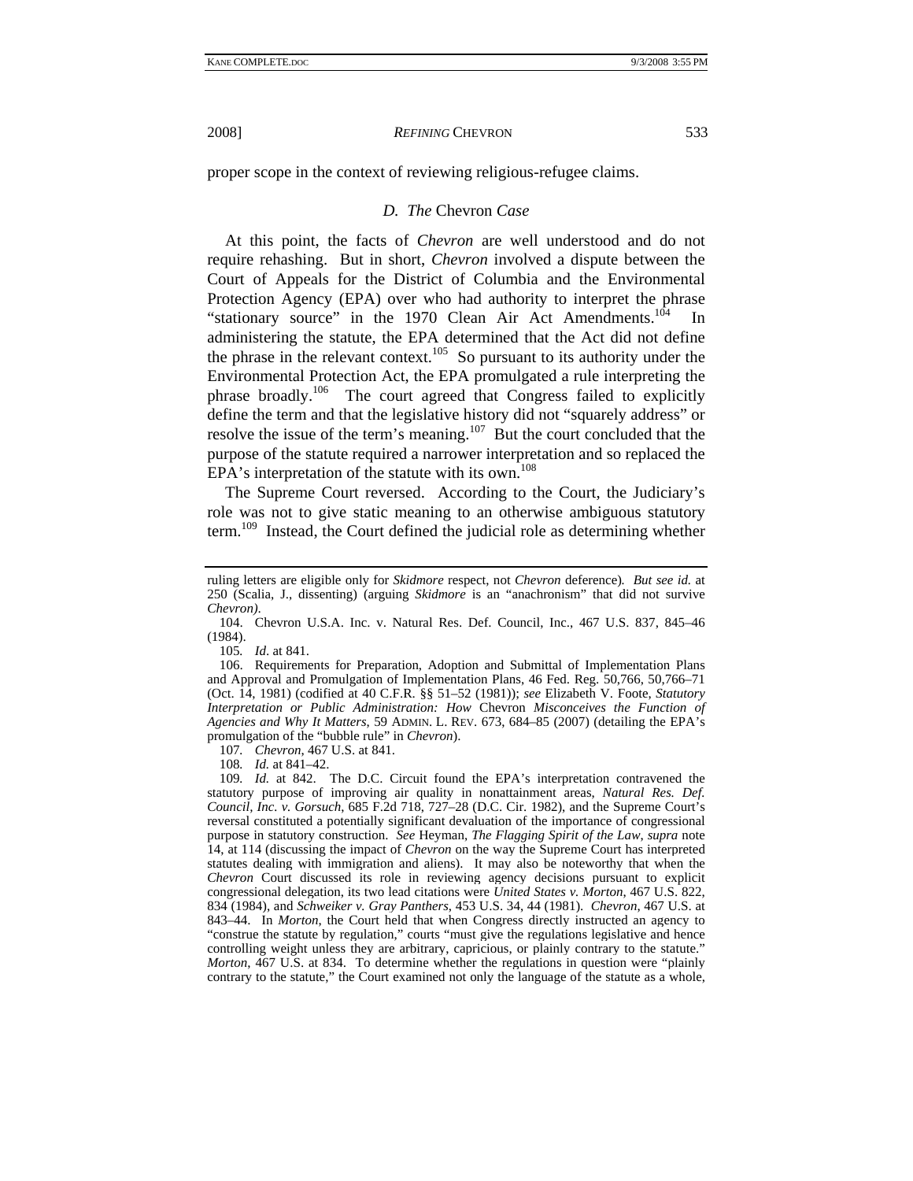proper scope in the context of reviewing religious-refugee claims.

### *D. The* Chevron *Case*

At this point, the facts of *Chevron* are well understood and do not require rehashing. But in short, *Chevron* involved a dispute between the Court of Appeals for the District of Columbia and the Environmental Protection Agency (EPA) over who had authority to interpret the phrase "stationary source" in the 1970 Clean Air Act Amendments.[104] In administering the statute, the EPA determined that the Act did not define the phrase in the relevant context.[105] So pursuant to its authority under the Environmental Protection Act, the EPA promulgated a rule interpreting the phrase broadly.[106] The court agreed that Congress failed to explicitly define the term and that the legislative history did not "squarely address" or resolve the issue of the term's meaning.[107] But the court concluded that the purpose of the statute required a narrower interpretation and so replaced the EPA's interpretation of the statute with its own.[108]

The Supreme Court reversed. According to the Court, the Judiciary's role was not to give static meaning to an otherwise ambiguous statutory term.[109] Instead, the Court defined the judicial role as determining whether

---

ruling letters are eligible only for *Skidmore* respect, not *Chevron* deference). *But see id.* at 250 (Scalia, J., dissenting) (arguing *Skidmore* is an "anachronism" that did not survive *Chevron*).

104. Chevron U.S.A. Inc. v. Natural Res. Def. Council, Inc., 467 U.S. 837, 845–46 (1984).

105. *Id*. at 841.

106. Requirements for Preparation, Adoption and Submittal of Implementation Plans and Approval and Promulgation of Implementation Plans, 46 Fed. Reg. 50,766, 50,766–71 (Oct. 14, 1981) (codified at 40 C.F.R. §§ 51–52 (1981)); *see* Elizabeth V. Foote, *Statutory Interpretation or Public Administration: How* Chevron *Misconceives the Function of Agencies and Why It Matters*, 59 ADMIN. L. REV. 673, 684–85 (2007) (detailing the EPA's promulgation of the "bubble rule" in *Chevron*).

107. *Chevron*, 467 U.S. at 841.

108. *Id.* at 841–42.

109. *Id.* at 842. The D.C. Circuit found the EPA's interpretation contravened the statutory purpose of improving air quality in nonattainment areas, *Natural Res. Def. Council, Inc. v. Gorsuch*, 685 F.2d 718, 727–28 (D.C. Cir. 1982), and the Supreme Court's reversal constituted a potentially significant devaluation of the importance of congressional purpose in statutory construction. *See* Heyman, *The Flagging Spirit of the Law*, *supra* note 14, at 114 (discussing the impact of *Chevron* on the way the Supreme Court has interpreted statutes dealing with immigration and aliens). It may also be noteworthy that when the *Chevron* Court discussed its role in reviewing agency decisions pursuant to explicit congressional delegation, its two lead citations were *United States v. Morton*, 467 U.S. 822, 834 (1984), and *Schweiker v. Gray Panthers*, 453 U.S. 34, 44 (1981). *Chevron*, 467 U.S. at 843–44. In *Morton*, the Court held that when Congress directly instructed an agency to "construe the statute by regulation," courts "must give the regulations legislative and hence controlling weight unless they are arbitrary, capricious, or plainly contrary to the statute." *Morton*, 467 U.S. at 834. To determine whether the regulations in question were "plainly contrary to the statute," the Court examined not only the language of the statute as a whole,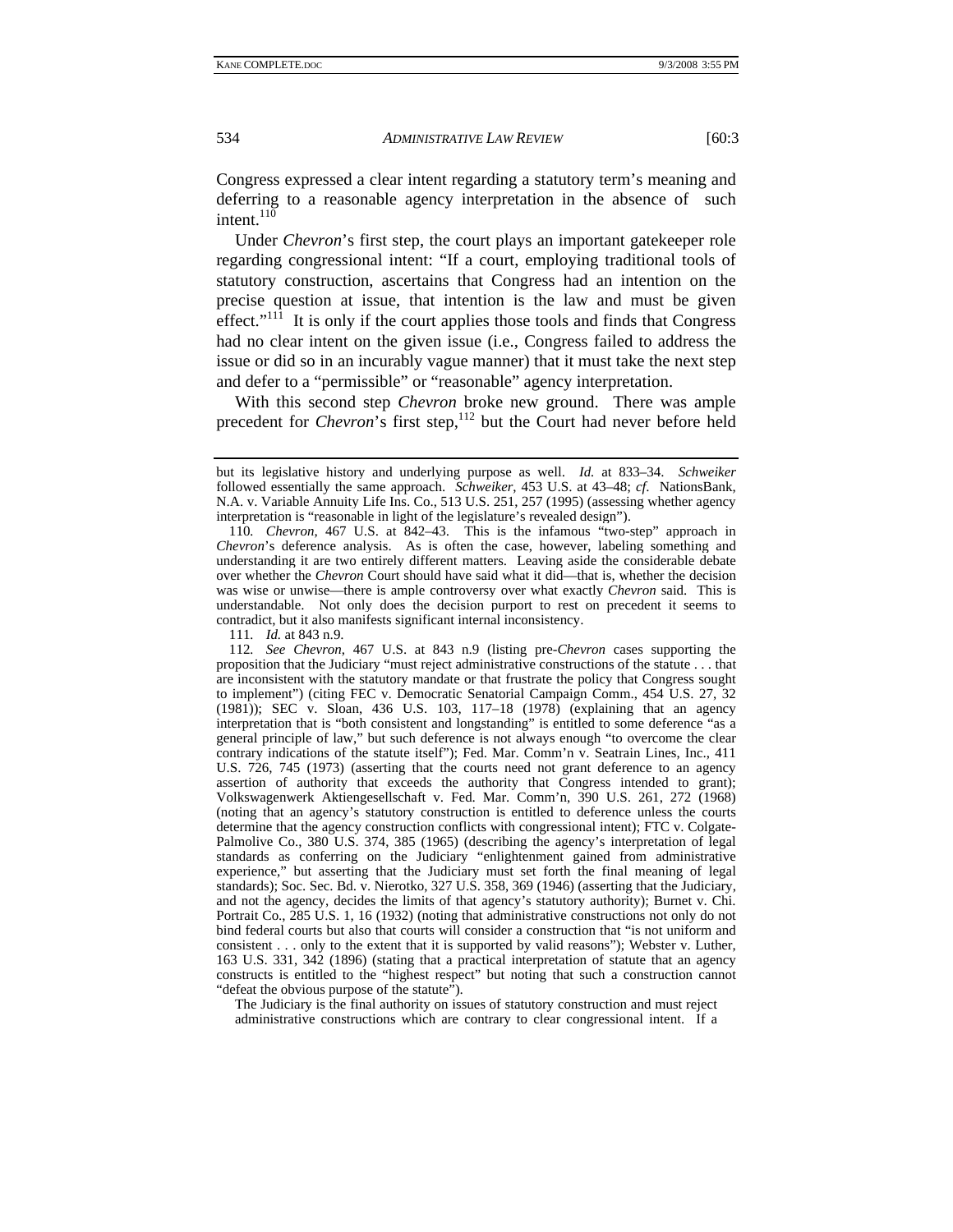Congress expressed a clear intent regarding a statutory term's meaning and deferring to a reasonable agency interpretation in the absence of such intent.[110]

Under *Chevron*'s first step, the court plays an important gatekeeper role regarding congressional intent: "If a court, employing traditional tools of statutory construction, ascertains that Congress had an intention on the precise question at issue, that intention is the law and must be given effect."[111] It is only if the court applies those tools and finds that Congress had no clear intent on the given issue (i.e., Congress failed to address the issue or did so in an incurably vague manner) that it must take the next step and defer to a "permissible" or "reasonable" agency interpretation.

With this second step *Chevron* broke new ground. There was ample precedent for *Chevron*'s first step,[112] but the Court had never before held

---

but its legislative history and underlying purpose as well. *Id.* at 833–34. *Schweiker* followed essentially the same approach. *Schweiker*, 453 U.S. at 43–48; *cf.* NationsBank, N.A. v. Variable Annuity Life Ins. Co., 513 U.S. 251, 257 (1995) (assessing whether agency interpretation is "reasonable in light of the legislature's revealed design").

110. *Chevron*, 467 U.S. at 842–43. This is the infamous "two-step" approach in *Chevron*'s deference analysis. As is often the case, however, labeling something and understanding it are two entirely different matters. Leaving aside the considerable debate over whether the *Chevron* Court should have said what it did—that is, whether the decision was wise or unwise—there is ample controversy over what exactly *Chevron* said. This is understandable. Not only does the decision purport to rest on precedent it seems to contradict, but it also manifests significant internal inconsistency.

111. *Id.* at 843 n.9.

112. *See Chevron*, 467 U.S. at 843 n.9 (listing pre-*Chevron* cases supporting the proposition that the Judiciary "must reject administrative constructions of the statute . . . that are inconsistent with the statutory mandate or that frustrate the policy that Congress sought to implement") (citing FEC v. Democratic Senatorial Campaign Comm., 454 U.S. 27, 32 (1981)); SEC v. Sloan, 436 U.S. 103, 117–18 (1978) (explaining that an agency interpretation that is "both consistent and longstanding" is entitled to some deference "as a general principle of law," but such deference is not always enough "to overcome the clear contrary indications of the statute itself"); Fed. Mar. Comm'n v. Seatrain Lines, Inc., 411 U.S. 726, 745 (1973) (asserting that the courts need not grant deference to an agency assertion of authority that exceeds the authority that Congress intended to grant); Volkswagenwerk Aktiengesellschaft v. Fed. Mar. Comm'n, 390 U.S. 261, 272 (1968) (noting that an agency's statutory construction is entitled to deference unless the courts determine that the agency construction conflicts with congressional intent); FTC v. Colgate-Palmolive Co., 380 U.S. 374, 385 (1965) (describing the agency's interpretation of legal standards as conferring on the Judiciary "enlightenment gained from administrative experience," but asserting that the Judiciary must set forth the final meaning of legal standards); Soc. Sec. Bd. v. Nierotko, 327 U.S. 358, 369 (1946) (asserting that the Judiciary, and not the agency, decides the limits of that agency's statutory authority); Burnet v. Chi. Portrait Co., 285 U.S. 1, 16 (1932) (noting that administrative constructions not only do not bind federal courts but also that courts will consider a construction that "is not uniform and consistent . . . only to the extent that it is supported by valid reasons"); Webster v. Luther, 163 U.S. 331, 342 (1896) (stating that a practical interpretation of statute that an agency constructs is entitled to the "highest respect" but noting that such a construction cannot "defeat the obvious purpose of the statute").

> The Judiciary is the final authority on issues of statutory construction and must reject administrative constructions which are contrary to clear congressional intent. If a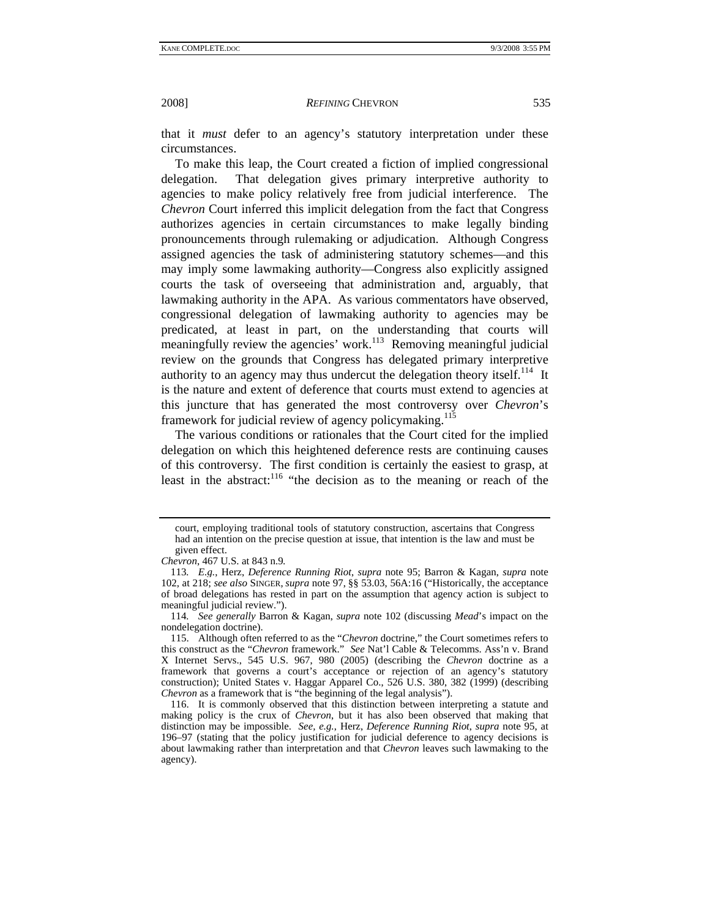that it *must* defer to an agency's statutory interpretation under these circumstances.

To make this leap, the Court created a fiction of implied congressional delegation. That delegation gives primary interpretive authority to agencies to make policy relatively free from judicial interference. The *Chevron* Court inferred this implicit delegation from the fact that Congress authorizes agencies in certain circumstances to make legally binding pronouncements through rulemaking or adjudication. Although Congress assigned agencies the task of administering statutory schemes—and this may imply some lawmaking authority—Congress also explicitly assigned courts the task of overseeing that administration and, arguably, that lawmaking authority in the APA. As various commentators have observed, congressional delegation of lawmaking authority to agencies may be predicated, at least in part, on the understanding that courts will meaningfully review the agencies' work.[113] Removing meaningful judicial review on the grounds that Congress has delegated primary interpretive authority to an agency may thus undercut the delegation theory itself.[114] It is the nature and extent of deference that courts must extend to agencies at this juncture that has generated the most controversy over *Chevron*'s framework for judicial review of agency policymaking.[115]

The various conditions or rationales that the Court cited for the implied delegation on which this heightened deference rests are continuing causes of this controversy. The first condition is certainly the easiest to grasp, at least in the abstract:[116] "the decision as to the meaning or reach of the

---

court, employing traditional tools of statutory construction, ascertains that Congress had an intention on the precise question at issue, that intention is the law and must be given effect.

*Chevron*, 467 U.S. at 843 n.9.

113. *E.g.*, Herz, *Deference Running Riot*, *supra* note 95; Barron & Kagan, *supra* note 102, at 218; *see also* SINGER, *supra* note 97, §§ 53.03, 56A:16 ("Historically, the acceptance of broad delegations has rested in part on the assumption that agency action is subject to meaningful judicial review.").

114. *See generally* Barron & Kagan, *supra* note 102 (discussing *Mead*'s impact on the nondelegation doctrine).

115. Although often referred to as the "*Chevron* doctrine," the Court sometimes refers to this construct as the "*Chevron* framework." *See* Nat'l Cable & Telecomms. Ass'n v. Brand X Internet Servs., 545 U.S. 967, 980 (2005) (describing the *Chevron* doctrine as a framework that governs a court's acceptance or rejection of an agency's statutory construction); United States v. Haggar Apparel Co., 526 U.S. 380, 382 (1999) (describing *Chevron* as a framework that is "the beginning of the legal analysis").

116. It is commonly observed that this distinction between interpreting a statute and making policy is the crux of *Chevron*, but it has also been observed that making that distinction may be impossible. *See, e.g.*, Herz, *Deference Running Riot*, *supra* note 95, at 196–97 (stating that the policy justification for judicial deference to agency decisions is about lawmaking rather than interpretation and that *Chevron* leaves such lawmaking to the agency).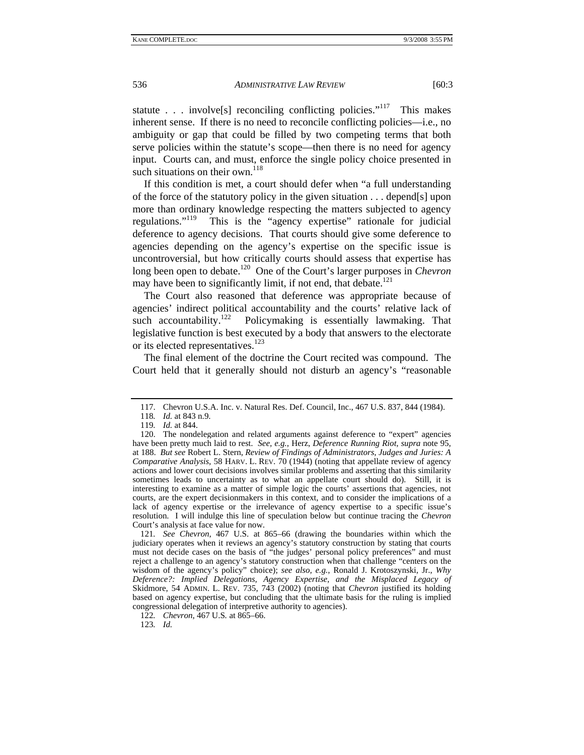statute . . . involve[s] reconciling conflicting policies."[117] This makes inherent sense. If there is no need to reconcile conflicting policies—i.e., no ambiguity or gap that could be filled by two competing terms that both serve policies within the statute's scope—then there is no need for agency input. Courts can, and must, enforce the single policy choice presented in such situations on their own.[118]

If this condition is met, a court should defer when "a full understanding of the force of the statutory policy in the given situation . . . depend[s] upon more than ordinary knowledge respecting the matters subjected to agency regulations."[119] This is the "agency expertise" rationale for judicial deference to agency decisions. That courts should give some deference to agencies depending on the agency's expertise on the specific issue is uncontroversial, but how critically courts should assess that expertise has long been open to debate.[120] One of the Court's larger purposes in *Chevron* may have been to significantly limit, if not end, that debate.[121]

The Court also reasoned that deference was appropriate because of agencies' indirect political accountability and the courts' relative lack of such accountability.[122] Policymaking is essentially lawmaking. That legislative function is best executed by a body that answers to the electorate or its elected representatives.[123]

The final element of the doctrine the Court recited was compound. The Court held that it generally should not disturb an agency's "reasonable

---

117. Chevron U.S.A. Inc. v. Natural Res. Def. Council, Inc., 467 U.S. 837, 844 (1984).

118. *Id.* at 843 n.9.

119. *Id.* at 844.

120. The nondelegation and related arguments against deference to "expert" agencies have been pretty much laid to rest. *See, e.g.*, Herz, *Deference Running Riot*, *supra* note 95, at 188. *But see* Robert L. Stern, *Review of Findings of Administrators, Judges and Juries: A Comparative Analysis*, 58 HARV. L. REV. 70 (1944) (noting that appellate review of agency actions and lower court decisions involves similar problems and asserting that this similarity sometimes leads to uncertainty as to what an appellate court should do). Still, it is interesting to examine as a matter of simple logic the courts' assertions that agencies, not courts, are the expert decisionmakers in this context, and to consider the implications of a lack of agency expertise or the irrelevance of agency expertise to a specific issue's resolution. I will indulge this line of speculation below but continue tracing the *Chevron* Court's analysis at face value for now.

121. *See Chevron*, 467 U.S. at 865–66 (drawing the boundaries within which the judiciary operates when it reviews an agency's statutory construction by stating that courts must not decide cases on the basis of "the judges' personal policy preferences" and must reject a challenge to an agency's statutory construction when that challenge "centers on the wisdom of the agency's policy" choice); *see also, e.g.*, Ronald J. Krotoszynski, Jr., *Why Deference?: Implied Delegations, Agency Expertise, and the Misplaced Legacy of* Skidmore, 54 ADMIN. L. REV. 735, 743 (2002) (noting that *Chevron* justified its holding based on agency expertise, but concluding that the ultimate basis for the ruling is implied congressional delegation of interpretive authority to agencies).

122. *Chevron*, 467 U.S. at 865–66.

123. *Id.*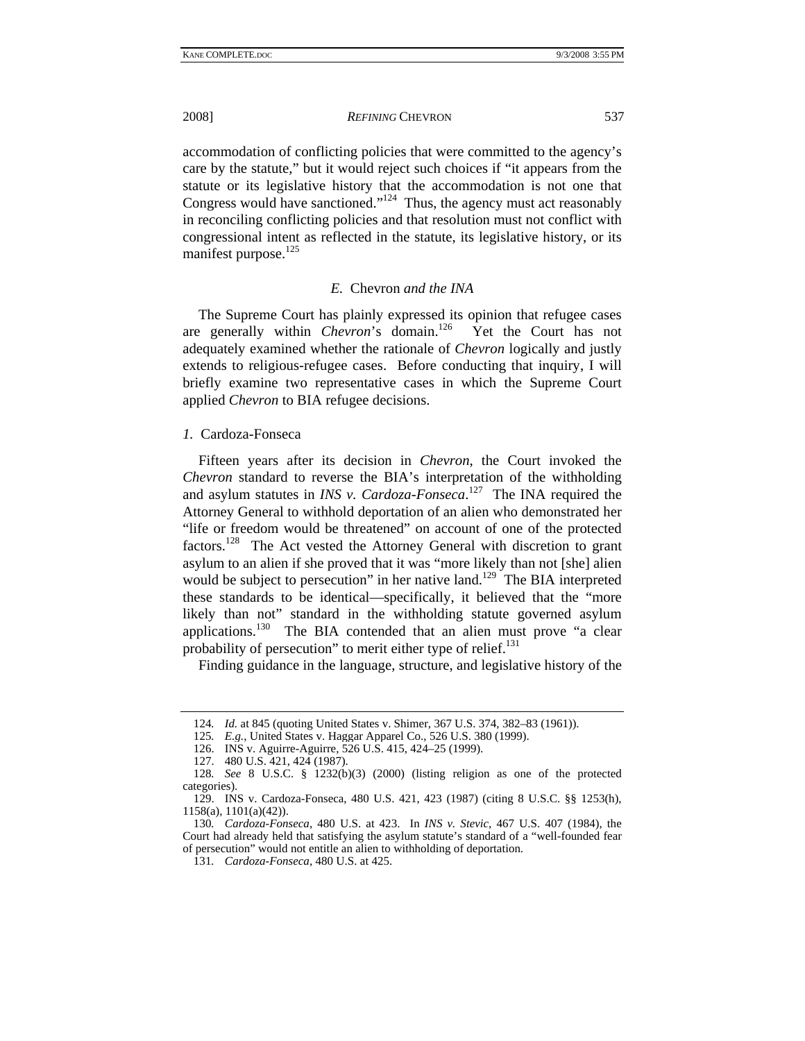accommodation of conflicting policies that were committed to the agency's care by the statute," but it would reject such choices if "it appears from the statute or its legislative history that the accommodation is not one that Congress would have sanctioned."[124] Thus, the agency must act reasonably in reconciling conflicting policies and that resolution must not conflict with congressional intent as reflected in the statute, its legislative history, or its manifest purpose.[125]

### *E.* Chevron *and the INA*

The Supreme Court has plainly expressed its opinion that refugee cases are generally within *Chevron*'s domain.[126] Yet the Court has not adequately examined whether the rationale of *Chevron* logically and justly extends to religious-refugee cases. Before conducting that inquiry, I will briefly examine two representative cases in which the Supreme Court applied *Chevron* to BIA refugee decisions.

#### *1.* Cardoza-Fonseca

Fifteen years after its decision in *Chevron*, the Court invoked the *Chevron* standard to reverse the BIA's interpretation of the withholding and asylum statutes in *INS v. Cardoza-Fonseca*.[127] The INA required the Attorney General to withhold deportation of an alien who demonstrated her "life or freedom would be threatened" on account of one of the protected factors.[128] The Act vested the Attorney General with discretion to grant asylum to an alien if she proved that it was "more likely than not [she] alien would be subject to persecution" in her native land.[129] The BIA interpreted these standards to be identical—specifically, it believed that the "more likely than not" standard in the withholding statute governed asylum applications.[130] The BIA contended that an alien must prove "a clear probability of persecution" to merit either type of relief.[131]

Finding guidance in the language, structure, and legislative history of the

---

124. *Id.* at 845 (quoting United States v. Shimer, 367 U.S. 374, 382–83 (1961)).

125. *E.g.*, United States v. Haggar Apparel Co., 526 U.S. 380 (1999).

126. INS v. Aguirre-Aguirre, 526 U.S. 415, 424–25 (1999).

127. 480 U.S. 421, 424 (1987).

128. *See* 8 U.S.C. § 1232(b)(3) (2000) (listing religion as one of the protected categories).

129. INS v. Cardoza-Fonseca, 480 U.S. 421, 423 (1987) (citing 8 U.S.C. §§ 1253(h), 1158(a), 1101(a)(42)).

130. *Cardoza-Fonseca*, 480 U.S. at 423. In *INS v. Stevic*, 467 U.S. 407 (1984), the Court had already held that satisfying the asylum statute's standard of a "well-founded fear of persecution" would not entitle an alien to withholding of deportation.

131. *Cardoza-Fonseca*, 480 U.S. at 425.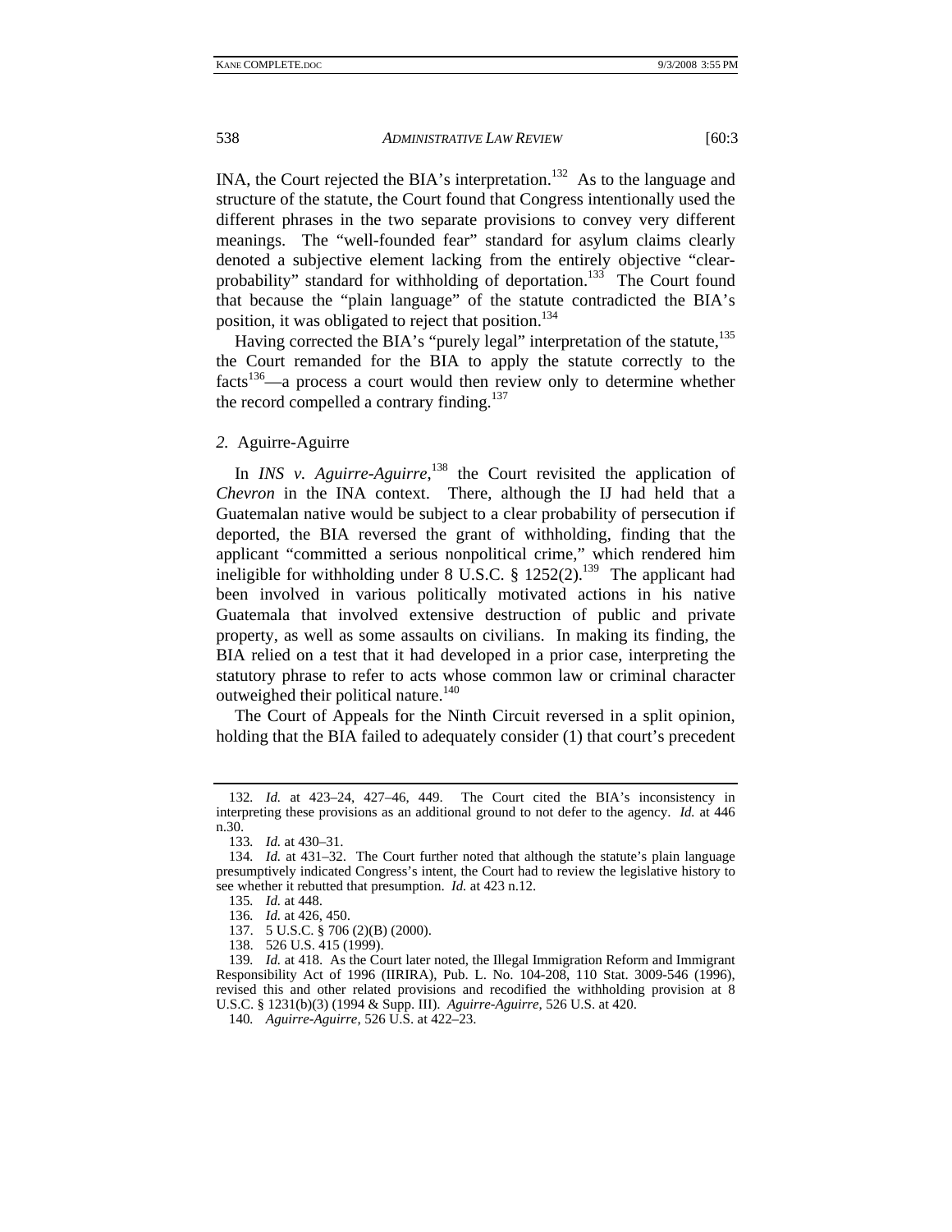INA, the Court rejected the BIA's interpretation.[132] As to the language and structure of the statute, the Court found that Congress intentionally used the different phrases in the two separate provisions to convey very different meanings. The "well-founded fear" standard for asylum claims clearly denoted a subjective element lacking from the entirely objective "clear-probability" standard for withholding of deportation.[133] The Court found that because the "plain language" of the statute contradicted the BIA's position, it was obligated to reject that position.[134]

Having corrected the BIA's "purely legal" interpretation of the statute,[135] the Court remanded for the BIA to apply the statute correctly to the facts[136]—a process a court would then review only to determine whether the record compelled a contrary finding.[137]

*2.* Aguirre-Aguirre

In *INS v. Aguirre-Aguirre*,[138] the Court revisited the application of *Chevron* in the INA context. There, although the IJ had held that a Guatemalan native would be subject to a clear probability of persecution if deported, the BIA reversed the grant of withholding, finding that the applicant "committed a serious nonpolitical crime," which rendered him ineligible for withholding under 8 U.S.C. § 1252(2).[139] The applicant had been involved in various politically motivated actions in his native Guatemala that involved extensive destruction of public and private property, as well as some assaults on civilians. In making its finding, the BIA relied on a test that it had developed in a prior case, interpreting the statutory phrase to refer to acts whose common law or criminal character outweighed their political nature.[140]

The Court of Appeals for the Ninth Circuit reversed in a split opinion, holding that the BIA failed to adequately consider (1) that court's precedent

---

132. *Id.* at 423–24, 427–46, 449. The Court cited the BIA's inconsistency in interpreting these provisions as an additional ground to not defer to the agency. *Id.* at 446 n.30.

133. *Id.* at 430–31.

134. *Id.* at 431–32. The Court further noted that although the statute's plain language presumptively indicated Congress's intent, the Court had to review the legislative history to see whether it rebutted that presumption. *Id.* at 423 n.12.

135. *Id.* at 448.

136. *Id.* at 426, 450.

137. 5 U.S.C. § 706 (2)(B) (2000).

138. 526 U.S. 415 (1999).

139. *Id.* at 418. As the Court later noted, the Illegal Immigration Reform and Immigrant Responsibility Act of 1996 (IIRIRA), Pub. L. No. 104-208, 110 Stat. 3009-546 (1996), revised this and other related provisions and recodified the withholding provision at 8 U.S.C. § 1231(b)(3) (1994 & Supp. III). *Aguirre-Aguirre*, 526 U.S. at 420.

140. *Aguirre-Aguirre*, 526 U.S. at 422–23.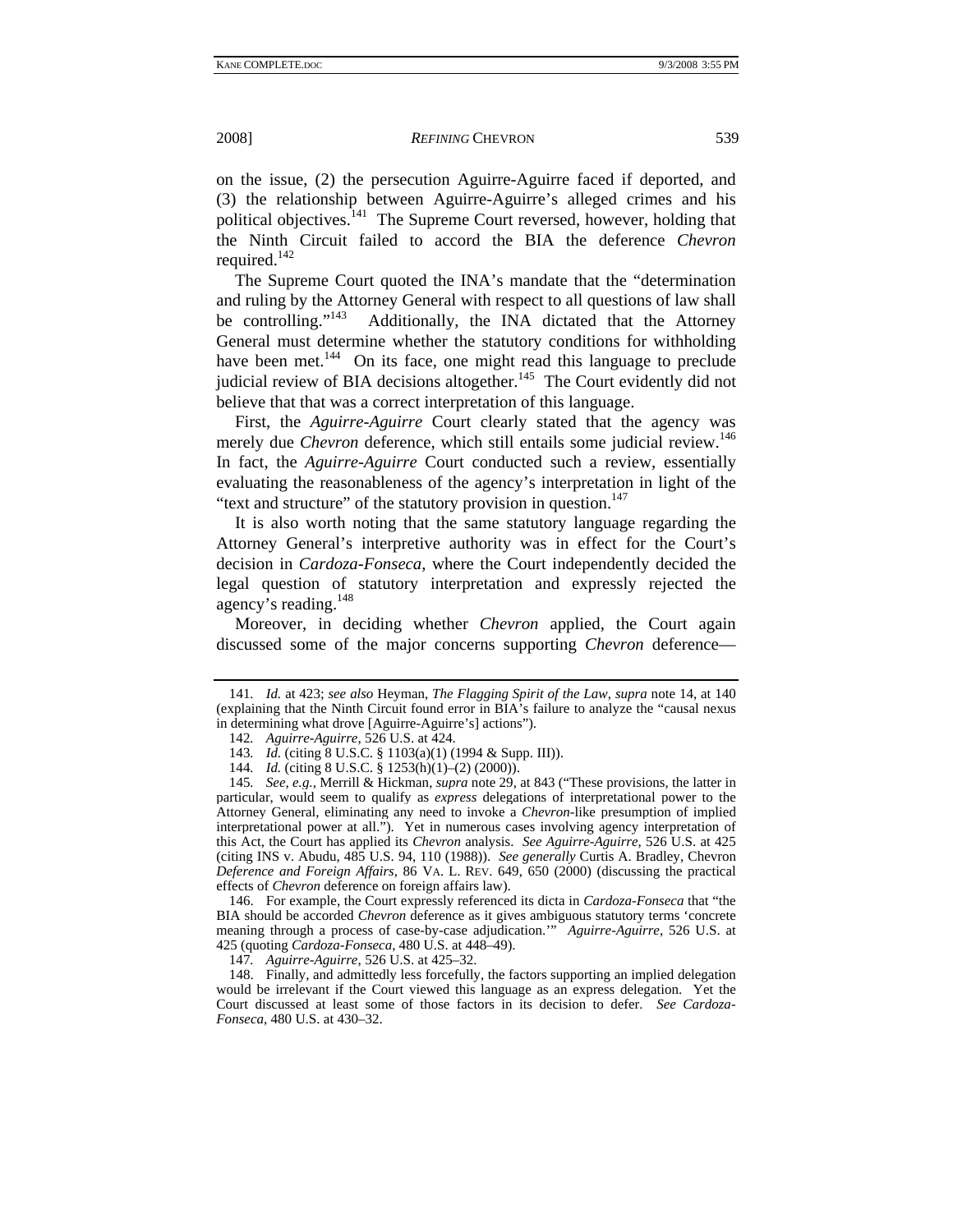on the issue, (2) the persecution Aguirre-Aguirre faced if deported, and (3) the relationship between Aguirre-Aguirre's alleged crimes and his political objectives.[141] The Supreme Court reversed, however, holding that the Ninth Circuit failed to accord the BIA the deference *Chevron* required.[142]

The Supreme Court quoted the INA's mandate that the "determination and ruling by the Attorney General with respect to all questions of law shall be controlling."[143] Additionally, the INA dictated that the Attorney General must determine whether the statutory conditions for withholding have been met.[144] On its face, one might read this language to preclude judicial review of BIA decisions altogether.[145] The Court evidently did not believe that that was a correct interpretation of this language.

First, the *Aguirre-Aguirre* Court clearly stated that the agency was merely due *Chevron* deference, which still entails some judicial review.[146] In fact, the *Aguirre-Aguirre* Court conducted such a review, essentially evaluating the reasonableness of the agency's interpretation in light of the "text and structure" of the statutory provision in question.[147]

It is also worth noting that the same statutory language regarding the Attorney General's interpretive authority was in effect for the Court's decision in *Cardoza-Fonseca*, where the Court independently decided the legal question of statutory interpretation and expressly rejected the agency's reading.[148]

Moreover, in deciding whether *Chevron* applied, the Court again discussed some of the major concerns supporting *Chevron* deference—

---

141. *Id.* at 423; *see also* Heyman, *The Flagging Spirit of the Law*, *supra* note 14, at 140 (explaining that the Ninth Circuit found error in BIA's failure to analyze the "causal nexus in determining what drove [Aguirre-Aguirre's] actions").

142. *Aguirre-Aguirre*, 526 U.S. at 424.

143. *Id.* (citing 8 U.S.C. § 1103(a)(1) (1994 & Supp. III)).

144. *Id.* (citing 8 U.S.C. § 1253(h)(1)–(2) (2000)).

145. *See, e.g.*, Merrill & Hickman, *supra* note 29, at 843 ("These provisions, the latter in particular, would seem to qualify as *express* delegations of interpretational power to the Attorney General, eliminating any need to invoke a *Chevron*-like presumption of implied interpretational power at all."). Yet in numerous cases involving agency interpretation of this Act, the Court has applied its *Chevron* analysis. *See Aguirre-Aguirre*, 526 U.S. at 425 (citing INS v. Abudu, 485 U.S. 94, 110 (1988)). *See generally* Curtis A. Bradley, Chevron *Deference and Foreign Affairs*, 86 VA. L. REV. 649, 650 (2000) (discussing the practical effects of *Chevron* deference on foreign affairs law).

146. For example, the Court expressly reiterated its dicta in *Cardoza-Fonseca* that "the BIA should be accorded *Chevron* deference as it gives ambiguous statutory terms 'concrete meaning through a process of case-by-case adjudication.'" *Aguirre-Aguirre*, 526 U.S. at 425 (quoting *Cardoza-Fonseca*, 480 U.S. at 448–49).

147. *Aguirre-Aguirre*, 526 U.S. at 425–32.

148. Finally, and admittedly less forcefully, the factors supporting an implied delegation would be irrelevant if the Court viewed this language as an express delegation. Yet the Court discussed at least some of those factors in its decision to defer. *See Cardoza-Fonseca*, 480 U.S. at 430–32.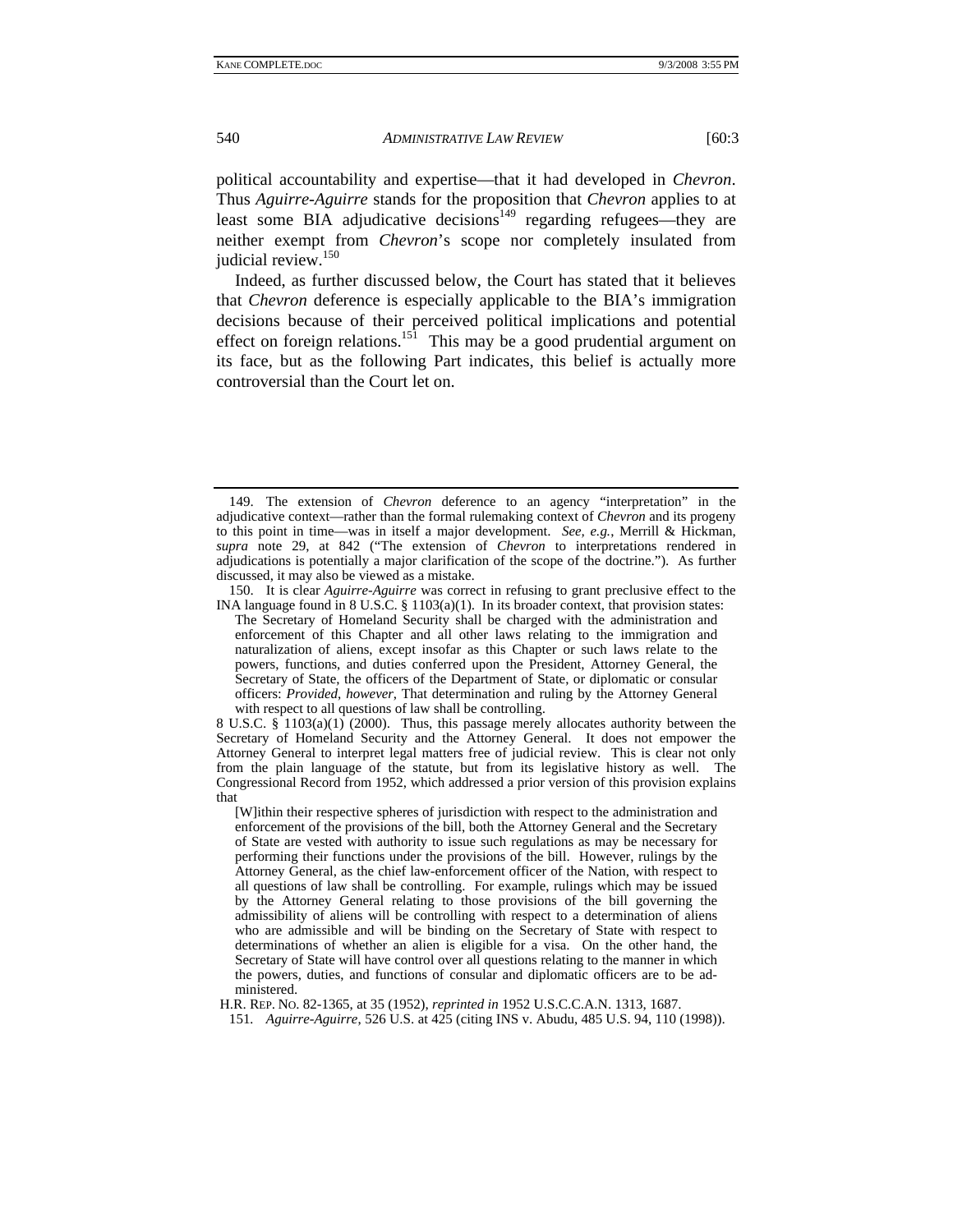political accountability and expertise—that it had developed in *Chevron*. Thus *Aguirre-Aguirre* stands for the proposition that *Chevron* applies to at least some BIA adjudicative decisions[149] regarding refugees—they are neither exempt from *Chevron*'s scope nor completely insulated from judicial review.[150]

Indeed, as further discussed below, the Court has stated that it believes that *Chevron* deference is especially applicable to the BIA's immigration decisions because of their perceived political implications and potential effect on foreign relations.[151] This may be a good prudential argument on its face, but as the following Part indicates, this belief is actually more controversial than the Court let on.

---

149. The extension of *Chevron* deference to an agency "interpretation" in the adjudicative context—rather than the formal rulemaking context of *Chevron* and its progeny to this point in time—was in itself a major development. *See, e.g.*, Merrill & Hickman, *supra* note 29, at 842 ("The extension of *Chevron* to interpretations rendered in adjudications is potentially a major clarification of the scope of the doctrine."). As further discussed, it may also be viewed as a mistake.

150. It is clear *Aguirre-Aguirre* was correct in refusing to grant preclusive effect to the INA language found in 8 U.S.C. § 1103(a)(1). In its broader context, that provision states:

> The Secretary of Homeland Security shall be charged with the administration and enforcement of this Chapter and all other laws relating to the immigration and naturalization of aliens, except insofar as this Chapter or such laws relate to the powers, functions, and duties conferred upon the President, Attorney General, the Secretary of State, the officers of the Department of State, or diplomatic or consular officers: *Provided, however*, That determination and ruling by the Attorney General with respect to all questions of law shall be controlling.

8 U.S.C. § 1103(a)(1) (2000). Thus, this passage merely allocates authority between the Secretary of Homeland Security and the Attorney General. It does not empower the Attorney General to interpret legal matters free of judicial review. This is clear not only from the plain language of the statute, but from its legislative history as well. The Congressional Record from 1952, which addressed a prior version of this provision explains that

> [W]ithin their respective spheres of jurisdiction with respect to the administration and enforcement of the provisions of the bill, both the Attorney General and the Secretary of State are vested with authority to issue such regulations as may be necessary for performing their functions under the provisions of the bill. However, rulings by the Attorney General, as the chief law-enforcement officer of the Nation, with respect to all questions of law shall be controlling. For example, rulings which may be issued by the Attorney General relating to those provisions of the bill governing the admissibility of aliens will be controlling with respect to a determination of aliens who are admissible and will be binding on the Secretary of State with respect to determinations of whether an alien is eligible for a visa. On the other hand, the Secretary of State will have control over all questions relating to the manner in which the powers, duties, and functions of consular and diplomatic officers are to be administered.

H.R. REP. NO. 82-1365, at 35 (1952), *reprinted in* 1952 U.S.C.C.A.N. 1313, 1687.

151. *Aguirre-Aguirre*, 526 U.S. at 425 (citing INS v. Abudu, 485 U.S. 94, 110 (1998)).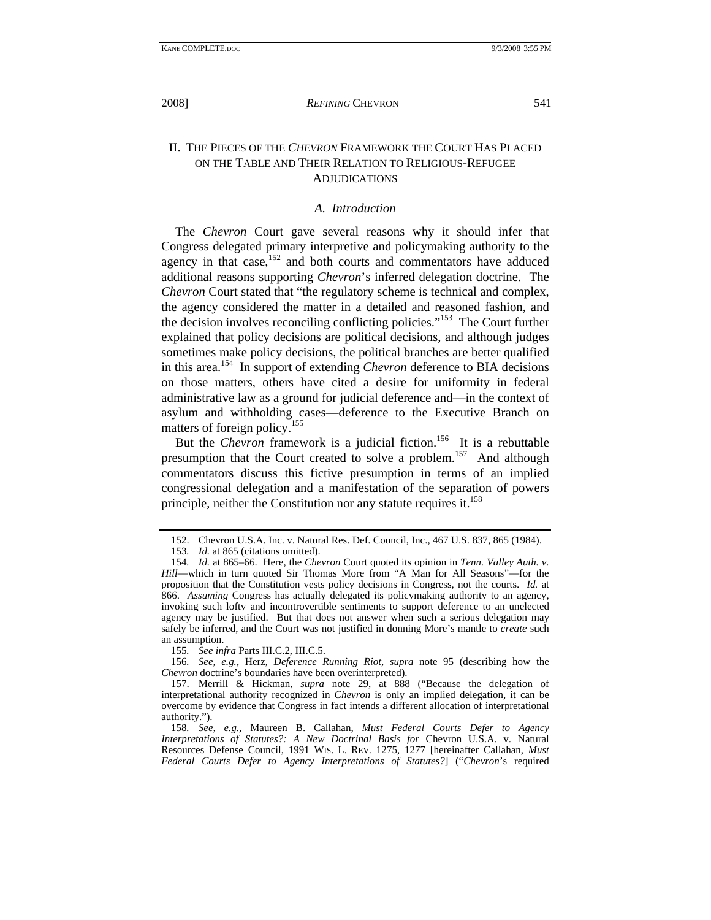## II. The Pieces of the *Chevron* Framework the Court Has Placed on the Table and Their Relation to Religious-Refugee Adjudications

### *A. Introduction*

The *Chevron* Court gave several reasons why it should infer that Congress delegated primary interpretive and policymaking authority to the agency in that case,[152] and both courts and commentators have adduced additional reasons supporting *Chevron*'s inferred delegation doctrine. The *Chevron* Court stated that "the regulatory scheme is technical and complex, the agency considered the matter in a detailed and reasoned fashion, and the decision involves reconciling conflicting policies."[153] The Court further explained that policy decisions are political decisions, and although judges sometimes make policy decisions, the political branches are better qualified in this area.[154] In support of extending *Chevron* deference to BIA decisions on those matters, others have cited a desire for uniformity in federal administrative law as a ground for judicial deference and—in the context of asylum and withholding cases—deference to the Executive Branch on matters of foreign policy.[155]

But the *Chevron* framework is a judicial fiction.[156] It is a rebuttable presumption that the Court created to solve a problem.[157] And although commentators discuss this fictive presumption in terms of an implied congressional delegation and a manifestation of the separation of powers principle, neither the Constitution nor any statute requires it.[158]

---

152. Chevron U.S.A. Inc. v. Natural Res. Def. Council, Inc., 467 U.S. 837, 865 (1984).

153. *Id.* at 865 (citations omitted).

154. *Id.* at 865–66. Here, the *Chevron* Court quoted its opinion in *Tenn. Valley Auth. v. Hill*—which in turn quoted Sir Thomas More from "A Man for All Seasons"—for the proposition that the Constitution vests policy decisions in Congress, not the courts. *Id.* at 866. *Assuming* Congress has actually delegated its policymaking authority to an agency, invoking such lofty and incontrovertible sentiments to support deference to an unelected agency may be justified. But that does not answer when such a serious delegation may safely be inferred, and the Court was not justified in donning More's mantle to *create* such an assumption.

155. *See infra* Parts III.C.2, III.C.5.

156. *See, e.g.*, Herz, *Deference Running Riot*, *supra* note 95 (describing how the *Chevron* doctrine's boundaries have been overinterpreted).

157. Merrill & Hickman, *supra* note 29, at 888 ("Because the delegation of interpretational authority recognized in *Chevron* is only an implied delegation, it can be overcome by evidence that Congress in fact intends a different allocation of interpretational authority.").

158. *See, e.g.*, Maureen B. Callahan, *Must Federal Courts Defer to Agency Interpretations of Statutes?: A New Doctrinal Basis for* Chevron U.S.A. v. Natural Resources Defense Council, 1991 WIS. L. REV. 1275, 1277 [hereinafter Callahan, *Must Federal Courts Defer to Agency Interpretations of Statutes?*] ("*Chevron*'s required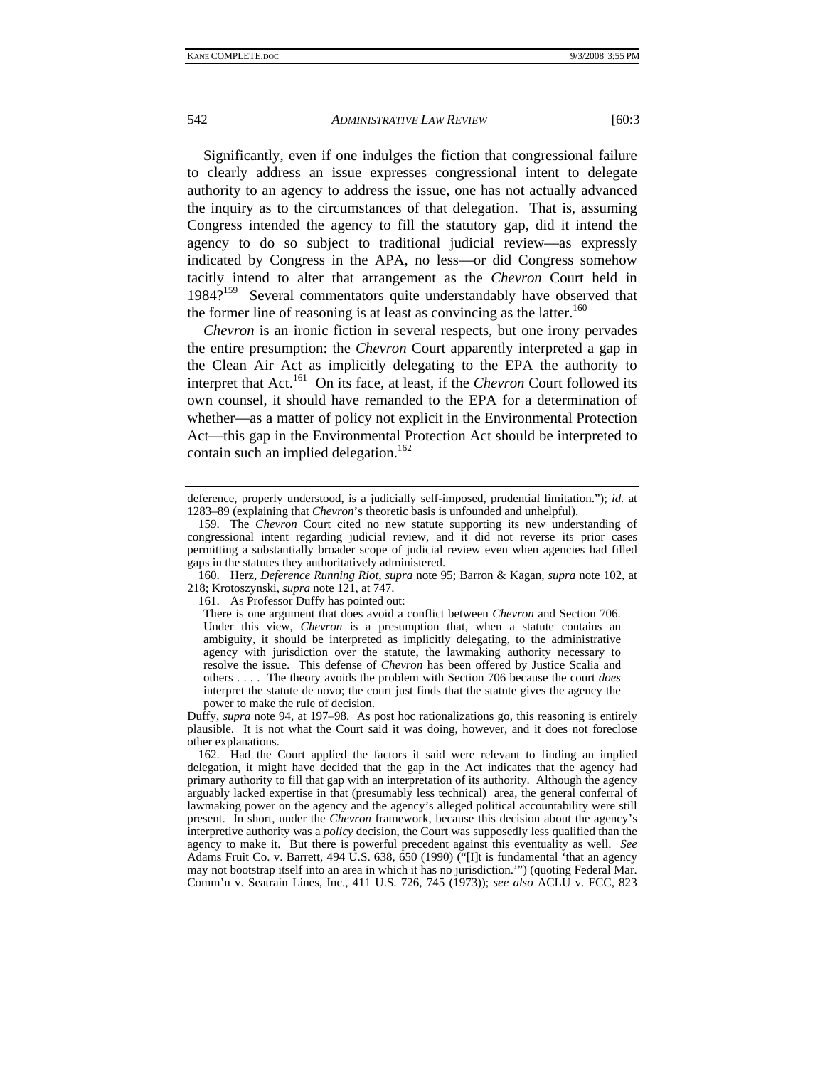Significantly, even if one indulges the fiction that congressional failure to clearly address an issue expresses congressional intent to delegate authority to an agency to address the issue, one has not actually advanced the inquiry as to the circumstances of that delegation. That is, assuming Congress intended the agency to fill the statutory gap, did it intend the agency to do so subject to traditional judicial review—as expressly indicated by Congress in the APA, no less—or did Congress somehow tacitly intend to alter that arrangement as the *Chevron* Court held in 1984?[159] Several commentators quite understandably have observed that the former line of reasoning is at least as convincing as the latter.[160]

*Chevron* is an ironic fiction in several respects, but one irony pervades the entire presumption: the *Chevron* Court apparently interpreted a gap in the Clean Air Act as implicitly delegating to the EPA the authority to interpret that Act.[161] On its face, at least, if the *Chevron* Court followed its own counsel, it should have remanded to the EPA for a determination of whether—as a matter of policy not explicit in the Environmental Protection Act—this gap in the Environmental Protection Act should be interpreted to contain such an implied delegation.[162]

---

deference, properly understood, is a judicially self-imposed, prudential limitation."); *id.* at 1283–89 (explaining that *Chevron*'s theoretic basis is unfounded and unhelpful).

159. The *Chevron* Court cited no new statute supporting its new understanding of congressional intent regarding judicial review, and it did not reverse its prior cases permitting a substantially broader scope of judicial review even when agencies had filled gaps in the statutes they authoritatively administered.

160. Herz, *Deference Running Riot*, *supra* note 95; Barron & Kagan, *supra* note 102, at 218; Krotoszynski, *supra* note 121, at 747.

161. As Professor Duffy has pointed out:

> There is one argument that does avoid a conflict between *Chevron* and Section 706. Under this view, *Chevron* is a presumption that, when a statute contains an ambiguity, it should be interpreted as implicitly delegating, to the administrative agency with jurisdiction over the statute, the lawmaking authority necessary to resolve the issue. This defense of *Chevron* has been offered by Justice Scalia and others . . . . The theory avoids the problem with Section 706 because the court *does* interpret the statute de novo; the court just finds that the statute gives the agency the power to make the rule of decision.

Duffy, *supra* note 94, at 197–98. As post hoc rationalizations go, this reasoning is entirely plausible. It is not what the Court said it was doing, however, and it does not foreclose other explanations.

162. Had the Court applied the factors it said were relevant to finding an implied delegation, it might have decided that the gap in the Act indicates that the agency had primary authority to fill that gap with an interpretation of its authority. Although the agency arguably lacked expertise in that (presumably less technical) area, the general conferral of lawmaking power on the agency and the agency's alleged political accountability were still present. In short, under the *Chevron* framework, because this decision about the agency's interpretive authority was a *policy* decision, the Court was supposedly less qualified than the agency to make it. But there is powerful precedent against this eventuality as well. *See* Adams Fruit Co. v. Barrett, 494 U.S. 638, 650 (1990) ("[I]t is fundamental 'that an agency may not bootstrap itself into an area in which it has no jurisdiction.'") (quoting Federal Mar. Comm'n v. Seatrain Lines, Inc., 411 U.S. 726, 745 (1973)); *see also* ACLU v. FCC, 823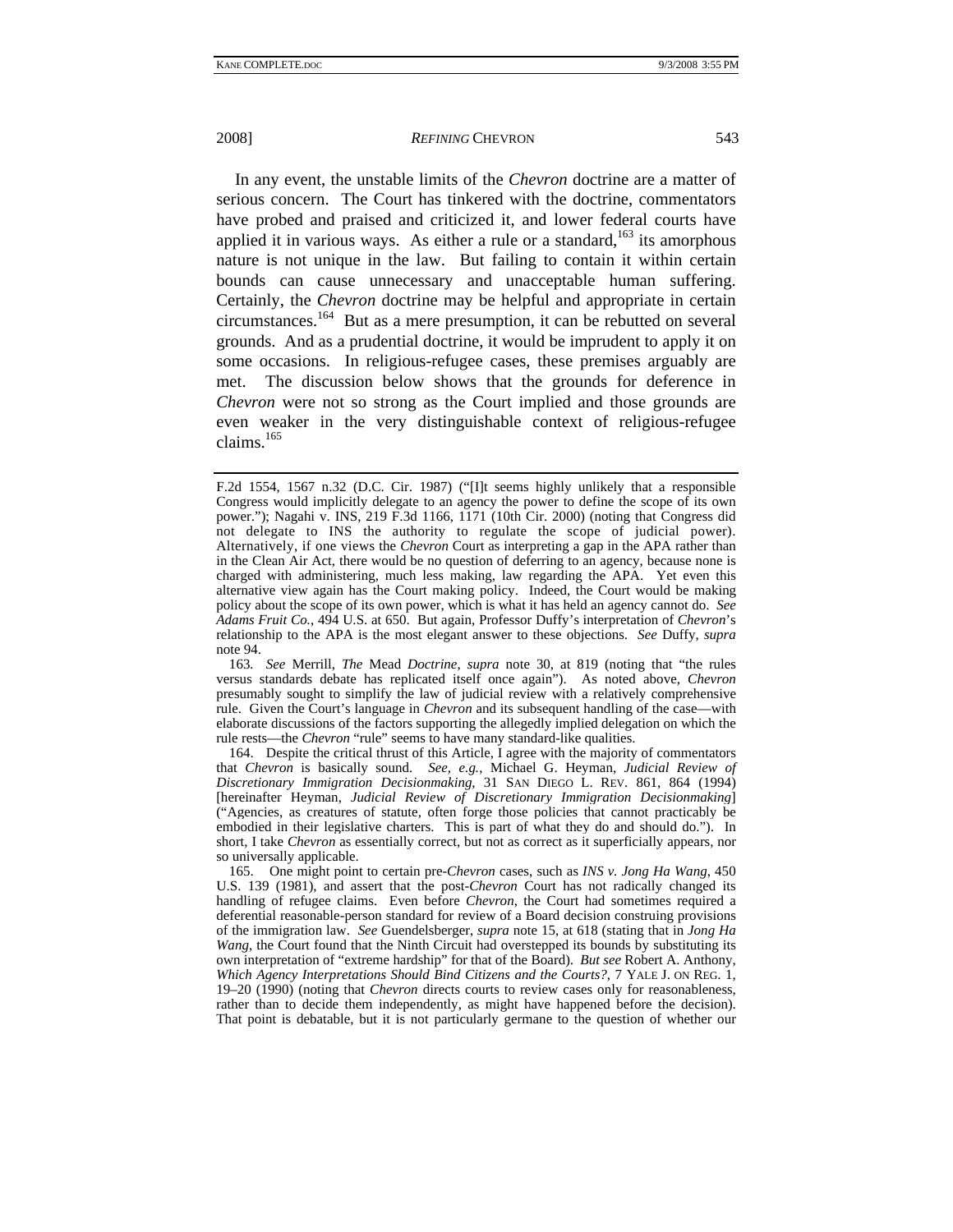In any event, the unstable limits of the *Chevron* doctrine are a matter of serious concern. The Court has tinkered with the doctrine, commentators have probed and praised and criticized it, and lower federal courts have applied it in various ways. As either a rule or a standard,[163] its amorphous nature is not unique in the law. But failing to contain it within certain bounds can cause unnecessary and unacceptable human suffering. Certainly, the *Chevron* doctrine may be helpful and appropriate in certain circumstances.[164] But as a mere presumption, it can be rebutted on several grounds. And as a prudential doctrine, it would be imprudent to apply it on some occasions. In religious-refugee cases, these premises arguably are met. The discussion below shows that the grounds for deference in *Chevron* were not so strong as the Court implied and those grounds are even weaker in the very distinguishable context of religious-refugee claims.[165]

---

F.2d 1554, 1567 n.32 (D.C. Cir. 1987) ("[I]t seems highly unlikely that a responsible Congress would implicitly delegate to an agency the power to define the scope of its own power."); Nagahi v. INS, 219 F.3d 1166, 1171 (10th Cir. 2000) (noting that Congress did not delegate to INS the authority to regulate the scope of judicial power). Alternatively, if one views the *Chevron* Court as interpreting a gap in the APA rather than in the Clean Air Act, there would be no question of deferring to an agency, because none is charged with administering, much less making, law regarding the APA. Yet even this alternative view again has the Court making policy. Indeed, the Court would be making policy about the scope of its own power, which is what it has held an agency cannot do. *See Adams Fruit Co.*, 494 U.S. at 650. But again, Professor Duffy's interpretation of *Chevron*'s relationship to the APA is the most elegant answer to these objections. *See* Duffy, *supra* note 94.

163. *See* Merrill, *The* Mead *Doctrine*, *supra* note 30, at 819 (noting that "the rules versus standards debate has replicated itself once again"). As noted above, *Chevron* presumably sought to simplify the law of judicial review with a relatively comprehensive rule. Given the Court's language in *Chevron* and its subsequent handling of the case—with elaborate discussions of the factors supporting the allegedly implied delegation on which the rule rests—the *Chevron* "rule" seems to have many standard-like qualities.

164. Despite the critical thrust of this Article, I agree with the majority of commentators that *Chevron* is basically sound. *See, e.g.*, Michael G. Heyman, *Judicial Review of Discretionary Immigration Decisionmaking*, 31 SAN DIEGO L. REV. 861, 864 (1994) [hereinafter Heyman, *Judicial Review of Discretionary Immigration Decisionmaking*] ("Agencies, as creatures of statute, often forge those policies that cannot practicably be embodied in their legislative charters. This is part of what they do and should do."). In short, I take *Chevron* as essentially correct, but not as correct as it superficially appears, nor so universally applicable.

165. One might point to certain pre-*Chevron* cases, such as *INS v. Jong Ha Wang*, 450 U.S. 139 (1981), and assert that the post-*Chevron* Court has not radically changed its handling of refugee claims. Even before *Chevron*, the Court had sometimes required a deferential reasonable-person standard for review of a Board decision construing provisions of the immigration law. *See* Guendelsberger, *supra* note 15, at 618 (stating that in *Jong Ha Wang*, the Court found that the Ninth Circuit had overstepped its bounds by substituting its own interpretation of "extreme hardship" for that of the Board). *But see* Robert A. Anthony, *Which Agency Interpretations Should Bind Citizens and the Courts?*, 7 YALE J. ON REG. 1, 19–20 (1990) (noting that *Chevron* directs courts to review cases only for reasonableness, rather than to decide them independently, as might have happened before the decision). That point is debatable, but it is not particularly germane to the question of whether our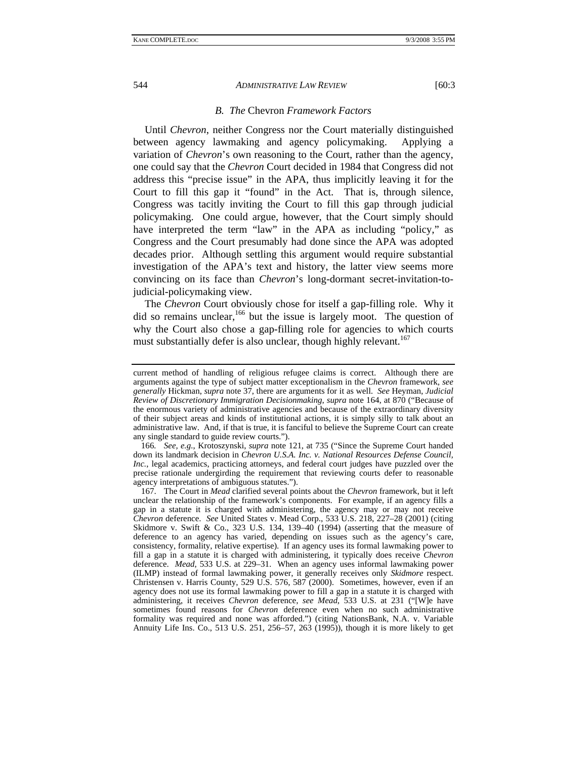### *B. The* Chevron *Framework Factors*

Until *Chevron*, neither Congress nor the Court materially distinguished between agency lawmaking and agency policymaking. Applying a variation of *Chevron*'s own reasoning to the Court, rather than the agency, one could say that the *Chevron* Court decided in 1984 that Congress did not address this "precise issue" in the APA, thus implicitly leaving it for the Court to fill this gap it "found" in the Act. That is, through silence, Congress was tacitly inviting the Court to fill this gap through judicial policymaking. One could argue, however, that the Court simply should have interpreted the term "law" in the APA as including "policy," as Congress and the Court presumably had done since the APA was adopted decades prior. Although settling this argument would require substantial investigation of the APA's text and history, the latter view seems more convincing on its face than *Chevron*'s long-dormant secret-invitation-to-judicial-policymaking view.

The *Chevron* Court obviously chose for itself a gap-filling role. Why it did so remains unclear,[166] but the issue is largely moot. The question of why the Court also chose a gap-filling role for agencies to which courts must substantially defer is also unclear, though highly relevant.[167]

---

current method of handling of religious refugee claims is correct. Although there are arguments against the type of subject matter exceptionalism in the *Chevron* framework, *see generally* Hickman, *supra* note 37, there are arguments for it as well. *See* Heyman, *Judicial Review of Discretionary Immigration Decisionmaking*, *supra* note 164, at 870 ("Because of the enormous variety of administrative agencies and because of the extraordinary diversity of their subject areas and kinds of institutional actions, it is simply silly to talk about an administrative law. And, if that is true, it is fanciful to believe the Supreme Court can create any single standard to guide review courts.").

166. *See, e.g.*, Krotoszynski, *supra* note 121, at 735 ("Since the Supreme Court handed down its landmark decision in *Chevron U.S.A. Inc. v. National Resources Defense Council, Inc.*, legal academics, practicing attorneys, and federal court judges have puzzled over the precise rationale undergirding the requirement that reviewing courts defer to reasonable agency interpretations of ambiguous statutes.").

167. The Court in *Mead* clarified several points about the *Chevron* framework, but it left unclear the relationship of the framework's components. For example, if an agency fills a gap in a statute it is charged with administering, the agency may or may not receive *Chevron* deference. *See* United States v. Mead Corp., 533 U.S. 218, 227–28 (2001) (citing Skidmore v. Swift & Co., 323 U.S. 134, 139–40 (1994) (asserting that the measure of deference to an agency has varied, depending on issues such as the agency's care, consistency, formality, relative expertise). If an agency uses its formal lawmaking power to fill a gap in a statute it is charged with administering, it typically does receive *Chevron* deference. *Mead*, 533 U.S. at 229–31. When an agency uses informal lawmaking power (ILMP) instead of formal lawmaking power, it generally receives only *Skidmore* respect. Christensen v. Harris County, 529 U.S. 576, 587 (2000). Sometimes, however, even if an agency does not use its formal lawmaking power to fill a gap in a statute it is charged with administering, it receives *Chevron* deference, *see Mead*, 533 U.S. at 231 ("[W]e have sometimes found reasons for *Chevron* deference even when no such administrative formality was required and none was afforded.") (citing NationsBank, N.A. v. Variable Annuity Life Ins. Co., 513 U.S. 251, 256–57, 263 (1995)), though it is more likely to get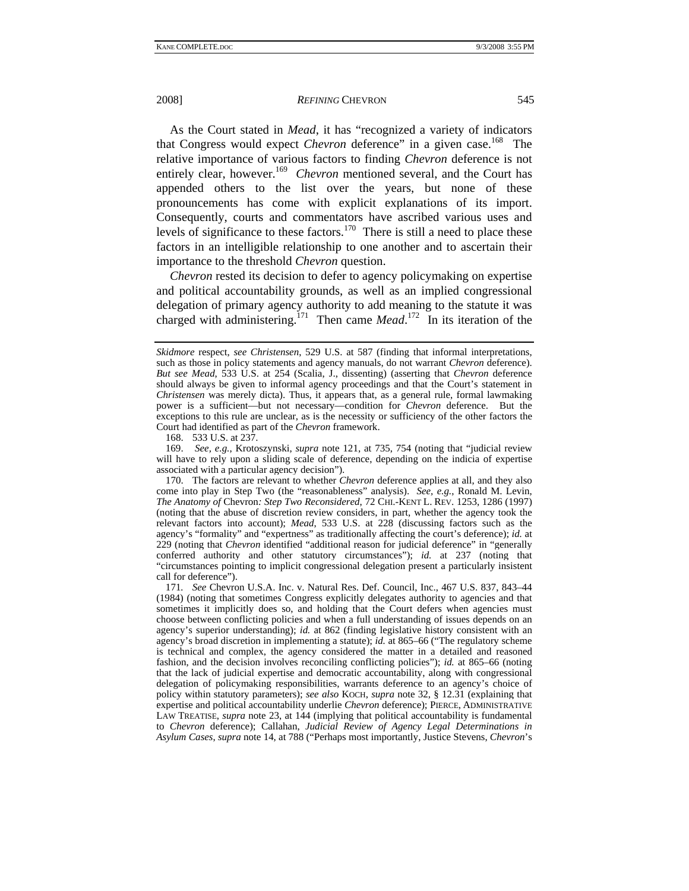As the Court stated in *Mead*, it has "recognized a variety of indicators that Congress would expect *Chevron* deference" in a given case.[168] The relative importance of various factors to finding *Chevron* deference is not entirely clear, however.[169] *Chevron* mentioned several, and the Court has appended others to the list over the years, but none of these pronouncements has come with explicit explanations of its import. Consequently, courts and commentators have ascribed various uses and levels of significance to these factors.[170] There is still a need to place these factors in an intelligible relationship to one another and to ascertain their importance to the threshold *Chevron* question.

*Chevron* rested its decision to defer to agency policymaking on expertise and political accountability grounds, as well as an implied congressional delegation of primary agency authority to add meaning to the statute it was charged with administering.[171] Then came *Mead*.[172] In its iteration of the

---

*Skidmore* respect, *see Christensen*, 529 U.S. at 587 (finding that informal interpretations, such as those in policy statements and agency manuals, do not warrant *Chevron* deference). *But see Mead*, 533 U.S. at 254 (Scalia, J., dissenting) (asserting that *Chevron* deference should always be given to informal agency proceedings and that the Court's statement in *Christensen* was merely dicta). Thus, it appears that, as a general rule, formal lawmaking power is a sufficient—but not necessary—condition for *Chevron* deference. But the exceptions to this rule are unclear, as is the necessity or sufficiency of the other factors the Court had identified as part of the *Chevron* framework.

168. 533 U.S. at 237.

169. *See, e.g.*, Krotoszynski, *supra* note 121, at 735, 754 (noting that "judicial review will have to rely upon a sliding scale of deference, depending on the indicia of expertise associated with a particular agency decision").

170. The factors are relevant to whether *Chevron* deference applies at all, and they also come into play in Step Two (the "reasonableness" analysis). *See, e.g.*, Ronald M. Levin, *The Anatomy of* Chevron*: Step Two Reconsidered*, 72 CHI.-KENT L. REV. 1253, 1286 (1997) (noting that the abuse of discretion review considers, in part, whether the agency took the relevant factors into account); *Mead*, 533 U.S. at 228 (discussing factors such as the agency's "formality" and "expertness" as traditionally affecting the court's deference); *id.* at 229 (noting that *Chevron* identified "additional reason for judicial deference" in "generally conferred authority and other statutory circumstances"); *id.* at 237 (noting that "circumstances pointing to implicit congressional delegation present a particularly insistent call for deference").

171. *See* Chevron U.S.A. Inc. v. Natural Res. Def. Council, Inc., 467 U.S. 837, 843–44 (1984) (noting that sometimes Congress explicitly delegates authority to agencies and that sometimes it implicitly does so, and holding that the Court defers when agencies must choose between conflicting policies and when a full understanding of issues depends on an agency's superior understanding); *id.* at 862 (finding legislative history consistent with an agency's broad discretion in implementing a statute); *id.* at 865–66 ("The regulatory scheme is technical and complex, the agency considered the matter in a detailed and reasoned fashion, and the decision involves reconciling conflicting policies"); *id.* at 865–66 (noting that the lack of judicial expertise and democratic accountability, along with congressional delegation of policymaking responsibilities, warrants deference to an agency's choice of policy within statutory parameters); *see also* KOCH, *supra* note 32, § 12.31 (explaining that expertise and political accountability underlie *Chevron* deference); PIERCE, ADMINISTRATIVE LAW TREATISE, *supra* note 23, at 144 (implying that political accountability is fundamental to *Chevron* deference); Callahan, *Judicial Review of Agency Legal Determinations in Asylum Cases*, *supra* note 14, at 788 ("Perhaps most importantly, Justice Stevens, *Chevron*'s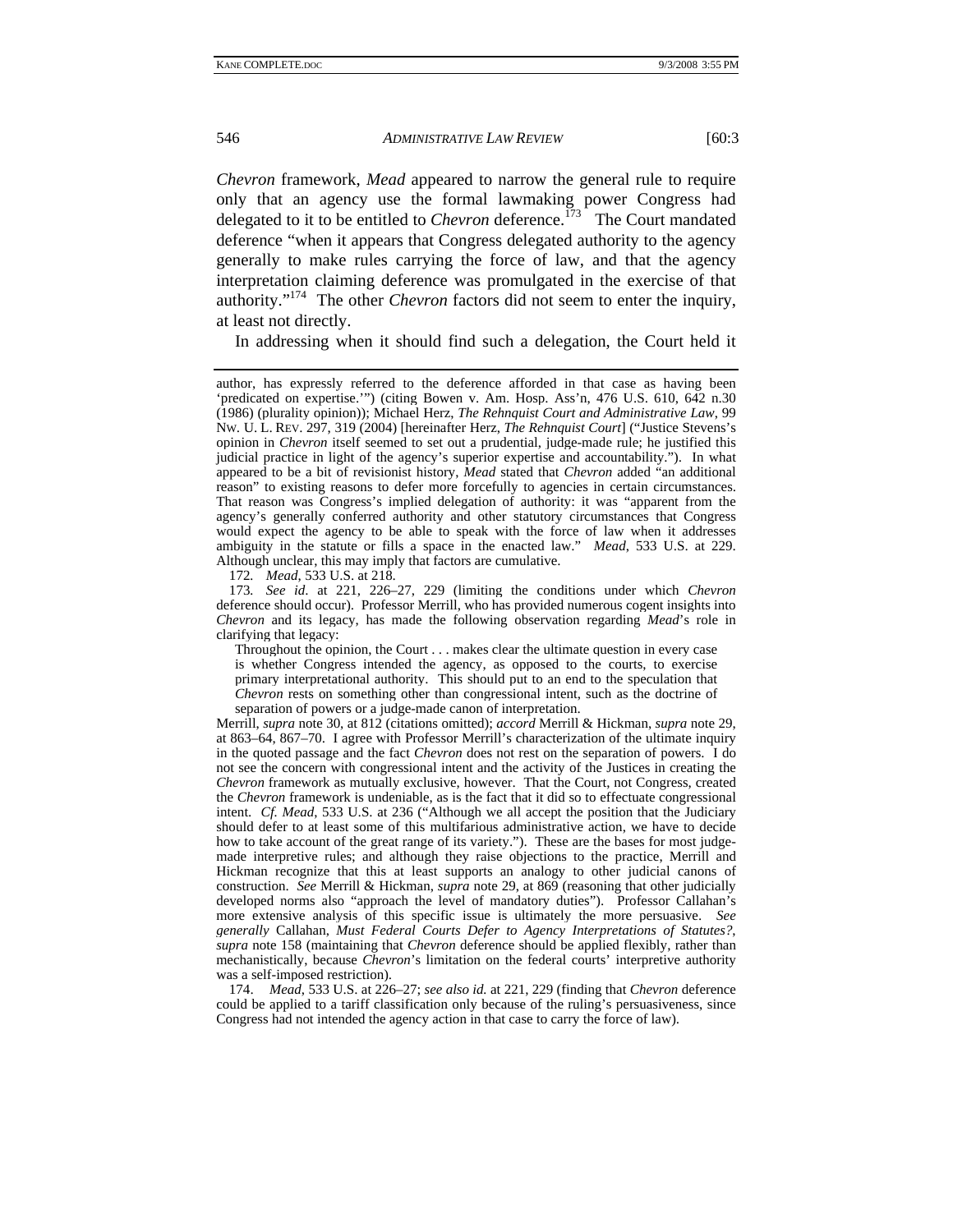*Chevron* framework, *Mead* appeared to narrow the general rule to require only that an agency use the formal lawmaking power Congress had delegated to it to be entitled to *Chevron* deference.[173] The Court mandated deference "when it appears that Congress delegated authority to the agency generally to make rules carrying the force of law, and that the agency interpretation claiming deference was promulgated in the exercise of that authority."[174] The other *Chevron* factors did not seem to enter the inquiry, at least not directly.

In addressing when it should find such a delegation, the Court held it

---

author, has expressly referred to the deference afforded in that case as having been 'predicated on expertise.'") (citing Bowen v. Am. Hosp. Ass'n, 476 U.S. 610, 642 n.30 (1986) (plurality opinion)); Michael Herz, *The Rehnquist Court and Administrative Law*, 99 NW. U. L. REV. 297, 319 (2004) [hereinafter Herz, *The Rehnquist Court*] ("Justice Stevens's opinion in *Chevron* itself seemed to set out a prudential, judge-made rule; he justified this judicial practice in light of the agency's superior expertise and accountability."). In what appeared to be a bit of revisionist history, *Mead* stated that *Chevron* added "an additional reason" to existing reasons to defer more forcefully to agencies in certain circumstances. That reason was Congress's implied delegation of authority: it was "apparent from the agency's generally conferred authority and other statutory circumstances that Congress would expect the agency to be able to speak with the force of law when it addresses ambiguity in the statute or fills a space in the enacted law." *Mead*, 533 U.S. at 229. Although unclear, this may imply that factors are cumulative.

172. *Mead*, 533 U.S. at 218.

173. *See id*. at 221, 226–27, 229 (limiting the conditions under which *Chevron* deference should occur). Professor Merrill, who has provided numerous cogent insights into *Chevron* and its legacy, has made the following observation regarding *Mead*'s role in clarifying that legacy:

> Throughout the opinion, the Court . . . makes clear the ultimate question in every case is whether Congress intended the agency, as opposed to the courts, to exercise primary interpretational authority. This should put to an end to the speculation that *Chevron* rests on something other than congressional intent, such as the doctrine of separation of powers or a judge-made canon of interpretation.

Merrill, *supra* note 30, at 812 (citations omitted); *accord* Merrill & Hickman, *supra* note 29, at 863–64, 867–70. I agree with Professor Merrill's characterization of the ultimate inquiry in the quoted passage and the fact *Chevron* does not rest on the separation of powers. I do not see the concern with congressional intent and the activity of the Justices in creating the *Chevron* framework as mutually exclusive, however. That the Court, not Congress, created the *Chevron* framework is undeniable, as is the fact that it did so to effectuate congressional intent. *Cf. Mead*, 533 U.S. at 236 ("Although we all accept the position that the Judiciary should defer to at least some of this multifarious administrative action, we have to decide how to take account of the great range of its variety."). These are the bases for most judge-made interpretive rules; and although they raise objections to the practice, Merrill and Hickman recognize that this at least supports an analogy to other judicial canons of construction. *See* Merrill & Hickman, *supra* note 29, at 869 (reasoning that other judicially developed norms also "approach the level of mandatory duties"). Professor Callahan's more extensive analysis of this specific issue is ultimately the more persuasive. *See generally* Callahan, *Must Federal Courts Defer to Agency Interpretations of Statutes?*, *supra* note 158 (maintaining that *Chevron* deference should be applied flexibly, rather than mechanistically, because *Chevron*'s limitation on the federal courts' interpretive authority was a self-imposed restriction).

174. *Mead*, 533 U.S. at 226–27; *see also id.* at 221, 229 (finding that *Chevron* deference could be applied to a tariff classification only because of the ruling's persuasiveness, since Congress had not intended the agency action in that case to carry the force of law).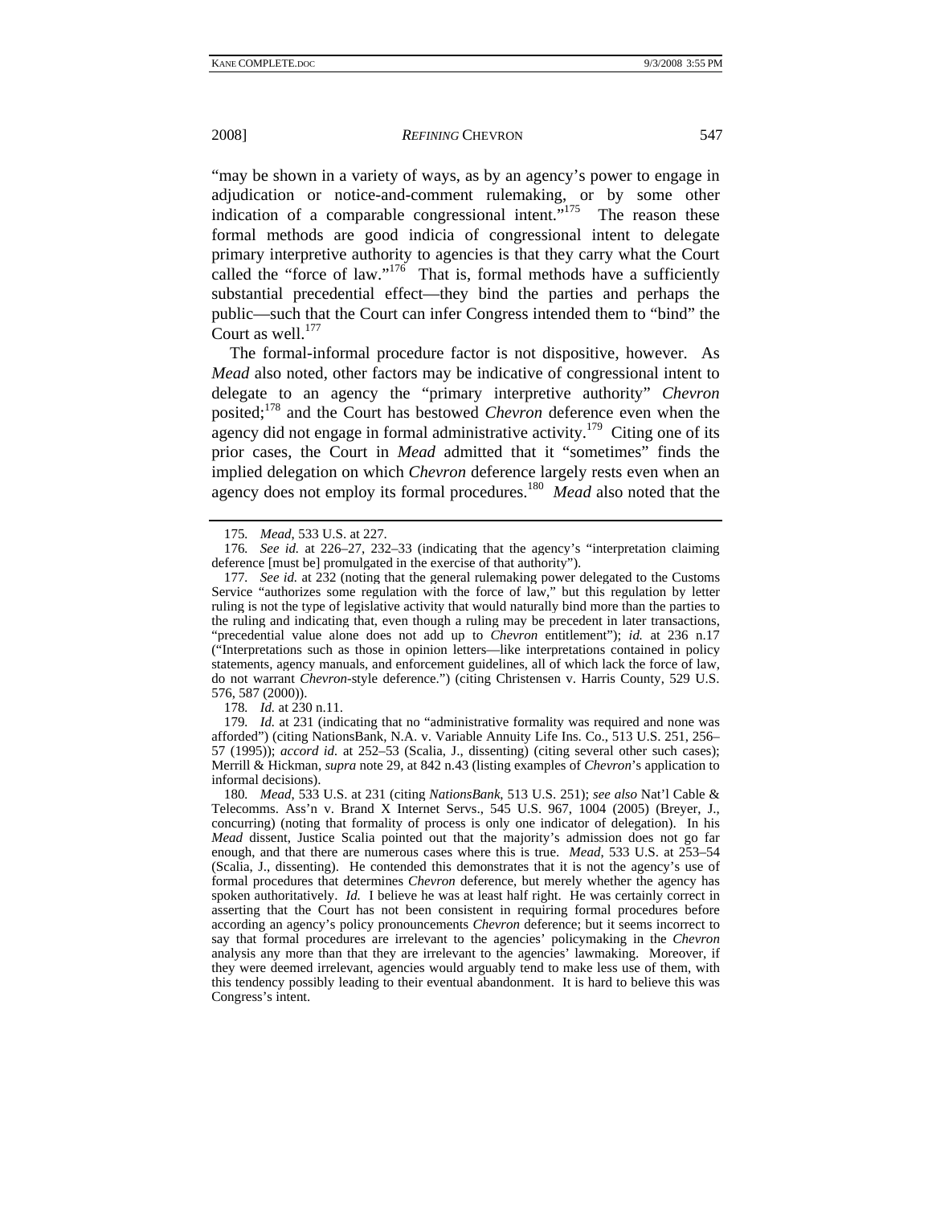"may be shown in a variety of ways, as by an agency's power to engage in adjudication or notice-and-comment rulemaking, or by some other indication of a comparable congressional intent."[175] The reason these formal methods are good indicia of congressional intent to delegate primary interpretive authority to agencies is that they carry what the Court called the "force of law."[176] That is, formal methods have a sufficiently substantial precedential effect—they bind the parties and perhaps the public—such that the Court can infer Congress intended them to "bind" the Court as well.[177]

The formal-informal procedure factor is not dispositive, however. As *Mead* also noted, other factors may be indicative of congressional intent to delegate to an agency the "primary interpretive authority" *Chevron* posited;[178] and the Court has bestowed *Chevron* deference even when the agency did not engage in formal administrative activity.[179] Citing one of its prior cases, the Court in *Mead* admitted that it "sometimes" finds the implied delegation on which *Chevron* deference largely rests even when an agency does not employ its formal procedures.[180] *Mead* also noted that the

---

175. *Mead*, 533 U.S. at 227.

176. *See id.* at 226–27, 232–33 (indicating that the agency's "interpretation claiming deference [must be] promulgated in the exercise of that authority").

177. *See id.* at 232 (noting that the general rulemaking power delegated to the Customs Service "authorizes some regulation with the force of law," but this regulation by letter ruling is not the type of legislative activity that would naturally bind more than the parties to the ruling and indicating that, even though a ruling may be precedent in later transactions, "precedential value alone does not add up to *Chevron* entitlement"); *id.* at 236 n.17 ("Interpretations such as those in opinion letters—like interpretations contained in policy statements, agency manuals, and enforcement guidelines, all of which lack the force of law, do not warrant *Chevron*-style deference.") (citing Christensen v. Harris County, 529 U.S. 576, 587 (2000)).

178. *Id.* at 230 n.11.

179. *Id.* at 231 (indicating that no "administrative formality was required and none was afforded") (citing NationsBank, N.A. v. Variable Annuity Life Ins. Co., 513 U.S. 251, 256–57 (1995)); *accord id.* at 252–53 (Scalia, J., dissenting) (citing several other such cases); Merrill & Hickman, *supra* note 29, at 842 n.43 (listing examples of *Chevron*'s application to informal decisions).

180. *Mead*, 533 U.S. at 231 (citing *NationsBank*, 513 U.S. 251); *see also* Nat'l Cable & Telecomms. Ass'n v. Brand X Internet Servs., 545 U.S. 967, 1004 (2005) (Breyer, J., concurring) (noting that formality of process is only one indicator of delegation). In his *Mead* dissent, Justice Scalia pointed out that the majority's admission does not go far enough, and that there are numerous cases where this is true. *Mead*, 533 U.S. at 253–54 (Scalia, J., dissenting). He contended this demonstrates that it is not the agency's use of formal procedures that determines *Chevron* deference, but merely whether the agency has spoken authoritatively. *Id.* I believe he was at least half right. He was certainly correct in asserting that the Court has not been consistent in requiring formal procedures before according an agency's policy pronouncements *Chevron* deference; but it seems incorrect to say that formal procedures are irrelevant to the agencies' policymaking in the *Chevron* analysis any more than that they are irrelevant to the agencies' lawmaking. Moreover, if they were deemed irrelevant, agencies would arguably tend to make less use of them, with this tendency possibly leading to their eventual abandonment. It is hard to believe this was Congress's intent.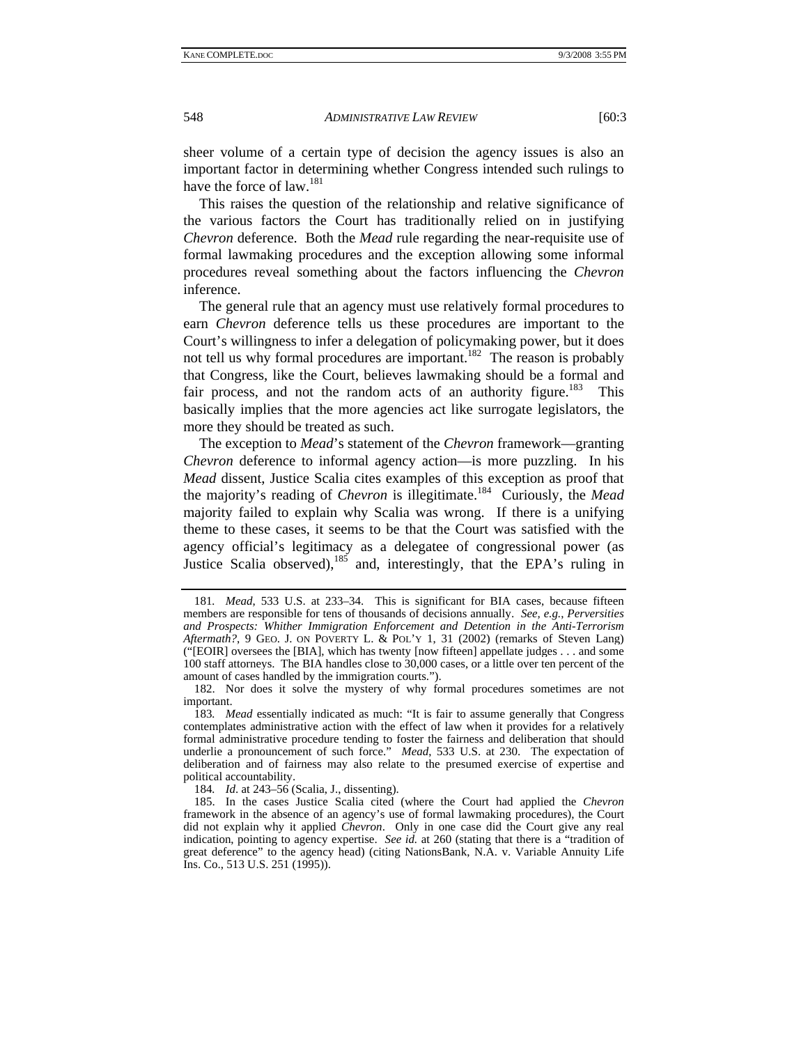sheer volume of a certain type of decision the agency issues is also an important factor in determining whether Congress intended such rulings to have the force of law.[181]

This raises the question of the relationship and relative significance of the various factors the Court has traditionally relied on in justifying *Chevron* deference. Both the *Mead* rule regarding the near-requisite use of formal lawmaking procedures and the exception allowing some informal procedures reveal something about the factors influencing the *Chevron* inference.

The general rule that an agency must use relatively formal procedures to earn *Chevron* deference tells us these procedures are important to the Court's willingness to infer a delegation of policymaking power, but it does not tell us why formal procedures are important.[182] The reason is probably that Congress, like the Court, believes lawmaking should be a formal and fair process, and not the random acts of an authority figure.[183] This basically implies that the more agencies act like surrogate legislators, the more they should be treated as such.

The exception to *Mead*'s statement of the *Chevron* framework—granting *Chevron* deference to informal agency action—is more puzzling. In his *Mead* dissent, Justice Scalia cites examples of this exception as proof that the majority's reading of *Chevron* is illegitimate.[184] Curiously, the *Mead* majority failed to explain why Scalia was wrong. If there is a unifying theme to these cases, it seems to be that the Court was satisfied with the agency official's legitimacy as a delegatee of congressional power (as Justice Scalia observed),[185] and, interestingly, that the EPA's ruling in

---

181. *Mead*, 533 U.S. at 233–34. This is significant for BIA cases, because fifteen members are responsible for tens of thousands of decisions annually. *See, e.g.*, *Perversities and Prospects: Whither Immigration Enforcement and Detention in the Anti-Terrorism Aftermath?*, 9 GEO. J. ON POVERTY L. & POL'Y 1, 31 (2002) (remarks of Steven Lang) ("[EOIR] oversees the [BIA], which has twenty [now fifteen] appellate judges . . . and some 100 staff attorneys. The BIA handles close to 30,000 cases, or a little over ten percent of the amount of cases handled by the immigration courts.").

182. Nor does it solve the mystery of why formal procedures sometimes are not important.

183. *Mead* essentially indicated as much: "It is fair to assume generally that Congress contemplates administrative action with the effect of law when it provides for a relatively formal administrative procedure tending to foster the fairness and deliberation that should underlie a pronouncement of such force." *Mead*, 533 U.S. at 230. The expectation of deliberation and of fairness may also relate to the presumed exercise of expertise and political accountability.

184. *Id*. at 243–56 (Scalia, J., dissenting).

185. In the cases Justice Scalia cited (where the Court had applied the *Chevron* framework in the absence of an agency's use of formal lawmaking procedures), the Court did not explain why it applied *Chevron*. Only in one case did the Court give any real indication, pointing to agency expertise. *See id.* at 260 (stating that there is a "tradition of great deference" to the agency head) (citing NationsBank, N.A. v. Variable Annuity Life Ins. Co., 513 U.S. 251 (1995)).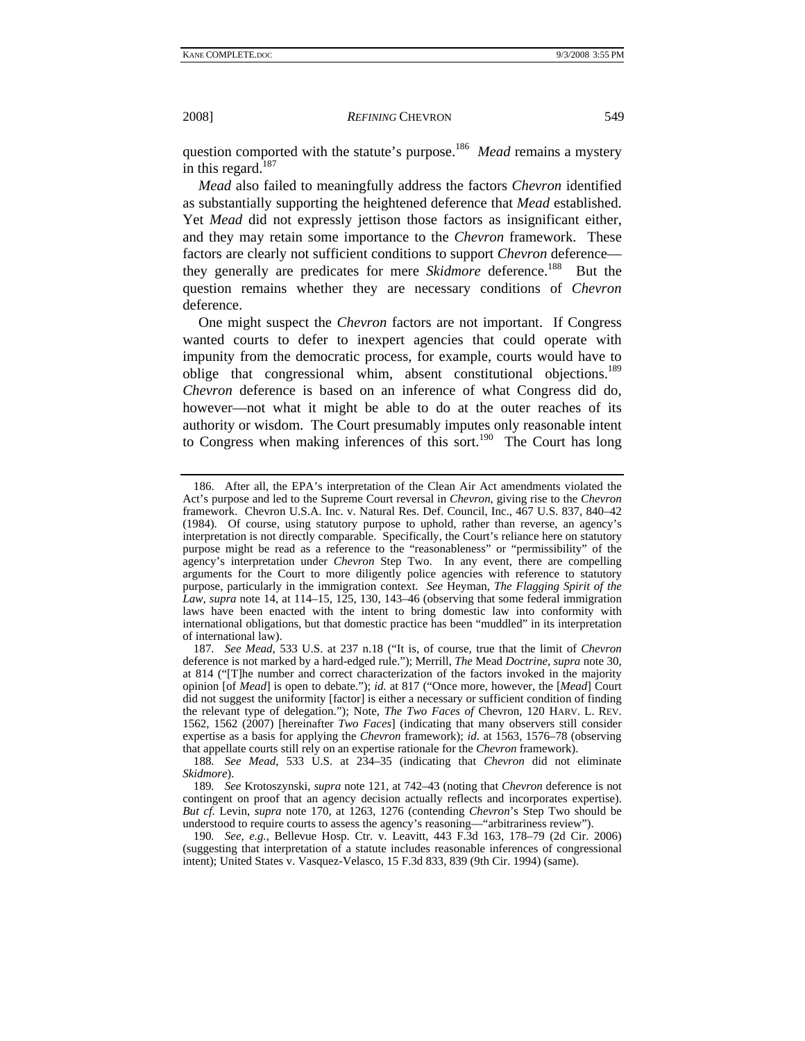question comported with the statute's purpose.[186] *Mead* remains a mystery in this regard.[187]

*Mead* also failed to meaningfully address the factors *Chevron* identified as substantially supporting the heightened deference that *Mead* established. Yet *Mead* did not expressly jettison those factors as insignificant either, and they may retain some importance to the *Chevron* framework. These factors are clearly not sufficient conditions to support *Chevron* deference—they generally are predicates for mere *Skidmore* deference.[188] But the question remains whether they are necessary conditions of *Chevron* deference.

One might suspect the *Chevron* factors are not important. If Congress wanted courts to defer to inexpert agencies that could operate with impunity from the democratic process, for example, courts would have to oblige that congressional whim, absent constitutional objections.[189] *Chevron* deference is based on an inference of what Congress did do, however—not what it might be able to do at the outer reaches of its authority or wisdom. The Court presumably imputes only reasonable intent to Congress when making inferences of this sort.[190] The Court has long

---

186. After all, the EPA's interpretation of the Clean Air Act amendments violated the Act's purpose and led to the Supreme Court reversal in *Chevron*, giving rise to the *Chevron* framework. Chevron U.S.A. Inc. v. Natural Res. Def. Council, Inc., 467 U.S. 837, 840–42 (1984). Of course, using statutory purpose to uphold, rather than reverse, an agency's interpretation is not directly comparable. Specifically, the Court's reliance here on statutory purpose might be read as a reference to the "reasonableness" or "permissibility" of the agency's interpretation under *Chevron* Step Two. In any event, there are compelling arguments for the Court to more diligently police agencies with reference to statutory purpose, particularly in the immigration context. *See* Heyman, *The Flagging Spirit of the Law*, *supra* note 14, at 114–15, 125, 130, 143–46 (observing that some federal immigration laws have been enacted with the intent to bring domestic law into conformity with international obligations, but that domestic practice has been "muddled" in its interpretation of international law).

187. *See Mead*, 533 U.S. at 237 n.18 ("It is, of course, true that the limit of *Chevron* deference is not marked by a hard-edged rule."); Merrill, *The* Mead *Doctrine*, *supra* note 30, at 814 ("[T]he number and correct characterization of the factors invoked in the majority opinion [of *Mead*] is open to debate."); *id.* at 817 ("Once more, however, the [*Mead*] Court did not suggest the uniformity [factor] is either a necessary or sufficient condition of finding the relevant type of delegation."); Note, *The Two Faces of* Chevron, 120 HARV. L. REV. 1562, 1562 (2007) [hereinafter *Two Faces*] (indicating that many observers still consider expertise as a basis for applying the *Chevron* framework); *id*. at 1563, 1576–78 (observing that appellate courts still rely on an expertise rationale for the *Chevron* framework).

188. *See Mead*, 533 U.S. at 234–35 (indicating that *Chevron* did not eliminate *Skidmore*).

189. *See* Krotoszynski, *supra* note 121, at 742–43 (noting that *Chevron* deference is not contingent on proof that an agency decision actually reflects and incorporates expertise). *But cf.* Levin, *supra* note 170, at 1263, 1276 (contending *Chevron*'s Step Two should be understood to require courts to assess the agency's reasoning—"arbitrariness review").

190. *See, e.g.*, Bellevue Hosp. Ctr. v. Leavitt, 443 F.3d 163, 178–79 (2d Cir. 2006) (suggesting that interpretation of a statute includes reasonable inferences of congressional intent); United States v. Vasquez-Velasco, 15 F.3d 833, 839 (9th Cir. 1994) (same).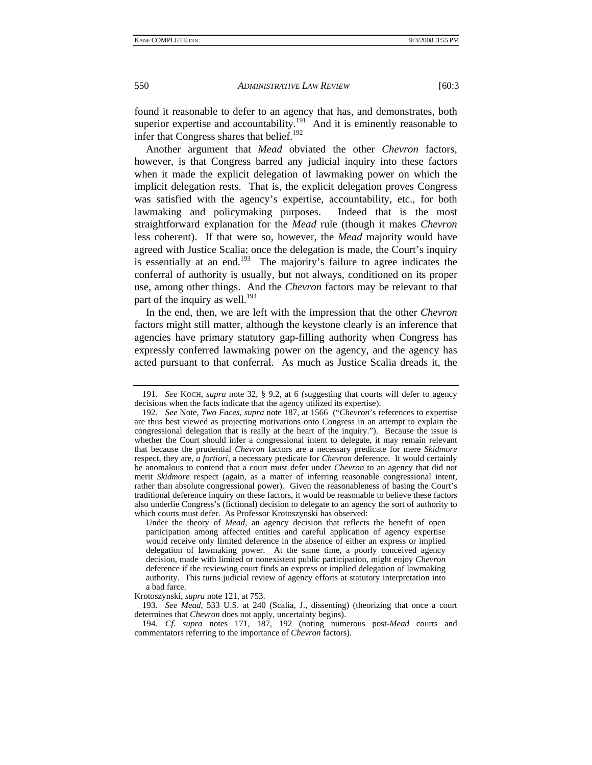found it reasonable to defer to an agency that has, and demonstrates, both superior expertise and accountability.[191] And it is eminently reasonable to infer that Congress shares that belief.[192]

Another argument that *Mead* obviated the other *Chevron* factors, however, is that Congress barred any judicial inquiry into these factors when it made the explicit delegation of lawmaking power on which the implicit delegation rests. That is, the explicit delegation proves Congress was satisfied with the agency's expertise, accountability, etc., for both lawmaking and policymaking purposes. Indeed that is the most straightforward explanation for the *Mead* rule (though it makes *Chevron* less coherent). If that were so, however, the *Mead* majority would have agreed with Justice Scalia: once the delegation is made, the Court's inquiry is essentially at an end.[193] The majority's failure to agree indicates the conferral of authority is usually, but not always, conditioned on its proper use, among other things. And the *Chevron* factors may be relevant to that part of the inquiry as well.[194]

In the end, then, we are left with the impression that the other *Chevron* factors might still matter, although the keystone clearly is an inference that agencies have primary statutory gap-filling authority when Congress has expressly conferred lawmaking power on the agency, and the agency has acted pursuant to that conferral. As much as Justice Scalia dreads it, the

---

191. *See* KOCH, *supra* note 32, § 9.2, at 6 (suggesting that courts will defer to agency decisions when the facts indicate that the agency utilized its expertise).

192. *See* Note, *Two Faces*, *supra* note 187, at 1566 ("*Chevron*'s references to expertise are thus best viewed as projecting motivations onto Congress in an attempt to explain the congressional delegation that is really at the heart of the inquiry."). Because the issue is whether the Court should infer a congressional intent to delegate, it may remain relevant that because the prudential *Chevron* factors are a necessary predicate for mere *Skidmore* respect, they are, *a fortiori*, a necessary predicate for *Chevron* deference. It would certainly be anomalous to contend that a court must defer under *Chevron* to an agency that did not merit *Skidmore* respect (again, as a matter of inferring reasonable congressional intent, rather than absolute congressional power). Given the reasonableness of basing the Court's traditional deference inquiry on these factors, it would be reasonable to believe these factors also underlie Congress's (fictional) decision to delegate to an agency the sort of authority to which courts must defer. As Professor Krotoszynski has observed:

> Under the theory of *Mead*, an agency decision that reflects the benefit of open participation among affected entities and careful application of agency expertise would receive only limited deference in the absence of either an express or implied delegation of lawmaking power. At the same time, a poorly conceived agency decision, made with limited or nonexistent public participation, might enjoy *Chevron* deference if the reviewing court finds an express or implied delegation of lawmaking authority. This turns judicial review of agency efforts at statutory interpretation into a bad farce.

Krotoszynski, *supra* note 121, at 753.

193. *See Mead*, 533 U.S. at 240 (Scalia, J., dissenting) (theorizing that once a court determines that *Chevron* does not apply, uncertainty begins).

194. *Cf. supra* notes 171, 187, 192 (noting numerous post-*Mead* courts and commentators referring to the importance of *Chevron* factors).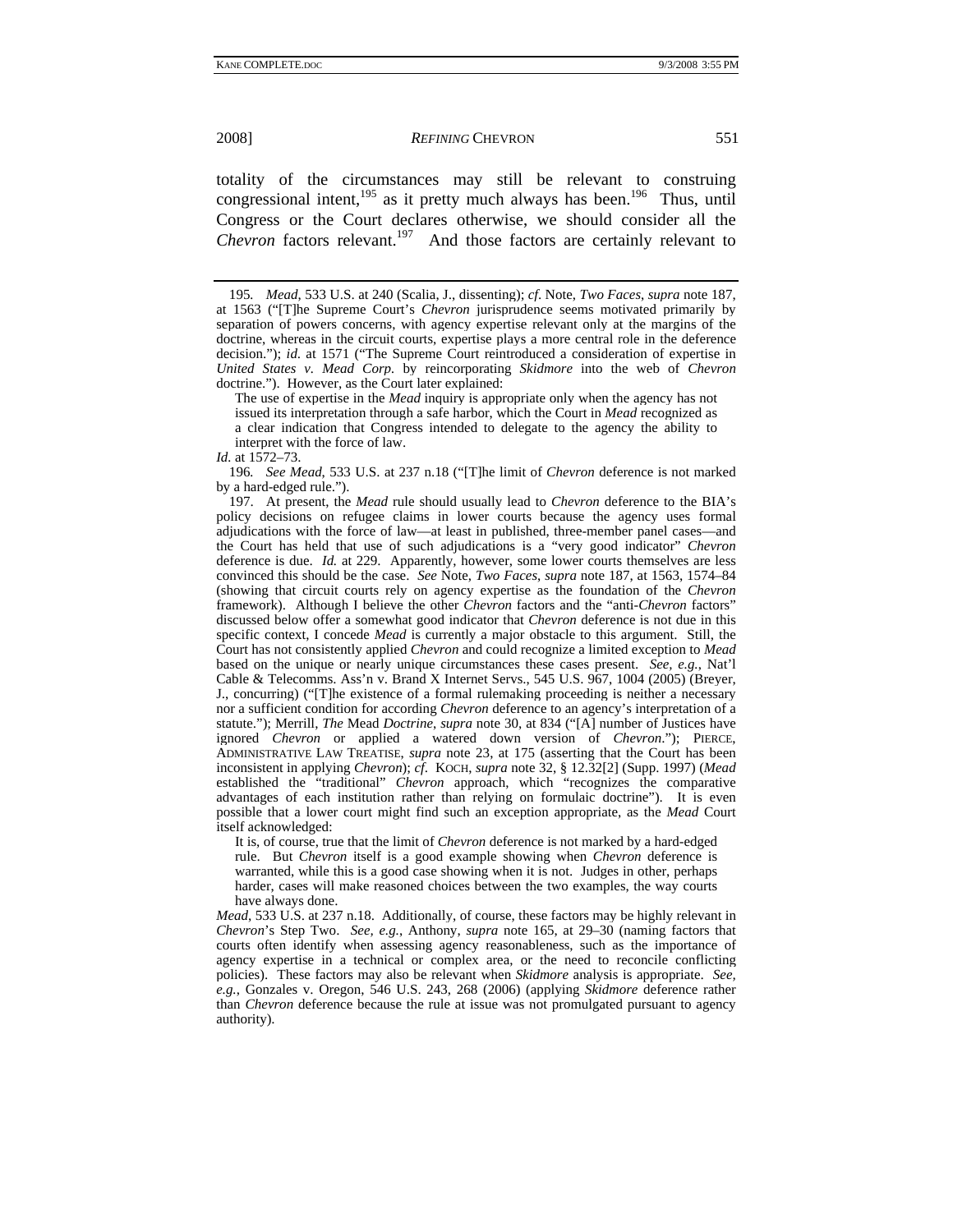totality of the circumstances may still be relevant to construing congressional intent,[195] as it pretty much always has been.[196] Thus, until Congress or the Court declares otherwise, we should consider all the *Chevron* factors relevant.[197] And those factors are certainly relevant to

---

195. *Mead*, 533 U.S. at 240 (Scalia, J., dissenting); *cf.* Note, *Two Faces*, *supra* note 187, at 1563 ("[T]he Supreme Court's *Chevron* jurisprudence seems motivated primarily by separation of powers concerns, with agency expertise relevant only at the margins of the doctrine, whereas in the circuit courts, expertise plays a more central role in the deference decision."); *id.* at 1571 ("The Supreme Court reintroduced a consideration of expertise in *United States v. Mead Corp.* by reincorporating *Skidmore* into the web of *Chevron* doctrine."). However, as the Court later explained:

> The use of expertise in the *Mead* inquiry is appropriate only when the agency has not issued its interpretation through a safe harbor, which the Court in *Mead* recognized as a clear indication that Congress intended to delegate to the agency the ability to interpret with the force of law.

*Id.* at 1572–73.

196. *See Mead*, 533 U.S. at 237 n.18 ("[T]he limit of *Chevron* deference is not marked by a hard-edged rule.").

197. At present, the *Mead* rule should usually lead to *Chevron* deference to the BIA's policy decisions on refugee claims in lower courts because the agency uses formal adjudications with the force of law—at least in published, three-member panel cases—and the Court has held that use of such adjudications is a "very good indicator" *Chevron* deference is due. *Id.* at 229. Apparently, however, some lower courts themselves are less convinced this should be the case. *See* Note, *Two Faces*, *supra* note 187, at 1563, 1574–84 (showing that circuit courts rely on agency expertise as the foundation of the *Chevron* framework). Although I believe the other *Chevron* factors and the "anti-*Chevron* factors" discussed below offer a somewhat good indicator that *Chevron* deference is not due in this specific context, I concede *Mead* is currently a major obstacle to this argument. Still, the Court has not consistently applied *Chevron* and could recognize a limited exception to *Mead* based on the unique or nearly unique circumstances these cases present. *See, e.g.*, Nat'l Cable & Telecomms. Ass'n v. Brand X Internet Servs., 545 U.S. 967, 1004 (2005) (Breyer, J., concurring) ("[T]he existence of a formal rulemaking proceeding is neither a necessary nor a sufficient condition for according *Chevron* deference to an agency's interpretation of a statute."); Merrill, *The* Mead *Doctrine*, *supra* note 30, at 834 ("[A] number of Justices have ignored *Chevron* or applied a watered down version of *Chevron*."); PIERCE, ADMINISTRATIVE LAW TREATISE, *supra* note 23, at 175 (asserting that the Court has been inconsistent in applying *Chevron*); *cf.* KOCH, *supra* note 32, § 12.32[2] (Supp. 1997) (*Mead* established the "traditional" *Chevron* approach, which "recognizes the comparative advantages of each institution rather than relying on formulaic doctrine"). It is even possible that a lower court might find such an exception appropriate, as the *Mead* Court itself acknowledged:

> It is, of course, true that the limit of *Chevron* deference is not marked by a hard-edged rule. But *Chevron* itself is a good example showing when *Chevron* deference is warranted, while this is a good case showing when it is not. Judges in other, perhaps harder, cases will make reasoned choices between the two examples, the way courts have always done.

*Mead*, 533 U.S. at 237 n.18. Additionally, of course, these factors may be highly relevant in *Chevron*'s Step Two. *See, e.g.*, Anthony, *supra* note 165, at 29–30 (naming factors that courts often identify when assessing agency reasonableness, such as the importance of agency expertise in a technical or complex area, or the need to reconcile conflicting policies). These factors may also be relevant when *Skidmore* analysis is appropriate. *See, e.g.*, Gonzales v. Oregon, 546 U.S. 243, 268 (2006) (applying *Skidmore* deference rather than *Chevron* deference because the rule at issue was not promulgated pursuant to agency authority).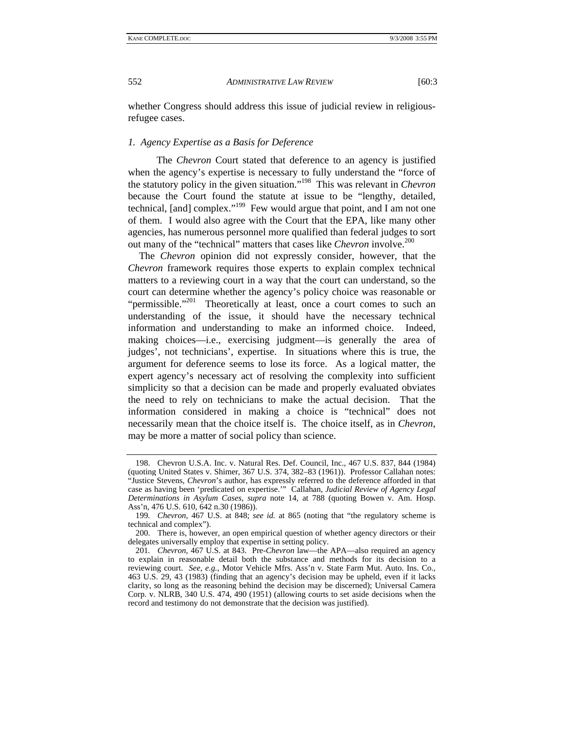whether Congress should address this issue of judicial review in religious-refugee cases.

### *1. Agency Expertise as a Basis for Deference*

The *Chevron* Court stated that deference to an agency is justified when the agency's expertise is necessary to fully understand the "force of the statutory policy in the given situation."[198] This was relevant in *Chevron* because the Court found the statute at issue to be "lengthy, detailed, technical, [and] complex."[199] Few would argue that point, and I am not one of them. I would also agree with the Court that the EPA, like many other agencies, has numerous personnel more qualified than federal judges to sort out many of the "technical" matters that cases like *Chevron* involve.[200]

The *Chevron* opinion did not expressly consider, however, that the *Chevron* framework requires those experts to explain complex technical matters to a reviewing court in a way that the court can understand, so the court can determine whether the agency's policy choice was reasonable or "permissible."[201] Theoretically at least, once a court comes to such an understanding of the issue, it should have the necessary technical information and understanding to make an informed choice. Indeed, making choices—i.e., exercising judgment—is generally the area of judges', not technicians', expertise. In situations where this is true, the argument for deference seems to lose its force. As a logical matter, the expert agency's necessary act of resolving the complexity into sufficient simplicity so that a decision can be made and properly evaluated obviates the need to rely on technicians to make the actual decision. That the information considered in making a choice is "technical" does not necessarily mean that the choice itself is. The choice itself, as in *Chevron*, may be more a matter of social policy than science.

---

198. Chevron U.S.A. Inc. v. Natural Res. Def. Council, Inc., 467 U.S. 837, 844 (1984) (quoting United States v. Shimer, 367 U.S. 374, 382–83 (1961)). Professor Callahan notes: "Justice Stevens, *Chevron*'s author, has expressly referred to the deference afforded in that case as having been 'predicated on expertise.'" Callahan, *Judicial Review of Agency Legal Determinations in Asylum Cases*, *supra* note 14, at 788 (quoting Bowen v. Am. Hosp. Ass'n, 476 U.S. 610, 642 n.30 (1986)).

199. *Chevron*, 467 U.S. at 848; *see id.* at 865 (noting that "the regulatory scheme is technical and complex").

200. There is, however, an open empirical question of whether agency directors or their delegates universally employ that expertise in setting policy.

201. *Chevron*, 467 U.S. at 843. Pre-*Chevron* law—the APA—also required an agency to explain in reasonable detail both the substance and methods for its decision to a reviewing court. *See, e.g.*, Motor Vehicle Mfrs. Ass'n v. State Farm Mut. Auto. Ins. Co., 463 U.S. 29, 43 (1983) (finding that an agency's decision may be upheld, even if it lacks clarity, so long as the reasoning behind the decision may be discerned); Universal Camera Corp. v. NLRB, 340 U.S. 474, 490 (1951) (allowing courts to set aside decisions when the record and testimony do not demonstrate that the decision was justified).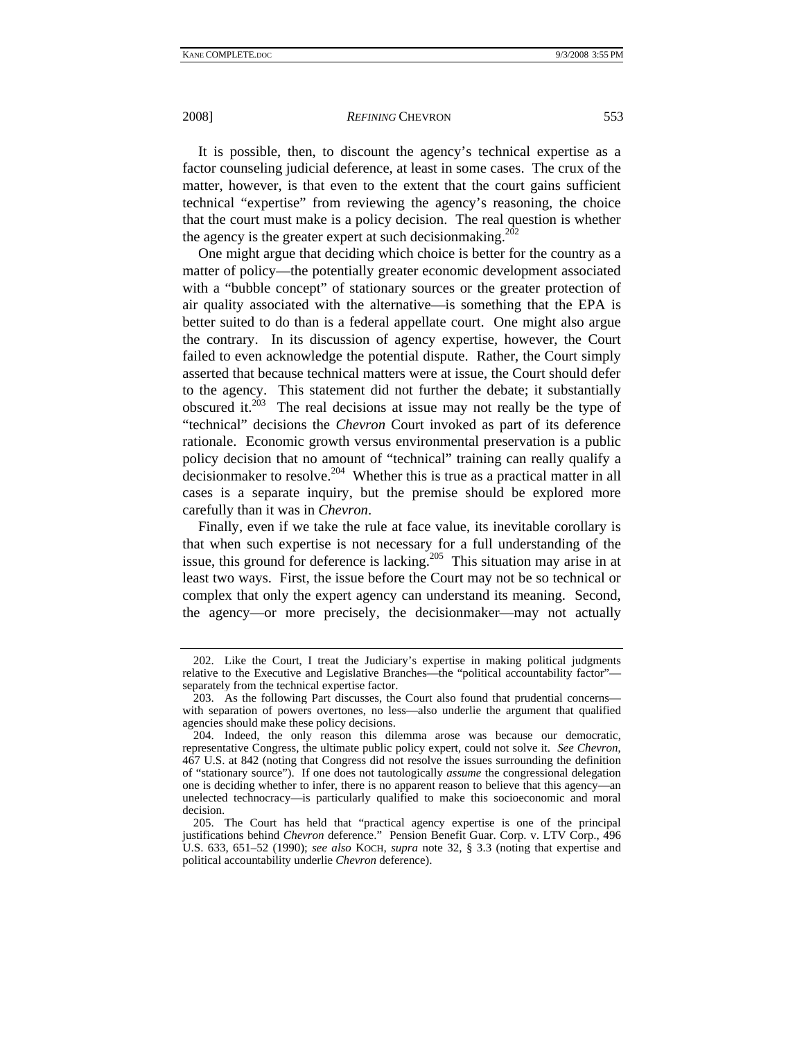It is possible, then, to discount the agency's technical expertise as a factor counseling judicial deference, at least in some cases. The crux of the matter, however, is that even to the extent that the court gains sufficient technical "expertise" from reviewing the agency's reasoning, the choice that the court must make is a policy decision. The real question is whether the agency is the greater expert at such decisionmaking.[202]

One might argue that deciding which choice is better for the country as a matter of policy—the potentially greater economic development associated with a "bubble concept" of stationary sources or the greater protection of air quality associated with the alternative—is something that the EPA is better suited to do than is a federal appellate court. One might also argue the contrary. In its discussion of agency expertise, however, the Court failed to even acknowledge the potential dispute. Rather, the Court simply asserted that because technical matters were at issue, the Court should defer to the agency. This statement did not further the debate; it substantially obscured it.[203] The real decisions at issue may not really be the type of "technical" decisions the *Chevron* Court invoked as part of its deference rationale. Economic growth versus environmental preservation is a public policy decision that no amount of "technical" training can really qualify a decisionmaker to resolve.[204] Whether this is true as a practical matter in all cases is a separate inquiry, but the premise should be explored more carefully than it was in *Chevron*.

Finally, even if we take the rule at face value, its inevitable corollary is that when such expertise is not necessary for a full understanding of the issue, this ground for deference is lacking.[205] This situation may arise in at least two ways. First, the issue before the Court may not be so technical or complex that only the expert agency can understand its meaning. Second, the agency—or more precisely, the decisionmaker—may not actually

---

202. Like the Court, I treat the Judiciary's expertise in making political judgments relative to the Executive and Legislative Branches—the "political accountability factor"—separately from the technical expertise factor.

203. As the following Part discusses, the Court also found that prudential concerns—with separation of powers overtones, no less—also underlie the argument that qualified agencies should make these policy decisions.

204. Indeed, the only reason this dilemma arose was because our democratic, representative Congress, the ultimate public policy expert, could not solve it. *See Chevron*, 467 U.S. at 842 (noting that Congress did not resolve the issues surrounding the definition of "stationary source"). If one does not tautologically *assume* the congressional delegation one is deciding whether to infer, there is no apparent reason to believe that this agency—an unelected technocracy—is particularly qualified to make this socioeconomic and moral decision.

205. The Court has held that "practical agency expertise is one of the principal justifications behind *Chevron* deference." Pension Benefit Guar. Corp. v. LTV Corp., 496 U.S. 633, 651–52 (1990); *see also* KOCH, *supra* note 32, § 3.3 (noting that expertise and political accountability underlie *Chevron* deference).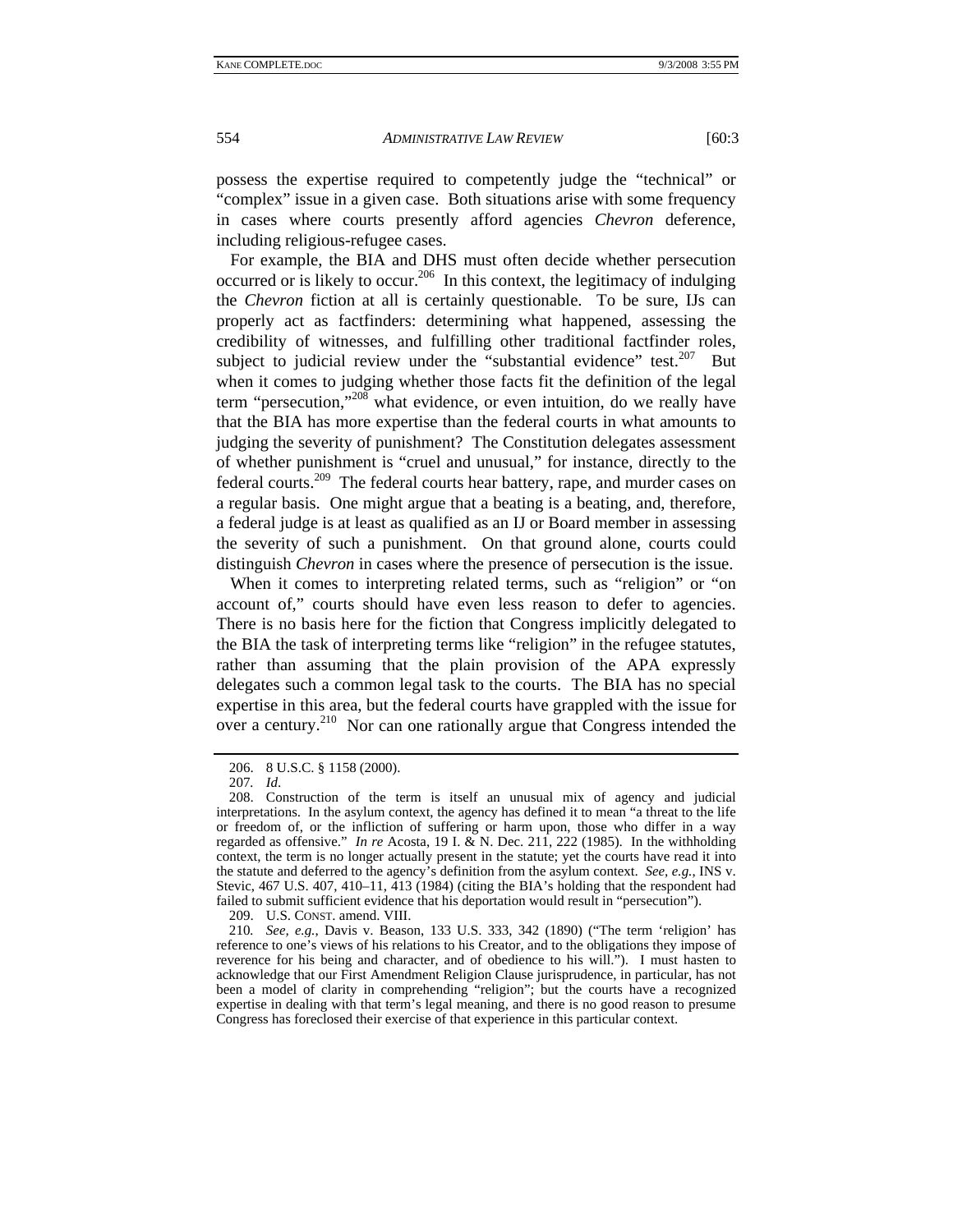possess the expertise required to competently judge the "technical" or "complex" issue in a given case. Both situations arise with some frequency in cases where courts presently afford agencies *Chevron* deference, including religious-refugee cases.

For example, the BIA and DHS must often decide whether persecution occurred or is likely to occur.[206] In this context, the legitimacy of indulging the *Chevron* fiction at all is certainly questionable. To be sure, IJs can properly act as factfinders: determining what happened, assessing the credibility of witnesses, and fulfilling other traditional factfinder roles, subject to judicial review under the "substantial evidence" test.[207] But when it comes to judging whether those facts fit the definition of the legal term "persecution,"[208] what evidence, or even intuition, do we really have that the BIA has more expertise than the federal courts in what amounts to judging the severity of punishment? The Constitution delegates assessment of whether punishment is "cruel and unusual," for instance, directly to the federal courts.[209] The federal courts hear battery, rape, and murder cases on a regular basis. One might argue that a beating is a beating, and, therefore, a federal judge is at least as qualified as an IJ or Board member in assessing the severity of such a punishment. On that ground alone, courts could distinguish *Chevron* in cases where the presence of persecution is the issue.

When it comes to interpreting related terms, such as "religion" or "on account of," courts should have even less reason to defer to agencies. There is no basis here for the fiction that Congress implicitly delegated to the BIA the task of interpreting terms like "religion" in the refugee statutes, rather than assuming that the plain provision of the APA expressly delegates such a common legal task to the courts. The BIA has no special expertise in this area, but the federal courts have grappled with the issue for over a century.[210] Nor can one rationally argue that Congress intended the

---

206. 8 U.S.C. § 1158 (2000).

207. *Id*.

208. Construction of the term is itself an unusual mix of agency and judicial interpretations. In the asylum context, the agency has defined it to mean "a threat to the life or freedom of, or the infliction of suffering or harm upon, those who differ in a way regarded as offensive." *In re* Acosta, 19 I. & N. Dec. 211, 222 (1985). In the withholding context, the term is no longer actually present in the statute; yet the courts have read it into the statute and deferred to the agency's definition from the asylum context. *See, e.g.*, INS v. Stevic, 467 U.S. 407, 410–11, 413 (1984) (citing the BIA's holding that the respondent had failed to submit sufficient evidence that his deportation would result in "persecution").

209. U.S. CONST. amend. VIII.

210. *See, e.g.*, Davis v. Beason, 133 U.S. 333, 342 (1890) ("The term 'religion' has reference to one's views of his relations to his Creator, and to the obligations they impose of reverence for his being and character, and of obedience to his will."). I must hasten to acknowledge that our First Amendment Religion Clause jurisprudence, in particular, has not been a model of clarity in comprehending "religion"; but the courts have a recognized expertise in dealing with that term's legal meaning, and there is no good reason to presume Congress has foreclosed their exercise of that experience in this particular context.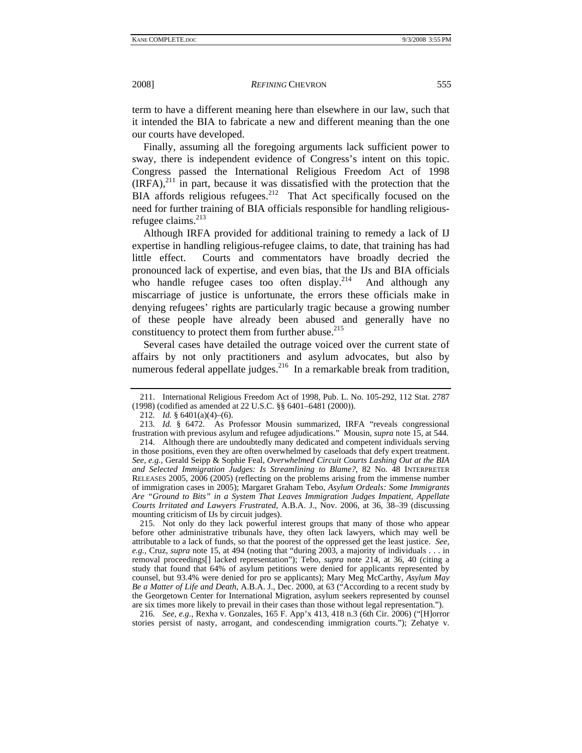term to have a different meaning here than elsewhere in our law, such that it intended the BIA to fabricate a new and different meaning than the one our courts have developed.

Finally, assuming all the foregoing arguments lack sufficient power to sway, there is independent evidence of Congress's intent on this topic. Congress passed the International Religious Freedom Act of 1998 (IRFA),[211] in part, because it was dissatisfied with the protection that the BIA affords religious refugees.[212] That Act specifically focused on the need for further training of BIA officials responsible for handling religious-refugee claims.[213]

Although IRFA provided for additional training to remedy a lack of IJ expertise in handling religious-refugee claims, to date, that training has had little effect. Courts and commentators have broadly decried the pronounced lack of expertise, and even bias, that the IJs and BIA officials who handle refugee cases too often display.[214] And although any miscarriage of justice is unfortunate, the errors these officials make in denying refugees' rights are particularly tragic because a growing number of these people have already been abused and generally have no constituency to protect them from further abuse.[215]

Several cases have detailed the outrage voiced over the current state of affairs by not only practitioners and asylum advocates, but also by numerous federal appellate judges.[216] In a remarkable break from tradition,

---

211. International Religious Freedom Act of 1998, Pub. L. No. 105-292, 112 Stat. 2787 (1998) (codified as amended at 22 U.S.C. §§ 6401–6481 (2000)).

212. *Id.* § 6401(a)(4)–(6).

213. *Id.* § 6472. As Professor Mousin summarized, IRFA "reveals congressional frustration with previous asylum and refugee adjudications." Mousin, *supra* note 15, at 544.

214. Although there are undoubtedly many dedicated and competent individuals serving in those positions, even they are often overwhelmed by caseloads that defy expert treatment. *See, e.g.*, Gerald Seipp & Sophie Feal, *Overwhelmed Circuit Courts Lashing Out at the BIA and Selected Immigration Judges: Is Streamlining to Blame?*, 82 No. 48 INTERPRETER RELEASES 2005, 2006 (2005) (reflecting on the problems arising from the immense number of immigration cases in 2005); Margaret Graham Tebo, *Asylum Ordeals: Some Immigrants Are "Ground to Bits" in a System That Leaves Immigration Judges Impatient, Appellate Courts Irritated and Lawyers Frustrated*, A.B.A. J., Nov. 2006, at 36, 38–39 (discussing mounting criticism of IJs by circuit judges).

215. Not only do they lack powerful interest groups that many of those who appear before other administrative tribunals have, they often lack lawyers, which may well be attributable to a lack of funds, so that the poorest of the oppressed get the least justice. *See, e.g.*, Cruz, *supra* note 15, at 494 (noting that "during 2003, a majority of individuals . . . in removal proceedings[] lacked representation"); Tebo, *supra* note 214, at 36, 40 (citing a study that found that 64% of asylum petitions were denied for applicants represented by counsel, but 93.4% were denied for pro se applicants); Mary Meg McCarthy, *Asylum May Be a Matter of Life and Death*, A.B.A. J., Dec. 2000, at 63 ("According to a recent study by the Georgetown Center for International Migration, asylum seekers represented by counsel are six times more likely to prevail in their cases than those without legal representation.").

216. *See, e.g.*, Rexha v. Gonzales, 165 F. App'x 413, 418 n.3 (6th Cir. 2006) ("[H]orror stories persist of nasty, arrogant, and condescending immigration courts."); Zehatye v.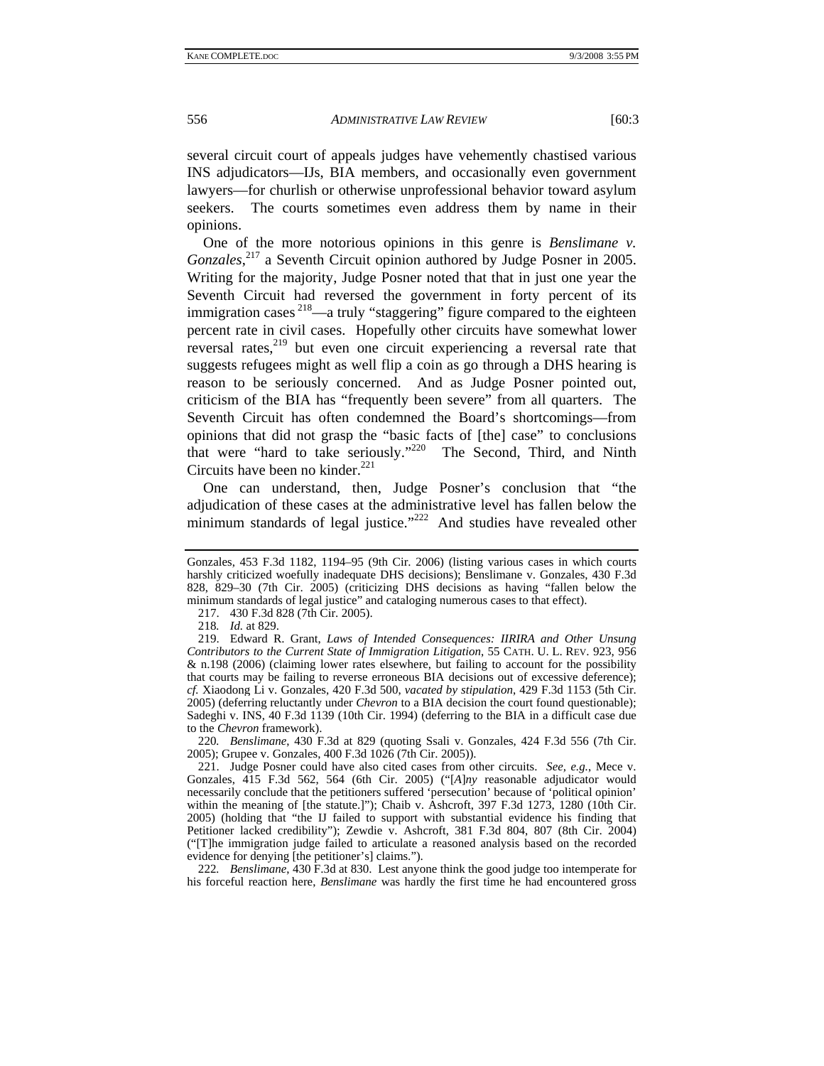several circuit court of appeals judges have vehemently chastised various INS adjudicators—IJs, BIA members, and occasionally even government lawyers—for churlish or otherwise unprofessional behavior toward asylum seekers. The courts sometimes even address them by name in their opinions.

One of the more notorious opinions in this genre is *Benslimane v. Gonzales*,[217] a Seventh Circuit opinion authored by Judge Posner in 2005. Writing for the majority, Judge Posner noted that that in just one year the Seventh Circuit had reversed the government in forty percent of its immigration cases[218]—a truly "staggering" figure compared to the eighteen percent rate in civil cases. Hopefully other circuits have somewhat lower reversal rates,[219] but even one circuit experiencing a reversal rate that suggests refugees might as well flip a coin as go through a DHS hearing is reason to be seriously concerned. And as Judge Posner pointed out, criticism of the BIA has "frequently been severe" from all quarters. The Seventh Circuit has often condemned the Board's shortcomings—from opinions that did not grasp the "basic facts of [the] case" to conclusions that were "hard to take seriously."[220] The Second, Third, and Ninth Circuits have been no kinder.[221]

One can understand, then, Judge Posner's conclusion that "the adjudication of these cases at the administrative level has fallen below the minimum standards of legal justice."[222] And studies have revealed other

---

Gonzales, 453 F.3d 1182, 1194–95 (9th Cir. 2006) (listing various cases in which courts harshly criticized woefully inadequate DHS decisions); Benslimane v. Gonzales, 430 F.3d 828, 829–30 (7th Cir. 2005) (criticizing DHS decisions as having "fallen below the minimum standards of legal justice" and cataloging numerous cases to that effect).

217. 430 F.3d 828 (7th Cir. 2005).

218. *Id.* at 829.

219. Edward R. Grant, *Laws of Intended Consequences: IIRIRA and Other Unsung Contributors to the Current State of Immigration Litigation*, 55 CATH. U. L. REV. 923, 956 & n.198 (2006) (claiming lower rates elsewhere, but failing to account for the possibility that courts may be failing to reverse erroneous BIA decisions out of excessive deference); *cf.* Xiaodong Li v. Gonzales, 420 F.3d 500, *vacated by stipulation*, 429 F.3d 1153 (5th Cir. 2005) (deferring reluctantly under *Chevron* to a BIA decision the court found questionable); Sadeghi v. INS, 40 F.3d 1139 (10th Cir. 1994) (deferring to the BIA in a difficult case due to the *Chevron* framework).

220. *Benslimane*, 430 F.3d at 829 (quoting Ssali v. Gonzales, 424 F.3d 556 (7th Cir. 2005); Grupee v. Gonzales, 400 F.3d 1026 (7th Cir. 2005)).

221. Judge Posner could have also cited cases from other circuits. *See, e.g.*, Mece v. Gonzales, 415 F.3d 562, 564 (6th Cir. 2005) ("[*A*]*ny* reasonable adjudicator would necessarily conclude that the petitioners suffered 'persecution' because of 'political opinion' within the meaning of [the statute.]"); Chaib v. Ashcroft, 397 F.3d 1273, 1280 (10th Cir. 2005) (holding that "the IJ failed to support with substantial evidence his finding that Petitioner lacked credibility"); Zewdie v. Ashcroft, 381 F.3d 804, 807 (8th Cir. 2004) ("[T]he immigration judge failed to articulate a reasoned analysis based on the recorded evidence for denying [the petitioner's] claims.").

222. *Benslimane*, 430 F.3d at 830. Lest anyone think the good judge too intemperate for his forceful reaction here, *Benslimane* was hardly the first time he had encountered gross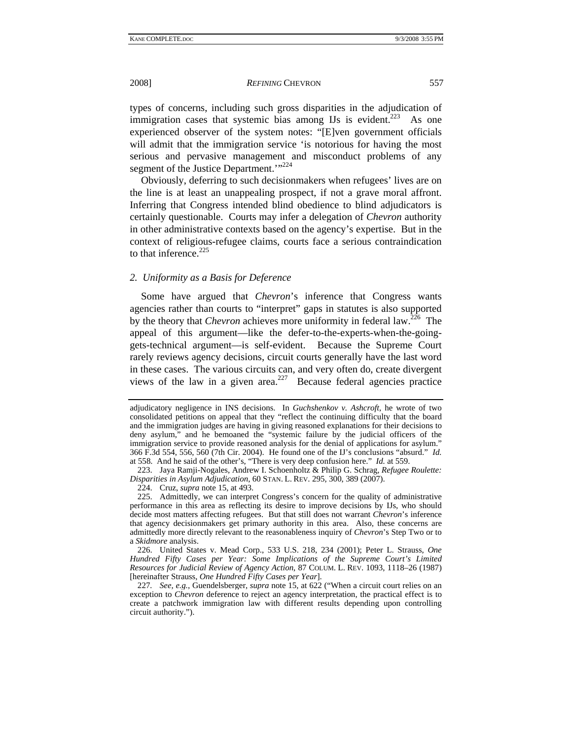types of concerns, including such gross disparities in the adjudication of immigration cases that systemic bias among IJs is evident.[223] As one experienced observer of the system notes: "[E]ven government officials will admit that the immigration service 'is notorious for having the most serious and pervasive management and misconduct problems of any segment of the Justice Department.'"[224]

Obviously, deferring to such decisionmakers when refugees' lives are on the line is at least an unappealing prospect, if not a grave moral affront. Inferring that Congress intended blind obedience to blind adjudicators is certainly questionable. Courts may infer a delegation of *Chevron* authority in other administrative contexts based on the agency's expertise. But in the context of religious-refugee claims, courts face a serious contraindication to that inference.[225]

### 2. Uniformity as a Basis for Deference

Some have argued that *Chevron*'s inference that Congress wants agencies rather than courts to "interpret" gaps in statutes is also supported by the theory that *Chevron* achieves more uniformity in federal law.[226] The appeal of this argument—like the defer-to-the-experts-when-the-going-gets-technical argument—is self-evident. Because the Supreme Court rarely reviews agency decisions, circuit courts generally have the last word in these cases. The various circuits can, and very often do, create divergent views of the law in a given area.[227] Because federal agencies practice

---

adjudicatory negligence in INS decisions. In *Guchshenkov v. Ashcroft*, he wrote of two consolidated petitions on appeal that they "reflect the continuing difficulty that the board and the immigration judges are having in giving reasoned explanations for their decisions to deny asylum," and he bemoaned the "systemic failure by the judicial officers of the immigration service to provide reasoned analysis for the denial of applications for asylum." 366 F.3d 554, 556, 560 (7th Cir. 2004). He found one of the IJ's conclusions "absurd." *Id.* at 558. And he said of the other's, "There is very deep confusion here." *Id.* at 559.

223. Jaya Ramji-Nogales, Andrew I. Schoenholtz & Philip G. Schrag, *Refugee Roulette: Disparities in Asylum Adjudication*, 60 STAN. L. REV. 295, 300, 389 (2007).

224. Cruz, *supra* note 15, at 493.

225. Admittedly, we can interpret Congress's concern for the quality of administrative performance in this area as reflecting its desire to improve decisions by IJs, who should decide most matters affecting refugees. But that still does not warrant *Chevron*'s inference that agency decisionmakers get primary authority in this area. Also, these concerns are admittedly more directly relevant to the reasonableness inquiry of *Chevron*'s Step Two or to a *Skidmore* analysis.

226. United States v. Mead Corp., 533 U.S. 218, 234 (2001); Peter L. Strauss, *One Hundred Fifty Cases per Year: Some Implications of the Supreme Court's Limited Resources for Judicial Review of Agency Action*, 87 COLUM. L. REV. 1093, 1118–26 (1987) [hereinafter Strauss, *One Hundred Fifty Cases per Year*].

227. *See, e.g.*, Guendelsberger, *supra* note 15, at 622 ("When a circuit court relies on an exception to *Chevron* deference to reject an agency interpretation, the practical effect is to create a patchwork immigration law with different results depending upon controlling circuit authority.").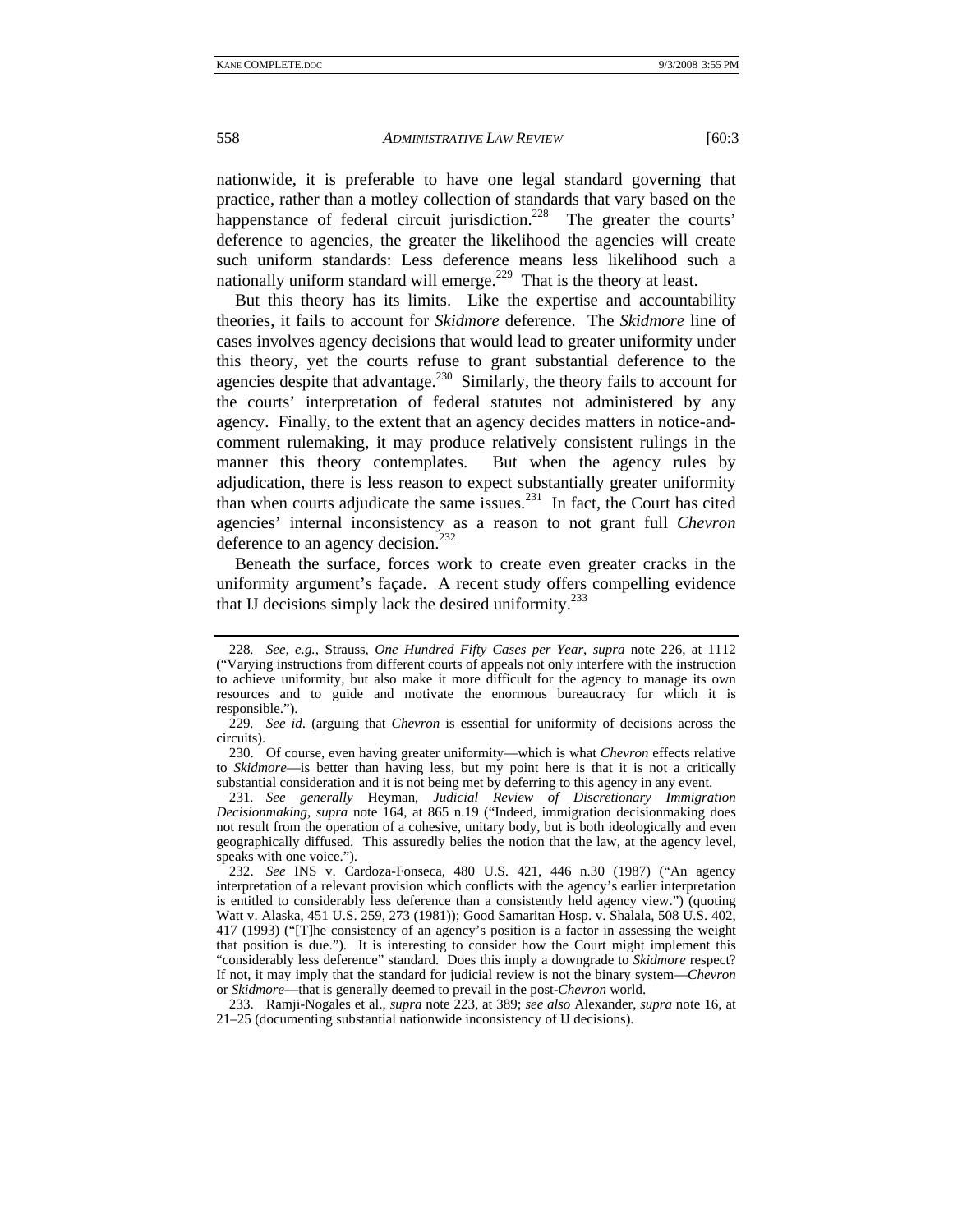nationwide, it is preferable to have one legal standard governing that practice, rather than a motley collection of standards that vary based on the happenstance of federal circuit jurisdiction.[228] The greater the courts' deference to agencies, the greater the likelihood the agencies will create such uniform standards: Less deference means less likelihood such a nationally uniform standard will emerge.[229] That is the theory at least.

But this theory has its limits. Like the expertise and accountability theories, it fails to account for *Skidmore* deference. The *Skidmore* line of cases involves agency decisions that would lead to greater uniformity under this theory, yet the courts refuse to grant substantial deference to the agencies despite that advantage.[230] Similarly, the theory fails to account for the courts' interpretation of federal statutes not administered by any agency. Finally, to the extent that an agency decides matters in notice-and-comment rulemaking, it may produce relatively consistent rulings in the manner this theory contemplates. But when the agency rules by adjudication, there is less reason to expect substantially greater uniformity than when courts adjudicate the same issues.[231] In fact, the Court has cited agencies' internal inconsistency as a reason to not grant full *Chevron* deference to an agency decision.[232]

Beneath the surface, forces work to create even greater cracks in the uniformity argument's façade. A recent study offers compelling evidence that IJ decisions simply lack the desired uniformity.[233]

---

228. *See, e.g.*, Strauss, *One Hundred Fifty Cases per Year*, *supra* note 226, at 1112 ("Varying instructions from different courts of appeals not only interfere with the instruction to achieve uniformity, but also make it more difficult for the agency to manage its own resources and to guide and motivate the enormous bureaucracy for which it is responsible.").

229. *See id*. (arguing that *Chevron* is essential for uniformity of decisions across the circuits).

230. Of course, even having greater uniformity—which is what *Chevron* effects relative to *Skidmore*—is better than having less, but my point here is that it is not a critically substantial consideration and it is not being met by deferring to this agency in any event.

231. *See generally* Heyman, *Judicial Review of Discretionary Immigration Decisionmaking*, *supra* note 164, at 865 n.19 ("Indeed, immigration decisionmaking does not result from the operation of a cohesive, unitary body, but is both ideologically and even geographically diffused. This assuredly belies the notion that the law, at the agency level, speaks with one voice.").

232. *See* INS v. Cardoza-Fonseca, 480 U.S. 421, 446 n.30 (1987) ("An agency interpretation of a relevant provision which conflicts with the agency's earlier interpretation is entitled to considerably less deference than a consistently held agency view.") (quoting Watt v. Alaska, 451 U.S. 259, 273 (1981)); Good Samaritan Hosp. v. Shalala, 508 U.S. 402, 417 (1993) ("[T]he consistency of an agency's position is a factor in assessing the weight that position is due."). It is interesting to consider how the Court might implement this "considerably less deference" standard. Does this imply a downgrade to *Skidmore* respect? If not, it may imply that the standard for judicial review is not the binary system—*Chevron* or *Skidmore*—that is generally deemed to prevail in the post-*Chevron* world.

233. Ramji-Nogales et al., *supra* note 223, at 389; *see also* Alexander, *supra* note 16, at 21–25 (documenting substantial nationwide inconsistency of IJ decisions).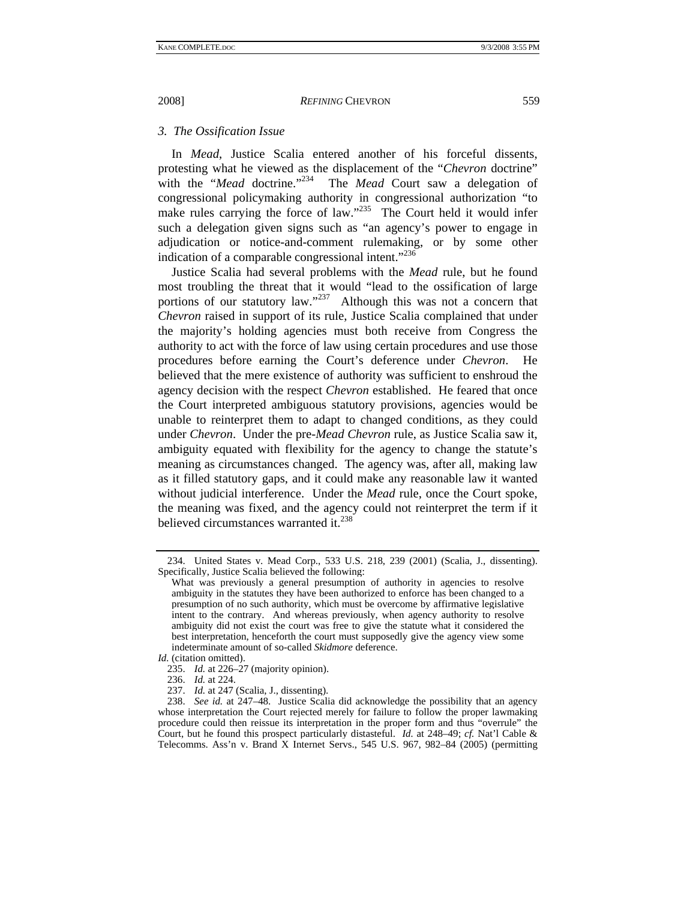### *3. The Ossification Issue*

In *Mead*, Justice Scalia entered another of his forceful dissents, protesting what he viewed as the displacement of the "*Chevron* doctrine" with the "*Mead* doctrine."[234] The *Mead* Court saw a delegation of congressional policymaking authority in congressional authorization "to make rules carrying the force of law."[235] The Court held it would infer such a delegation given signs such as "an agency's power to engage in adjudication or notice-and-comment rulemaking, or by some other indication of a comparable congressional intent."[236]

Justice Scalia had several problems with the *Mead* rule, but he found most troubling the threat that it would "lead to the ossification of large portions of our statutory law."[237] Although this was not a concern that *Chevron* raised in support of its rule, Justice Scalia complained that under the majority's holding agencies must both receive from Congress the authority to act with the force of law using certain procedures and use those procedures before earning the Court's deference under *Chevron*. He believed that the mere existence of authority was sufficient to enshroud the agency decision with the respect *Chevron* established. He feared that once the Court interpreted ambiguous statutory provisions, agencies would be unable to reinterpret them to adapt to changed conditions, as they could under *Chevron*. Under the pre-*Mead Chevron* rule, as Justice Scalia saw it, ambiguity equated with flexibility for the agency to change the statute's meaning as circumstances changed. The agency was, after all, making law as it filled statutory gaps, and it could make any reasonable law it wanted without judicial interference. Under the *Mead* rule, once the Court spoke, the meaning was fixed, and the agency could not reinterpret the term if it believed circumstances warranted it.[238]

---

234. United States v. Mead Corp., 533 U.S. 218, 239 (2001) (Scalia, J., dissenting). Specifically, Justice Scalia believed the following:

> What was previously a general presumption of authority in agencies to resolve ambiguity in the statutes they have been authorized to enforce has been changed to a presumption of no such authority, which must be overcome by affirmative legislative intent to the contrary. And whereas previously, when agency authority to resolve ambiguity did not exist the court was free to give the statute what it considered the best interpretation, henceforth the court must supposedly give the agency view some indeterminate amount of so-called *Skidmore* deference.

*Id.* (citation omitted).

235. *Id.* at 226–27 (majority opinion).

236. *Id.* at 224.

237. *Id.* at 247 (Scalia, J., dissenting).

238. *See id.* at 247–48. Justice Scalia did acknowledge the possibility that an agency whose interpretation the Court rejected merely for failure to follow the proper lawmaking procedure could then reissue its interpretation in the proper form and thus "overrule" the Court, but he found this prospect particularly distasteful. *Id.* at 248–49; *cf.* Nat'l Cable & Telecomms. Ass'n v. Brand X Internet Servs., 545 U.S. 967, 982–84 (2005) (permitting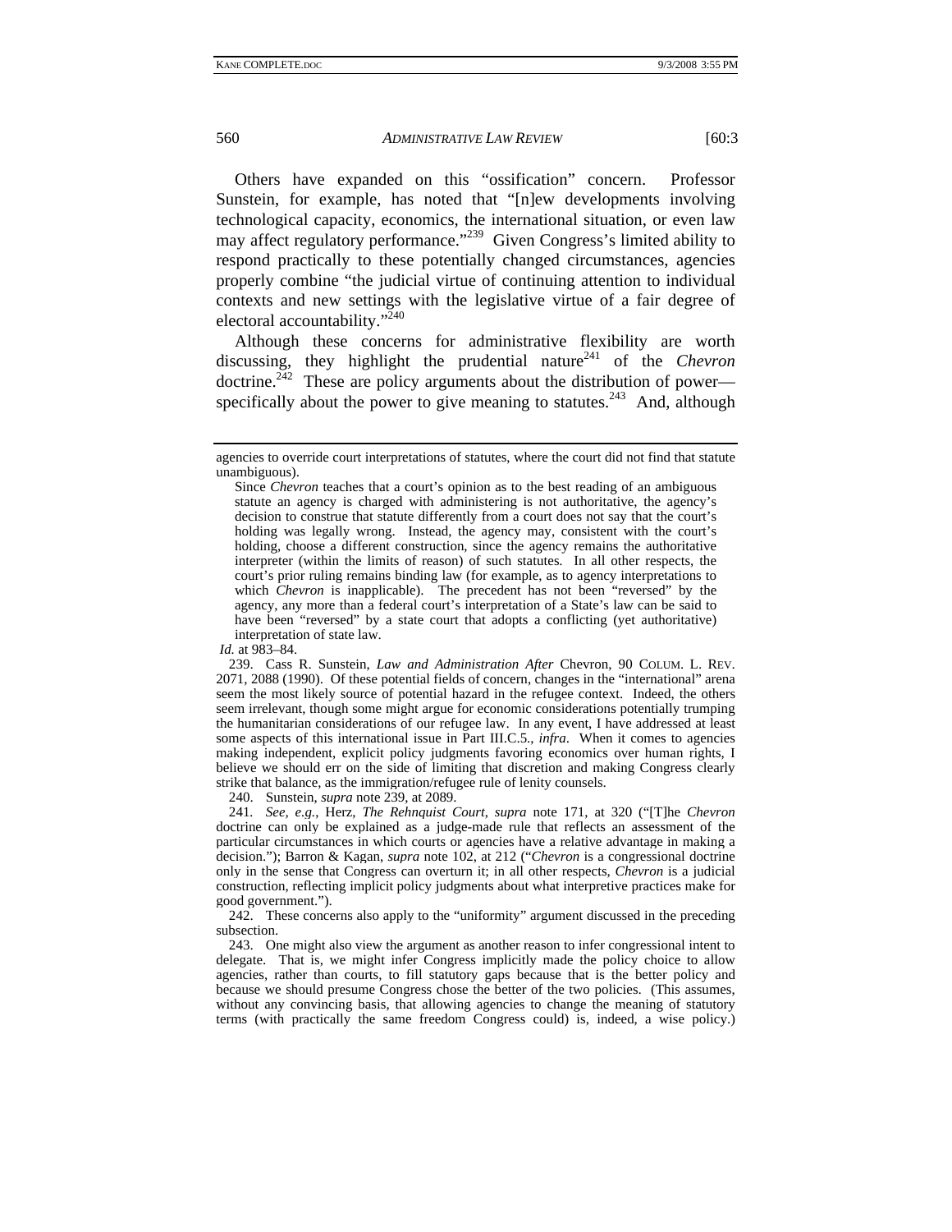Others have expanded on this "ossification" concern. Professor Sunstein, for example, has noted that "[n]ew developments involving technological capacity, economics, the international situation, or even law may affect regulatory performance."[239] Given Congress's limited ability to respond practically to these potentially changed circumstances, agencies properly combine "the judicial virtue of continuing attention to individual contexts and new settings with the legislative virtue of a fair degree of electoral accountability."[240]

Although these concerns for administrative flexibility are worth discussing, they highlight the prudential nature[241] of the *Chevron* doctrine.[242] These are policy arguments about the distribution of power—specifically about the power to give meaning to statutes.[243] And, although

---

agencies to override court interpretations of statutes, where the court did not find that statute unambiguous).

> Since *Chevron* teaches that a court's opinion as to the best reading of an ambiguous statute an agency is charged with administering is not authoritative, the agency's decision to construe that statute differently from a court does not say that the court's holding was legally wrong. Instead, the agency may, consistent with the court's holding, choose a different construction, since the agency remains the authoritative interpreter (within the limits of reason) of such statutes. In all other respects, the court's prior ruling remains binding law (for example, as to agency interpretations to which *Chevron* is inapplicable). The precedent has not been "reversed" by the agency, any more than a federal court's interpretation of a State's law can be said to have been "reversed" by a state court that adopts a conflicting (yet authoritative) interpretation of state law.

*Id.* at 983–84.

239. Cass R. Sunstein, *Law and Administration After* Chevron, 90 COLUM. L. REV. 2071, 2088 (1990). Of these potential fields of concern, changes in the "international" arena seem the most likely source of potential hazard in the refugee context. Indeed, the others seem irrelevant, though some might argue for economic considerations potentially trumping the humanitarian considerations of our refugee law. In any event, I have addressed at least some aspects of this international issue in Part III.C.5., *infra*. When it comes to agencies making independent, explicit policy judgments favoring economics over human rights, I believe we should err on the side of limiting that discretion and making Congress clearly strike that balance, as the immigration/refugee rule of lenity counsels.

240. Sunstein, *supra* note 239, at 2089.

241. *See, e.g.*, Herz, *The Rehnquist Court*, *supra* note 171, at 320 ("[T]he *Chevron* doctrine can only be explained as a judge-made rule that reflects an assessment of the particular circumstances in which courts or agencies have a relative advantage in making a decision."); Barron & Kagan, *supra* note 102, at 212 ("*Chevron* is a congressional doctrine only in the sense that Congress can overturn it; in all other respects, *Chevron* is a judicial construction, reflecting implicit policy judgments about what interpretive practices make for good government.").

242. These concerns also apply to the "uniformity" argument discussed in the preceding subsection.

243. One might also view the argument as another reason to infer congressional intent to delegate. That is, we might infer Congress implicitly made the policy choice to allow agencies, rather than courts, to fill statutory gaps because that is the better policy and because we should presume Congress chose the better of the two policies. (This assumes, without any convincing basis, that allowing agencies to change the meaning of statutory terms (with practically the same freedom Congress could) is, indeed, a wise policy.)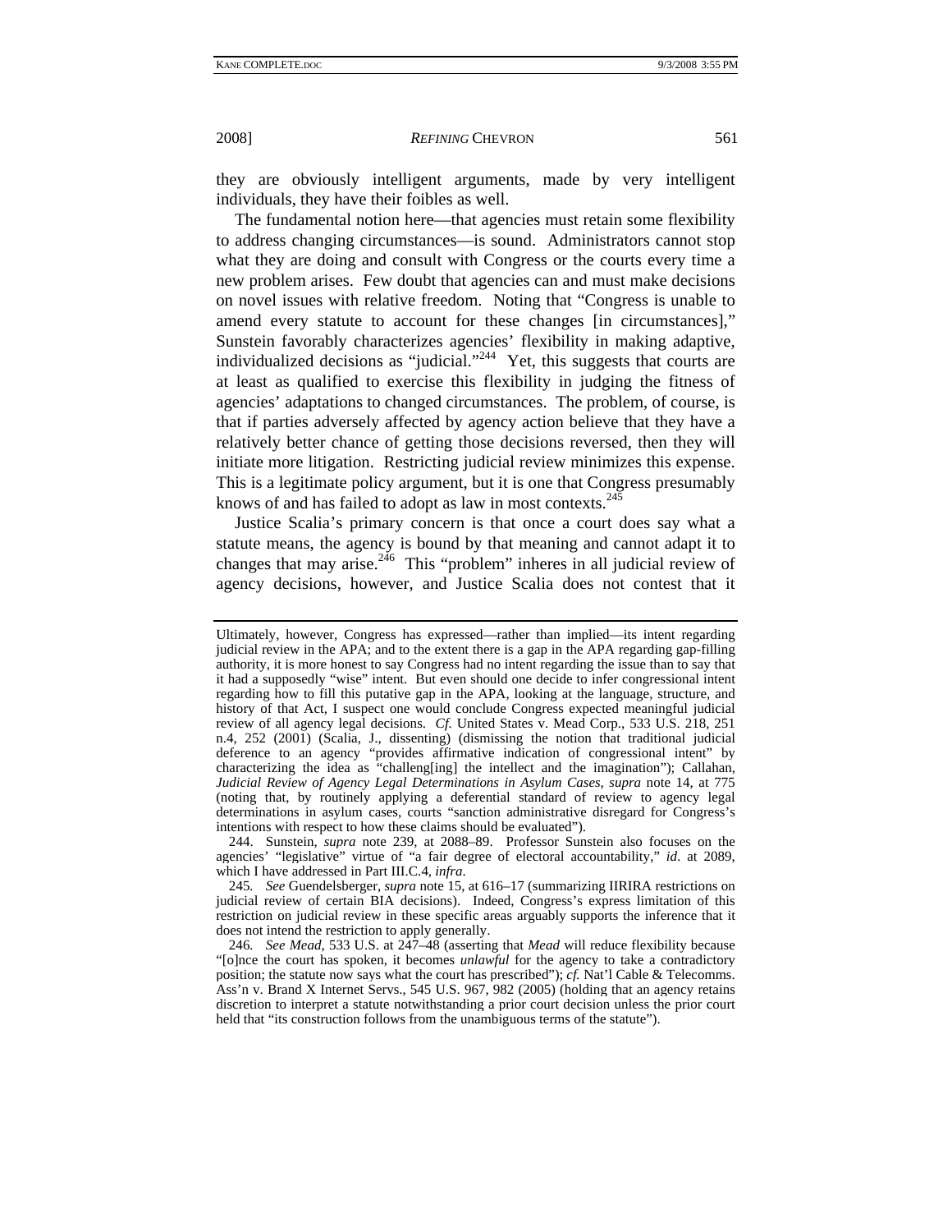they are obviously intelligent arguments, made by very intelligent individuals, they have their foibles as well.

The fundamental notion here—that agencies must retain some flexibility to address changing circumstances—is sound. Administrators cannot stop what they are doing and consult with Congress or the courts every time a new problem arises. Few doubt that agencies can and must make decisions on novel issues with relative freedom. Noting that "Congress is unable to amend every statute to account for these changes [in circumstances]," Sunstein favorably characterizes agencies' flexibility in making adaptive, individualized decisions as "judicial."[244] Yet, this suggests that courts are at least as qualified to exercise this flexibility in judging the fitness of agencies' adaptations to changed circumstances. The problem, of course, is that if parties adversely affected by agency action believe that they have a relatively better chance of getting those decisions reversed, then they will initiate more litigation. Restricting judicial review minimizes this expense. This is a legitimate policy argument, but it is one that Congress presumably knows of and has failed to adopt as law in most contexts.[245]

Justice Scalia's primary concern is that once a court does say what a statute means, the agency is bound by that meaning and cannot adapt it to changes that may arise.[246] This "problem" inheres in all judicial review of agency decisions, however, and Justice Scalia does not contest that it

---

Ultimately, however, Congress has expressed—rather than implied—its intent regarding judicial review in the APA; and to the extent there is a gap in the APA regarding gap-filling authority, it is more honest to say Congress had no intent regarding the issue than to say that it had a supposedly "wise" intent. But even should one decide to infer congressional intent regarding how to fill this putative gap in the APA, looking at the language, structure, and history of that Act, I suspect one would conclude Congress expected meaningful judicial review of all agency legal decisions. *Cf.* United States v. Mead Corp., 533 U.S. 218, 251 n.4, 252 (2001) (Scalia, J., dissenting) (dismissing the notion that traditional judicial deference to an agency "provides affirmative indication of congressional intent" by characterizing the idea as "challeng[ing] the intellect and the imagination"); Callahan, *Judicial Review of Agency Legal Determinations in Asylum Cases*, *supra* note 14, at 775 (noting that, by routinely applying a deferential standard of review to agency legal determinations in asylum cases, courts "sanction administrative disregard for Congress's intentions with respect to how these claims should be evaluated").

244. Sunstein, *supra* note 239, at 2088–89. Professor Sunstein also focuses on the agencies' "legislative" virtue of "a fair degree of electoral accountability," *id*. at 2089, which I have addressed in Part III.C.4, *infra*.

245. *See* Guendelsberger, *supra* note 15, at 616–17 (summarizing IIRIRA restrictions on judicial review of certain BIA decisions). Indeed, Congress's express limitation of this restriction on judicial review in these specific areas arguably supports the inference that it does not intend the restriction to apply generally.

246. *See Mead*, 533 U.S. at 247–48 (asserting that *Mead* will reduce flexibility because "[o]nce the court has spoken, it becomes *unlawful* for the agency to take a contradictory position; the statute now says what the court has prescribed"); *cf.* Nat'l Cable & Telecomms. Ass'n v. Brand X Internet Servs., 545 U.S. 967, 982 (2005) (holding that an agency retains discretion to interpret a statute notwithstanding a prior court decision unless the prior court held that "its construction follows from the unambiguous terms of the statute").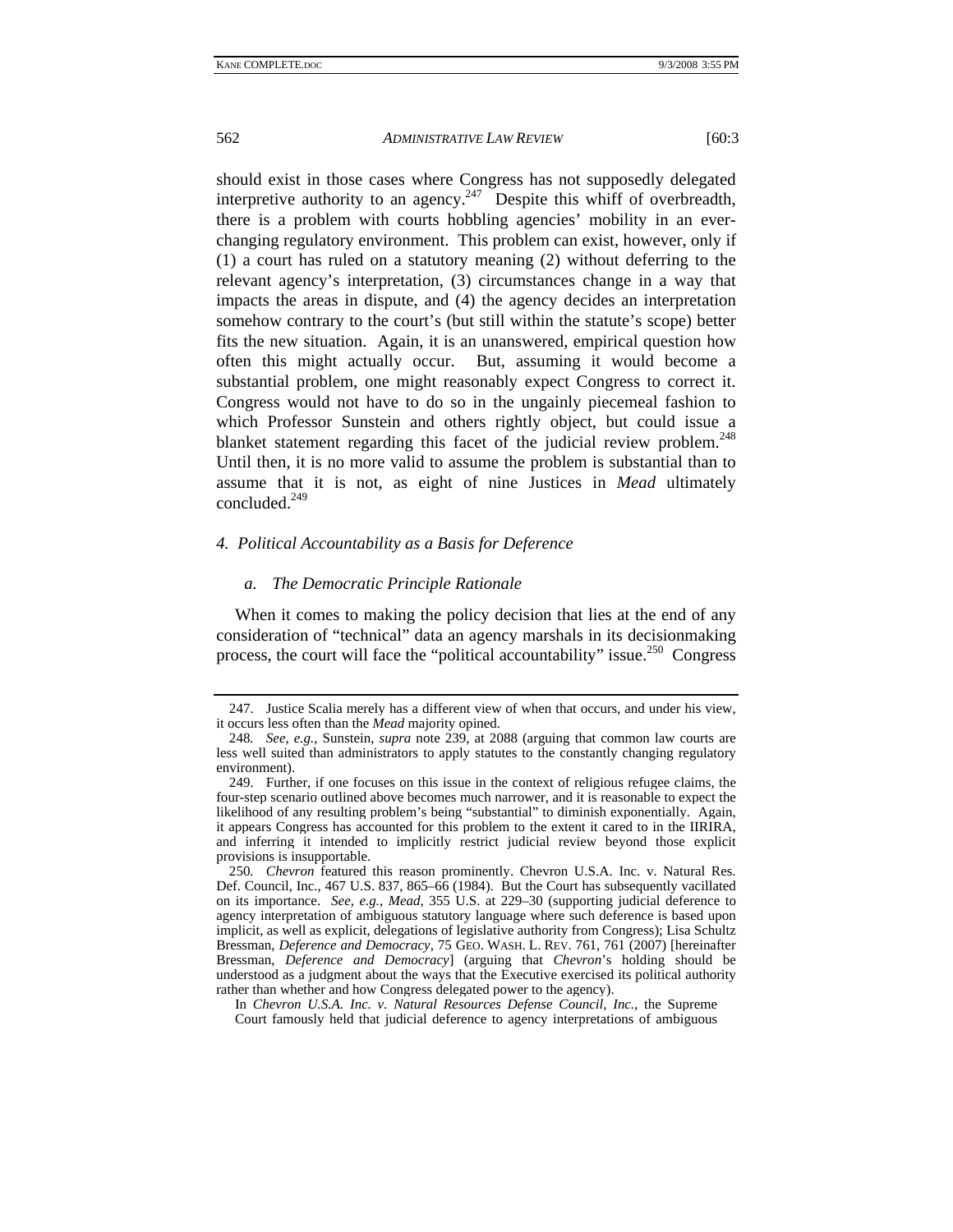should exist in those cases where Congress has not supposedly delegated interpretive authority to an agency.[247] Despite this whiff of overbreadth, there is a problem with courts hobbling agencies' mobility in an ever-changing regulatory environment. This problem can exist, however, only if (1) a court has ruled on a statutory meaning (2) without deferring to the relevant agency's interpretation, (3) circumstances change in a way that impacts the areas in dispute, and (4) the agency decides an interpretation somehow contrary to the court's (but still within the statute's scope) better fits the new situation. Again, it is an unanswered, empirical question how often this might actually occur. But, assuming it would become a substantial problem, one might reasonably expect Congress to correct it. Congress would not have to do so in the ungainly piecemeal fashion to which Professor Sunstein and others rightly object, but could issue a blanket statement regarding this facet of the judicial review problem.[248] Until then, it is no more valid to assume the problem is substantial than to assume that it is not, as eight of nine Justices in *Mead* ultimately concluded.[249]

#### *4. Political Accountability as a Basis for Deference*

##### *a. The Democratic Principle Rationale*

When it comes to making the policy decision that lies at the end of any consideration of "technical" data an agency marshals in its decisionmaking process, the court will face the "political accountability" issue.[250] Congress

---

247. Justice Scalia merely has a different view of when that occurs, and under his view, it occurs less often than the *Mead* majority opined.

248. *See, e.g.*, Sunstein, *supra* note 239, at 2088 (arguing that common law courts are less well suited than administrators to apply statutes to the constantly changing regulatory environment).

249. Further, if one focuses on this issue in the context of religious refugee claims, the four-step scenario outlined above becomes much narrower, and it is reasonable to expect the likelihood of any resulting problem's being "substantial" to diminish exponentially. Again, it appears Congress has accounted for this problem to the extent it cared to in the IIRIRA, and inferring it intended to implicitly restrict judicial review beyond those explicit provisions is insupportable.

250. *Chevron* featured this reason prominently. Chevron U.S.A. Inc. v. Natural Res. Def. Council, Inc., 467 U.S. 837, 865–66 (1984). But the Court has subsequently vacillated on its importance. *See, e.g.*, *Mead*, 355 U.S. at 229–30 (supporting judicial deference to agency interpretation of ambiguous statutory language where such deference is based upon implicit, as well as explicit, delegations of legislative authority from Congress); Lisa Schultz Bressman, *Deference and Democracy*, 75 GEO. WASH. L. REV. 761, 761 (2007) [hereinafter Bressman, *Deference and Democracy*] (arguing that *Chevron*'s holding should be understood as a judgment about the ways that the Executive exercised its political authority rather than whether and how Congress delegated power to the agency).

> In *Chevron U.S.A. Inc. v. Natural Resources Defense Council, Inc.*, the Supreme Court famously held that judicial deference to agency interpretations of ambiguous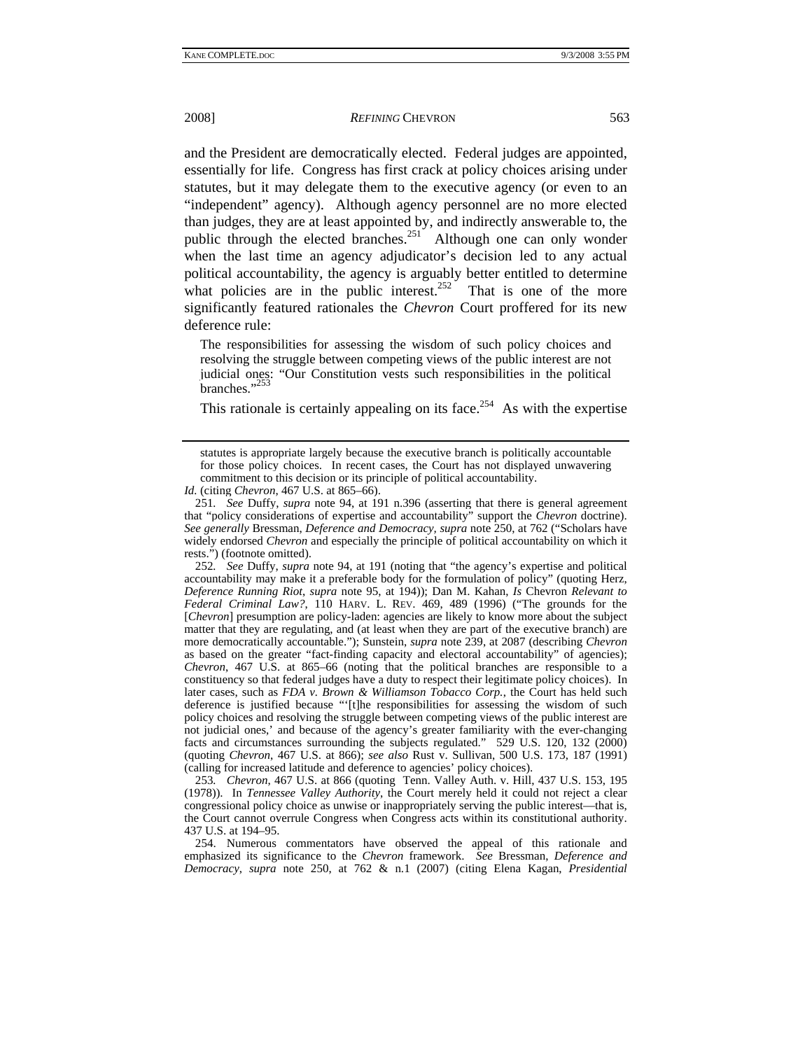and the President are democratically elected. Federal judges are appointed, essentially for life. Congress has first crack at policy choices arising under statutes, but it may delegate them to the executive agency (or even to an "independent" agency). Although agency personnel are no more elected than judges, they are at least appointed by, and indirectly answerable to, the public through the elected branches.[251] Although one can only wonder when the last time an agency adjudicator's decision led to any actual political accountability, the agency is arguably better entitled to determine what policies are in the public interest.[252] That is one of the more significantly featured rationales the *Chevron* Court proffered for its new deference rule:

> The responsibilities for assessing the wisdom of such policy choices and resolving the struggle between competing views of the public interest are not judicial ones: "Our Constitution vests such responsibilities in the political branches."[253]

This rationale is certainly appealing on its face.[254] As with the expertise

---

statutes is appropriate largely because the executive branch is politically accountable for those policy choices. In recent cases, the Court has not displayed unwavering commitment to this decision or its principle of political accountability.

*Id.* (citing *Chevron*, 467 U.S. at 865–66).

251. *See* Duffy, *supra* note 94, at 191 n.396 (asserting that there is general agreement that "policy considerations of expertise and accountability" support the *Chevron* doctrine). *See generally* Bressman, *Deference and Democracy*, *supra* note 250, at 762 ("Scholars have widely endorsed *Chevron* and especially the principle of political accountability on which it rests.") (footnote omitted).

252. *See* Duffy, *supra* note 94, at 191 (noting that "the agency's expertise and political accountability may make it a preferable body for the formulation of policy" (quoting Herz, *Deference Running Riot*, *supra* note 95, at 194)); Dan M. Kahan, *Is* Chevron *Relevant to Federal Criminal Law?*, 110 HARV. L. REV. 469, 489 (1996) ("The grounds for the [*Chevron*] presumption are policy-laden: agencies are likely to know more about the subject matter that they are regulating, and (at least when they are part of the executive branch) are more democratically accountable."); Sunstein, *supra* note 239, at 2087 (describing *Chevron* as based on the greater "fact-finding capacity and electoral accountability" of agencies); *Chevron*, 467 U.S. at 865–66 (noting that the political branches are responsible to a constituency so that federal judges have a duty to respect their legitimate policy choices). In later cases, such as *FDA v. Brown & Williamson Tobacco Corp.*, the Court has held such deference is justified because "'[t]he responsibilities for assessing the wisdom of such policy choices and resolving the struggle between competing views of the public interest are not judicial ones,' and because of the agency's greater familiarity with the ever-changing facts and circumstances surrounding the subjects regulated." 529 U.S. 120, 132 (2000) (quoting *Chevron*, 467 U.S. at 866); *see also* Rust v. Sullivan, 500 U.S. 173, 187 (1991) (calling for increased latitude and deference to agencies' policy choices).

253. *Chevron*, 467 U.S. at 866 (quoting Tenn. Valley Auth. v. Hill, 437 U.S. 153, 195 (1978)). In *Tennessee Valley Authority*, the Court merely held it could not reject a clear congressional policy choice as unwise or inappropriately serving the public interest—that is, the Court cannot overrule Congress when Congress acts within its constitutional authority. 437 U.S. at 194–95.

254. Numerous commentators have observed the appeal of this rationale and emphasized its significance to the *Chevron* framework. *See* Bressman, *Deference and Democracy*, *supra* note 250, at 762 & n.1 (2007) (citing Elena Kagan, *Presidential*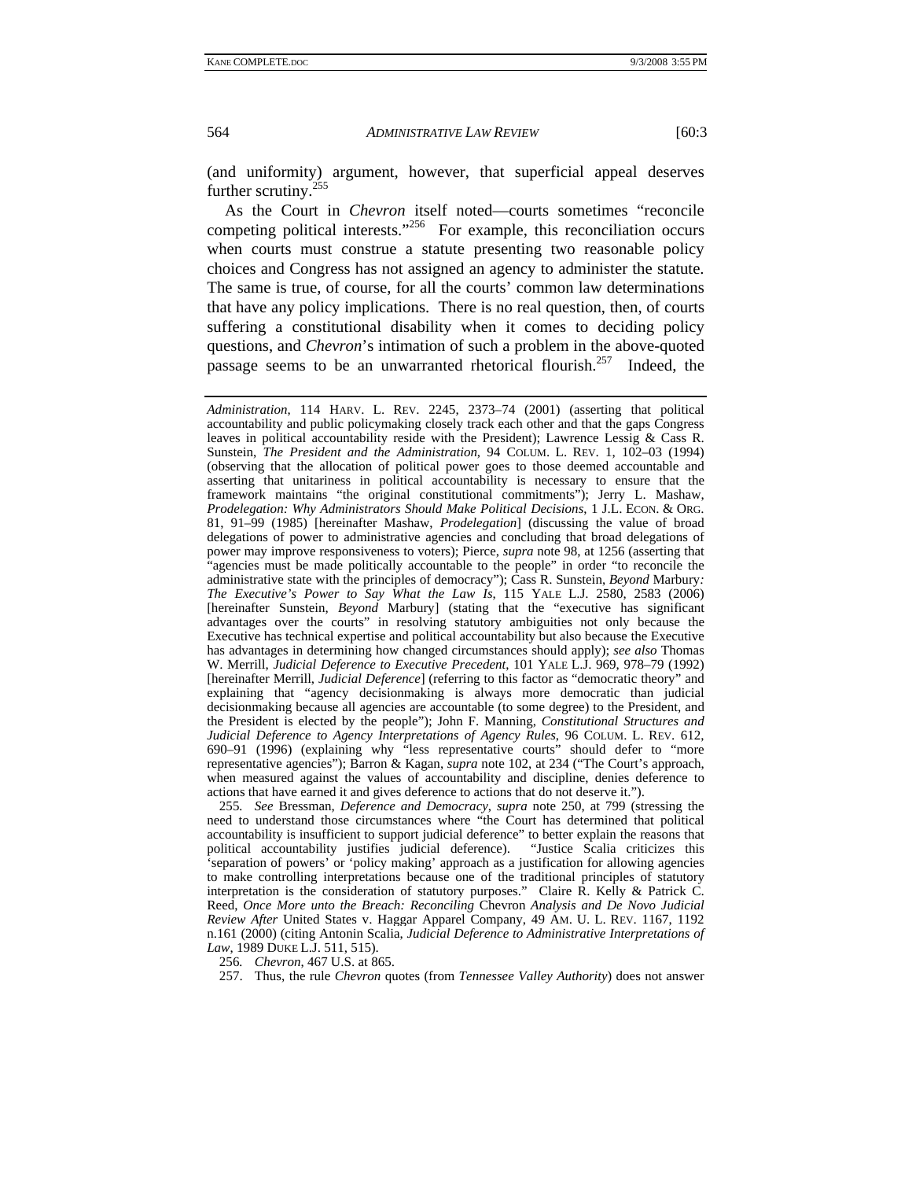(and uniformity) argument, however, that superficial appeal deserves further scrutiny.[255]

As the Court in *Chevron* itself noted—courts sometimes "reconcile competing political interests."[256] For example, this reconciliation occurs when courts must construe a statute presenting two reasonable policy choices and Congress has not assigned an agency to administer the statute. The same is true, of course, for all the courts' common law determinations that have any policy implications. There is no real question, then, of courts suffering a constitutional disability when it comes to deciding policy questions, and *Chevron*'s intimation of such a problem in the above-quoted passage seems to be an unwarranted rhetorical flourish.[257] Indeed, the

---

*Administration*, 114 HARV. L. REV. 2245, 2373–74 (2001) (asserting that political accountability and public policymaking closely track each other and that the gaps Congress leaves in political accountability reside with the President); Lawrence Lessig & Cass R. Sunstein, *The President and the Administration*, 94 COLUM. L. REV. 1, 102–03 (1994) (observing that the allocation of political power goes to those deemed accountable and asserting that unitariness in political accountability is necessary to ensure that the framework maintains "the original constitutional commitments"); Jerry L. Mashaw, *Prodelegation: Why Administrators Should Make Political Decisions*, 1 J.L. ECON. & ORG. 81, 91–99 (1985) [hereinafter Mashaw, *Prodelegation*] (discussing the value of broad delegations of power to administrative agencies and concluding that broad delegations of power may improve responsiveness to voters); Pierce, *supra* note 98, at 1256 (asserting that "agencies must be made politically accountable to the people" in order "to reconcile the administrative state with the principles of democracy"); Cass R. Sunstein, *Beyond* Marbury*: The Executive's Power to Say What the Law Is*, 115 YALE L.J. 2580, 2583 (2006) [hereinafter Sunstein, *Beyond* Marbury] (stating that the "executive has significant advantages over the courts" in resolving statutory ambiguities not only because the Executive has technical expertise and political accountability but also because the Executive has advantages in determining how changed circumstances should apply); *see also* Thomas W. Merrill, *Judicial Deference to Executive Precedent*, 101 YALE L.J. 969, 978–79 (1992) [hereinafter Merrill, *Judicial Deference*] (referring to this factor as "democratic theory" and explaining that "agency decisionmaking is always more democratic than judicial decisionmaking because all agencies are accountable (to some degree) to the President, and the President is elected by the people"); John F. Manning, *Constitutional Structures and Judicial Deference to Agency Interpretations of Agency Rules*, 96 COLUM. L. REV. 612, 690–91 (1996) (explaining why "less representative courts" should defer to "more representative agencies"); Barron & Kagan, *supra* note 102, at 234 ("The Court's approach, when measured against the values of accountability and discipline, denies deference to actions that have earned it and gives deference to actions that do not deserve it.").

255. *See* Bressman, *Deference and Democracy*, *supra* note 250, at 799 (stressing the need to understand those circumstances where "the Court has determined that political accountability is insufficient to support judicial deference" to better explain the reasons that political accountability justifies judicial deference). "Justice Scalia criticizes this 'separation of powers' or 'policy making' approach as a justification for allowing agencies to make controlling interpretations because one of the traditional principles of statutory interpretation is the consideration of statutory purposes." Claire R. Kelly & Patrick C. Reed, *Once More unto the Breach: Reconciling* Chevron *Analysis and De Novo Judicial Review After* United States v. Haggar Apparel Company, 49 AM. U. L. REV. 1167, 1192 n.161 (2000) (citing Antonin Scalia, *Judicial Deference to Administrative Interpretations of Law*, 1989 DUKE L.J. 511, 515).

256. *Chevron*, 467 U.S. at 865.

257. Thus, the rule *Chevron* quotes (from *Tennessee Valley Authority*) does not answer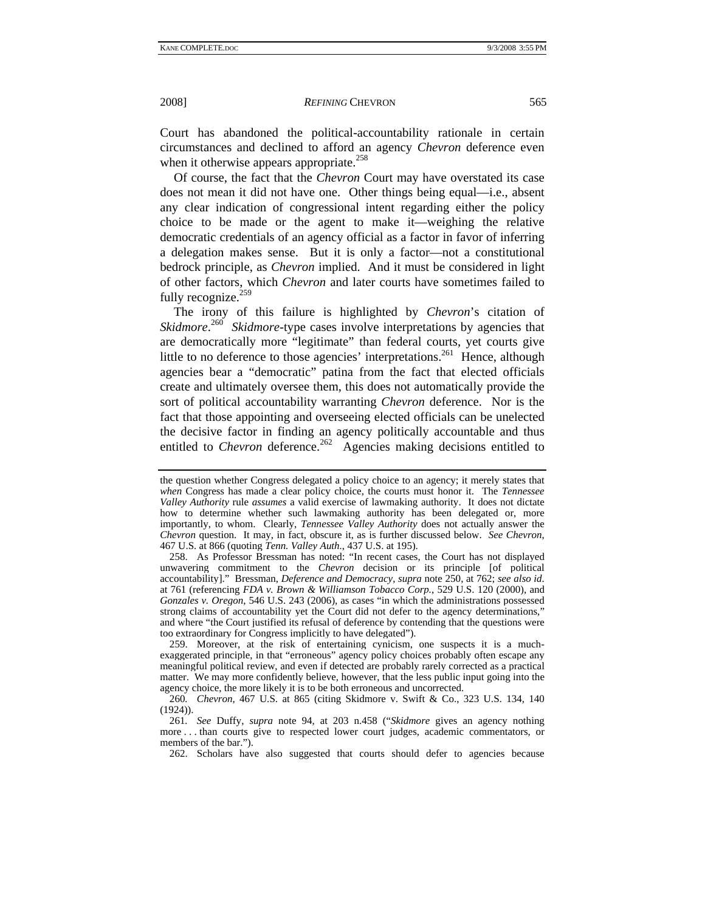Court has abandoned the political-accountability rationale in certain circumstances and declined to afford an agency *Chevron* deference even when it otherwise appears appropriate.[258]

Of course, the fact that the *Chevron* Court may have overstated its case does not mean it did not have one. Other things being equal—i.e., absent any clear indication of congressional intent regarding either the policy choice to be made or the agent to make it—weighing the relative democratic credentials of an agency official as a factor in favor of inferring a delegation makes sense. But it is only a factor—not a constitutional bedrock principle, as *Chevron* implied. And it must be considered in light of other factors, which *Chevron* and later courts have sometimes failed to fully recognize.[259]

The irony of this failure is highlighted by *Chevron*'s citation of *Skidmore*.[260] *Skidmore*-type cases involve interpretations by agencies that are democratically more "legitimate" than federal courts, yet courts give little to no deference to those agencies' interpretations.[261] Hence, although agencies bear a "democratic" patina from the fact that elected officials create and ultimately oversee them, this does not automatically provide the sort of political accountability warranting *Chevron* deference. Nor is the fact that those appointing and overseeing elected officials can be unelected the decisive factor in finding an agency politically accountable and thus entitled to *Chevron* deference.[262] Agencies making decisions entitled to

---

the question whether Congress delegated a policy choice to an agency; it merely states that *when* Congress has made a clear policy choice, the courts must honor it. The *Tennessee Valley Authority* rule *assumes* a valid exercise of lawmaking authority. It does not dictate how to determine whether such lawmaking authority has been delegated or, more importantly, to whom. Clearly, *Tennessee Valley Authority* does not actually answer the *Chevron* question. It may, in fact, obscure it, as is further discussed below. *See Chevron*, 467 U.S. at 866 (quoting *Tenn. Valley Auth.*, 437 U.S. at 195).

258. As Professor Bressman has noted: "In recent cases, the Court has not displayed unwavering commitment to the *Chevron* decision or its principle [of political accountability]." Bressman, *Deference and Democracy*, *supra* note 250, at 762; *see also id.* at 761 (referencing *FDA v. Brown & Williamson Tobacco Corp.*, 529 U.S. 120 (2000), and *Gonzales v. Oregon*, 546 U.S. 243 (2006), as cases "in which the administrations possessed strong claims of accountability yet the Court did not defer to the agency determinations," and where "the Court justified its refusal of deference by contending that the questions were too extraordinary for Congress implicitly to have delegated").

259. Moreover, at the risk of entertaining cynicism, one suspects it is a much-exaggerated principle, in that "erroneous" agency policy choices probably often escape any meaningful political review, and even if detected are probably rarely corrected as a practical matter. We may more confidently believe, however, that the less public input going into the agency choice, the more likely it is to be both erroneous and uncorrected.

260. *Chevron*, 467 U.S. at 865 (citing Skidmore v. Swift & Co., 323 U.S. 134, 140 (1924)).

261. *See* Duffy, *supra* note 94, at 203 n.458 ("*Skidmore* gives an agency nothing more . . . than courts give to respected lower court judges, academic commentators, or members of the bar.").

262. Scholars have also suggested that courts should defer to agencies because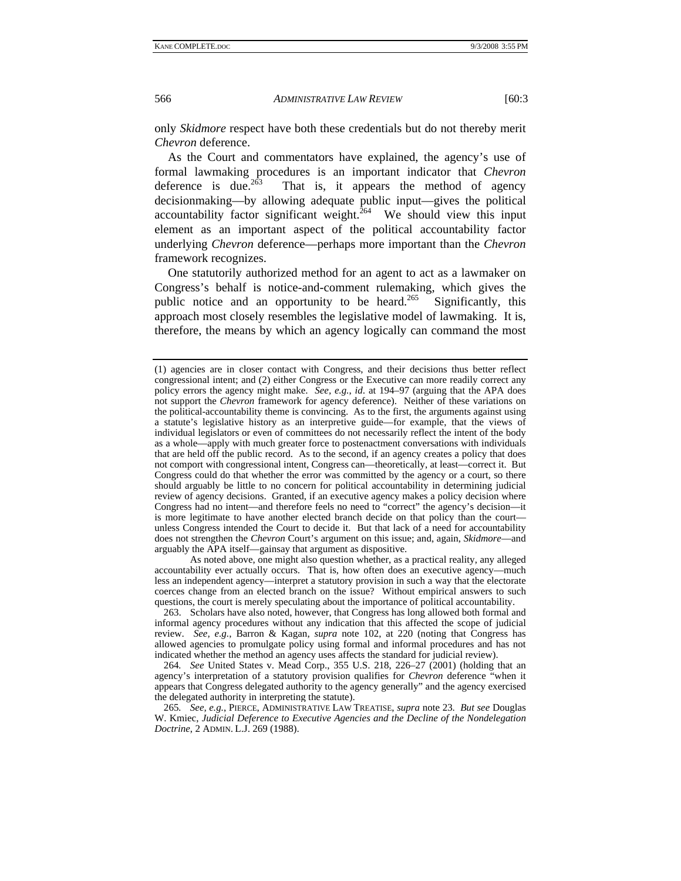only *Skidmore* respect have both these credentials but do not thereby merit *Chevron* deference.

As the Court and commentators have explained, the agency's use of formal lawmaking procedures is an important indicator that *Chevron* deference is due.[263] That is, it appears the method of agency decisionmaking—by allowing adequate public input—gives the political accountability factor significant weight.[264] We should view this input element as an important aspect of the political accountability factor underlying *Chevron* deference—perhaps more important than the *Chevron* framework recognizes.

One statutorily authorized method for an agent to act as a lawmaker on Congress's behalf is notice-and-comment rulemaking, which gives the public notice and an opportunity to be heard.[265] Significantly, this approach most closely resembles the legislative model of lawmaking. It is, therefore, the means by which an agency logically can command the most

---

(1) agencies are in closer contact with Congress, and their decisions thus better reflect congressional intent; and (2) either Congress or the Executive can more readily correct any policy errors the agency might make. *See, e.g.*, *id.* at 194–97 (arguing that the APA does not support the *Chevron* framework for agency deference). Neither of these variations on the political-accountability theme is convincing. As to the first, the arguments against using a statute's legislative history as an interpretive guide—for example, that the views of individual legislators or even of committees do not necessarily reflect the intent of the body as a whole—apply with much greater force to postenactment conversations with individuals that are held off the public record. As to the second, if an agency creates a policy that does not comport with congressional intent, Congress can—theoretically, at least—correct it. But Congress could do that whether the error was committed by the agency or a court, so there should arguably be little to no concern for political accountability in determining judicial review of agency decisions. Granted, if an executive agency makes a policy decision where Congress had no intent—and therefore feels no need to "correct" the agency's decision—it is more legitimate to have another elected branch decide on that policy than the court—unless Congress intended the Court to decide it. But that lack of a need for accountability does not strengthen the *Chevron* Court's argument on this issue; and, again, *Skidmore*—and arguably the APA itself—gainsay that argument as dispositive.

As noted above, one might also question whether, as a practical reality, any alleged accountability ever actually occurs. That is, how often does an executive agency—much less an independent agency—interpret a statutory provision in such a way that the electorate coerces change from an elected branch on the issue? Without empirical answers to such questions, the court is merely speculating about the importance of political accountability.

263. Scholars have also noted, however, that Congress has long allowed both formal and informal agency procedures without any indication that this affected the scope of judicial review. *See, e.g.*, Barron & Kagan, *supra* note 102, at 220 (noting that Congress has allowed agencies to promulgate policy using formal and informal procedures and has not indicated whether the method an agency uses affects the standard for judicial review).

264. *See* United States v. Mead Corp., 355 U.S. 218, 226–27 (2001) (holding that an agency's interpretation of a statutory provision qualifies for *Chevron* deference "when it appears that Congress delegated authority to the agency generally" and the agency exercised the delegated authority in interpreting the statute).

265. *See, e.g.*, PIERCE, ADMINISTRATIVE LAW TREATISE, *supra* note 23. *But see* Douglas W. Kmiec, *Judicial Deference to Executive Agencies and the Decline of the Nondelegation Doctrine*, 2 ADMIN. L.J. 269 (1988).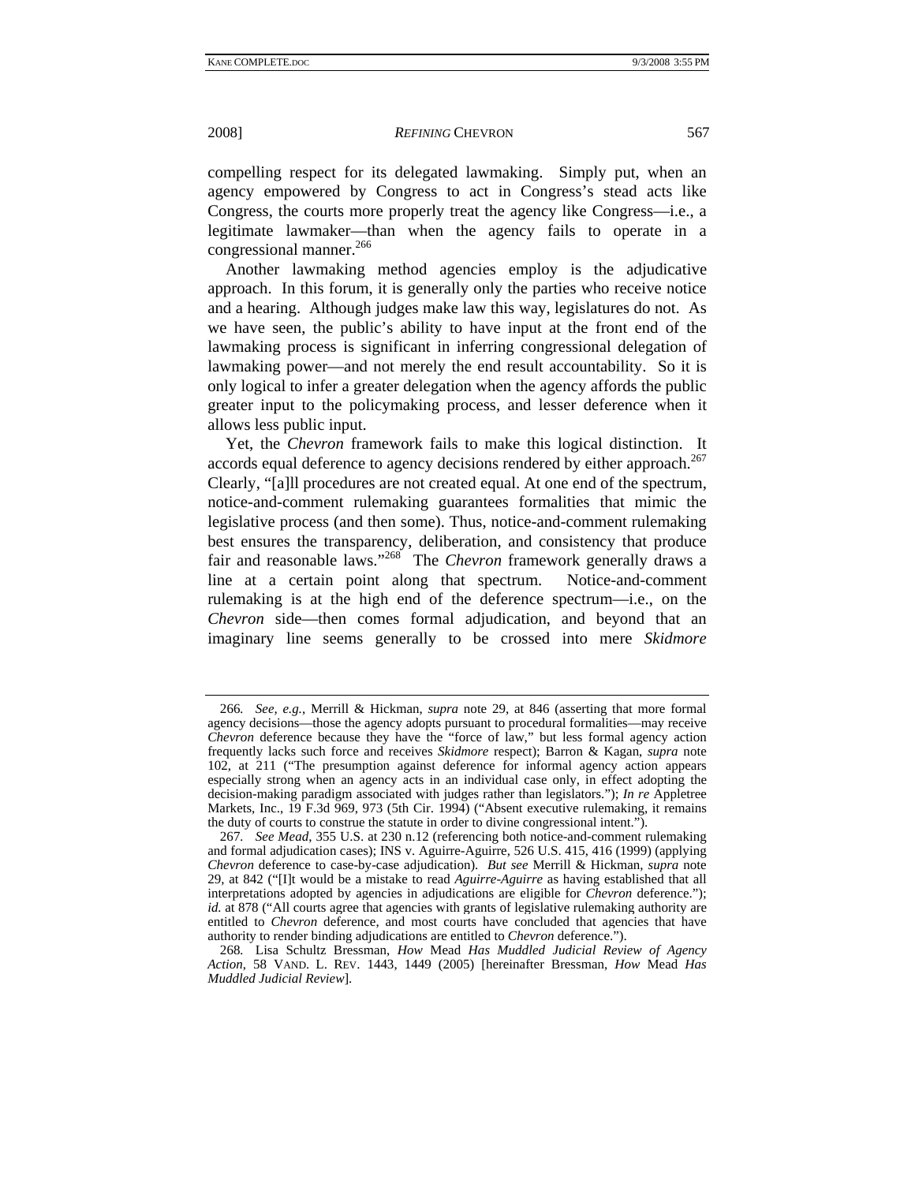compelling respect for its delegated lawmaking. Simply put, when an agency empowered by Congress to act in Congress's stead acts like Congress, the courts more properly treat the agency like Congress—i.e., a legitimate lawmaker—than when the agency fails to operate in a congressional manner.[266]

Another lawmaking method agencies employ is the adjudicative approach. In this forum, it is generally only the parties who receive notice and a hearing. Although judges make law this way, legislatures do not. As we have seen, the public's ability to have input at the front end of the lawmaking process is significant in inferring congressional delegation of lawmaking power—and not merely the end result accountability. So it is only logical to infer a greater delegation when the agency affords the public greater input to the policymaking process, and lesser deference when it allows less public input.

Yet, the *Chevron* framework fails to make this logical distinction. It accords equal deference to agency decisions rendered by either approach.[267] Clearly, "[a]ll procedures are not created equal. At one end of the spectrum, notice-and-comment rulemaking guarantees formalities that mimic the legislative process (and then some). Thus, notice-and-comment rulemaking best ensures the transparency, deliberation, and consistency that produce fair and reasonable laws."[268] The *Chevron* framework generally draws a line at a certain point along that spectrum. Notice-and-comment rulemaking is at the high end of the deference spectrum—i.e., on the *Chevron* side—then comes formal adjudication, and beyond that an imaginary line seems generally to be crossed into mere *Skidmore*

---

266. *See, e.g.*, Merrill & Hickman, *supra* note 29, at 846 (asserting that more formal agency decisions—those the agency adopts pursuant to procedural formalities—may receive *Chevron* deference because they have the "force of law," but less formal agency action frequently lacks such force and receives *Skidmore* respect); Barron & Kagan, *supra* note 102, at 211 ("The presumption against deference for informal agency action appears especially strong when an agency acts in an individual case only, in effect adopting the decision-making paradigm associated with judges rather than legislators."); *In re* Appletree Markets, Inc., 19 F.3d 969, 973 (5th Cir. 1994) ("Absent executive rulemaking, it remains the duty of courts to construe the statute in order to divine congressional intent.").

267. *See Mead*, 355 U.S. at 230 n.12 (referencing both notice-and-comment rulemaking and formal adjudication cases); INS v. Aguirre-Aguirre, 526 U.S. 415, 416 (1999) (applying *Chevron* deference to case-by-case adjudication). *But see* Merrill & Hickman, *supra* note 29, at 842 ("[I]t would be a mistake to read *Aguirre-Aguirre* as having established that all interpretations adopted by agencies in adjudications are eligible for *Chevron* deference."); *id.* at 878 ("All courts agree that agencies with grants of legislative rulemaking authority are entitled to *Chevron* deference, and most courts have concluded that agencies that have authority to render binding adjudications are entitled to *Chevron* deference.").

268. Lisa Schultz Bressman, *How* Mead *Has Muddled Judicial Review of Agency Action*, 58 VAND. L. REV. 1443, 1449 (2005) [hereinafter Bressman, *How* Mead *Has Muddled Judicial Review*].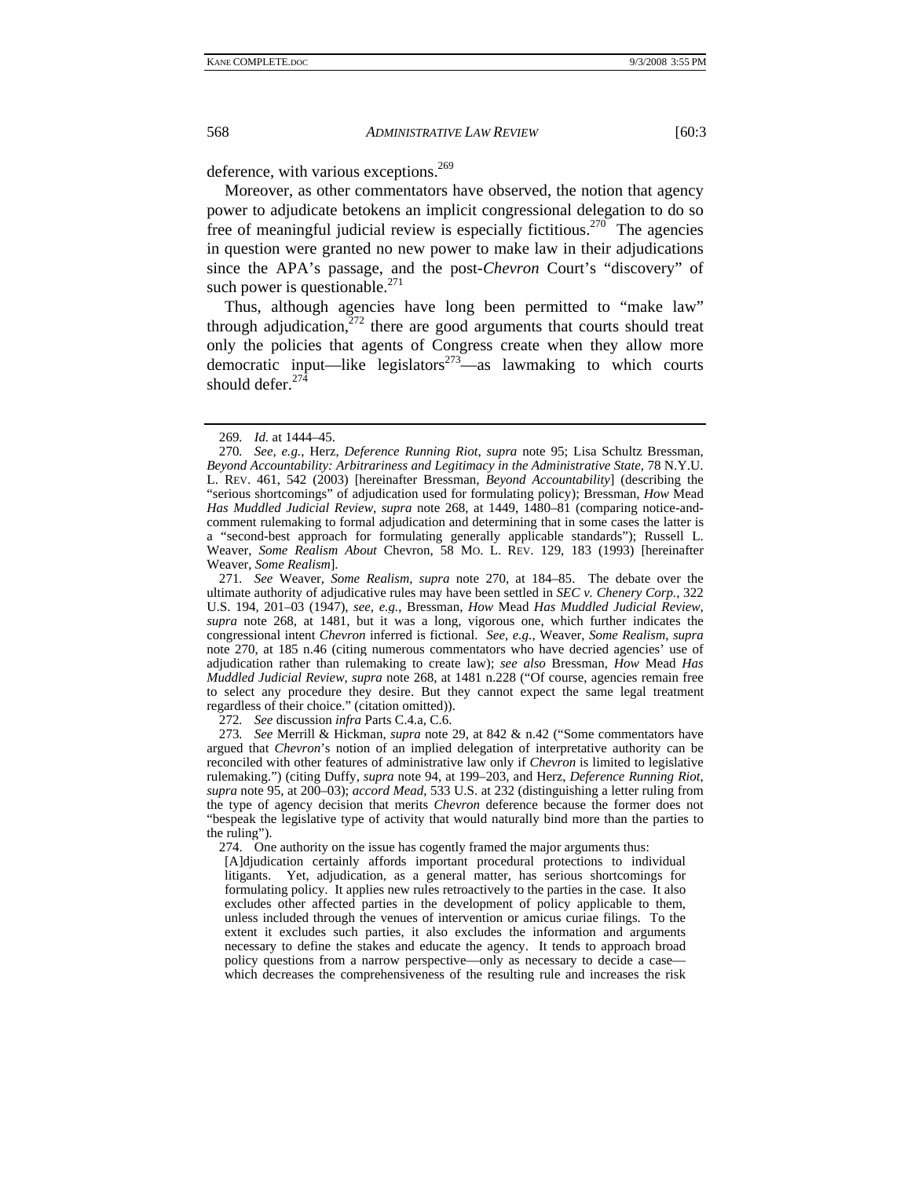deference, with various exceptions.[269]

Moreover, as other commentators have observed, the notion that agency power to adjudicate betokens an implicit congressional delegation to do so free of meaningful judicial review is especially fictitious.[270] The agencies in question were granted no new power to make law in their adjudications since the APA's passage, and the post-*Chevron* Court's "discovery" of such power is questionable.[271]

Thus, although agencies have long been permitted to "make law" through adjudication,[272] there are good arguments that courts should treat only the policies that agents of Congress create when they allow more democratic input—like legislators[273]—as lawmaking to which courts should defer.[274]

---

269. *Id.* at 1444–45.

270. *See, e.g.*, Herz, *Deference Running Riot*, *supra* note 95; Lisa Schultz Bressman, *Beyond Accountability: Arbitrariness and Legitimacy in the Administrative State*, 78 N.Y.U. L. REV. 461, 542 (2003) [hereinafter Bressman, *Beyond Accountability*] (describing the "serious shortcomings" of adjudication used for formulating policy); Bressman, *How* Mead *Has Muddled Judicial Review*, *supra* note 268, at 1449, 1480–81 (comparing notice-and-comment rulemaking to formal adjudication and determining that in some cases the latter is a "second-best approach for formulating generally applicable standards"); Russell L. Weaver, *Some Realism About* Chevron, 58 MO. L. REV. 129, 183 (1993) [hereinafter Weaver, *Some Realism*].

271. *See* Weaver, *Some Realism*, *supra* note 270, at 184–85. The debate over the ultimate authority of adjudicative rules may have been settled in *SEC v. Chenery Corp.*, 322 U.S. 194, 201–03 (1947), *see, e.g.*, Bressman, *How* Mead *Has Muddled Judicial Review*, *supra* note 268, at 1481, but it was a long, vigorous one, which further indicates the congressional intent *Chevron* inferred is fictional. *See, e.g.*, Weaver, *Some Realism*, *supra* note 270, at 185 n.46 (citing numerous commentators who have decried agencies' use of adjudication rather than rulemaking to create law); *see also* Bressman, *How* Mead *Has Muddled Judicial Review*, *supra* note 268, at 1481 n.228 ("Of course, agencies remain free to select any procedure they desire. But they cannot expect the same legal treatment regardless of their choice." (citation omitted)).

272. *See* discussion *infra* Parts C.4.a, C.6.

273. *See* Merrill & Hickman, *supra* note 29, at 842 & n.42 ("Some commentators have argued that *Chevron*'s notion of an implied delegation of interpretative authority can be reconciled with other features of administrative law only if *Chevron* is limited to legislative rulemaking.") (citing Duffy, *supra* note 94, at 199–203, and Herz, *Deference Running Riot*, *supra* note 95, at 200–03); *accord Mead*, 533 U.S. at 232 (distinguishing a letter ruling from the type of agency decision that merits *Chevron* deference because the former does not "bespeak the legislative type of activity that would naturally bind more than the parties to the ruling").

274. One authority on the issue has cogently framed the major arguments thus:

> [A]djudication certainly affords important procedural protections to individual litigants. Yet, adjudication, as a general matter, has serious shortcomings for formulating policy. It applies new rules retroactively to the parties in the case. It also excludes other affected parties in the development of policy applicable to them, unless included through the venues of intervention or amicus curiae filings. To the extent it excludes such parties, it also excludes the information and arguments necessary to define the stakes and educate the agency. It tends to approach broad policy questions from a narrow perspective—only as necessary to decide a case—which decreases the comprehensiveness of the resulting rule and increases the risk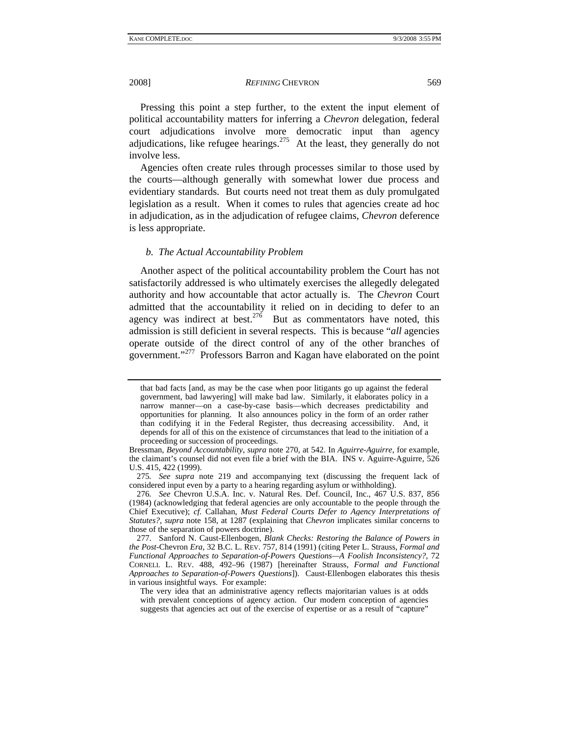Pressing this point a step further, to the extent the input element of political accountability matters for inferring a *Chevron* delegation, federal court adjudications involve more democratic input than agency adjudications, like refugee hearings.[275] At the least, they generally do not involve less.

Agencies often create rules through processes similar to those used by the courts—although generally with somewhat lower due process and evidentiary standards. But courts need not treat them as duly promulgated legislation as a result. When it comes to rules that agencies create ad hoc in adjudication, as in the adjudication of refugee claims, *Chevron* deference is less appropriate.

### *b. The Actual Accountability Problem*

Another aspect of the political accountability problem the Court has not satisfactorily addressed is who ultimately exercises the allegedly delegated authority and how accountable that actor actually is. The *Chevron* Court admitted that the accountability it relied on in deciding to defer to an agency was indirect at best.[276] But as commentators have noted, this admission is still deficient in several respects. This is because "*all* agencies operate outside of the direct control of any of the other branches of government."[277] Professors Barron and Kagan have elaborated on the point

---

> that bad facts [and, as may be the case when poor litigants go up against the federal government, bad lawyering] will make bad law. Similarly, it elaborates policy in a narrow manner—on a case-by-case basis—which decreases predictability and opportunities for planning. It also announces policy in the form of an order rather than codifying it in the Federal Register, thus decreasing accessibility. And, it depends for all of this on the existence of circumstances that lead to the initiation of a proceeding or succession of proceedings.

Bressman, *Beyond Accountability*, *supra* note 270, at 542. In *Aguirre-Aguirre*, for example, the claimant's counsel did not even file a brief with the BIA. INS v. Aguirre-Aguirre, 526 U.S. 415, 422 (1999).

275. *See supra* note 219 and accompanying text (discussing the frequent lack of considered input even by a party to a hearing regarding asylum or withholding).

276. *See* Chevron U.S.A. Inc. v. Natural Res. Def. Council, Inc., 467 U.S. 837, 856 (1984) (acknowledging that federal agencies are only accountable to the people through the Chief Executive); *cf.* Callahan, *Must Federal Courts Defer to Agency Interpretations of Statutes?*, *supra* note 158, at 1287 (explaining that *Chevron* implicates similar concerns to those of the separation of powers doctrine).

277. Sanford N. Caust-Ellenbogen, *Blank Checks: Restoring the Balance of Powers in the Post-*Chevron *Era*, 32 B.C. L. REV. 757, 814 (1991) (citing Peter L. Strauss, *Formal and Functional Approaches to Separation-of-Powers Questions—A Foolish Inconsistency?*, 72 CORNELL L. REV. 488, 492–96 (1987) [hereinafter Strauss, *Formal and Functional Approaches to Separation-of-Powers Questions*]). Caust-Ellenbogen elaborates this thesis in various insightful ways. For example:

> The very idea that an administrative agency reflects majoritarian values is at odds with prevalent conceptions of agency action. Our modern conception of agencies suggests that agencies act out of the exercise of expertise or as a result of "capture"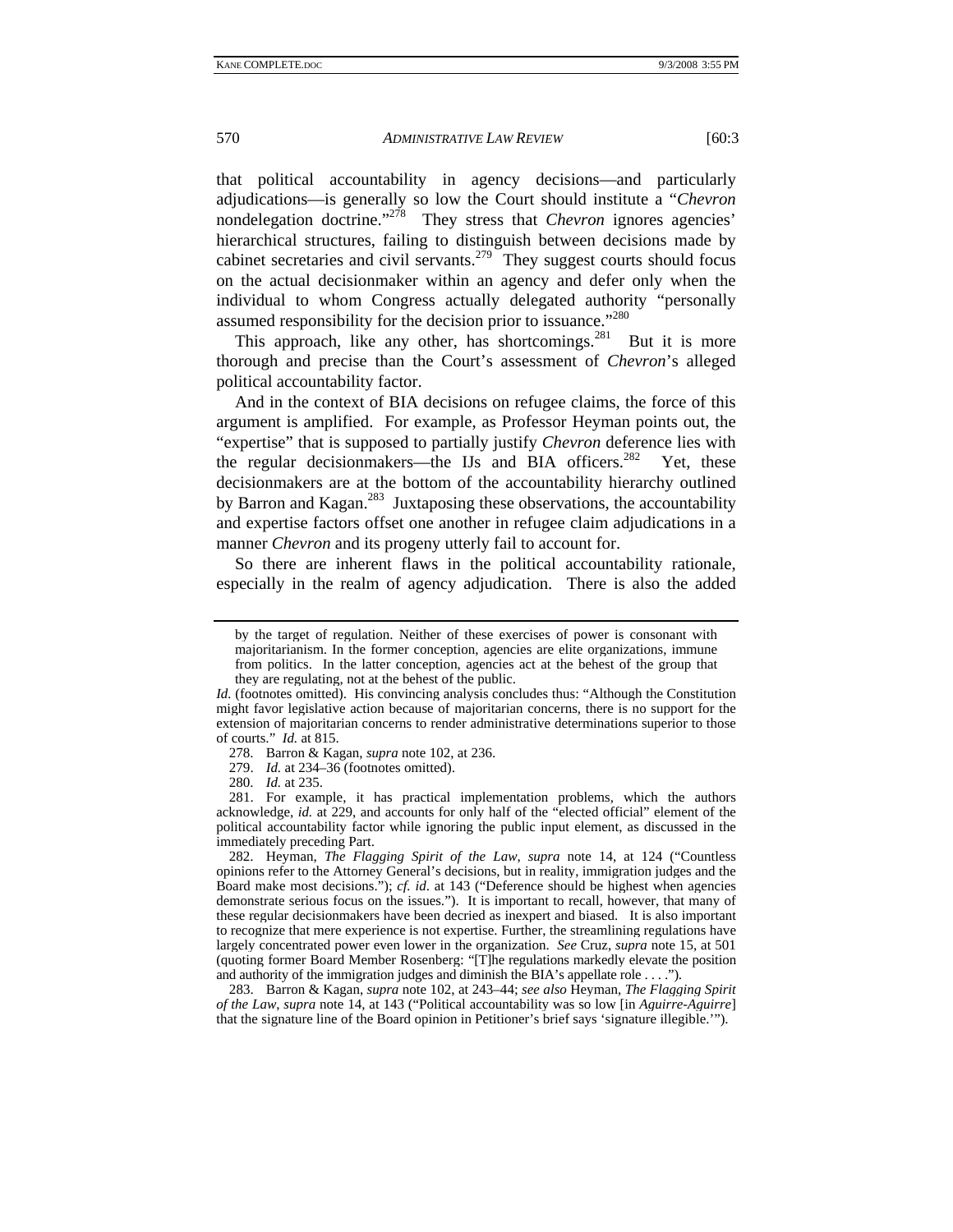that political accountability in agency decisions—and particularly adjudications—is generally so low the Court should institute a "*Chevron* nondelegation doctrine."[278] They stress that *Chevron* ignores agencies' hierarchical structures, failing to distinguish between decisions made by cabinet secretaries and civil servants.[279] They suggest courts should focus on the actual decisionmaker within an agency and defer only when the individual to whom Congress actually delegated authority "personally assumed responsibility for the decision prior to issuance."[280]

This approach, like any other, has shortcomings.[281] But it is more thorough and precise than the Court's assessment of *Chevron*'s alleged political accountability factor.

And in the context of BIA decisions on refugee claims, the force of this argument is amplified. For example, as Professor Heyman points out, the "expertise" that is supposed to partially justify *Chevron* deference lies with the regular decisionmakers—the IJs and BIA officers.[282] Yet, these decisionmakers are at the bottom of the accountability hierarchy outlined by Barron and Kagan.[283] Juxtaposing these observations, the accountability and expertise factors offset one another in refugee claim adjudications in a manner *Chevron* and its progeny utterly fail to account for.

So there are inherent flaws in the political accountability rationale, especially in the realm of agency adjudication. There is also the added

---

> by the target of regulation. Neither of these exercises of power is consonant with majoritarianism. In the former conception, agencies are elite organizations, immune from politics. In the latter conception, agencies act at the behest of the group that they are regulating, not at the behest of the public.

*Id.* (footnotes omitted). His convincing analysis concludes thus: "Although the Constitution might favor legislative action because of majoritarian concerns, there is no support for the extension of majoritarian concerns to render administrative determinations superior to those of courts." *Id.* at 815.

278. Barron & Kagan, *supra* note 102, at 236.

279. *Id.* at 234–36 (footnotes omitted).

280. *Id.* at 235.

281. For example, it has practical implementation problems, which the authors acknowledge, *id.* at 229, and accounts for only half of the "elected official" element of the political accountability factor while ignoring the public input element, as discussed in the immediately preceding Part.

282. Heyman, *The Flagging Spirit of the Law*, *supra* note 14, at 124 ("Countless opinions refer to the Attorney General's decisions, but in reality, immigration judges and the Board make most decisions."); *cf. id*. at 143 ("Deference should be highest when agencies demonstrate serious focus on the issues."). It is important to recall, however, that many of these regular decisionmakers have been decried as inexpert and biased. It is also important to recognize that mere experience is not expertise. Further, the streamlining regulations have largely concentrated power even lower in the organization. *See* Cruz, *supra* note 15, at 501 (quoting former Board Member Rosenberg: "[T]he regulations markedly elevate the position and authority of the immigration judges and diminish the BIA's appellate role . . . .").

283. Barron & Kagan, *supra* note 102, at 243–44; *see also* Heyman, *The Flagging Spirit of the Law*, *supra* note 14, at 143 ("Political accountability was so low [in *Aguirre-Aguirre*] that the signature line of the Board opinion in Petitioner's brief says 'signature illegible.'").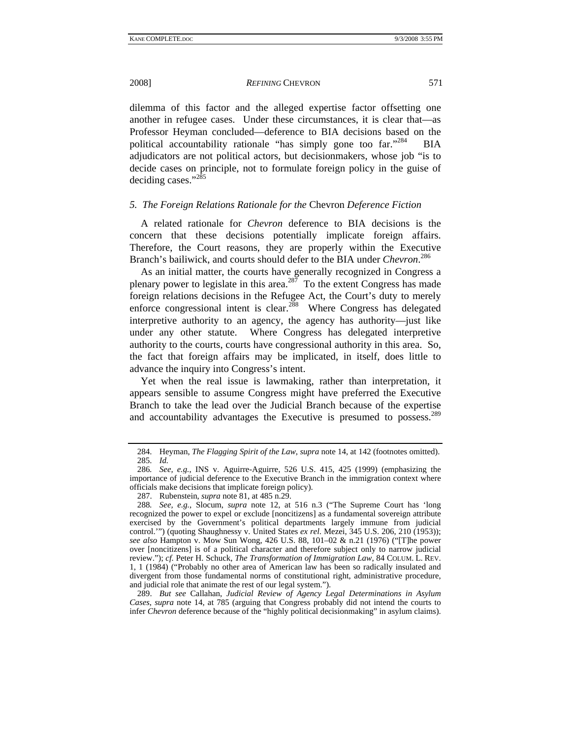dilemma of this factor and the alleged expertise factor offsetting one another in refugee cases. Under these circumstances, it is clear that—as Professor Heyman concluded—deference to BIA decisions based on the political accountability rationale "has simply gone too far."[284] BIA adjudicators are not political actors, but decisionmakers, whose job "is to decide cases on principle, not to formulate foreign policy in the guise of deciding cases."[285]

### *5. The Foreign Relations Rationale for the* Chevron *Deference Fiction*

A related rationale for *Chevron* deference to BIA decisions is the concern that these decisions potentially implicate foreign affairs. Therefore, the Court reasons, they are properly within the Executive Branch's bailiwick, and courts should defer to the BIA under *Chevron*.[286]

As an initial matter, the courts have generally recognized in Congress a plenary power to legislate in this area.[287] To the extent Congress has made foreign relations decisions in the Refugee Act, the Court's duty to merely enforce congressional intent is clear.[288] Where Congress has delegated interpretive authority to an agency, the agency has authority—just like under any other statute. Where Congress has delegated interpretive authority to the courts, courts have congressional authority in this area. So, the fact that foreign affairs may be implicated, in itself, does little to advance the inquiry into Congress's intent.

Yet when the real issue is lawmaking, rather than interpretation, it appears sensible to assume Congress might have preferred the Executive Branch to take the lead over the Judicial Branch because of the expertise and accountability advantages the Executive is presumed to possess.[289]

---

284. Heyman, *The Flagging Spirit of the Law*, *supra* note 14, at 142 (footnotes omitted).

285. *Id.*

286. *See, e.g.*, INS v. Aguirre-Aguirre, 526 U.S. 415, 425 (1999) (emphasizing the importance of judicial deference to the Executive Branch in the immigration context where officials make decisions that implicate foreign policy).

287. Rubenstein, *supra* note 81, at 485 n.29.

288. *See, e.g.*, Slocum, *supra* note 12, at 516 n.3 ("The Supreme Court has 'long recognized the power to expel or exclude [noncitizens] as a fundamental sovereign attribute exercised by the Government's political departments largely immune from judicial control.'") (quoting Shaughnessy v. United States *ex rel.* Mezei, 345 U.S. 206, 210 (1953)); *see also* Hampton v. Mow Sun Wong, 426 U.S. 88, 101–02 & n.21 (1976) ("[T]he power over [noncitizens] is of a political character and therefore subject only to narrow judicial review."); *cf.* Peter H. Schuck, *The Transformation of Immigration Law*, 84 COLUM. L. REV. 1, 1 (1984) ("Probably no other area of American law has been so radically insulated and divergent from those fundamental norms of constitutional right, administrative procedure, and judicial role that animate the rest of our legal system.").

289. *But see* Callahan, *Judicial Review of Agency Legal Determinations in Asylum Cases*, *supra* note 14, at 785 (arguing that Congress probably did not intend the courts to infer *Chevron* deference because of the "highly political decisionmaking" in asylum claims).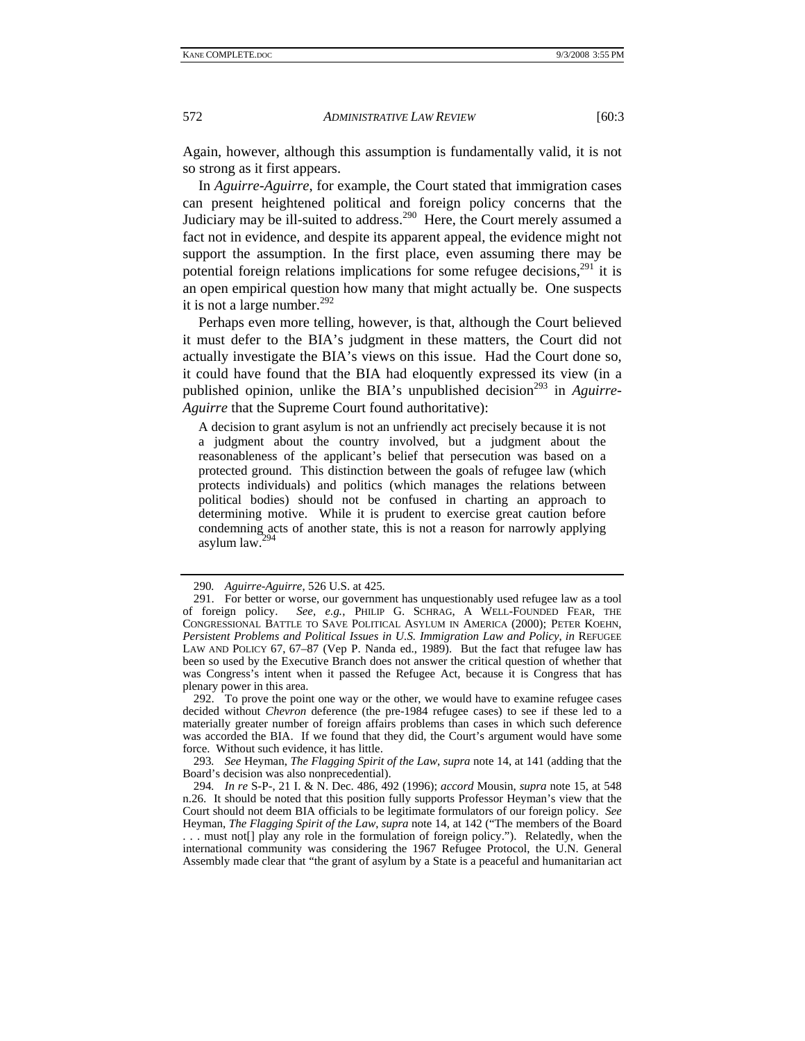Again, however, although this assumption is fundamentally valid, it is not so strong as it first appears.

In *Aguirre-Aguirre*, for example, the Court stated that immigration cases can present heightened political and foreign policy concerns that the Judiciary may be ill-suited to address.[290] Here, the Court merely assumed a fact not in evidence, and despite its apparent appeal, the evidence might not support the assumption. In the first place, even assuming there may be potential foreign relations implications for some refugee decisions,[291] it is an open empirical question how many that might actually be. One suspects it is not a large number.[292]

Perhaps even more telling, however, is that, although the Court believed it must defer to the BIA's judgment in these matters, the Court did not actually investigate the BIA's views on this issue. Had the Court done so, it could have found that the BIA had eloquently expressed its view (in a published opinion, unlike the BIA's unpublished decision[293] in *Aguirre-Aguirre* that the Supreme Court found authoritative):

> A decision to grant asylum is not an unfriendly act precisely because it is not a judgment about the country involved, but a judgment about the reasonableness of the applicant's belief that persecution was based on a protected ground. This distinction between the goals of refugee law (which protects individuals) and politics (which manages the relations between political bodies) should not be confused in charting an approach to determining motive. While it is prudent to exercise great caution before condemning acts of another state, this is not a reason for narrowly applying asylum law.[294]

---

290. *Aguirre-Aguirre*, 526 U.S. at 425.

291. For better or worse, our government has unquestionably used refugee law as a tool of foreign policy. *See, e.g.*, PHILIP G. SCHRAG, A WELL-FOUNDED FEAR, THE CONGRESSIONAL BATTLE TO SAVE POLITICAL ASYLUM IN AMERICA (2000); PETER KOEHN, *Persistent Problems and Political Issues in U.S. Immigration Law and Policy*, *in* REFUGEE LAW AND POLICY 67, 67–87 (Vep P. Nanda ed., 1989). But the fact that refugee law has been so used by the Executive Branch does not answer the critical question of whether that was Congress's intent when it passed the Refugee Act, because it is Congress that has plenary power in this area.

292. To prove the point one way or the other, we would have to examine refugee cases decided without *Chevron* deference (the pre-1984 refugee cases) to see if these led to a materially greater number of foreign affairs problems than cases in which such deference was accorded the BIA. If we found that they did, the Court's argument would have some force. Without such evidence, it has little.

293. *See* Heyman, *The Flagging Spirit of the Law*, *supra* note 14, at 141 (adding that the Board's decision was also nonprecedential).

294. *In re* S-P-, 21 I. & N. Dec. 486, 492 (1996); *accord* Mousin, *supra* note 15, at 548 n.26. It should be noted that this position fully supports Professor Heyman's view that the Court should not deem BIA officials to be legitimate formulators of our foreign policy. *See* Heyman, *The Flagging Spirit of the Law*, *supra* note 14, at 142 ("The members of the Board . . . must not[] play any role in the formulation of foreign policy."). Relatedly, when the international community was considering the 1967 Refugee Protocol, the U.N. General Assembly made clear that "the grant of asylum by a State is a peaceful and humanitarian act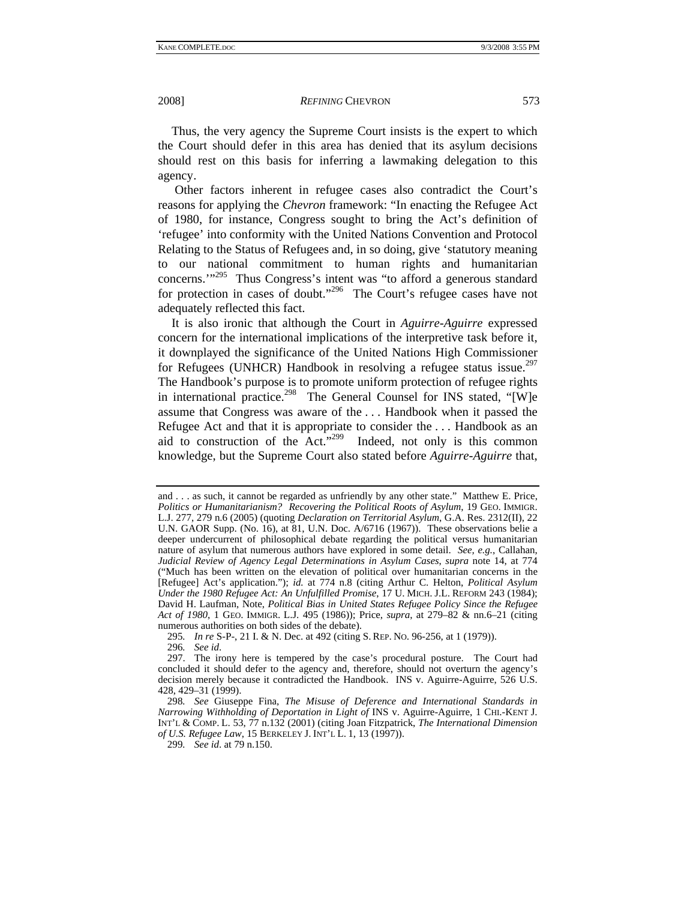Thus, the very agency the Supreme Court insists is the expert to which the Court should defer in this area has denied that its asylum decisions should rest on this basis for inferring a lawmaking delegation to this agency.

Other factors inherent in refugee cases also contradict the Court's reasons for applying the *Chevron* framework: "In enacting the Refugee Act of 1980, for instance, Congress sought to bring the Act's definition of 'refugee' into conformity with the United Nations Convention and Protocol Relating to the Status of Refugees and, in so doing, give 'statutory meaning to our national commitment to human rights and humanitarian concerns.'"[295] Thus Congress's intent was "to afford a generous standard for protection in cases of doubt."[296] The Court's refugee cases have not adequately reflected this fact.

It is also ironic that although the Court in *Aguirre-Aguirre* expressed concern for the international implications of the interpretive task before it, it downplayed the significance of the United Nations High Commissioner for Refugees (UNHCR) Handbook in resolving a refugee status issue.[297] The Handbook's purpose is to promote uniform protection of refugee rights in international practice.[298] The General Counsel for INS stated, "[W]e assume that Congress was aware of the . . . Handbook when it passed the Refugee Act and that it is appropriate to consider the . . . Handbook as an aid to construction of the Act."[299] Indeed, not only is this common knowledge, but the Supreme Court also stated before *Aguirre-Aguirre* that,

---

and . . . as such, it cannot be regarded as unfriendly by any other state." Matthew E. Price, *Politics or Humanitarianism? Recovering the Political Roots of Asylum*, 19 GEO. IMMIGR. L.J. 277, 279 n.6 (2005) (quoting *Declaration on Territorial Asylum*, G.A. Res. 2312(II), 22 U.N. GAOR Supp. (No. 16), at 81, U.N. Doc. A/6716 (1967)). These observations belie a deeper undercurrent of philosophical debate regarding the political versus humanitarian nature of asylum that numerous authors have explored in some detail. *See, e.g.*, Callahan, *Judicial Review of Agency Legal Determinations in Asylum Cases*, *supra* note 14, at 774 ("Much has been written on the elevation of political over humanitarian concerns in the [Refugee] Act's application."); *id.* at 774 n.8 (citing Arthur C. Helton, *Political Asylum Under the 1980 Refugee Act: An Unfulfilled Promise*, 17 U. MICH. J.L. REFORM 243 (1984); David H. Laufman, Note, *Political Bias in United States Refugee Policy Since the Refugee Act of 1980*, 1 GEO. IMMIGR. L.J. 495 (1986)); Price, *supra*, at 279–82 & nn.6–21 (citing numerous authorities on both sides of the debate).

295. *In re* S-P-, 21 I. & N. Dec. at 492 (citing S. REP. NO. 96-256, at 1 (1979)).

296. *See id.*

297. The irony here is tempered by the case's procedural posture. The Court had concluded it should defer to the agency and, therefore, should not overturn the agency's decision merely because it contradicted the Handbook. INS v. Aguirre-Aguirre, 526 U.S. 428, 429–31 (1999).

298. *See* Giuseppe Fina, *The Misuse of Deference and International Standards in Narrowing Withholding of Deportation in Light of* INS v. Aguirre-Aguirre, 1 CHI.-KENT J. INT'L & COMP. L. 53, 77 n.132 (2001) (citing Joan Fitzpatrick, *The International Dimension of U.S. Refugee Law*, 15 BERKELEY J. INT'L L. 1, 13 (1997)).

299. *See id.* at 79 n.150.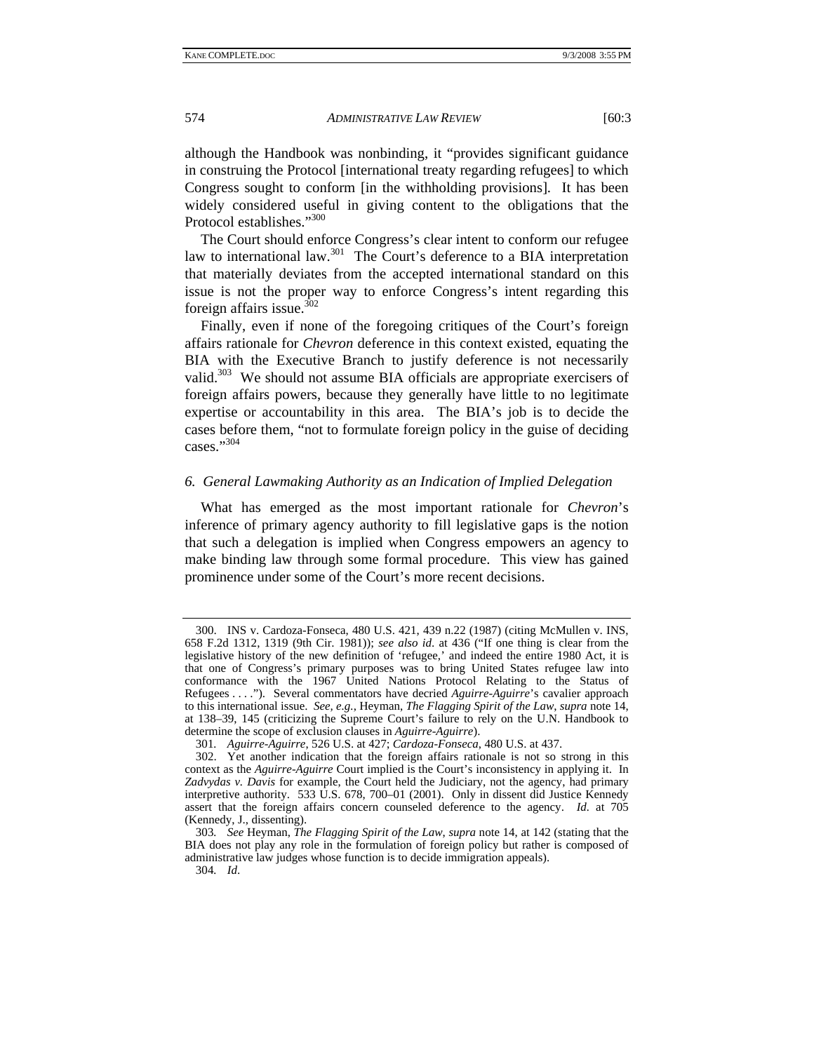although the Handbook was nonbinding, it "provides significant guidance in construing the Protocol [international treaty regarding refugees] to which Congress sought to conform [in the withholding provisions]. It has been widely considered useful in giving content to the obligations that the Protocol establishes."[300]

The Court should enforce Congress's clear intent to conform our refugee law to international law.[301] The Court's deference to a BIA interpretation that materially deviates from the accepted international standard on this issue is not the proper way to enforce Congress's intent regarding this foreign affairs issue.[302]

Finally, even if none of the foregoing critiques of the Court's foreign affairs rationale for *Chevron* deference in this context existed, equating the BIA with the Executive Branch to justify deference is not necessarily valid.[303] We should not assume BIA officials are appropriate exercisers of foreign affairs powers, because they generally have little to no legitimate expertise or accountability in this area. The BIA's job is to decide the cases before them, "not to formulate foreign policy in the guise of deciding cases."[304]

### *6. General Lawmaking Authority as an Indication of Implied Delegation*

What has emerged as the most important rationale for *Chevron*'s inference of primary agency authority to fill legislative gaps is the notion that such a delegation is implied when Congress empowers an agency to make binding law through some formal procedure. This view has gained prominence under some of the Court's more recent decisions.

---

300. INS v. Cardoza-Fonseca, 480 U.S. 421, 439 n.22 (1987) (citing McMullen v. INS, 658 F.2d 1312, 1319 (9th Cir. 1981)); *see also id.* at 436 ("If one thing is clear from the legislative history of the new definition of 'refugee,' and indeed the entire 1980 Act, it is that one of Congress's primary purposes was to bring United States refugee law into conformance with the 1967 United Nations Protocol Relating to the Status of Refugees . . . ."). Several commentators have decried *Aguirre-Aguirre*'s cavalier approach to this international issue. *See, e.g.*, Heyman, *The Flagging Spirit of the Law*, *supra* note 14, at 138–39, 145 (criticizing the Supreme Court's failure to rely on the U.N. Handbook to determine the scope of exclusion clauses in *Aguirre-Aguirre*).

301. *Aguirre-Aguirre*, 526 U.S. at 427; *Cardoza-Fonseca*, 480 U.S. at 437.

302. Yet another indication that the foreign affairs rationale is not so strong in this context as the *Aguirre-Aguirre* Court implied is the Court's inconsistency in applying it. In *Zadvydas v. Davis* for example, the Court held the Judiciary, not the agency, had primary interpretive authority. 533 U.S. 678, 700–01 (2001). Only in dissent did Justice Kennedy assert that the foreign affairs concern counseled deference to the agency. *Id.* at 705 (Kennedy, J., dissenting).

303. *See* Heyman, *The Flagging Spirit of the Law*, *supra* note 14, at 142 (stating that the BIA does not play any role in the formulation of foreign policy but rather is composed of administrative law judges whose function is to decide immigration appeals).

304. *Id.*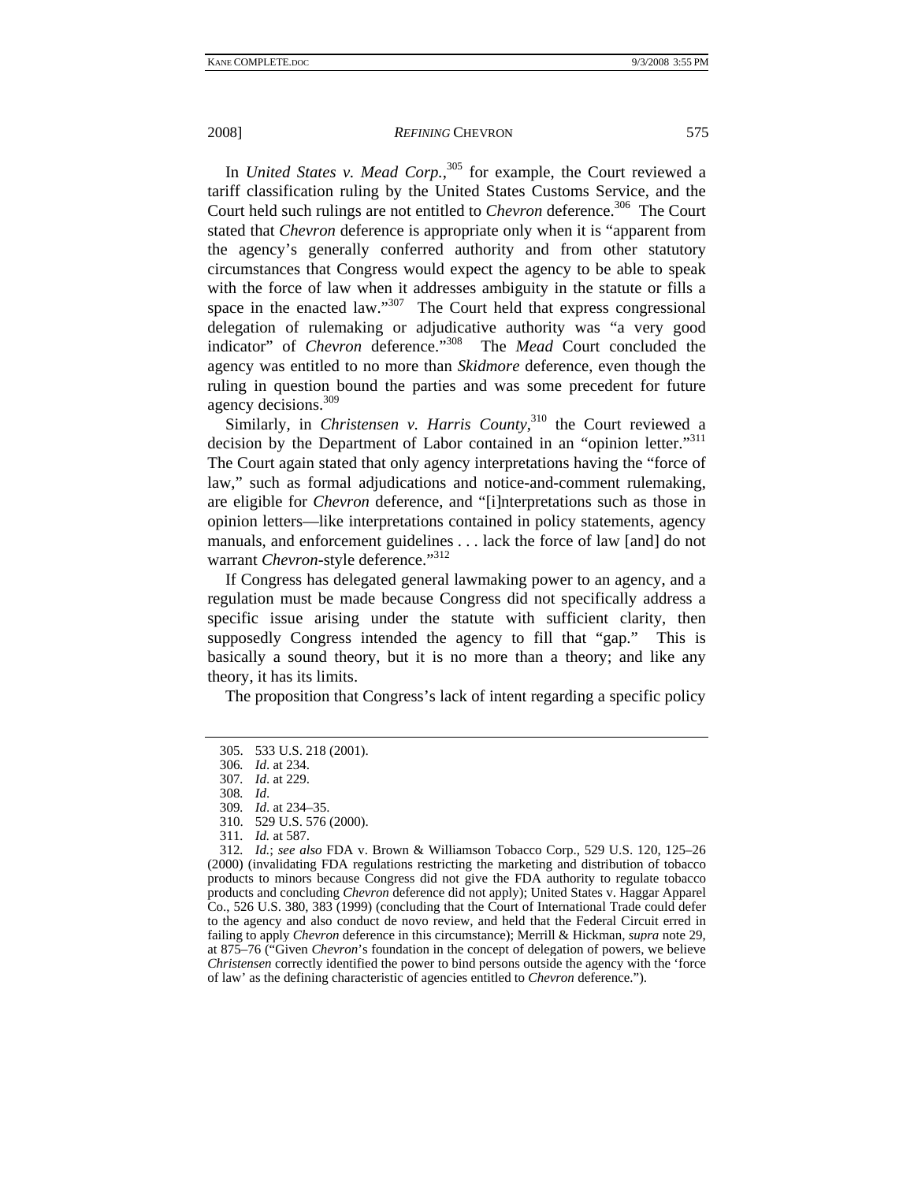In *United States v. Mead Corp.*,[305] for example, the Court reviewed a tariff classification ruling by the United States Customs Service, and the Court held such rulings are not entitled to *Chevron* deference.[306] The Court stated that *Chevron* deference is appropriate only when it is "apparent from the agency's generally conferred authority and from other statutory circumstances that Congress would expect the agency to be able to speak with the force of law when it addresses ambiguity in the statute or fills a space in the enacted law."[307] The Court held that express congressional delegation of rulemaking or adjudicative authority was "a very good indicator" of *Chevron* deference."[308] The *Mead* Court concluded the agency was entitled to no more than *Skidmore* deference, even though the ruling in question bound the parties and was some precedent for future agency decisions.[309]

Similarly, in *Christensen v. Harris County*,[310] the Court reviewed a decision by the Department of Labor contained in an "opinion letter."[311] The Court again stated that only agency interpretations having the "force of law," such as formal adjudications and notice-and-comment rulemaking, are eligible for *Chevron* deference, and "[i]nterpretations such as those in opinion letters—like interpretations contained in policy statements, agency manuals, and enforcement guidelines . . . lack the force of law [and] do not warrant *Chevron*-style deference."[312]

If Congress has delegated general lawmaking power to an agency, and a regulation must be made because Congress did not specifically address a specific issue arising under the statute with sufficient clarity, then supposedly Congress intended the agency to fill that "gap." This is basically a sound theory, but it is no more than a theory; and like any theory, it has its limits.

The proposition that Congress's lack of intent regarding a specific policy

---

305. 533 U.S. 218 (2001).

306. *Id*. at 234.

307. *Id*. at 229.

308. *Id*.

309. *Id*. at 234–35.

310. 529 U.S. 576 (2000).

311. *Id.* at 587.

312. *Id.*; *see also* FDA v. Brown & Williamson Tobacco Corp., 529 U.S. 120, 125–26 (2000) (invalidating FDA regulations restricting the marketing and distribution of tobacco products to minors because Congress did not give the FDA authority to regulate tobacco products and concluding *Chevron* deference did not apply); United States v. Haggar Apparel Co., 526 U.S. 380, 383 (1999) (concluding that the Court of International Trade could defer to the agency and also conduct de novo review, and held that the Federal Circuit erred in failing to apply *Chevron* deference in this circumstance); Merrill & Hickman, *supra* note 29, at 875–76 ("Given *Chevron*'s foundation in the concept of delegation of powers, we believe *Christensen* correctly identified the power to bind persons outside the agency with the 'force of law' as the defining characteristic of agencies entitled to *Chevron* deference.").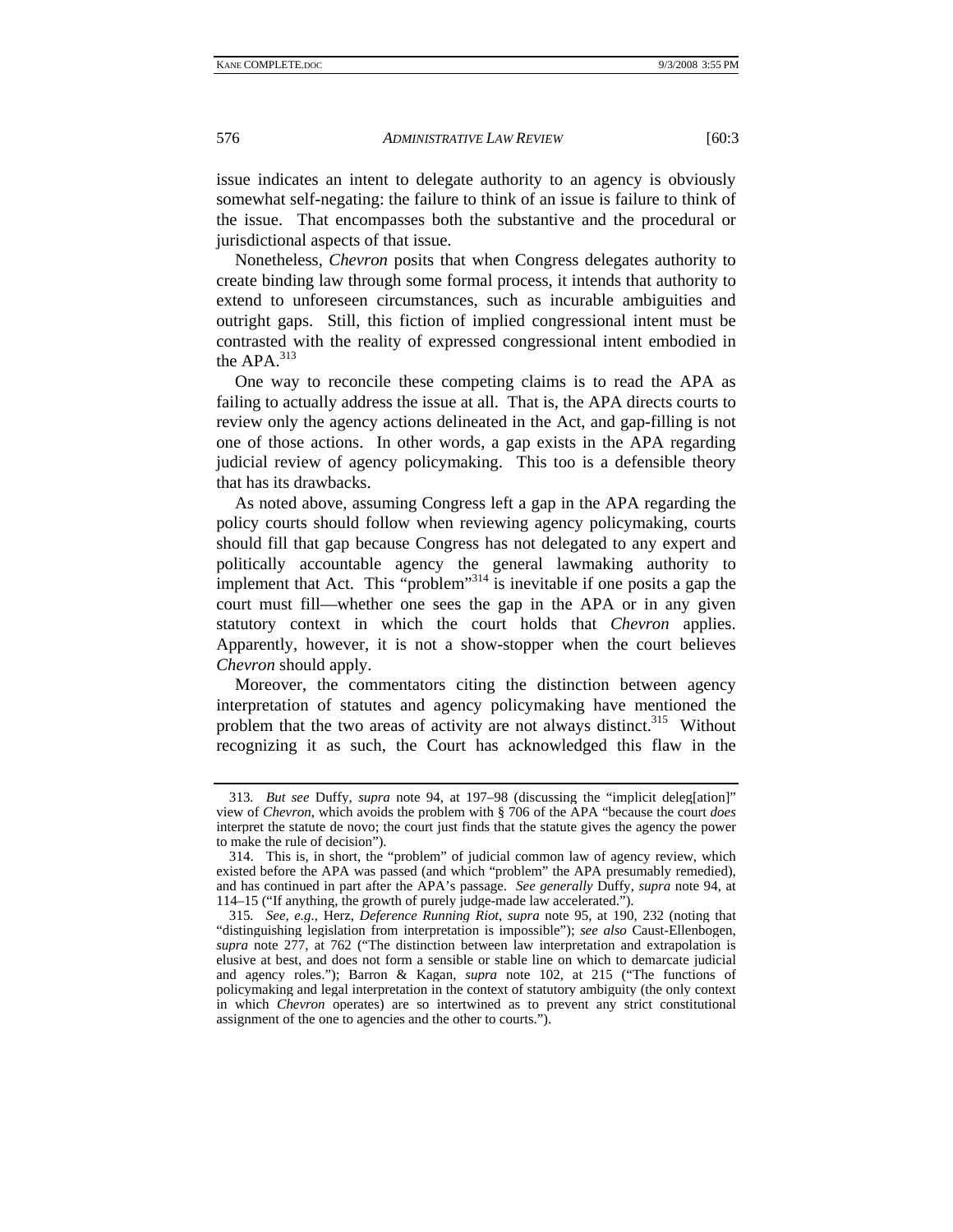issue indicates an intent to delegate authority to an agency is obviously somewhat self-negating: the failure to think of an issue is failure to think of the issue. That encompasses both the substantive and the procedural or jurisdictional aspects of that issue.

Nonetheless, *Chevron* posits that when Congress delegates authority to create binding law through some formal process, it intends that authority to extend to unforeseen circumstances, such as incurable ambiguities and outright gaps. Still, this fiction of implied congressional intent must be contrasted with the reality of expressed congressional intent embodied in the APA.[313]

One way to reconcile these competing claims is to read the APA as failing to actually address the issue at all. That is, the APA directs courts to review only the agency actions delineated in the Act, and gap-filling is not one of those actions. In other words, a gap exists in the APA regarding judicial review of agency policymaking. This too is a defensible theory that has its drawbacks.

As noted above, assuming Congress left a gap in the APA regarding the policy courts should follow when reviewing agency policymaking, courts should fill that gap because Congress has not delegated to any expert and politically accountable agency the general lawmaking authority to implement that Act. This "problem"[314] is inevitable if one posits a gap the court must fill—whether one sees the gap in the APA or in any given statutory context in which the court holds that *Chevron* applies. Apparently, however, it is not a show-stopper when the court believes *Chevron* should apply.

Moreover, the commentators citing the distinction between agency interpretation of statutes and agency policymaking have mentioned the problem that the two areas of activity are not always distinct.[315] Without recognizing it as such, the Court has acknowledged this flaw in the

---

313. *But see* Duffy, *supra* note 94, at 197–98 (discussing the "implicit deleg[ation]" view of *Chevron*, which avoids the problem with § 706 of the APA "because the court *does* interpret the statute de novo; the court just finds that the statute gives the agency the power to make the rule of decision").

314. This is, in short, the "problem" of judicial common law of agency review, which existed before the APA was passed (and which "problem" the APA presumably remedied), and has continued in part after the APA's passage. *See generally* Duffy, *supra* note 94, at 114–15 ("If anything, the growth of purely judge-made law accelerated.").

315. *See, e.g.*, Herz, *Deference Running Riot*, *supra* note 95, at 190, 232 (noting that "distinguishing legislation from interpretation is impossible"); *see also* Caust-Ellenbogen, *supra* note 277, at 762 ("The distinction between law interpretation and extrapolation is elusive at best, and does not form a sensible or stable line on which to demarcate judicial and agency roles."); Barron & Kagan, *supra* note 102, at 215 ("The functions of policymaking and legal interpretation in the context of statutory ambiguity (the only context in which *Chevron* operates) are so intertwined as to prevent any strict constitutional assignment of the one to agencies and the other to courts.").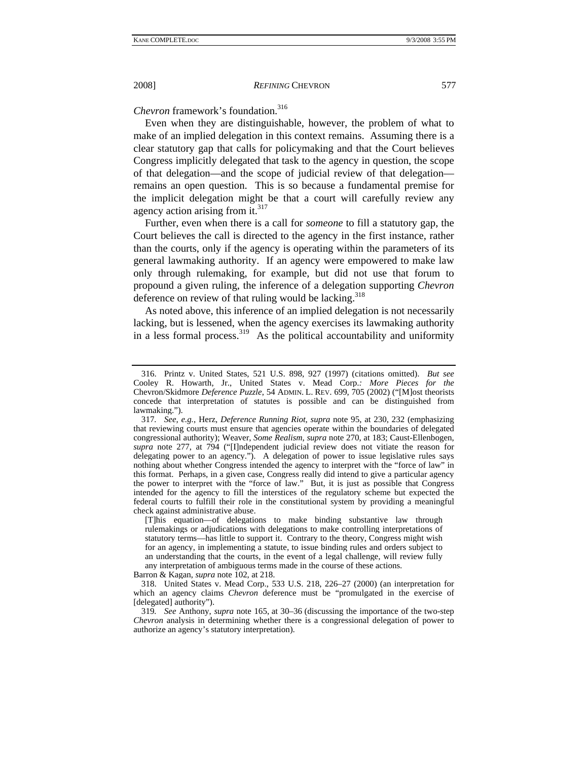*Chevron* framework's foundation.[316]

Even when they are distinguishable, however, the problem of what to make of an implied delegation in this context remains. Assuming there is a clear statutory gap that calls for policymaking and that the Court believes Congress implicitly delegated that task to the agency in question, the scope of that delegation—and the scope of judicial review of that delegation—remains an open question. This is so because a fundamental premise for the implicit delegation might be that a court will carefully review any agency action arising from it.[317]

Further, even when there is a call for *someone* to fill a statutory gap, the Court believes the call is directed to the agency in the first instance, rather than the courts, only if the agency is operating within the parameters of its general lawmaking authority. If an agency were empowered to make law only through rulemaking, for example, but did not use that forum to propound a given ruling, the inference of a delegation supporting *Chevron* deference on review of that ruling would be lacking.[318]

As noted above, this inference of an implied delegation is not necessarily lacking, but is lessened, when the agency exercises its lawmaking authority in a less formal process.[319] As the political accountability and uniformity

---

316. Printz v. United States, 521 U.S. 898, 927 (1997) (citations omitted). *But see* Cooley R. Howarth, Jr., United States v. Mead Corp.*: More Pieces for the* Chevron/Skidmore *Deference Puzzle*, 54 ADMIN. L. REV. 699, 705 (2002) ("[M]ost theorists concede that interpretation of statutes is possible and can be distinguished from lawmaking.").

317. *See, e.g.*, Herz, *Deference Running Riot*, *supra* note 95, at 230, 232 (emphasizing that reviewing courts must ensure that agencies operate within the boundaries of delegated congressional authority); Weaver, *Some Realism*, *supra* note 270, at 183; Caust-Ellenbogen, *supra* note 277, at 794 ("[I]ndependent judicial review does not vitiate the reason for delegating power to an agency."). A delegation of power to issue legislative rules says nothing about whether Congress intended the agency to interpret with the "force of law" in this format. Perhaps, in a given case, Congress really did intend to give a particular agency the power to interpret with the "force of law." But, it is just as possible that Congress intended for the agency to fill the interstices of the regulatory scheme but expected the federal courts to fulfill their role in the constitutional system by providing a meaningful check against administrative abuse.

> [T]his equation—of delegations to make binding substantive law through rulemakings or adjudications with delegations to make controlling interpretations of statutory terms—has little to support it. Contrary to the theory, Congress might wish for an agency, in implementing a statute, to issue binding rules and orders subject to an understanding that the courts, in the event of a legal challenge, will review fully any interpretation of ambiguous terms made in the course of these actions.

Barron & Kagan, *supra* note 102, at 218.

318. United States v. Mead Corp., 533 U.S. 218, 226–27 (2000) (an interpretation for which an agency claims *Chevron* deference must be "promulgated in the exercise of [delegated] authority").

319. *See* Anthony, *supra* note 165, at 30–36 (discussing the importance of the two-step *Chevron* analysis in determining whether there is a congressional delegation of power to authorize an agency's statutory interpretation).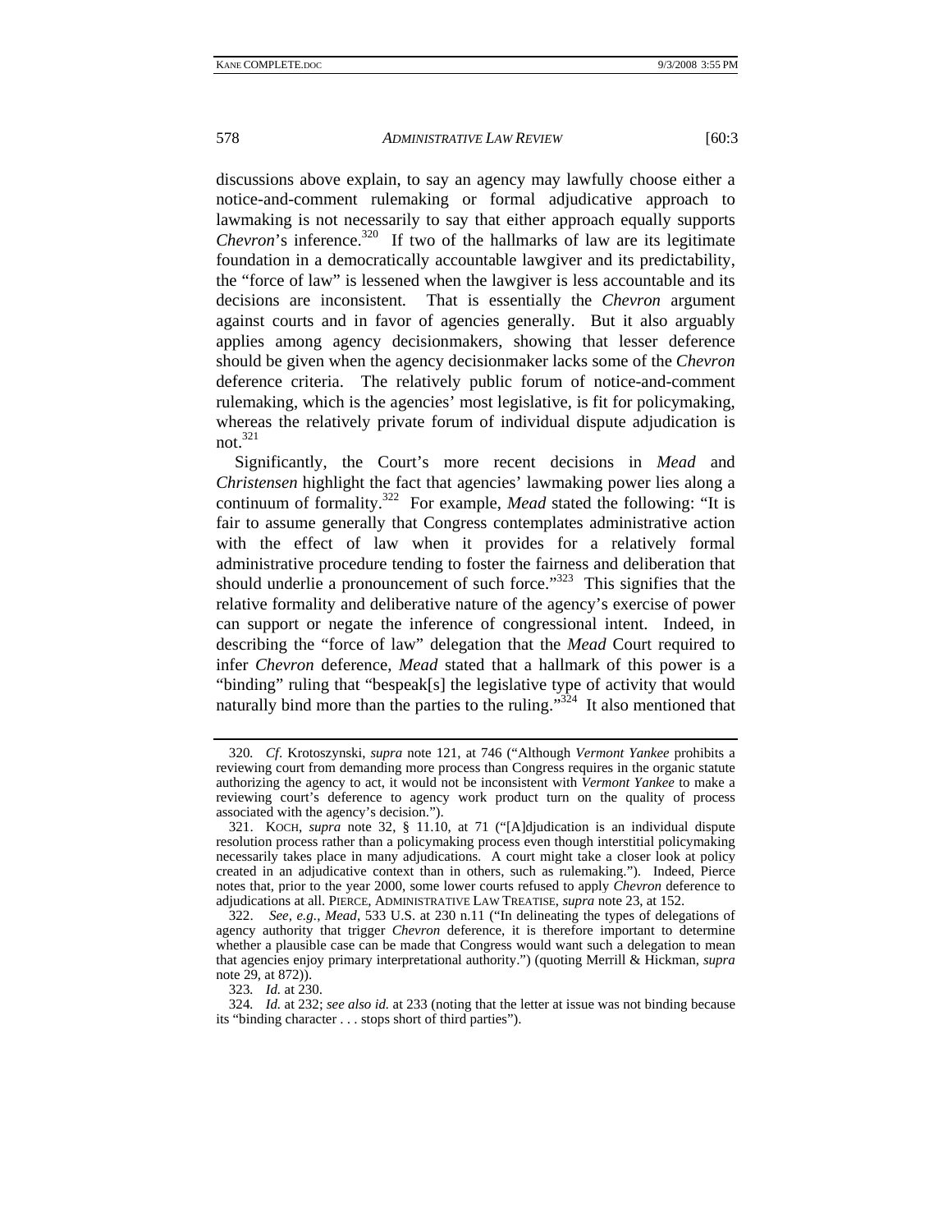discussions above explain, to say an agency may lawfully choose either a notice-and-comment rulemaking or formal adjudicative approach to lawmaking is not necessarily to say that either approach equally supports *Chevron*'s inference.[320] If two of the hallmarks of law are its legitimate foundation in a democratically accountable lawgiver and its predictability, the "force of law" is lessened when the lawgiver is less accountable and its decisions are inconsistent. That is essentially the *Chevron* argument against courts and in favor of agencies generally. But it also arguably applies among agency decisionmakers, showing that lesser deference should be given when the agency decisionmaker lacks some of the *Chevron* deference criteria. The relatively public forum of notice-and-comment rulemaking, which is the agencies' most legislative, is fit for policymaking, whereas the relatively private forum of individual dispute adjudication is not.[321]

Significantly, the Court's more recent decisions in *Mead* and *Christensen* highlight the fact that agencies' lawmaking power lies along a continuum of formality.[322] For example, *Mead* stated the following: "It is fair to assume generally that Congress contemplates administrative action with the effect of law when it provides for a relatively formal administrative procedure tending to foster the fairness and deliberation that should underlie a pronouncement of such force."[323] This signifies that the relative formality and deliberative nature of the agency's exercise of power can support or negate the inference of congressional intent. Indeed, in describing the "force of law" delegation that the *Mead* Court required to infer *Chevron* deference, *Mead* stated that a hallmark of this power is a "binding" ruling that "bespeak[s] the legislative type of activity that would naturally bind more than the parties to the ruling."[324] It also mentioned that

---

320. *Cf*. Krotoszynski, *supra* note 121, at 746 ("Although *Vermont Yankee* prohibits a reviewing court from demanding more process than Congress requires in the organic statute authorizing the agency to act, it would not be inconsistent with *Vermont Yankee* to make a reviewing court's deference to agency work product turn on the quality of process associated with the agency's decision.").

321. KOCH, *supra* note 32, § 11.10, at 71 ("[A]djudication is an individual dispute resolution process rather than a policymaking process even though interstitial policymaking necessarily takes place in many adjudications. A court might take a closer look at policy created in an adjudicative context than in others, such as rulemaking."). Indeed, Pierce notes that, prior to the year 2000, some lower courts refused to apply *Chevron* deference to adjudications at all. PIERCE, ADMINISTRATIVE LAW TREATISE, *supra* note 23, at 152.

322. *See, e.g.*, *Mead*, 533 U.S. at 230 n.11 ("In delineating the types of delegations of agency authority that trigger *Chevron* deference, it is therefore important to determine whether a plausible case can be made that Congress would want such a delegation to mean that agencies enjoy primary interpretational authority.") (quoting Merrill & Hickman, *supra* note 29, at 872)).

323. *Id.* at 230.

324. *Id.* at 232; *see also id.* at 233 (noting that the letter at issue was not binding because its "binding character . . . stops short of third parties").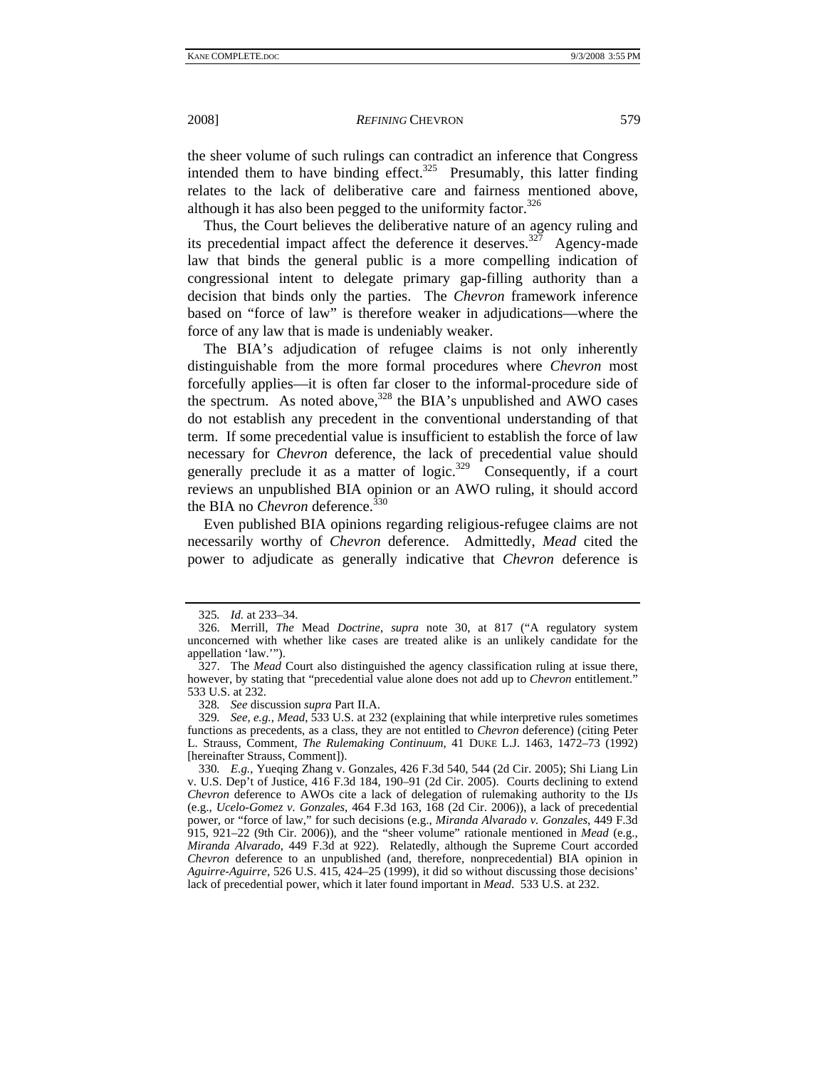the sheer volume of such rulings can contradict an inference that Congress intended them to have binding effect.[325] Presumably, this latter finding relates to the lack of deliberative care and fairness mentioned above, although it has also been pegged to the uniformity factor.[326]

Thus, the Court believes the deliberative nature of an agency ruling and its precedential impact affect the deference it deserves.[327] Agency-made law that binds the general public is a more compelling indication of congressional intent to delegate primary gap-filling authority than a decision that binds only the parties. The *Chevron* framework inference based on "force of law" is therefore weaker in adjudications—where the force of any law that is made is undeniably weaker.

The BIA's adjudication of refugee claims is not only inherently distinguishable from the more formal procedures where *Chevron* most forcefully applies—it is often far closer to the informal-procedure side of the spectrum. As noted above,[328] the BIA's unpublished and AWO cases do not establish any precedent in the conventional understanding of that term. If some precedential value is insufficient to establish the force of law necessary for *Chevron* deference, the lack of precedential value should generally preclude it as a matter of logic.[329] Consequently, if a court reviews an unpublished BIA opinion or an AWO ruling, it should accord the BIA no *Chevron* deference.[330]

Even published BIA opinions regarding religious-refugee claims are not necessarily worthy of *Chevron* deference. Admittedly, *Mead* cited the power to adjudicate as generally indicative that *Chevron* deference is

---

325. *Id.* at 233–34.

326. Merrill, *The* Mead *Doctrine*, *supra* note 30, at 817 ("A regulatory system unconcerned with whether like cases are treated alike is an unlikely candidate for the appellation 'law.'").

327. The *Mead* Court also distinguished the agency classification ruling at issue there, however, by stating that "precedential value alone does not add up to *Chevron* entitlement." 533 U.S. at 232.

328. *See* discussion *supra* Part II.A.

329. *See, e.g.*, *Mead*, 533 U.S. at 232 (explaining that while interpretive rules sometimes functions as precedents, as a class, they are not entitled to *Chevron* deference) (citing Peter L. Strauss, Comment, *The Rulemaking Continuum*, 41 DUKE L.J. 1463, 1472–73 (1992) [hereinafter Strauss, Comment]).

330. *E.g.*, Yueqing Zhang v. Gonzales, 426 F.3d 540, 544 (2d Cir. 2005); Shi Liang Lin v. U.S. Dep't of Justice, 416 F.3d 184, 190–91 (2d Cir. 2005). Courts declining to extend *Chevron* deference to AWOs cite a lack of delegation of rulemaking authority to the IJs (e.g., *Ucelo-Gomez v. Gonzales*, 464 F.3d 163, 168 (2d Cir. 2006)), a lack of precedential power, or "force of law," for such decisions (e.g., *Miranda Alvarado v. Gonzales*, 449 F.3d 915, 921–22 (9th Cir. 2006)), and the "sheer volume" rationale mentioned in *Mead* (e.g., *Miranda Alvarado*, 449 F.3d at 922). Relatedly, although the Supreme Court accorded *Chevron* deference to an unpublished (and, therefore, nonprecedential) BIA opinion in *Aguirre-Aguirre*, 526 U.S. 415, 424–25 (1999), it did so without discussing those decisions' lack of precedential power, which it later found important in *Mead*. 533 U.S. at 232.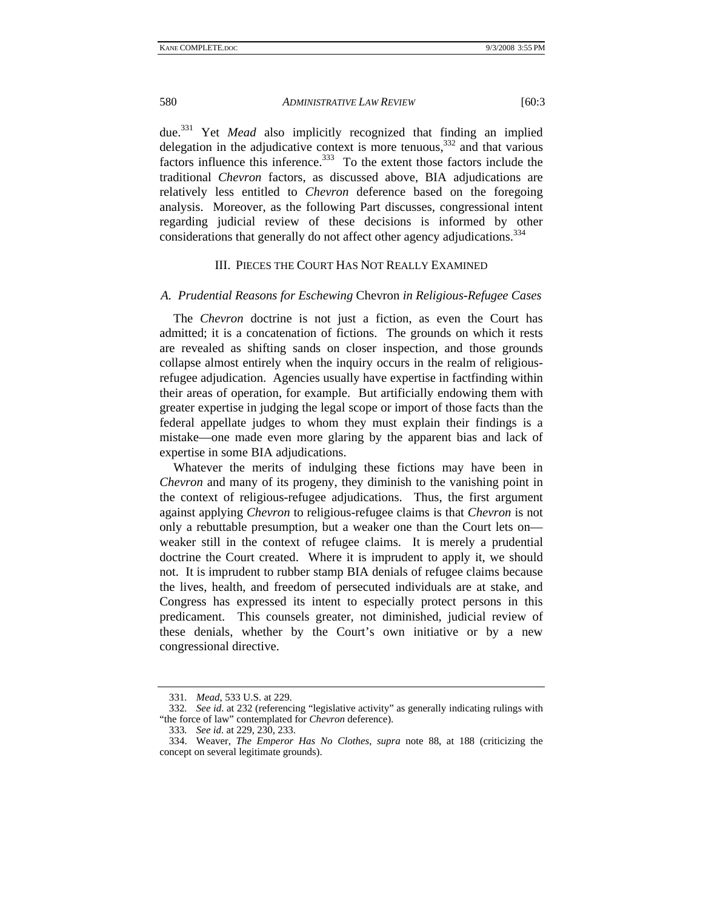due.[331] Yet *Mead* also implicitly recognized that finding an implied delegation in the adjudicative context is more tenuous,[332] and that various factors influence this inference.[333] To the extent those factors include the traditional *Chevron* factors, as discussed above, BIA adjudications are relatively less entitled to *Chevron* deference based on the foregoing analysis. Moreover, as the following Part discusses, congressional intent regarding judicial review of these decisions is informed by other considerations that generally do not affect other agency adjudications.[334]

## III. PIECES THE COURT HAS NOT REALLY EXAMINED

### A. *Prudential Reasons for Eschewing* Chevron *in Religious-Refugee Cases*

The *Chevron* doctrine is not just a fiction, as even the Court has admitted; it is a concatenation of fictions. The grounds on which it rests are revealed as shifting sands on closer inspection, and those grounds collapse almost entirely when the inquiry occurs in the realm of religious-refugee adjudication. Agencies usually have expertise in factfinding within their areas of operation, for example. But artificially endowing them with greater expertise in judging the legal scope or import of those facts than the federal appellate judges to whom they must explain their findings is a mistake—one made even more glaring by the apparent bias and lack of expertise in some BIA adjudications.

Whatever the merits of indulging these fictions may have been in *Chevron* and many of its progeny, they diminish to the vanishing point in the context of religious-refugee adjudications. Thus, the first argument against applying *Chevron* to religious-refugee claims is that *Chevron* is not only a rebuttable presumption, but a weaker one than the Court lets on—weaker still in the context of refugee claims. It is merely a prudential doctrine the Court created. Where it is imprudent to apply it, we should not. It is imprudent to rubber stamp BIA denials of refugee claims because the lives, health, and freedom of persecuted individuals are at stake, and Congress has expressed its intent to especially protect persons in this predicament. This counsels greater, not diminished, judicial review of these denials, whether by the Court's own initiative or by a new congressional directive.

---

331. *Mead*, 533 U.S. at 229.

332. *See id*. at 232 (referencing "legislative activity" as generally indicating rulings with "the force of law" contemplated for *Chevron* deference).

333. *See id*. at 229, 230, 233.

334. Weaver, *The Emperor Has No Clothes*, *supra* note 88, at 188 (criticizing the concept on several legitimate grounds).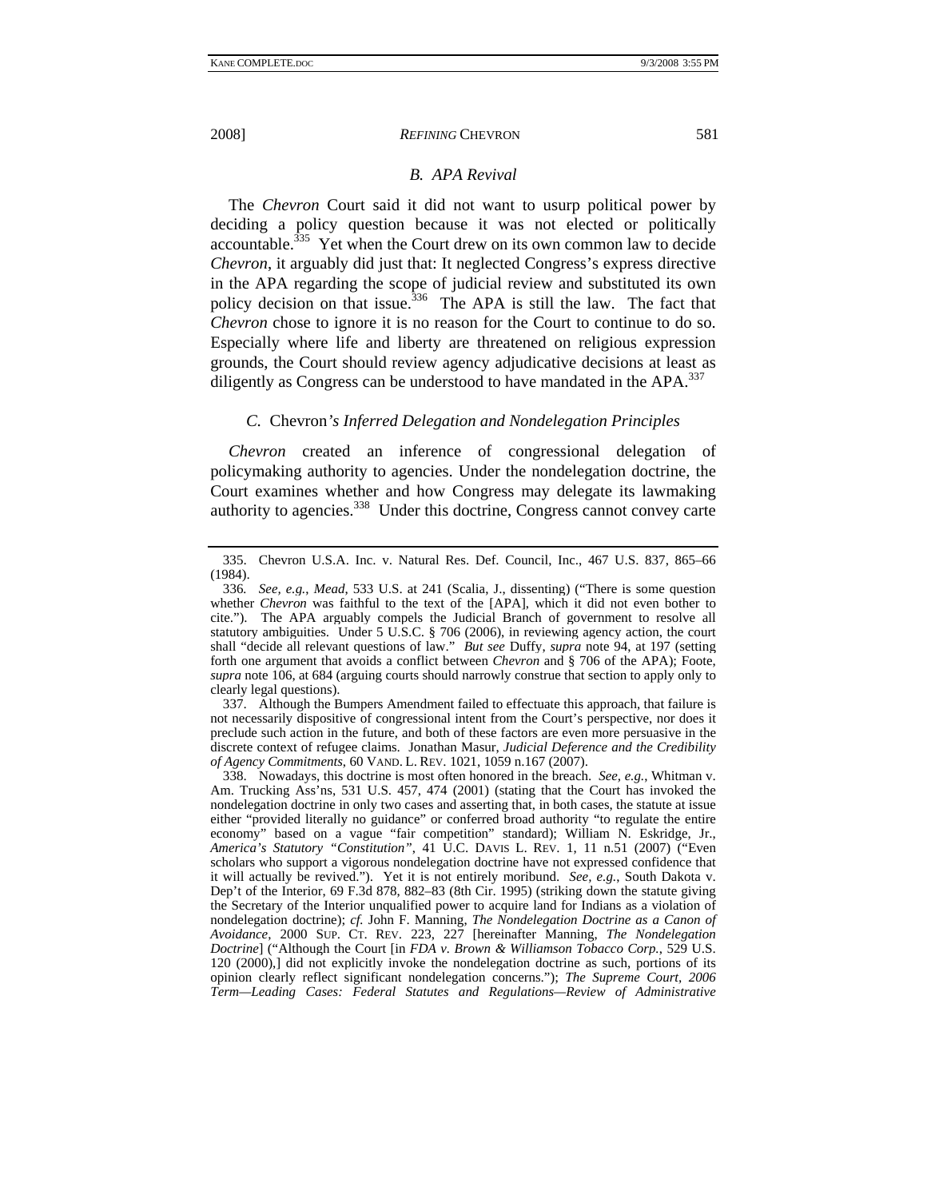### *B. APA Revival*

The *Chevron* Court said it did not want to usurp political power by deciding a policy question because it was not elected or politically accountable.[335] Yet when the Court drew on its own common law to decide *Chevron*, it arguably did just that: It neglected Congress's express directive in the APA regarding the scope of judicial review and substituted its own policy decision on that issue.[336] The APA is still the law. The fact that *Chevron* chose to ignore it is no reason for the Court to continue to do so. Especially where life and liberty are threatened on religious expression grounds, the Court should review agency adjudicative decisions at least as diligently as Congress can be understood to have mandated in the APA.[337]

### *C.* Chevron*'s Inferred Delegation and Nondelegation Principles*

*Chevron* created an inference of congressional delegation of policymaking authority to agencies. Under the nondelegation doctrine, the Court examines whether and how Congress may delegate its lawmaking authority to agencies.[338] Under this doctrine, Congress cannot convey carte

---

335. Chevron U.S.A. Inc. v. Natural Res. Def. Council, Inc., 467 U.S. 837, 865–66 (1984).

336. *See, e.g.*, *Mead*, 533 U.S. at 241 (Scalia, J., dissenting) ("There is some question whether *Chevron* was faithful to the text of the [APA], which it did not even bother to cite."). The APA arguably compels the Judicial Branch of government to resolve all statutory ambiguities. Under 5 U.S.C. § 706 (2006), in reviewing agency action, the court shall "decide all relevant questions of law." *But see* Duffy, *supra* note 94, at 197 (setting forth one argument that avoids a conflict between *Chevron* and § 706 of the APA); Foote, *supra* note 106, at 684 (arguing courts should narrowly construe that section to apply only to clearly legal questions).

337. Although the Bumpers Amendment failed to effectuate this approach, that failure is not necessarily dispositive of congressional intent from the Court's perspective, nor does it preclude such action in the future, and both of these factors are even more persuasive in the discrete context of refugee claims. Jonathan Masur, *Judicial Deference and the Credibility of Agency Commitments*, 60 VAND. L. REV. 1021, 1059 n.167 (2007).

338. Nowadays, this doctrine is most often honored in the breach. *See, e.g.*, Whitman v. Am. Trucking Ass'ns, 531 U.S. 457, 474 (2001) (stating that the Court has invoked the nondelegation doctrine in only two cases and asserting that, in both cases, the statute at issue either "provided literally no guidance" or conferred broad authority "to regulate the entire economy" based on a vague "fair competition" standard); William N. Eskridge, Jr., *America's Statutory "Constitution"*, 41 U.C. DAVIS L. REV. 1, 11 n.51 (2007) ("Even scholars who support a vigorous nondelegation doctrine have not expressed confidence that it will actually be revived."). Yet it is not entirely moribund. *See, e.g.*, South Dakota v. Dep't of the Interior, 69 F.3d 878, 882–83 (8th Cir. 1995) (striking down the statute giving the Secretary of the Interior unqualified power to acquire land for Indians as a violation of nondelegation doctrine); *cf.* John F. Manning, *The Nondelegation Doctrine as a Canon of Avoidance*, 2000 SUP. CT. REV. 223, 227 [hereinafter Manning, *The Nondelegation Doctrine*] ("Although the Court [in *FDA v. Brown & Williamson Tobacco Corp.*, 529 U.S. 120 (2000),] did not explicitly invoke the nondelegation doctrine as such, portions of its opinion clearly reflect significant nondelegation concerns."); *The Supreme Court, 2006 Term—Leading Cases: Federal Statutes and Regulations—Review of Administrative*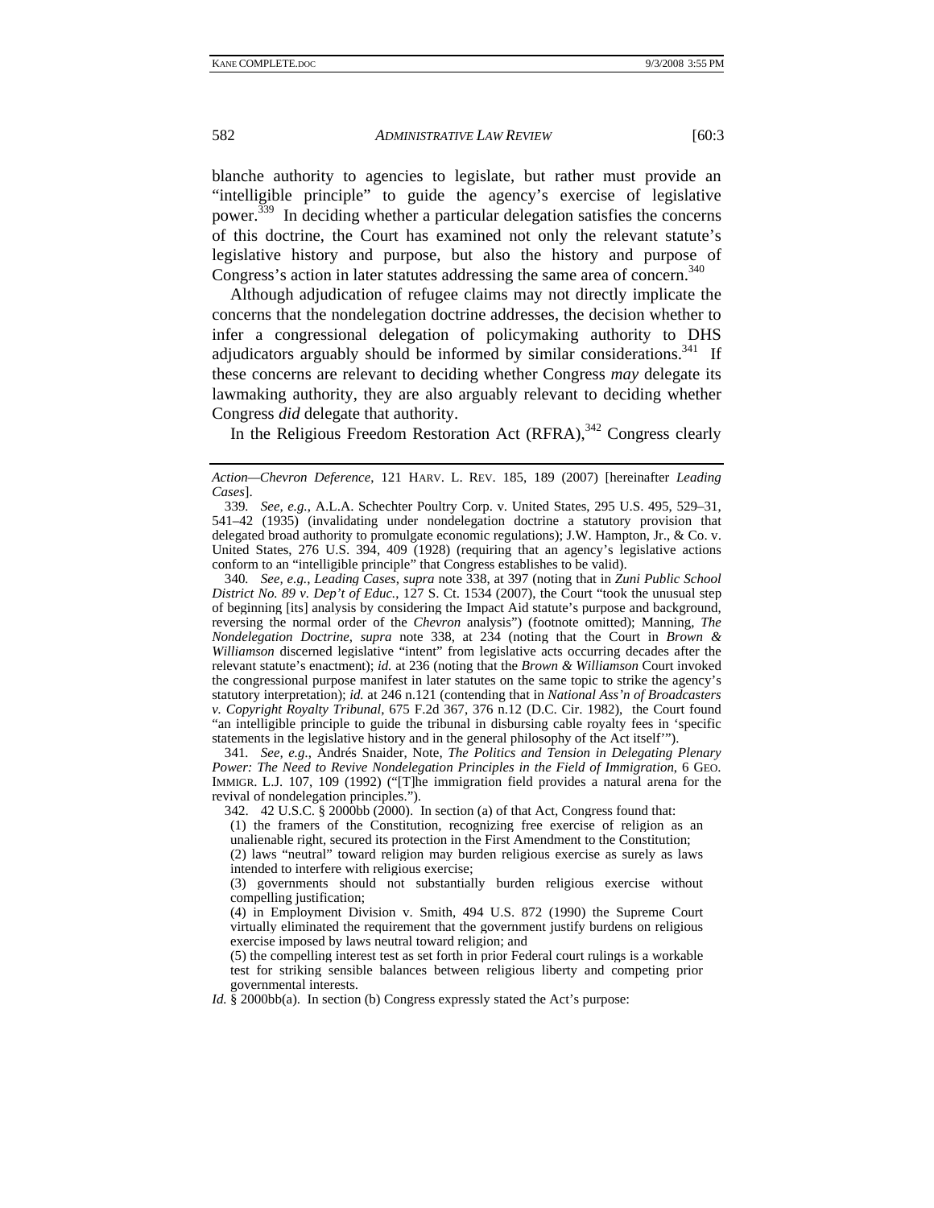blanche authority to agencies to legislate, but rather must provide an "intelligible principle" to guide the agency's exercise of legislative power.[339] In deciding whether a particular delegation satisfies the concerns of this doctrine, the Court has examined not only the relevant statute's legislative history and purpose, but also the history and purpose of Congress's action in later statutes addressing the same area of concern.[340]

Although adjudication of refugee claims may not directly implicate the concerns that the nondelegation doctrine addresses, the decision whether to infer a congressional delegation of policymaking authority to DHS adjudicators arguably should be informed by similar considerations.[341] If these concerns are relevant to deciding whether Congress *may* delegate its lawmaking authority, they are also arguably relevant to deciding whether Congress *did* delegate that authority.

In the Religious Freedom Restoration Act (RFRA),[342] Congress clearly

---

*Action—Chevron Deference*, 121 HARV. L. REV. 185, 189 (2007) [hereinafter *Leading Cases*].

339. *See, e.g.*, A.L.A. Schechter Poultry Corp. v. United States, 295 U.S. 495, 529–31, 541–42 (1935) (invalidating under nondelegation doctrine a statutory provision that delegated broad authority to promulgate economic regulations); J.W. Hampton, Jr., & Co. v. United States, 276 U.S. 394, 409 (1928) (requiring that an agency's legislative actions conform to an "intelligible principle" that Congress establishes to be valid).

340. *See, e.g.*, *Leading Cases*, *supra* note 338, at 397 (noting that in *Zuni Public School District No. 89 v. Dep't of Educ.*, 127 S. Ct. 1534 (2007), the Court "took the unusual step of beginning [its] analysis by considering the Impact Aid statute's purpose and background, reversing the normal order of the *Chevron* analysis") (footnote omitted); Manning, *The Nondelegation Doctrine*, *supra* note 338, at 234 (noting that the Court in *Brown & Williamson* discerned legislative "intent" from legislative acts occurring decades after the relevant statute's enactment); *id.* at 236 (noting that the *Brown & Williamson* Court invoked the congressional purpose manifest in later statutes on the same topic to strike the agency's statutory interpretation); *id.* at 246 n.121 (contending that in *National Ass'n of Broadcasters v. Copyright Royalty Tribunal*, 675 F.2d 367, 376 n.12 (D.C. Cir. 1982), the Court found "an intelligible principle to guide the tribunal in disbursing cable royalty fees in 'specific statements in the legislative history and in the general philosophy of the Act itself'").

341. *See, e.g.*, Andrés Snaider, Note, *The Politics and Tension in Delegating Plenary Power: The Need to Revive Nondelegation Principles in the Field of Immigration*, 6 GEO. IMMIGR. L.J. 107, 109 (1992) ("[T]he immigration field provides a natural arena for the revival of nondelegation principles.").

342. 42 U.S.C. § 2000bb (2000). In section (a) of that Act, Congress found that:

> (1) the framers of the Constitution, recognizing free exercise of religion as an unalienable right, secured its protection in the First Amendment to the Constitution;
> (2) laws "neutral" toward religion may burden religious exercise as surely as laws intended to interfere with religious exercise;
> (3) governments should not substantially burden religious exercise without compelling justification;
> (4) in Employment Division v. Smith, 494 U.S. 872 (1990) the Supreme Court virtually eliminated the requirement that the government justify burdens on religious exercise imposed by laws neutral toward religion; and
> (5) the compelling interest test as set forth in prior Federal court rulings is a workable test for striking sensible balances between religious liberty and competing prior governmental interests.

*Id.* § 2000bb(a). In section (b) Congress expressly stated the Act's purpose: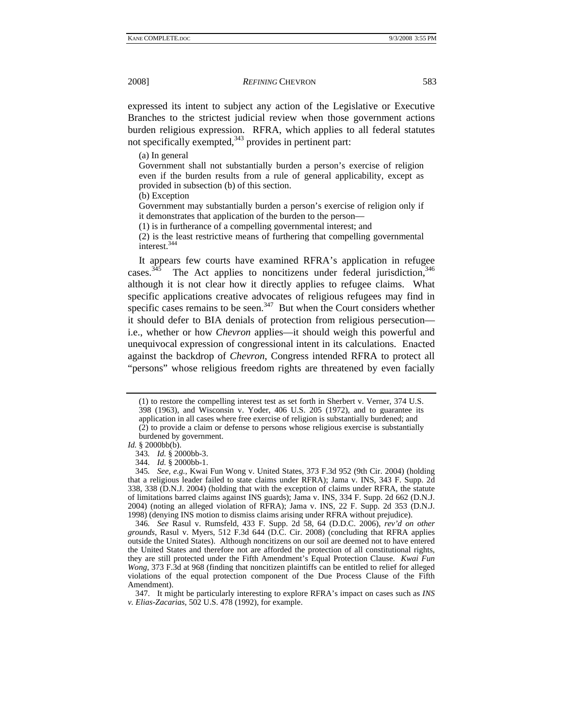expressed its intent to subject any action of the Legislative or Executive Branches to the strictest judicial review when those government actions burden religious expression. RFRA, which applies to all federal statutes not specifically exempted,[343] provides in pertinent part:

> (a) In general
>
> Government shall not substantially burden a person's exercise of religion even if the burden results from a rule of general applicability, except as provided in subsection (b) of this section.
>
> (b) Exception
>
> Government may substantially burden a person's exercise of religion only if it demonstrates that application of the burden to the person—
>
> (1) is in furtherance of a compelling governmental interest; and
>
> (2) is the least restrictive means of furthering that compelling governmental interest.[344]

It appears few courts have examined RFRA's application in refugee cases.[345] The Act applies to noncitizens under federal jurisdiction,[346] although it is not clear how it directly applies to refugee claims. What specific applications creative advocates of religious refugees may find in specific cases remains to be seen.[347] But when the Court considers whether it should defer to BIA denials of protection from religious persecution—i.e., whether or how *Chevron* applies—it should weigh this powerful and unequivocal expression of congressional intent in its calculations. Enacted against the backdrop of *Chevron*, Congress intended RFRA to protect all "persons" whose religious freedom rights are threatened by even facially

---

> (1) to restore the compelling interest test as set forth in Sherbert v. Verner, 374 U.S. 398 (1963), and Wisconsin v. Yoder, 406 U.S. 205 (1972), and to guarantee its application in all cases where free exercise of religion is substantially burdened; and
>
> (2) to provide a claim or defense to persons whose religious exercise is substantially burdened by government.

*Id.* § 2000bb(b).

343. *Id.* § 2000bb-3.

344. *Id.* § 2000bb-1.

345. *See, e.g.*, Kwai Fun Wong v. United States, 373 F.3d 952 (9th Cir. 2004) (holding that a religious leader failed to state claims under RFRA); Jama v. INS, 343 F. Supp. 2d 338, 338 (D.N.J. 2004) (holding that with the exception of claims under RFRA, the statute of limitations barred claims against INS guards); Jama v. INS, 334 F. Supp. 2d 662 (D.N.J. 2004) (noting an alleged violation of RFRA); Jama v. INS, 22 F. Supp. 2d 353 (D.N.J. 1998) (denying INS motion to dismiss claims arising under RFRA without prejudice).

346. *See* Rasul v. Rumsfeld, 433 F. Supp. 2d 58, 64 (D.D.C. 2006), *rev'd on other grounds*, Rasul v. Myers, 512 F.3d 644 (D.C. Cir. 2008) (concluding that RFRA applies outside the United States). Although noncitizens on our soil are deemed not to have entered the United States and therefore not are afforded the protection of all constitutional rights, they are still protected under the Fifth Amendment's Equal Protection Clause. *Kwai Fun Wong*, 373 F.3d at 968 (finding that noncitizen plaintiffs can be entitled to relief for alleged violations of the equal protection component of the Due Process Clause of the Fifth Amendment).

347. It might be particularly interesting to explore RFRA's impact on cases such as *INS v. Elias-Zacarias*, 502 U.S. 478 (1992), for example.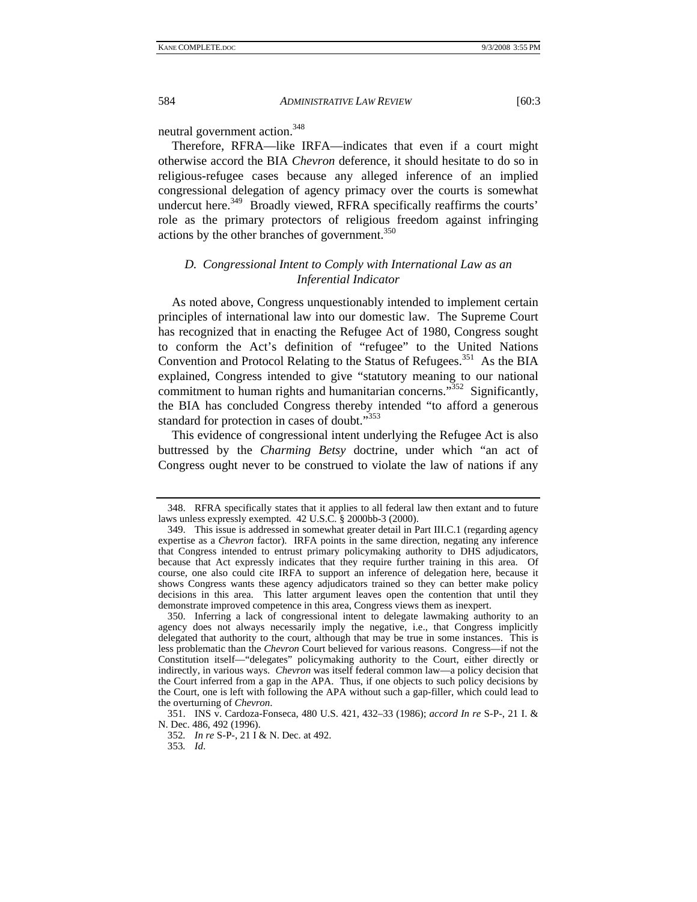neutral government action.[348]

Therefore, RFRA—like IRFA—indicates that even if a court might otherwise accord the BIA *Chevron* deference, it should hesitate to do so in religious-refugee cases because any alleged inference of an implied congressional delegation of agency primacy over the courts is somewhat undercut here.[349] Broadly viewed, RFRA specifically reaffirms the courts' role as the primary protectors of religious freedom against infringing actions by the other branches of government.[350]

### *D. Congressional Intent to Comply with International Law as an Inferential Indicator*

As noted above, Congress unquestionably intended to implement certain principles of international law into our domestic law. The Supreme Court has recognized that in enacting the Refugee Act of 1980, Congress sought to conform the Act's definition of "refugee" to the United Nations Convention and Protocol Relating to the Status of Refugees.[351] As the BIA explained, Congress intended to give "statutory meaning to our national commitment to human rights and humanitarian concerns."[352] Significantly, the BIA has concluded Congress thereby intended "to afford a generous standard for protection in cases of doubt."[353]

This evidence of congressional intent underlying the Refugee Act is also buttressed by the *Charming Betsy* doctrine, under which "an act of Congress ought never to be construed to violate the law of nations if any

---

348. RFRA specifically states that it applies to all federal law then extant and to future laws unless expressly exempted. 42 U.S.C. § 2000bb-3 (2000).

349. This issue is addressed in somewhat greater detail in Part III.C.1 (regarding agency expertise as a *Chevron* factor). IRFA points in the same direction, negating any inference that Congress intended to entrust primary policymaking authority to DHS adjudicators, because that Act expressly indicates that they require further training in this area. Of course, one also could cite IRFA to support an inference of delegation here, because it shows Congress wants these agency adjudicators trained so they can better make policy decisions in this area. This latter argument leaves open the contention that until they demonstrate improved competence in this area, Congress views them as inexpert.

350. Inferring a lack of congressional intent to delegate lawmaking authority to an agency does not always necessarily imply the negative, i.e., that Congress implicitly delegated that authority to the court, although that may be true in some instances. This is less problematic than the *Chevron* Court believed for various reasons. Congress—if not the Constitution itself—"delegates" policymaking authority to the Court, either directly or indirectly, in various ways. *Chevron* was itself federal common law—a policy decision that the Court inferred from a gap in the APA. Thus, if one objects to such policy decisions by the Court, one is left with following the APA without such a gap-filler, which could lead to the overturning of *Chevron*.

351. INS v. Cardoza-Fonseca, 480 U.S. 421, 432–33 (1986); *accord In re* S-P-, 21 I. & N. Dec. 486, 492 (1996).

352. *In re* S-P-, 21 I & N. Dec. at 492.

353. *Id*.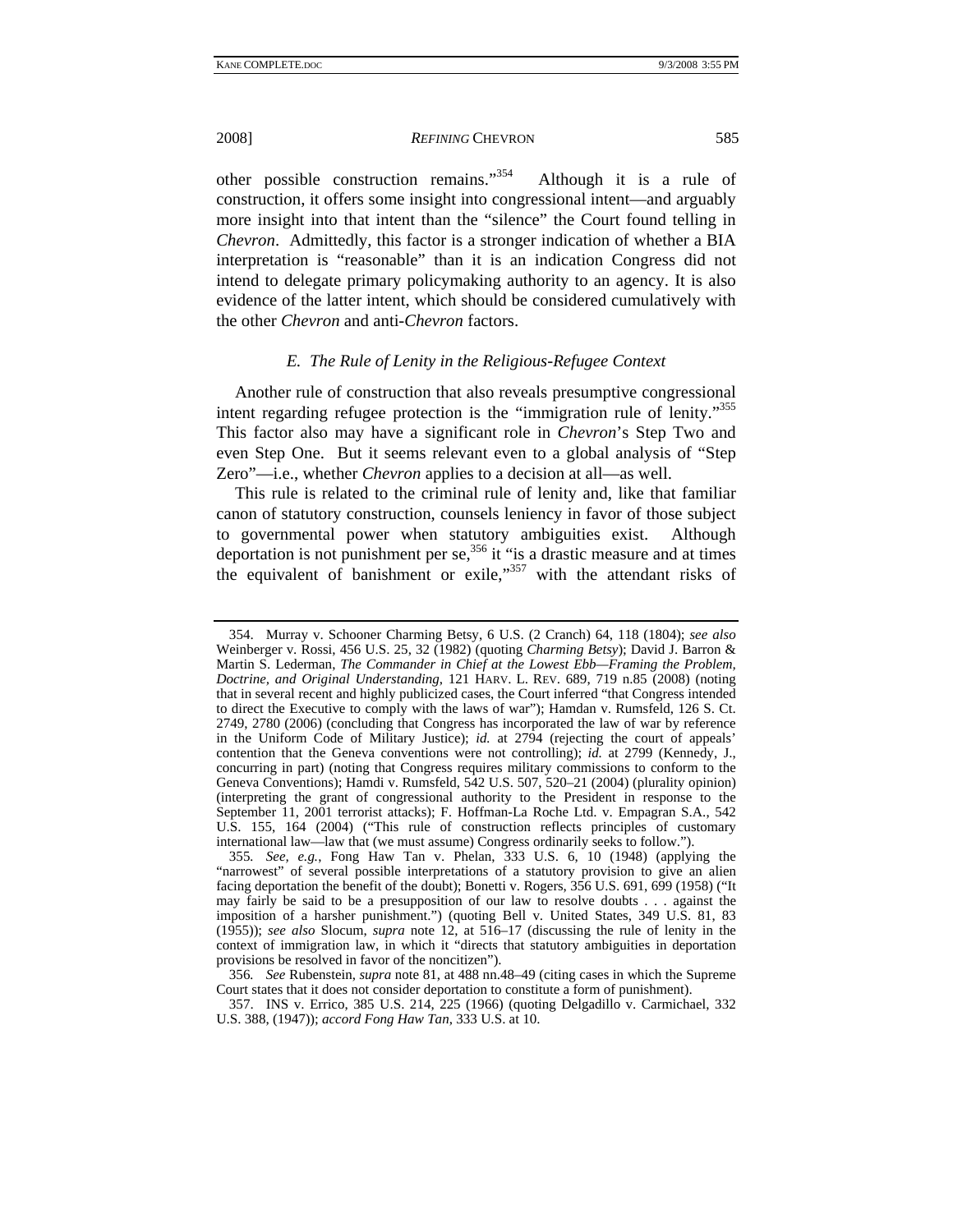other possible construction remains."[354] Although it is a rule of construction, it offers some insight into congressional intent—and arguably more insight into that intent than the "silence" the Court found telling in *Chevron*. Admittedly, this factor is a stronger indication of whether a BIA interpretation is "reasonable" than it is an indication Congress did not intend to delegate primary policymaking authority to an agency. It is also evidence of the latter intent, which should be considered cumulatively with the other *Chevron* and anti-*Chevron* factors.

### *E. The Rule of Lenity in the Religious-Refugee Context*

Another rule of construction that also reveals presumptive congressional intent regarding refugee protection is the "immigration rule of lenity."[355] This factor also may have a significant role in *Chevron*'s Step Two and even Step One. But it seems relevant even to a global analysis of "Step Zero"—i.e., whether *Chevron* applies to a decision at all—as well.

This rule is related to the criminal rule of lenity and, like that familiar canon of statutory construction, counsels leniency in favor of those subject to governmental power when statutory ambiguities exist. Although deportation is not punishment per se,[356] it "is a drastic measure and at times the equivalent of banishment or exile,"[357] with the attendant risks of

---

354. Murray v. Schooner Charming Betsy, 6 U.S. (2 Cranch) 64, 118 (1804); *see also* Weinberger v. Rossi, 456 U.S. 25, 32 (1982) (quoting *Charming Betsy*); David J. Barron & Martin S. Lederman, *The Commander in Chief at the Lowest Ebb—Framing the Problem, Doctrine, and Original Understanding*, 121 HARV. L. REV. 689, 719 n.85 (2008) (noting that in several recent and highly publicized cases, the Court inferred "that Congress intended to direct the Executive to comply with the laws of war"); Hamdan v. Rumsfeld, 126 S. Ct. 2749, 2780 (2006) (concluding that Congress has incorporated the law of war by reference in the Uniform Code of Military Justice); *id.* at 2794 (rejecting the court of appeals' contention that the Geneva conventions were not controlling); *id.* at 2799 (Kennedy, J., concurring in part) (noting that Congress requires military commissions to conform to the Geneva Conventions); Hamdi v. Rumsfeld, 542 U.S. 507, 520–21 (2004) (plurality opinion) (interpreting the grant of congressional authority to the President in response to the September 11, 2001 terrorist attacks); F. Hoffman-La Roche Ltd. v. Empagran S.A., 542 U.S. 155, 164 (2004) ("This rule of construction reflects principles of customary international law—law that (we must assume) Congress ordinarily seeks to follow.").

355. *See, e.g.*, Fong Haw Tan v. Phelan, 333 U.S. 6, 10 (1948) (applying the "narrowest" of several possible interpretations of a statutory provision to give an alien facing deportation the benefit of the doubt); Bonetti v. Rogers, 356 U.S. 691, 699 (1958) ("It may fairly be said to be a presupposition of our law to resolve doubts . . . against the imposition of a harsher punishment.") (quoting Bell v. United States, 349 U.S. 81, 83 (1955)); *see also* Slocum, *supra* note 12, at 516–17 (discussing the rule of lenity in the context of immigration law, in which it "directs that statutory ambiguities in deportation provisions be resolved in favor of the noncitizen").

356. *See* Rubenstein, *supra* note 81, at 488 nn.48–49 (citing cases in which the Supreme Court states that it does not consider deportation to constitute a form of punishment).

357. INS v. Errico, 385 U.S. 214, 225 (1966) (quoting Delgadillo v. Carmichael, 332 U.S. 388, (1947)); *accord Fong Haw Tan*, 333 U.S. at 10.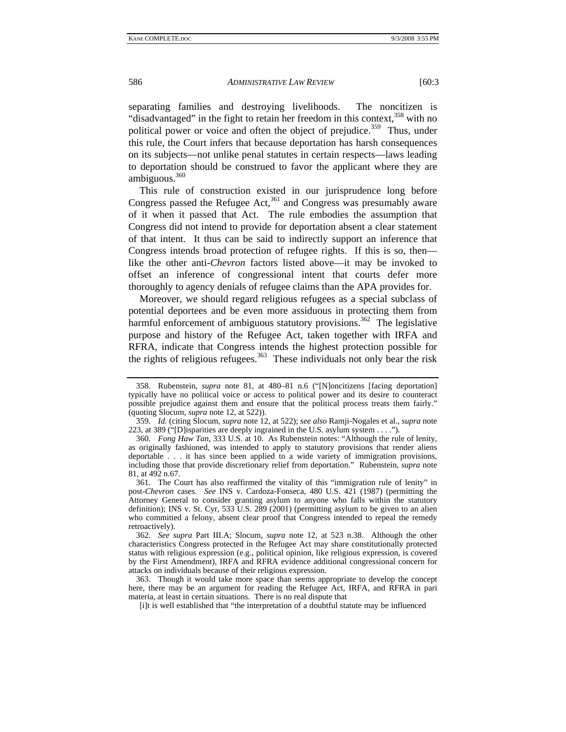separating families and destroying livelihoods. The noncitizen is "disadvantaged" in the fight to retain her freedom in this context,[358] with no political power or voice and often the object of prejudice.[359] Thus, under this rule, the Court infers that because deportation has harsh consequences on its subjects—not unlike penal statutes in certain respects—laws leading to deportation should be construed to favor the applicant where they are ambiguous.[360]

This rule of construction existed in our jurisprudence long before Congress passed the Refugee Act,[361] and Congress was presumably aware of it when it passed that Act. The rule embodies the assumption that Congress did not intend to provide for deportation absent a clear statement of that intent. It thus can be said to indirectly support an inference that Congress intends broad protection of refugee rights. If this is so, then—like the other anti-*Chevron* factors listed above—it may be invoked to offset an inference of congressional intent that courts defer more thoroughly to agency denials of refugee claims than the APA provides for.

Moreover, we should regard religious refugees as a special subclass of potential deportees and be even more assiduous in protecting them from harmful enforcement of ambiguous statutory provisions.[362] The legislative purpose and history of the Refugee Act, taken together with IRFA and RFRA, indicate that Congress intends the highest protection possible for the rights of religious refugees.[363] These individuals not only bear the risk

---

358. Rubenstein, *supra* note 81, at 480–81 n.6 ("[N]oncitizens [facing deportation] typically have no political voice or access to political power and its desire to counteract possible prejudice against them and ensure that the political process treats them fairly." (quoting Slocum, *supra* note 12, at 522)).

359. *Id.* (citing Slocum, *supra* note 12, at 522); *see also* Ramji-Nogales et al., *supra* note 223, at 389 ("[D]isparities are deeply ingrained in the U.S. asylum system . . . .").

360. *Fong Haw Tan*, 333 U.S. at 10. As Rubenstein notes: "Although the rule of lenity, as originally fashioned, was intended to apply to statutory provisions that render aliens deportable . . . it has since been applied to a wide variety of immigration provisions, including those that provide discretionary relief from deportation." Rubenstein, *supra* note 81, at 492 n.67.

361. The Court has also reaffirmed the vitality of this "immigration rule of lenity" in post-*Chevron* cases. *See* INS v. Cardoza-Fonseca, 480 U.S. 421 (1987) (permitting the Attorney General to consider granting asylum to anyone who falls within the statutory definition); INS v. St. Cyr, 533 U.S. 289 (2001) (permitting asylum to be given to an alien who committed a felony, absent clear proof that Congress intended to repeal the remedy retroactively).

362. *See supra* Part III.A; Slocum, *supra* note 12, at 523 n.38. Although the other characteristics Congress protected in the Refugee Act may share constitutionally protected status with religious expression (e.g., political opinion, like religious expression, is covered by the First Amendment), IRFA and RFRA evidence additional congressional concern for attacks on individuals because of their religious expression.

363. Though it would take more space than seems appropriate to develop the concept here, there may be an argument for reading the Refugee Act, IRFA, and RFRA in pari materia, at least in certain situations. There is no real dispute that

> [i]t is well established that "the interpretation of a doubtful statute may be influenced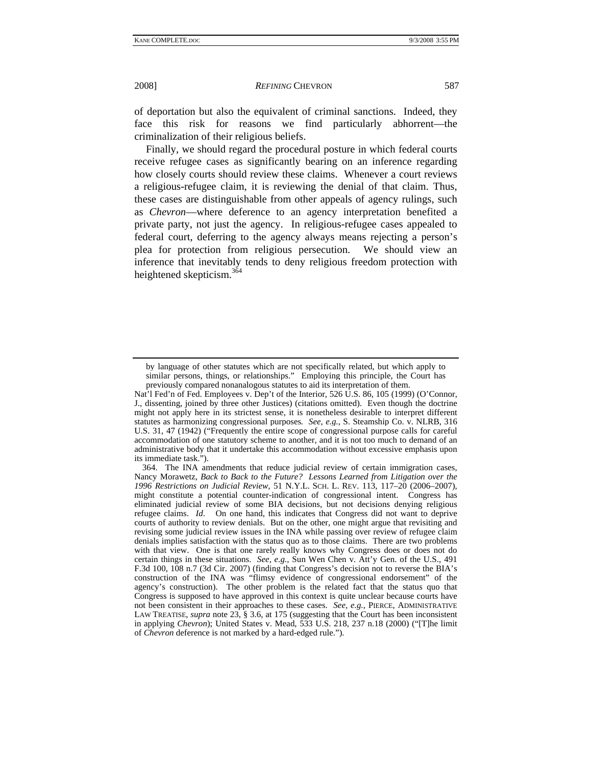of deportation but also the equivalent of criminal sanctions. Indeed, they face this risk for reasons we find particularly abhorrent—the criminalization of their religious beliefs.

Finally, we should regard the procedural posture in which federal courts receive refugee cases as significantly bearing on an inference regarding how closely courts should review these claims. Whenever a court reviews a religious-refugee claim, it is reviewing the denial of that claim. Thus, these cases are distinguishable from other appeals of agency rulings, such as *Chevron*—where deference to an agency interpretation benefited a private party, not just the agency. In religious-refugee cases appealed to federal court, deferring to the agency always means rejecting a person's plea for protection from religious persecution. We should view an inference that inevitably tends to deny religious freedom protection with heightened skepticism.[364]

---

> by language of other statutes which are not specifically related, but which apply to similar persons, things, or relationships." Employing this principle, the Court has previously compared nonanalogous statutes to aid its interpretation of them.

Nat'l Fed'n of Fed. Employees v. Dep't of the Interior, 526 U.S. 86, 105 (1999) (O'Connor, J., dissenting, joined by three other Justices) (citations omitted). Even though the doctrine might not apply here in its strictest sense, it is nonetheless desirable to interpret different statutes as harmonizing congressional purposes. *See, e.g.*, S. Steamship Co. v. NLRB, 316 U.S. 31, 47 (1942) ("Frequently the entire scope of congressional purpose calls for careful accommodation of one statutory scheme to another, and it is not too much to demand of an administrative body that it undertake this accommodation without excessive emphasis upon its immediate task.").

364. The INA amendments that reduce judicial review of certain immigration cases, Nancy Morawetz, *Back to Back to the Future? Lessons Learned from Litigation over the 1996 Restrictions on Judicial Review*, 51 N.Y.L. SCH. L. REV. 113, 117–20 (2006–2007), might constitute a potential counter-indication of congressional intent. Congress has eliminated judicial review of some BIA decisions, but not decisions denying religious refugee claims. *Id*. On one hand, this indicates that Congress did not want to deprive courts of authority to review denials. But on the other, one might argue that revisiting and revising some judicial review issues in the INA while passing over review of refugee claim denials implies satisfaction with the status quo as to those claims. There are two problems with that view. One is that one rarely really knows why Congress does or does not do certain things in these situations. *See, e.g.*, Sun Wen Chen v. Att'y Gen. of the U.S., 491 F.3d 100, 108 n.7 (3d Cir. 2007) (finding that Congress's decision not to reverse the BIA's construction of the INA was "flimsy evidence of congressional endorsement" of the agency's construction). The other problem is the related fact that the status quo that Congress is supposed to have approved in this context is quite unclear because courts have not been consistent in their approaches to these cases. *See, e.g.*, PIERCE, ADMINISTRATIVE LAW TREATISE, *supra* note 23, § 3.6, at 175 (suggesting that the Court has been inconsistent in applying *Chevron*); United States v. Mead, 533 U.S. 218, 237 n.18 (2000) ("[T]he limit of *Chevron* deference is not marked by a hard-edged rule.").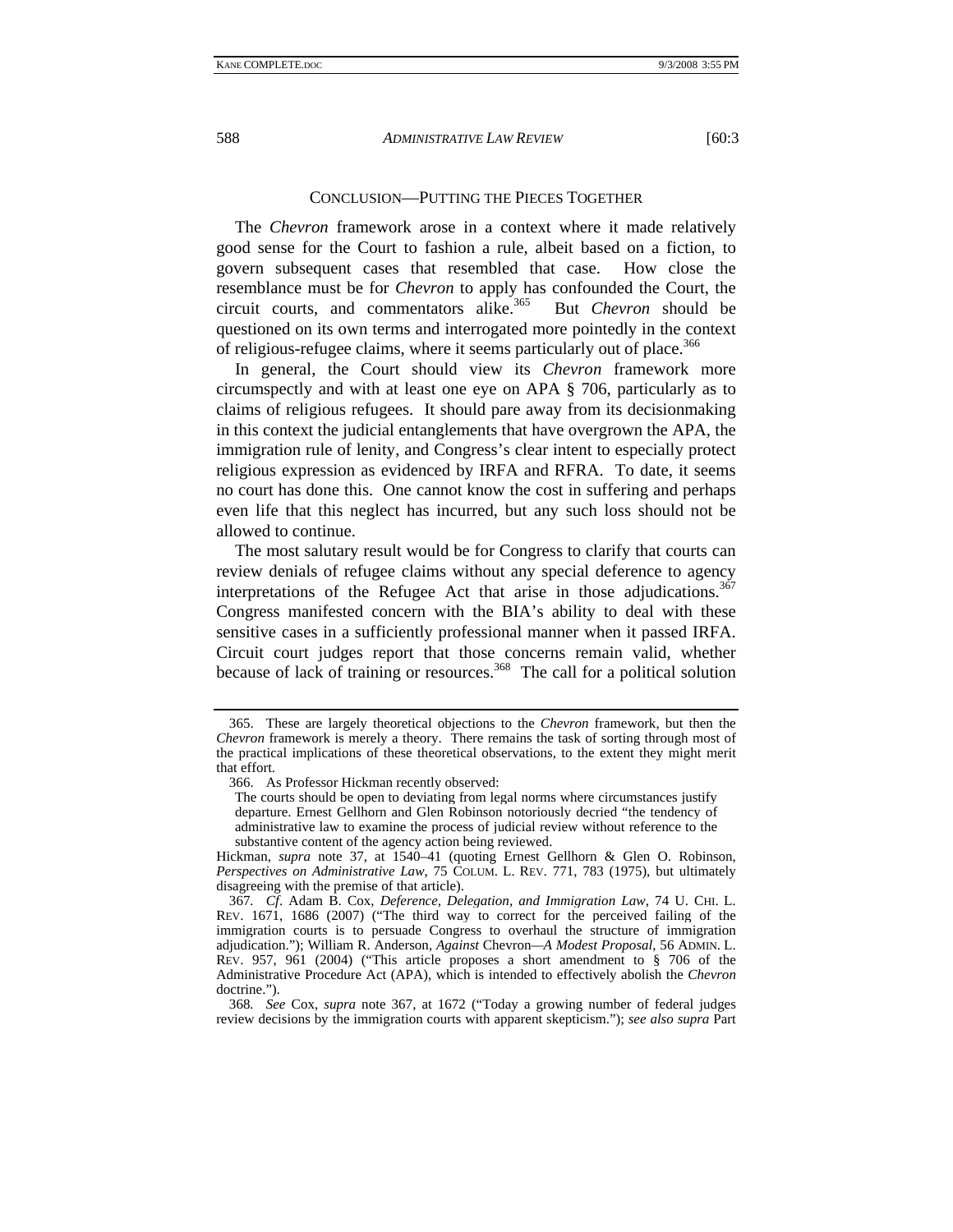## CONCLUSION—PUTTING THE PIECES TOGETHER

The *Chevron* framework arose in a context where it made relatively good sense for the Court to fashion a rule, albeit based on a fiction, to govern subsequent cases that resembled that case. How close the resemblance must be for *Chevron* to apply has confounded the Court, the circuit courts, and commentators alike.[365] But *Chevron* should be questioned on its own terms and interrogated more pointedly in the context of religious-refugee claims, where it seems particularly out of place.[366]

In general, the Court should view its *Chevron* framework more circumspectly and with at least one eye on APA § 706, particularly as to claims of religious refugees. It should pare away from its decisionmaking in this context the judicial entanglements that have overgrown the APA, the immigration rule of lenity, and Congress's clear intent to especially protect religious expression as evidenced by IRFA and RFRA. To date, it seems no court has done this. One cannot know the cost in suffering and perhaps even life that this neglect has incurred, but any such loss should not be allowed to continue.

The most salutary result would be for Congress to clarify that courts can review denials of refugee claims without any special deference to agency interpretations of the Refugee Act that arise in those adjudications.[367] Congress manifested concern with the BIA's ability to deal with these sensitive cases in a sufficiently professional manner when it passed IRFA. Circuit court judges report that those concerns remain valid, whether because of lack of training or resources.[368] The call for a political solution

---

365. These are largely theoretical objections to the *Chevron* framework, but then the *Chevron* framework is merely a theory. There remains the task of sorting through most of the practical implications of these theoretical observations, to the extent they might merit that effort.

366. As Professor Hickman recently observed:

> The courts should be open to deviating from legal norms where circumstances justify departure. Ernest Gellhorn and Glen Robinson notoriously decried "the tendency of administrative law to examine the process of judicial review without reference to the substantive content of the agency action being reviewed.

Hickman, *supra* note 37, at 1540–41 (quoting Ernest Gellhorn & Glen O. Robinson, *Perspectives on Administrative Law*, 75 COLUM. L. REV. 771, 783 (1975), but ultimately disagreeing with the premise of that article).

367. *Cf.* Adam B. Cox, *Deference, Delegation, and Immigration Law*, 74 U. CHI. L. REV. 1671, 1686 (2007) ("The third way to correct for the perceived failing of the immigration courts is to persuade Congress to overhaul the structure of immigration adjudication."); William R. Anderson, *Against* Chevron*—A Modest Proposal*, 56 ADMIN. L. REV. 957, 961 (2004) ("This article proposes a short amendment to § 706 of the Administrative Procedure Act (APA), which is intended to effectively abolish the *Chevron* doctrine.").

368. *See* Cox, *supra* note 367, at 1672 ("Today a growing number of federal judges review decisions by the immigration courts with apparent skepticism."); *see also supra* Part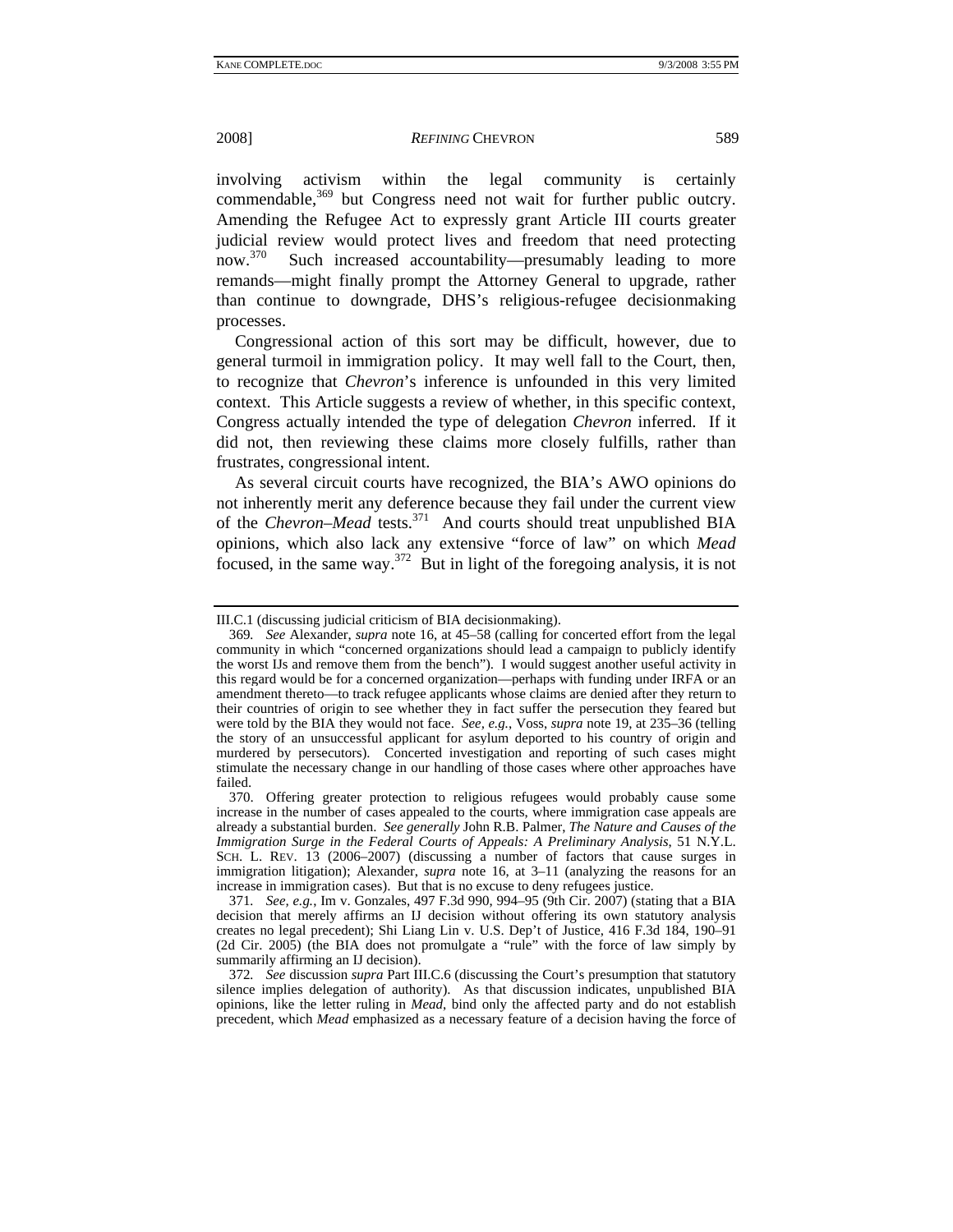involving activism within the legal community is certainly commendable,[369] but Congress need not wait for further public outcry. Amending the Refugee Act to expressly grant Article III courts greater judicial review would protect lives and freedom that need protecting now.[370] Such increased accountability—presumably leading to more remands—might finally prompt the Attorney General to upgrade, rather than continue to downgrade, DHS's religious-refugee decisionmaking processes.

Congressional action of this sort may be difficult, however, due to general turmoil in immigration policy. It may well fall to the Court, then, to recognize that *Chevron*'s inference is unfounded in this very limited context. This Article suggests a review of whether, in this specific context, Congress actually intended the type of delegation *Chevron* inferred. If it did not, then reviewing these claims more closely fulfills, rather than frustrates, congressional intent.

As several circuit courts have recognized, the BIA's AWO opinions do not inherently merit any deference because they fail under the current view of the *Chevron–Mead* tests.[371] And courts should treat unpublished BIA opinions, which also lack any extensive "force of law" on which *Mead* focused, in the same way.[372] But in light of the foregoing analysis, it is not

---

III.C.1 (discussing judicial criticism of BIA decisionmaking).

369. *See* Alexander, *supra* note 16, at 45–58 (calling for concerted effort from the legal community in which "concerned organizations should lead a campaign to publicly identify the worst IJs and remove them from the bench"). I would suggest another useful activity in this regard would be for a concerned organization—perhaps with funding under IRFA or an amendment thereto—to track refugee applicants whose claims are denied after they return to their countries of origin to see whether they in fact suffer the persecution they feared but were told by the BIA they would not face. *See, e.g.*, Voss, *supra* note 19, at 235–36 (telling the story of an unsuccessful applicant for asylum deported to his country of origin and murdered by persecutors). Concerted investigation and reporting of such cases might stimulate the necessary change in our handling of those cases where other approaches have failed.

370. Offering greater protection to religious refugees would probably cause some increase in the number of cases appealed to the courts, where immigration case appeals are already a substantial burden. *See generally* John R.B. Palmer, *The Nature and Causes of the Immigration Surge in the Federal Courts of Appeals: A Preliminary Analysis*, 51 N.Y.L. SCH. L. REV. 13 (2006–2007) (discussing a number of factors that cause surges in immigration litigation); Alexander, *supra* note 16, at 3–11 (analyzing the reasons for an increase in immigration cases). But that is no excuse to deny refugees justice.

371. *See, e.g.*, Im v. Gonzales, 497 F.3d 990, 994–95 (9th Cir. 2007) (stating that a BIA decision that merely affirms an IJ decision without offering its own statutory analysis creates no legal precedent); Shi Liang Lin v. U.S. Dep't of Justice, 416 F.3d 184, 190–91 (2d Cir. 2005) (the BIA does not promulgate a "rule" with the force of law simply by summarily affirming an IJ decision).

372. *See* discussion *supra* Part III.C.6 (discussing the Court's presumption that statutory silence implies delegation of authority). As that discussion indicates, unpublished BIA opinions, like the letter ruling in *Mead*, bind only the affected party and do not establish precedent, which *Mead* emphasized as a necessary feature of a decision having the force of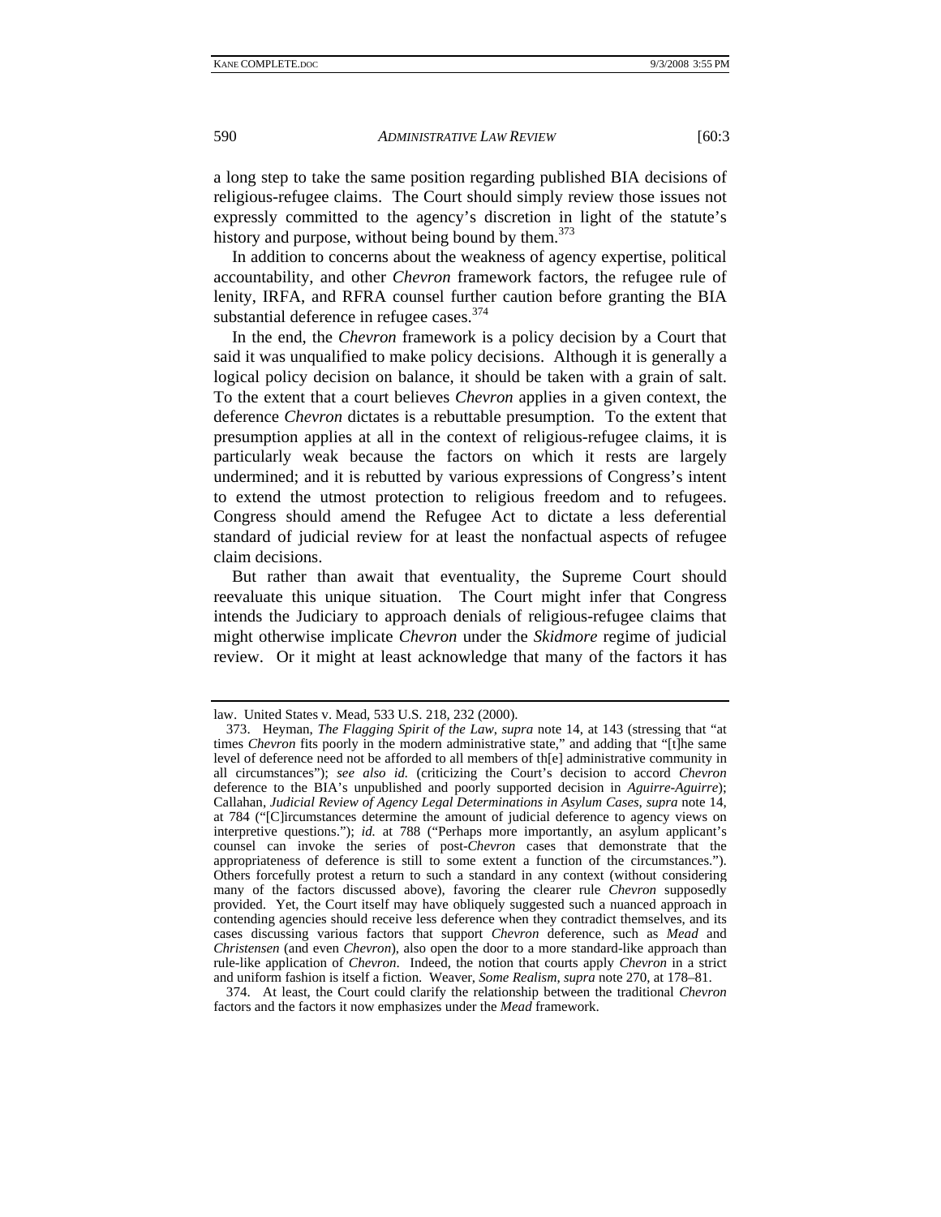a long step to take the same position regarding published BIA decisions of religious-refugee claims. The Court should simply review those issues not expressly committed to the agency's discretion in light of the statute's history and purpose, without being bound by them.[373]

In addition to concerns about the weakness of agency expertise, political accountability, and other *Chevron* framework factors, the refugee rule of lenity, IRFA, and RFRA counsel further caution before granting the BIA substantial deference in refugee cases.[374]

In the end, the *Chevron* framework is a policy decision by a Court that said it was unqualified to make policy decisions. Although it is generally a logical policy decision on balance, it should be taken with a grain of salt. To the extent that a court believes *Chevron* applies in a given context, the deference *Chevron* dictates is a rebuttable presumption. To the extent that presumption applies at all in the context of religious-refugee claims, it is particularly weak because the factors on which it rests are largely undermined; and it is rebutted by various expressions of Congress's intent to extend the utmost protection to religious freedom and to refugees. Congress should amend the Refugee Act to dictate a less deferential standard of judicial review for at least the nonfactual aspects of refugee claim decisions.

But rather than await that eventuality, the Supreme Court should reevaluate this unique situation. The Court might infer that Congress intends the Judiciary to approach denials of religious-refugee claims that might otherwise implicate *Chevron* under the *Skidmore* regime of judicial review. Or it might at least acknowledge that many of the factors it has

---

law. United States v. Mead, 533 U.S. 218, 232 (2000).

373. Heyman, *The Flagging Spirit of the Law*, *supra* note 14, at 143 (stressing that "at times *Chevron* fits poorly in the modern administrative state," and adding that "[t]he same level of deference need not be afforded to all members of th[e] administrative community in all circumstances"); *see also id.* (criticizing the Court's decision to accord *Chevron* deference to the BIA's unpublished and poorly supported decision in *Aguirre-Aguirre*); Callahan, *Judicial Review of Agency Legal Determinations in Asylum Cases*, *supra* note 14, at 784 ("[C]ircumstances determine the amount of judicial deference to agency views on interpretive questions."); *id.* at 788 ("Perhaps more importantly, an asylum applicant's counsel can invoke the series of post-*Chevron* cases that demonstrate that the appropriateness of deference is still to some extent a function of the circumstances."). Others forcefully protest a return to such a standard in any context (without considering many of the factors discussed above), favoring the clearer rule *Chevron* supposedly provided. Yet, the Court itself may have obliquely suggested such a nuanced approach in contending agencies should receive less deference when they contradict themselves, and its cases discussing various factors that support *Chevron* deference, such as *Mead* and *Christensen* (and even *Chevron*), also open the door to a more standard-like approach than rule-like application of *Chevron*. Indeed, the notion that courts apply *Chevron* in a strict and uniform fashion is itself a fiction. Weaver, *Some Realism*, *supra* note 270, at 178–81.

374. At least, the Court could clarify the relationship between the traditional *Chevron* factors and the factors it now emphasizes under the *Mead* framework.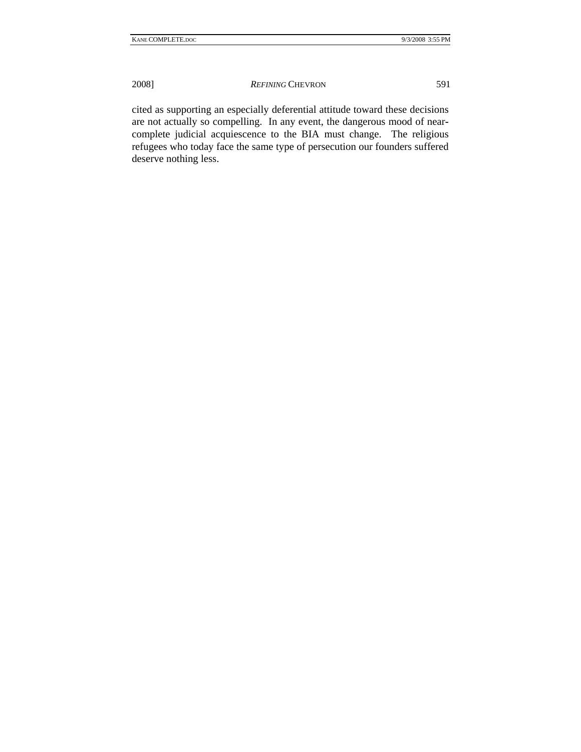cited as supporting an especially deferential attitude toward these decisions are not actually so compelling. In any event, the dangerous mood of near-complete judicial acquiescence to the BIA must change. The religious refugees who today face the same type of persecution our founders suffered deserve nothing less.